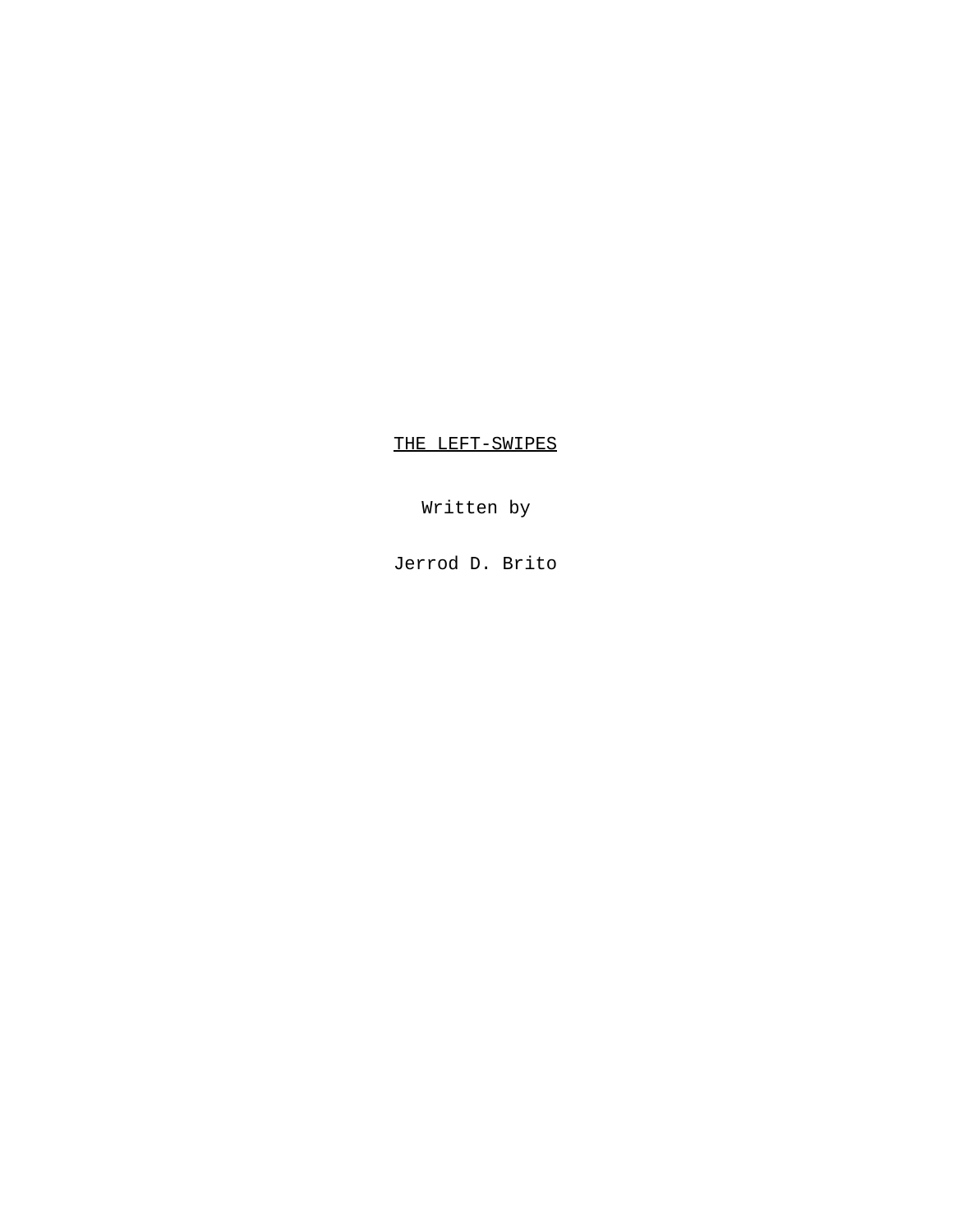# THE LEFT-SWIPES

Written by

Jerrod D. Brito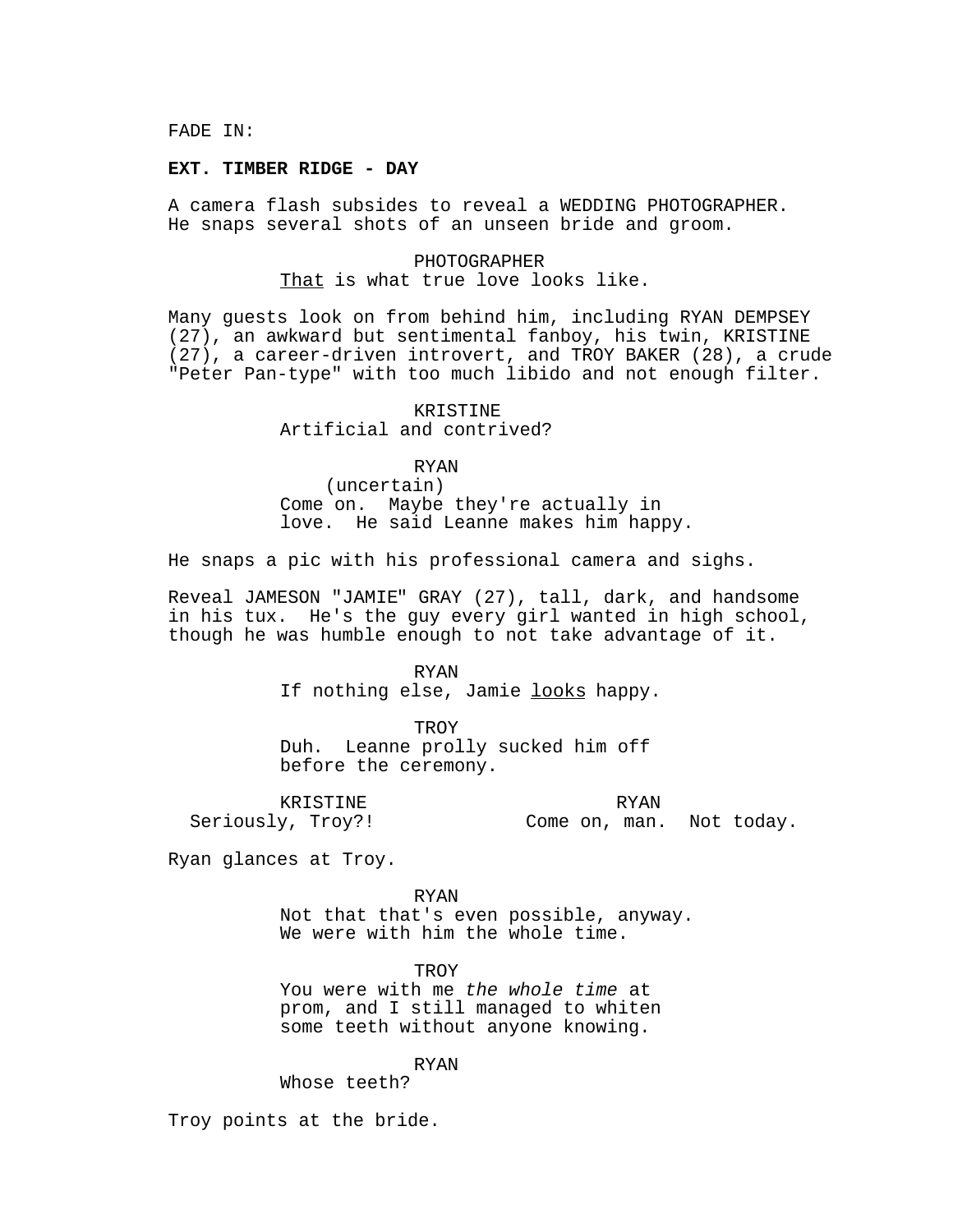FADE IN:

**EXT. TIMBER RIDGE - DAY**

A camera flash subsides to reveal a WEDDING PHOTOGRAPHER. He snaps several shots of an unseen bride and groom.

PHOTOGRAPHER
<u>That</u> is what true love looks like.

Many guests look on from behind him, including RYAN DEMPSEY (27), an awkward but sentimental fanboy, his twin, KRISTINE (27), a career-driven introvert, and TROY BAKER (28), a crude "Peter Pan-type" with too much libido and not enough filter.

KRISTINE
Artificial and contrived?

RYAN
(uncertain)
Come on. Maybe they're actually in love. He said Leanne makes him happy.

He snaps a pic with his professional camera and sighs.

Reveal JAMESON "JAMIE" GRAY (27), tall, dark, and handsome in his tux. He's the guy every girl wanted in high school, though he was humble enough to not take advantage of it.

RYAN
If nothing else, Jamie <u>looks</u> happy.

TROY
Duh. Leanne prolly sucked him off before the ceremony.

KRISTINE
Seriously, Troy?!

RYAN
Come on, man. Not today.

Ryan glances at Troy.

RYAN
Not that that's even possible, anyway. We were with him the whole time.

TROY
You were with me *the whole time* at prom, and I still managed to whiten some teeth without anyone knowing.

RYAN
Whose teeth?

Troy points at the bride.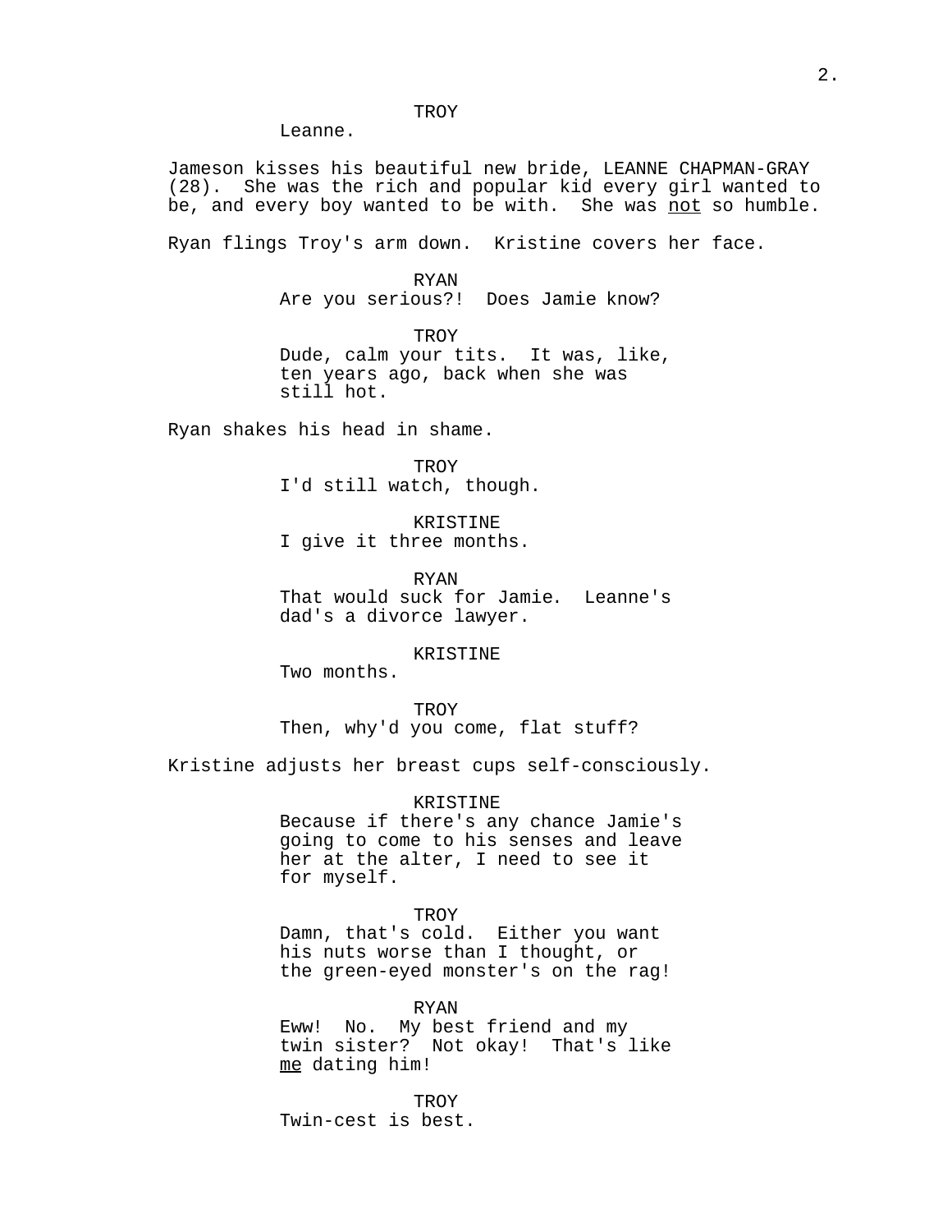TROY
Leanne.

Jameson kisses his beautiful new bride, LEANNE CHAPMAN-GRAY (28). She was the rich and popular kid every girl wanted to be, and every boy wanted to be with. She was not so humble.

Ryan flings Troy's arm down. Kristine covers her face.

RYAN
Are you serious?! Does Jamie know?

TROY
Dude, calm your tits. It was, like, ten years ago, back when she was still hot.

Ryan shakes his head in shame.

TROY
I'd still watch, though.

KRISTINE
I give it three months.

RYAN
That would suck for Jamie. Leanne's dad's a divorce lawyer.

KRISTINE
Two months.

TROY
Then, why'd you come, flat stuff?

Kristine adjusts her breast cups self-consciously.

KRISTINE
Because if there's any chance Jamie's going to come to his senses and leave her at the alter, I need to see it for myself.

TROY
Damn, that's cold. Either you want his nuts worse than I thought, or the green-eyed monster's on the rag!

RYAN
Eww! No. My best friend and my twin sister? Not okay! That's like me dating him!

TROY
Twin-cest is best.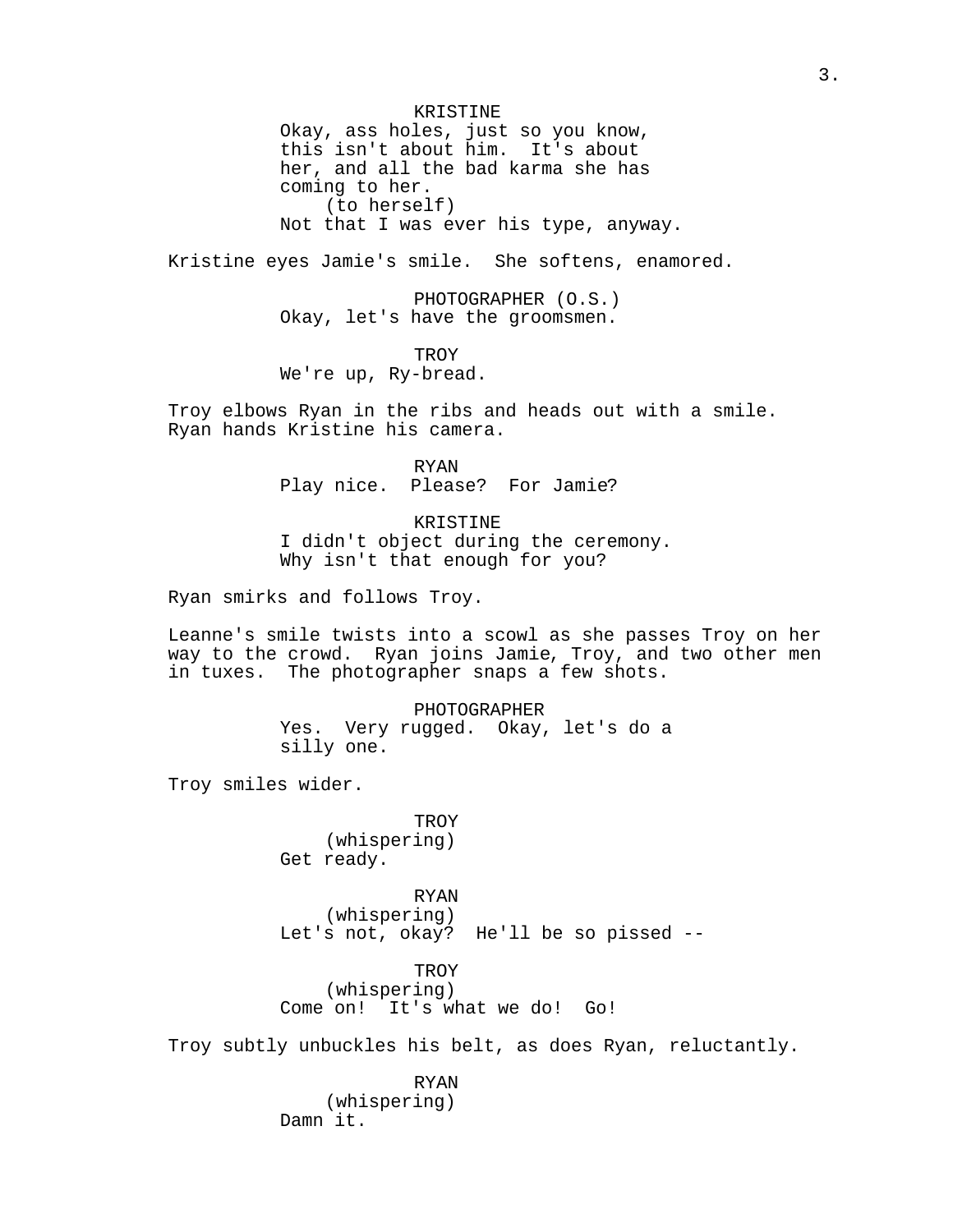KRISTINE
Okay, ass holes, just so you know, this isn't about him. It's about her, and all the bad karma she has coming to her.
(to herself)
Not that I was ever his type, anyway.

Kristine eyes Jamie's smile. She softens, enamored.

PHOTOGRAPHER (O.S.)
Okay, let's have the groomsmen.

TROY
We're up, Ry-bread.

Troy elbows Ryan in the ribs and heads out with a smile. Ryan hands Kristine his camera.

RYAN
Play nice. Please? For Jamie?

KRISTINE
I didn't object during the ceremony. Why isn't that enough for you?

Ryan smirks and follows Troy.

Leanne's smile twists into a scowl as she passes Troy on her way to the crowd. Ryan joins Jamie, Troy, and two other men in tuxes. The photographer snaps a few shots.

PHOTOGRAPHER
Yes. Very rugged. Okay, let's do a silly one.

Troy smiles wider.

TROY
(whispering)
Get ready.

RYAN
(whispering)
Let's not, okay? He'll be so pissed --

TROY
(whispering)
Come on! It's what we do! Go!

Troy subtly unbuckles his belt, as does Ryan, reluctantly.

RYAN
(whispering)
Damn it.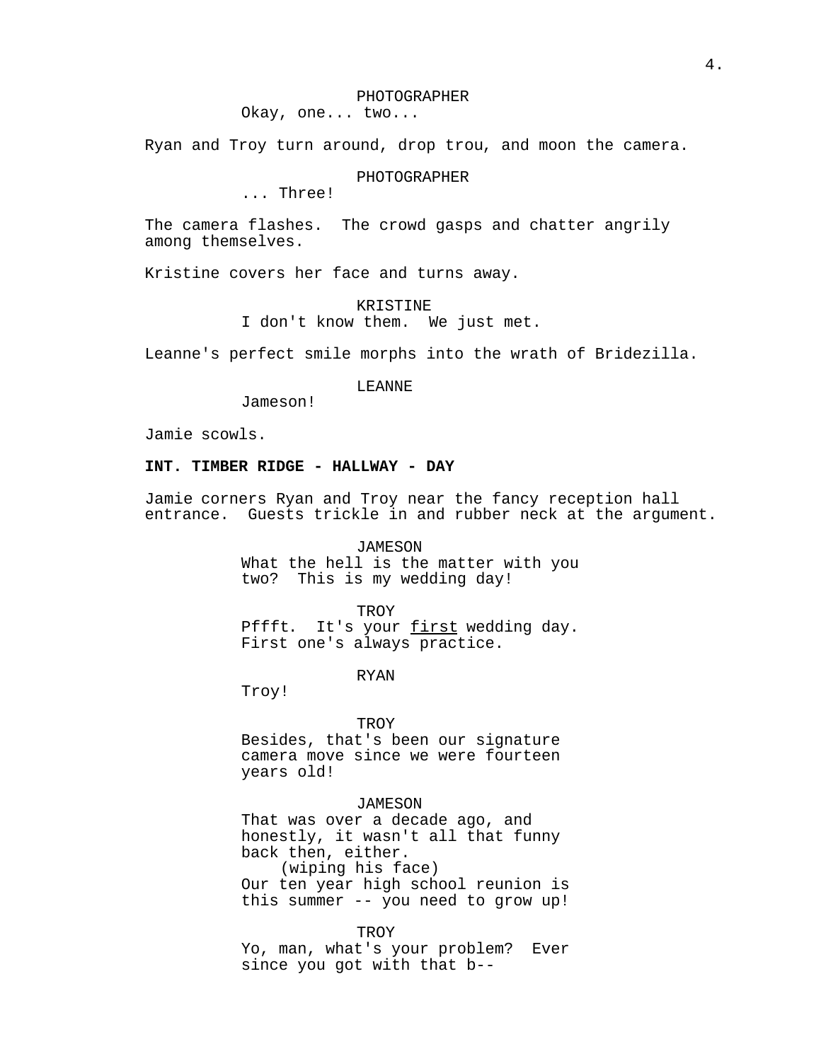PHOTOGRAPHER
Okay, one... two...

Ryan and Troy turn around, drop trou, and moon the camera.

PHOTOGRAPHER
... Three!

The camera flashes. The crowd gasps and chatter angrily among themselves.

Kristine covers her face and turns away.

KRISTINE
I don't know them. We just met.

Leanne's perfect smile morphs into the wrath of Bridezilla.

LEANNE
Jameson!

Jamie scowls.

**INT. TIMBER RIDGE - HALLWAY - DAY**

Jamie corners Ryan and Troy near the fancy reception hall entrance. Guests trickle in and rubber neck at the argument.

JAMESON
What the hell is the matter with you two? This is my wedding day!

TROY
Pffft. It's your first wedding day. First one's always practice.

RYAN
Troy!

TROY
Besides, that's been our signature camera move since we were fourteen years old!

JAMESON
That was over a decade ago, and honestly, it wasn't all that funny back then, either.
(wiping his face)
Our ten year high school reunion is this summer -- you need to grow up!

TROY
Yo, man, what's your problem? Ever since you got with that b--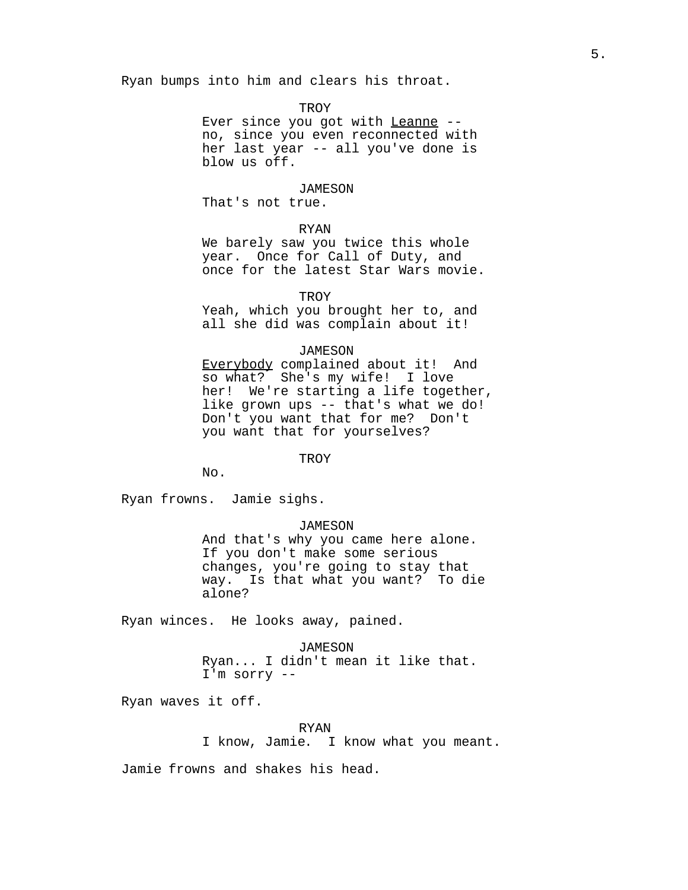Ryan bumps into him and clears his throat.

TROY
Ever since you got with <u>Leanne</u> -- no, since you even reconnected with her last year -- all you've done is blow us off.

JAMESON
That's not true.

RYAN
We barely saw you twice this whole year.  Once for Call of Duty, and once for the latest Star Wars movie.

TROY
Yeah, which you brought her to, and all she did was complain about it!

JAMESON
<u>Everybody</u> complained about it!  And so what?  She's my wife!  I love her!  We're starting a life together, like grown ups -- that's what we do! Don't you want that for me?  Don't you want that for yourselves?

TROY
No.

Ryan frowns.  Jamie sighs.

JAMESON
And that's why you came here alone. If you don't make some serious changes, you're going to stay that way.  Is that what you want?  To die alone?

Ryan winces.  He looks away, pained.

JAMESON
Ryan... I didn't mean it like that. I'm sorry --

Ryan waves it off.

RYAN
I know, Jamie.  I know what you meant.

Jamie frowns and shakes his head.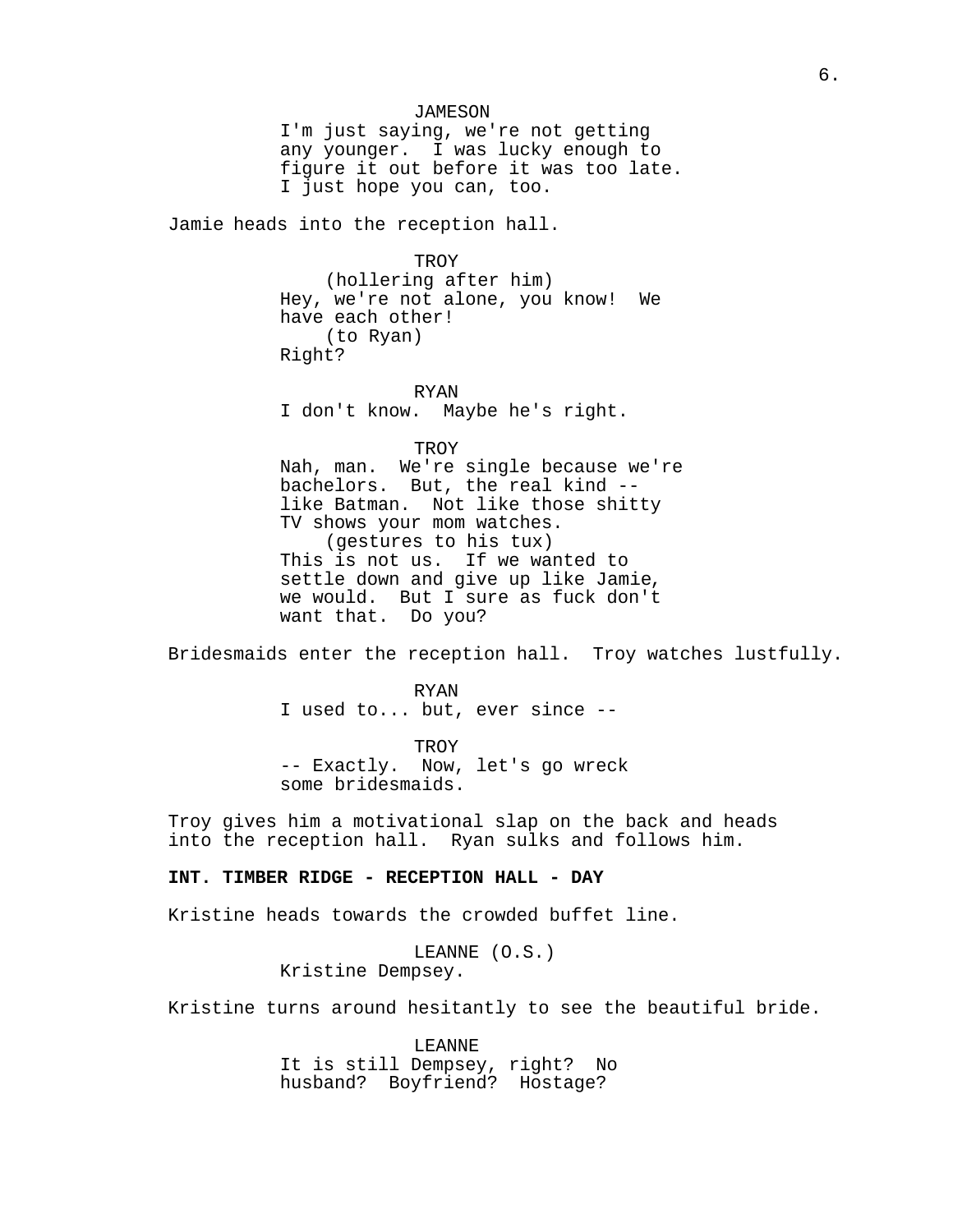JAMESON
I'm just saying, we're not getting any younger. I was lucky enough to figure it out before it was too late. I just hope you can, too.

Jamie heads into the reception hall.

TROY
(hollering after him)
Hey, we're not alone, you know! We have each other!
(to Ryan)
Right?

RYAN
I don't know. Maybe he's right.

TROY
Nah, man. We're single because we're bachelors. But, the real kind -- like Batman. Not like those shitty TV shows your mom watches.
(gestures to his tux)
This is not us. If we wanted to settle down and give up like Jamie, we would. But I sure as fuck don't want that. Do you?

Bridesmaids enter the reception hall. Troy watches lustfully.

RYAN
I used to... but, ever since --

TROY
-- Exactly. Now, let's go wreck some bridesmaids.

Troy gives him a motivational slap on the back and heads into the reception hall. Ryan sulks and follows him.

**INT. TIMBER RIDGE - RECEPTION HALL - DAY**

Kristine heads towards the crowded buffet line.

LEANNE (O.S.)
Kristine Dempsey.

Kristine turns around hesitantly to see the beautiful bride.

LEANNE
It is still Dempsey, right? No husband? Boyfriend? Hostage?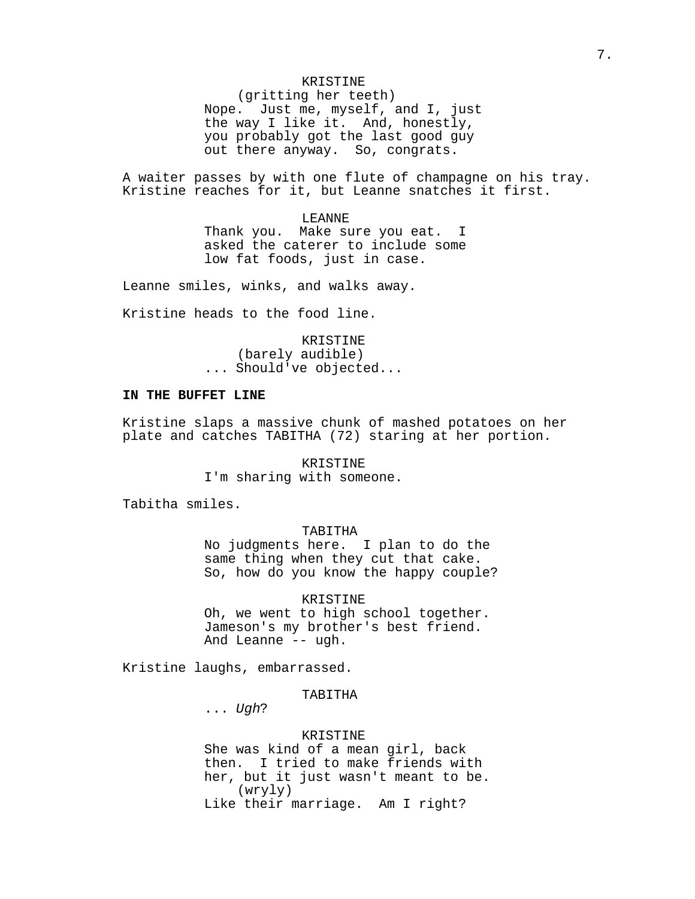KRISTINE
(gritting her teeth)
Nope. Just me, myself, and I, just the way I like it. And, honestly, you probably got the last good guy out there anyway. So, congrats.

A waiter passes by with one flute of champagne on his tray. Kristine reaches for it, but Leanne snatches it first.

LEANNE
Thank you. Make sure you eat. I asked the caterer to include some low fat foods, just in case.

Leanne smiles, winks, and walks away.

Kristine heads to the food line.

KRISTINE
(barely audible)
... Should've objected...

**IN THE BUFFET LINE**

Kristine slaps a massive chunk of mashed potatoes on her plate and catches TABITHA (72) staring at her portion.

KRISTINE
I'm sharing with someone.

Tabitha smiles.

TABITHA
No judgments here. I plan to do the same thing when they cut that cake. So, how do you know the happy couple?

KRISTINE
Oh, we went to high school together. Jameson's my brother's best friend. And Leanne -- ugh.

Kristine laughs, embarrassed.

TABITHA
... *Ugh*?

KRISTINE
She was kind of a mean girl, back then. I tried to make friends with her, but it just wasn't meant to be.
(wryly)
Like their marriage. Am I right?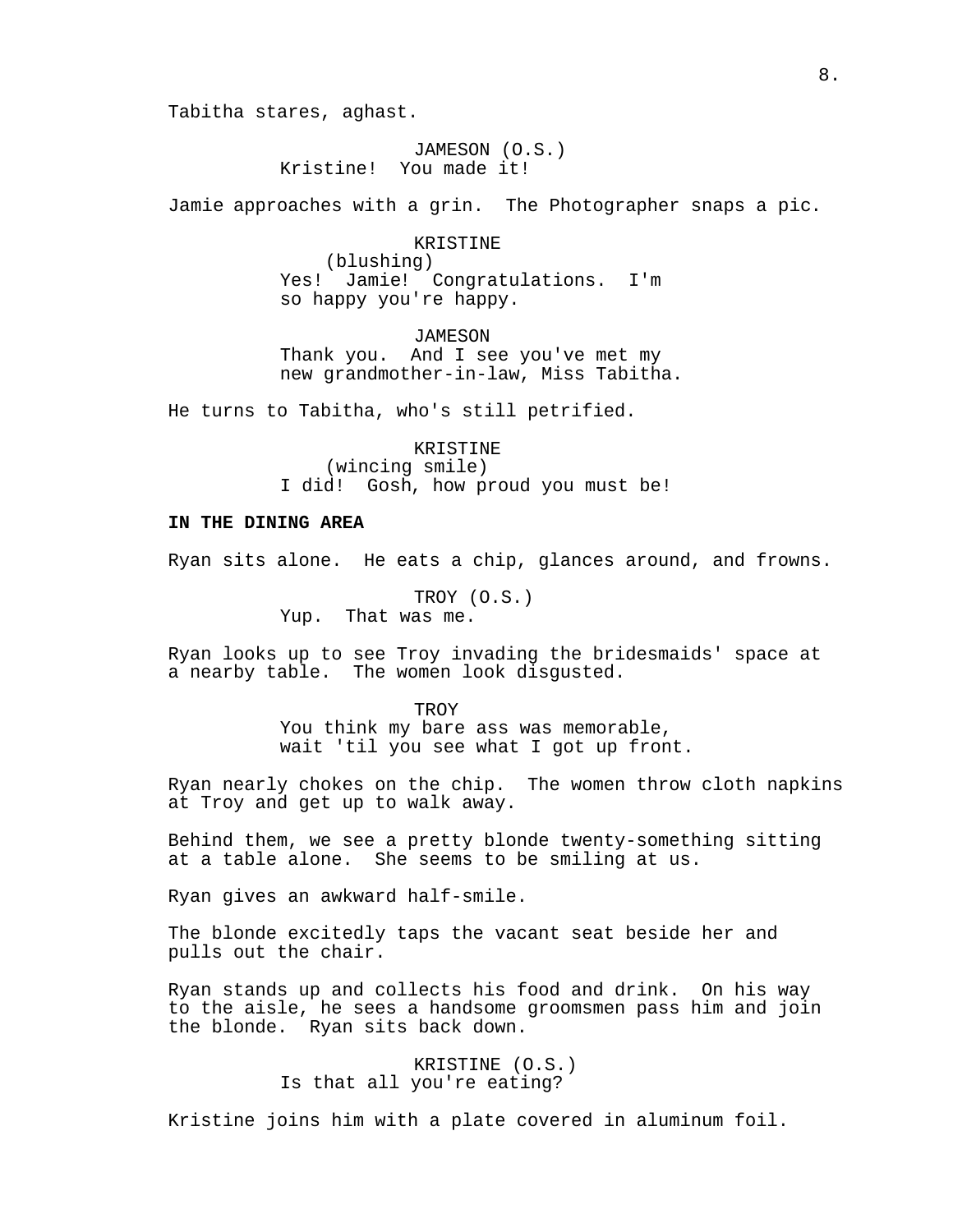Tabitha stares, aghast.

JAMESON (O.S.)
Kristine!  You made it!

Jamie approaches with a grin.  The Photographer snaps a pic.

KRISTINE
(blushing)
Yes!  Jamie!  Congratulations.  I'm so happy you're happy.

JAMESON
Thank you.  And I see you've met my new grandmother-in-law, Miss Tabitha.

He turns to Tabitha, who's still petrified.

KRISTINE
(wincing smile)
I did!  Gosh, how proud you must be!

**IN THE DINING AREA**

Ryan sits alone.  He eats a chip, glances around, and frowns.

TROY (O.S.)
Yup.  That was me.

Ryan looks up to see Troy invading the bridesmaids' space at a nearby table.  The women look disgusted.

TROY
You think my bare ass was memorable, wait 'til you see what I got up front.

Ryan nearly chokes on the chip.  The women throw cloth napkins at Troy and get up to walk away.

Behind them, we see a pretty blonde twenty-something sitting at a table alone.  She seems to be smiling at us.

Ryan gives an awkward half-smile.

The blonde excitedly taps the vacant seat beside her and pulls out the chair.

Ryan stands up and collects his food and drink.  On his way to the aisle, he sees a handsome groomsmen pass him and join the blonde.  Ryan sits back down.

KRISTINE (O.S.)
Is that all you're eating?

Kristine joins him with a plate covered in aluminum foil.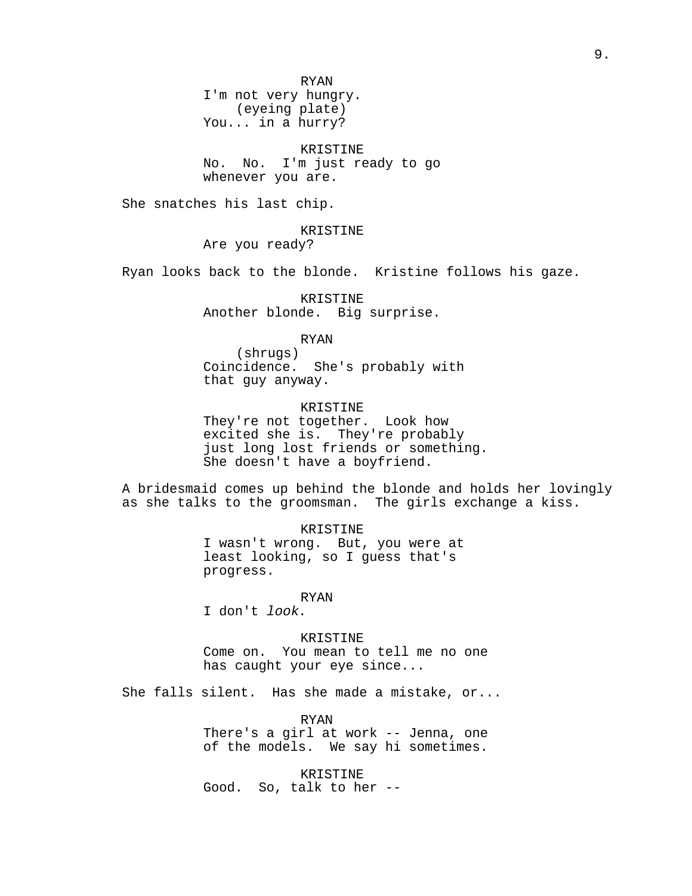RYAN
I'm not very hungry.
(eyeing plate)
You... in a hurry?

KRISTINE
No. No. I'm just ready to go
whenever you are.

She snatches his last chip.

KRISTINE
Are you ready?

Ryan looks back to the blonde. Kristine follows his gaze.

KRISTINE
Another blonde. Big surprise.

RYAN
(shrugs)
Coincidence. She's probably with
that guy anyway.

KRISTINE
They're not together. Look how
excited she is. They're probably
just long lost friends or something.
She doesn't have a boyfriend.

A bridesmaid comes up behind the blonde and holds her lovingly
as she talks to the groomsman. The girls exchange a kiss.

KRISTINE
I wasn't wrong. But, you were at
least looking, so I guess that's
progress.

RYAN
I don't *look*.

KRISTINE
Come on. You mean to tell me no one
has caught your eye since...

She falls silent. Has she made a mistake, or...

RYAN
There's a girl at work -- Jenna, one
of the models. We say hi sometimes.

KRISTINE
Good. So, talk to her --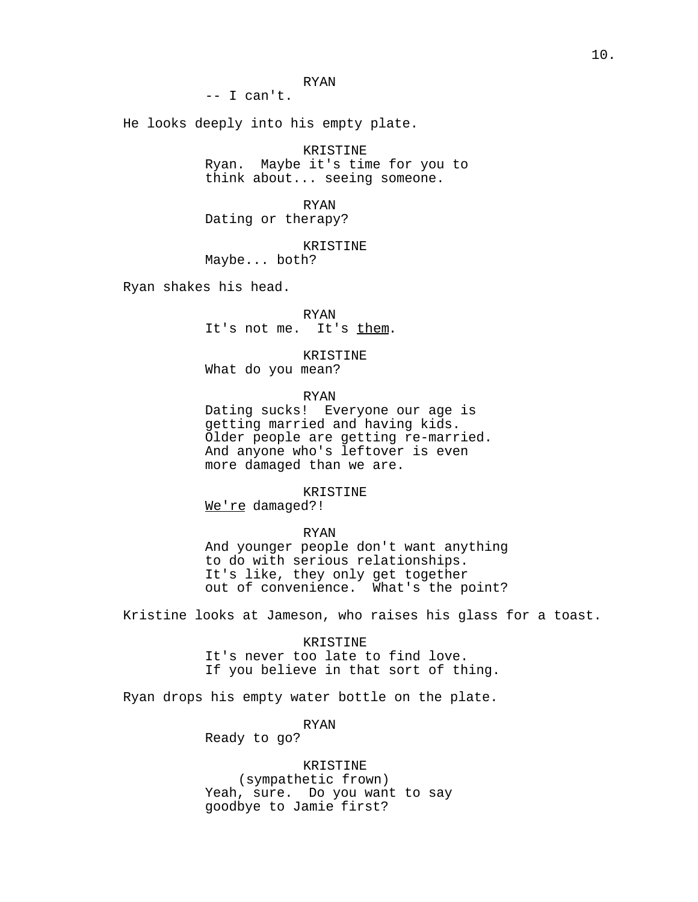RYAN
-- I can't.

He looks deeply into his empty plate.

KRISTINE
Ryan. Maybe it's time for you to think about... seeing someone.

RYAN
Dating or therapy?

KRISTINE
Maybe... both?

Ryan shakes his head.

RYAN
It's not me. It's <u>them</u>.

KRISTINE
What do you mean?

RYAN
Dating sucks! Everyone our age is getting married and having kids. Older people are getting re-married. And anyone who's leftover is even more damaged than we are.

KRISTINE
<u>We're</u> damaged?!

RYAN
And younger people don't want anything to do with serious relationships. It's like, they only get together out of convenience. What's the point?

Kristine looks at Jameson, who raises his glass for a toast.

KRISTINE
It's never too late to find love. If you believe in that sort of thing.

Ryan drops his empty water bottle on the plate.

RYAN
Ready to go?

KRISTINE
(sympathetic frown)
Yeah, sure. Do you want to say goodbye to Jamie first?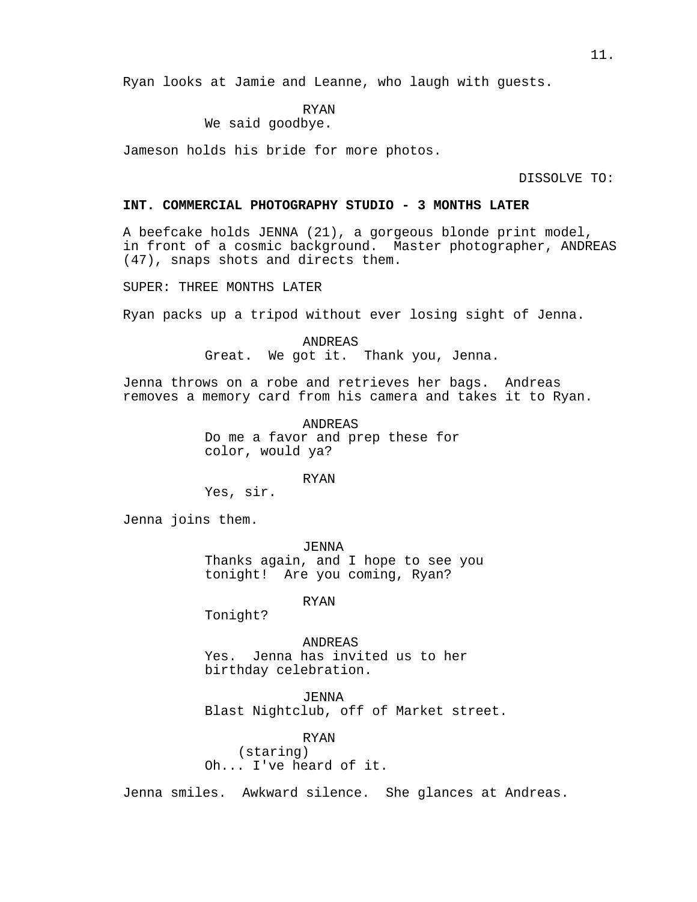Ryan looks at Jamie and Leanne, who laugh with guests.

RYAN
We said goodbye.

Jameson holds his bride for more photos.

DISSOLVE TO:

**INT. COMMERCIAL PHOTOGRAPHY STUDIO - 3 MONTHS LATER**

A beefcake holds JENNA (21), a gorgeous blonde print model, in front of a cosmic background. Master photographer, ANDREAS (47), snaps shots and directs them.

SUPER: THREE MONTHS LATER

Ryan packs up a tripod without ever losing sight of Jenna.

ANDREAS
Great. We got it. Thank you, Jenna.

Jenna throws on a robe and retrieves her bags. Andreas removes a memory card from his camera and takes it to Ryan.

ANDREAS
Do me a favor and prep these for color, would ya?

RYAN
Yes, sir.

Jenna joins them.

JENNA
Thanks again, and I hope to see you tonight! Are you coming, Ryan?

RYAN
Tonight?

ANDREAS
Yes. Jenna has invited us to her birthday celebration.

JENNA
Blast Nightclub, off of Market street.

RYAN
(staring)
Oh... I've heard of it.

Jenna smiles. Awkward silence. She glances at Andreas.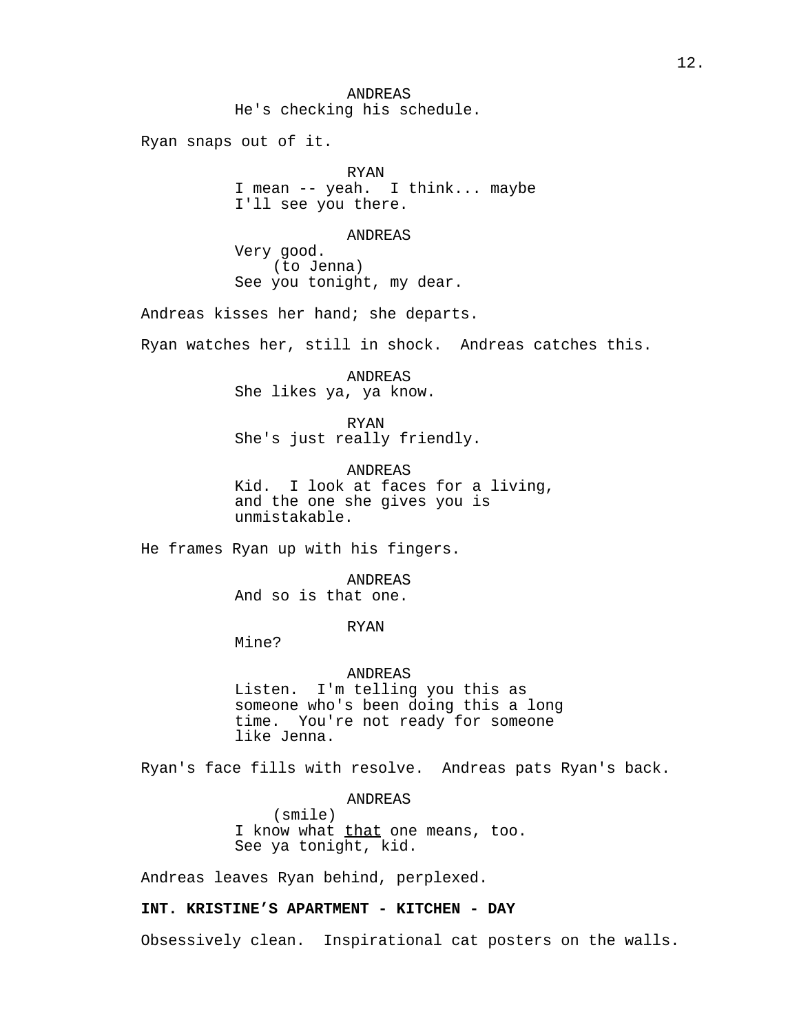ANDREAS
He's checking his schedule.

Ryan snaps out of it.

RYAN
I mean -- yeah. I think... maybe I'll see you there.

ANDREAS
Very good.
(to Jenna)
See you tonight, my dear.

Andreas kisses her hand; she departs.

Ryan watches her, still in shock. Andreas catches this.

ANDREAS
She likes ya, ya know.

RYAN
She's just really friendly.

ANDREAS
Kid. I look at faces for a living, and the one she gives you is unmistakable.

He frames Ryan up with his fingers.

ANDREAS
And so is that one.

RYAN
Mine?

ANDREAS
Listen. I'm telling you this as someone who's been doing this a long time. You're not ready for someone like Jenna.

Ryan's face fills with resolve. Andreas pats Ryan's back.

ANDREAS
(smile)
I know what <u>that</u> one means, too.
See ya tonight, kid.

Andreas leaves Ryan behind, perplexed.

**INT. KRISTINE'S APARTMENT - KITCHEN - DAY**

Obsessively clean. Inspirational cat posters on the walls.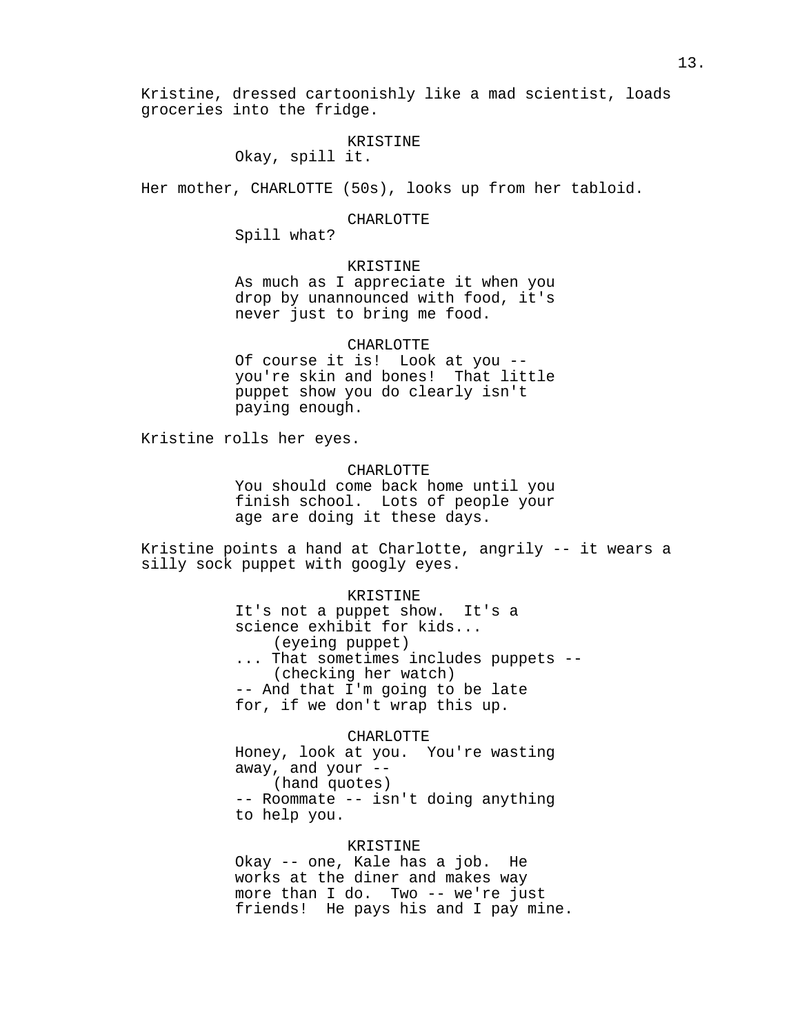Kristine, dressed cartoonishly like a mad scientist, loads groceries into the fridge.

KRISTINE
Okay, spill it.

Her mother, CHARLOTTE (50s), looks up from her tabloid.

CHARLOTTE
Spill what?

KRISTINE
As much as I appreciate it when you drop by unannounced with food, it's never just to bring me food.

CHARLOTTE
Of course it is! Look at you -- you're skin and bones! That little puppet show you do clearly isn't paying enough.

Kristine rolls her eyes.

CHARLOTTE
You should come back home until you finish school. Lots of people your age are doing it these days.

Kristine points a hand at Charlotte, angrily -- it wears a silly sock puppet with googly eyes.

KRISTINE
It's not a puppet show. It's a science exhibit for kids...
(eyeing puppet)
... That sometimes includes puppets --
(checking her watch)
-- And that I'm going to be late for, if we don't wrap this up.

CHARLOTTE
Honey, look at you. You're wasting away, and your --
(hand quotes)
-- Roommate -- isn't doing anything to help you.

KRISTINE
Okay -- one, Kale has a job. He works at the diner and makes way more than I do. Two -- we're just friends! He pays his and I pay mine.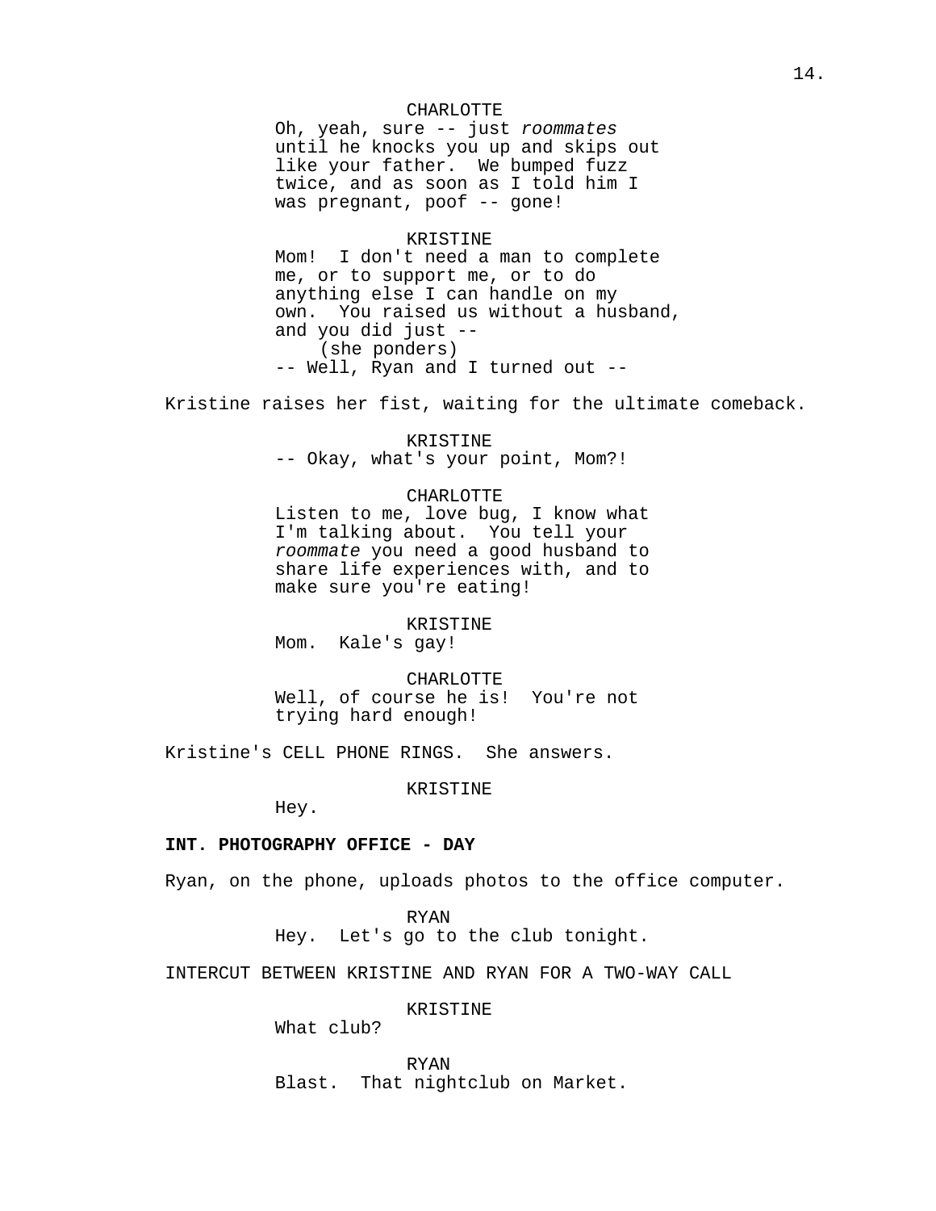CHARLOTTE
Oh, yeah, sure -- just *roommates* until he knocks you up and skips out like your father. We bumped fuzz twice, and as soon as I told him I was pregnant, poof -- gone!

KRISTINE
Mom! I don't need a man to complete me, or to support me, or to do anything else I can handle on my own. You raised us without a husband, and you did just --
(she ponders)
-- Well, Ryan and I turned out --

Kristine raises her fist, waiting for the ultimate comeback.

KRISTINE
-- Okay, what's your point, Mom?!

CHARLOTTE
Listen to me, love bug, I know what I'm talking about. You tell your *roommate* you need a good husband to share life experiences with, and to make sure you're eating!

KRISTINE
Mom. Kale's gay!

CHARLOTTE
Well, of course he is! You're not trying hard enough!

Kristine's CELL PHONE RINGS. She answers.

KRISTINE
Hey.

**INT. PHOTOGRAPHY OFFICE - DAY**

Ryan, on the phone, uploads photos to the office computer.

RYAN
Hey. Let's go to the club tonight.

INTERCUT BETWEEN KRISTINE AND RYAN FOR A TWO-WAY CALL

KRISTINE
What club?

RYAN
Blast. That nightclub on Market.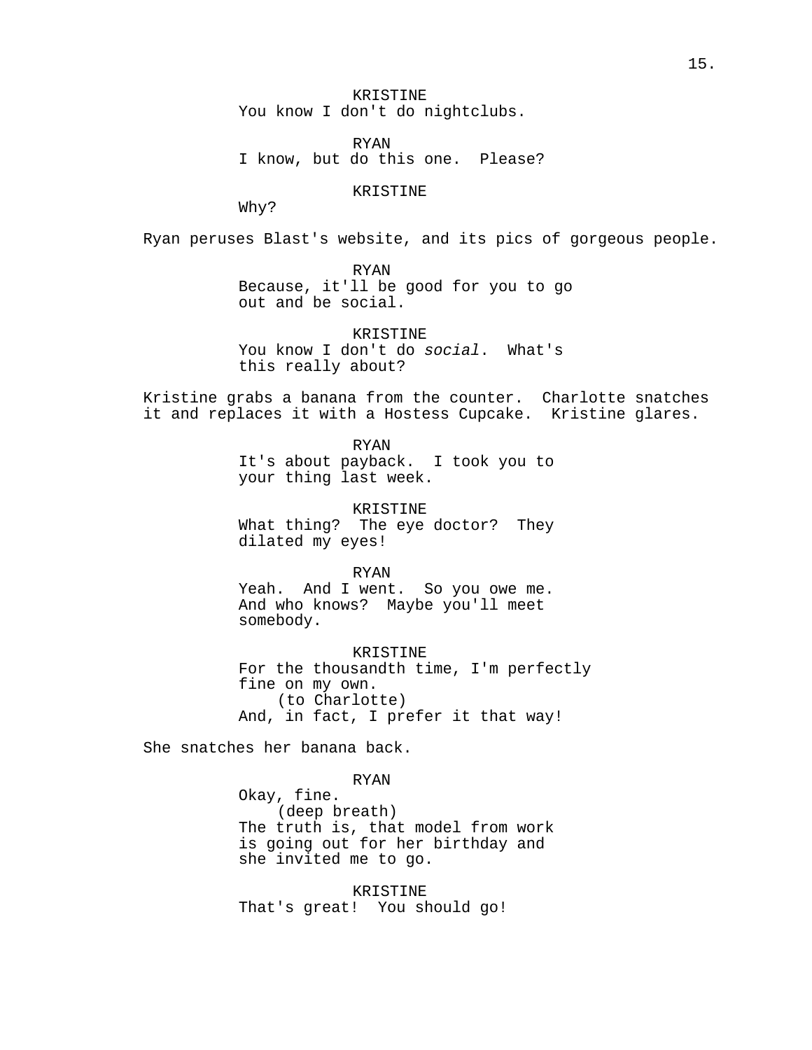KRISTINE
You know I don't do nightclubs.

RYAN
I know, but do this one. Please?

KRISTINE
Why?

Ryan peruses Blast's website, and its pics of gorgeous people.

RYAN
Because, it'll be good for you to go out and be social.

KRISTINE
You know I don't do *social*. What's this really about?

Kristine grabs a banana from the counter. Charlotte snatches it and replaces it with a Hostess Cupcake. Kristine glares.

RYAN
It's about payback. I took you to your thing last week.

KRISTINE
What thing? The eye doctor? They dilated my eyes!

RYAN
Yeah. And I went. So you owe me. And who knows? Maybe you'll meet somebody.

KRISTINE
For the thousandth time, I'm perfectly fine on my own.
(to Charlotte)
And, in fact, I prefer it that way!

She snatches her banana back.

RYAN
Okay, fine.
(deep breath)
The truth is, that model from work is going out for her birthday and she invited me to go.

KRISTINE
That's great! You should go!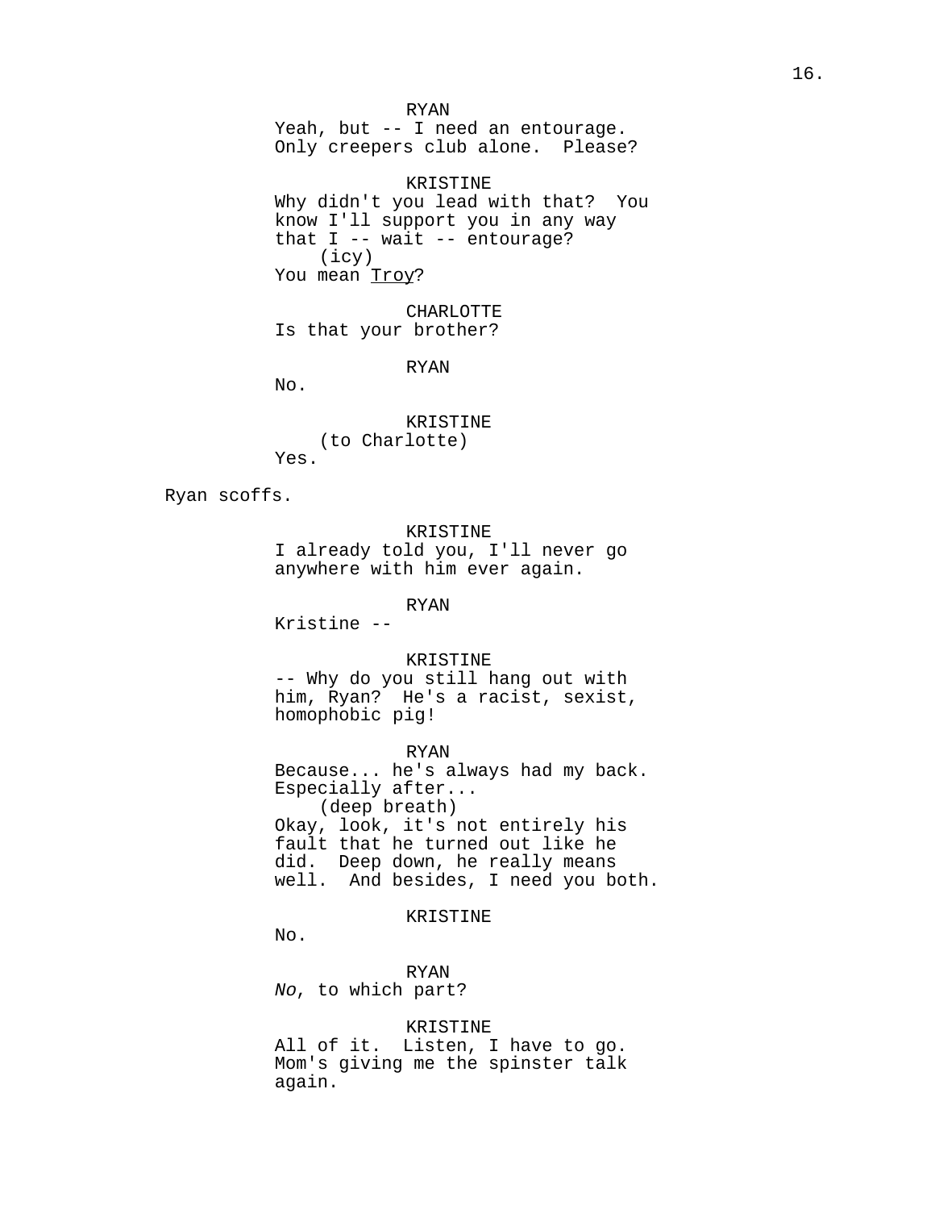RYAN
Yeah, but -- I need an entourage. Only creepers club alone. Please?

KRISTINE
Why didn't you lead with that? You know I'll support you in any way that I -- wait -- entourage?
(icy)
You mean <u>Troy</u>?

CHARLOTTE
Is that your brother?

RYAN
No.

KRISTINE
(to Charlotte)
Yes.

Ryan scoffs.

KRISTINE
I already told you, I'll never go anywhere with him ever again.

RYAN
Kristine --

KRISTINE
-- Why do you still hang out with him, Ryan? He's a racist, sexist, homophobic pig!

RYAN
Because... he's always had my back. Especially after...
(deep breath)
Okay, look, it's not entirely his fault that he turned out like he did. Deep down, he really means well. And besides, I need you both.

KRISTINE
No.

RYAN
*No*, to which part?

KRISTINE
All of it. Listen, I have to go. Mom's giving me the spinster talk again.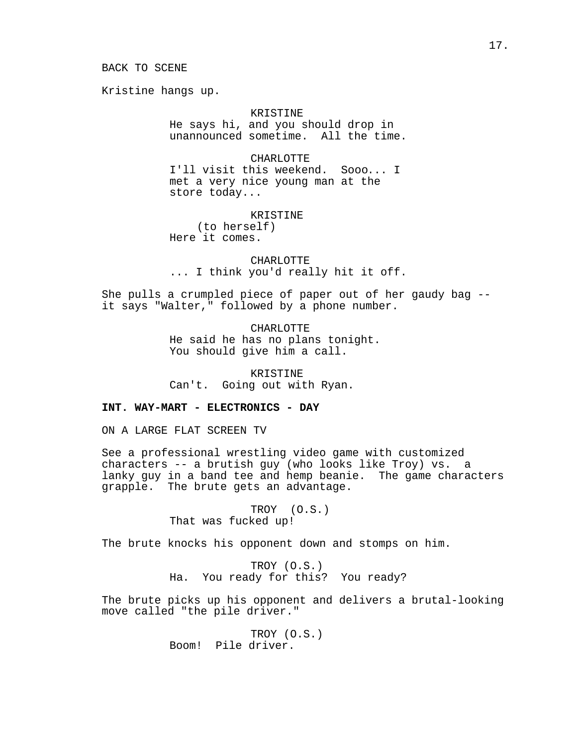BACK TO SCENE

Kristine hangs up.

KRISTINE
He says hi, and you should drop in unannounced sometime.  All the time.

CHARLOTTE
I'll visit this weekend.  Sooo... I met a very nice young man at the store today...

KRISTINE
(to herself)
Here it comes.

CHARLOTTE
... I think you'd really hit it off.

She pulls a crumpled piece of paper out of her gaudy bag -- it says "Walter," followed by a phone number.

CHARLOTTE
He said he has no plans tonight. You should give him a call.

KRISTINE
Can't.  Going out with Ryan.

**INT. WAY-MART - ELECTRONICS - DAY**

ON A LARGE FLAT SCREEN TV

See a professional wrestling video game with customized characters -- a brutish guy (who looks like Troy) vs.  a lanky guy in a band tee and hemp beanie.  The game characters grapple.  The brute gets an advantage.

TROY  (O.S.)
That was fucked up!

The brute knocks his opponent down and stomps on him.

TROY (O.S.)
Ha.  You ready for this?  You ready?

The brute picks up his opponent and delivers a brutal-looking move called "the pile driver."

TROY (O.S.)
Boom!  Pile driver.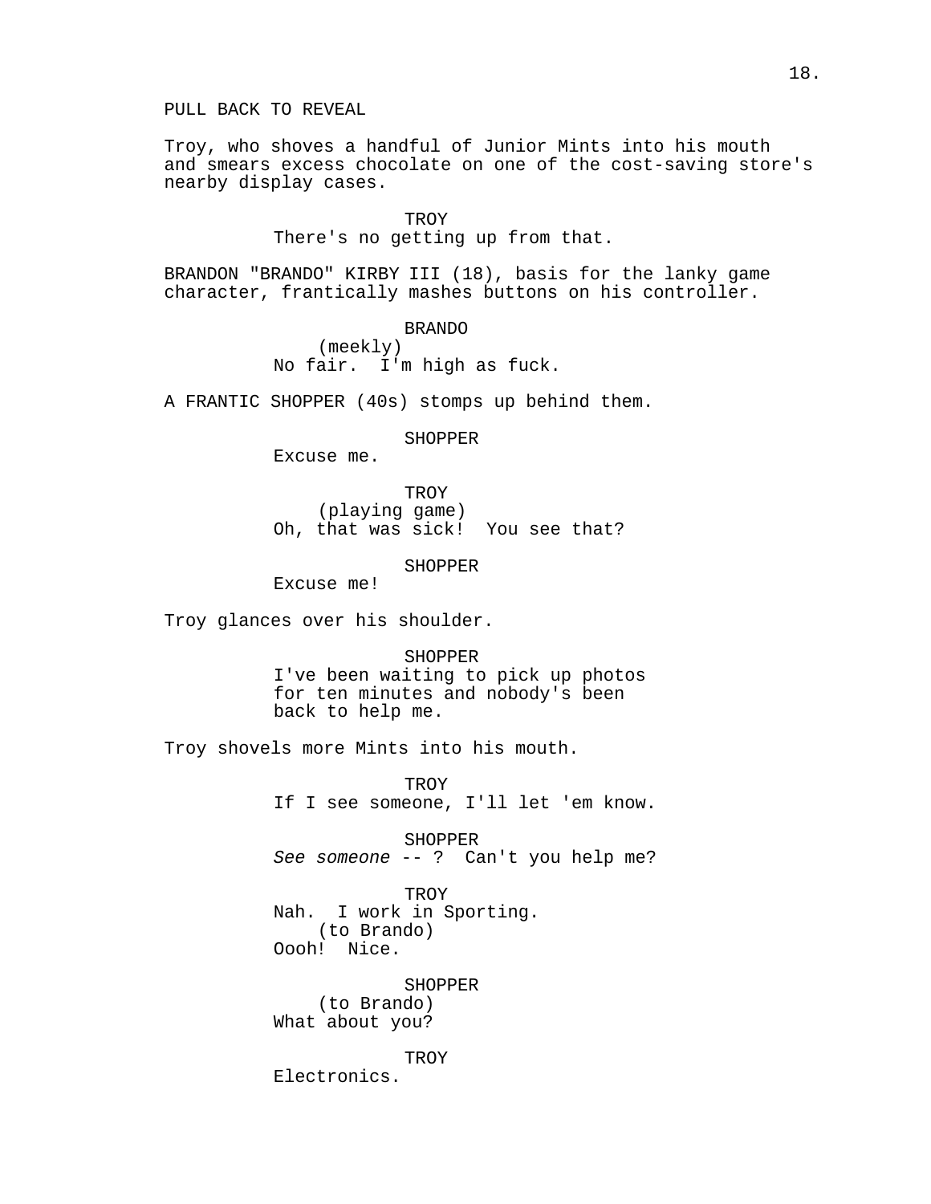PULL BACK TO REVEAL

Troy, who shoves a handful of Junior Mints into his mouth and smears excess chocolate on one of the cost-saving store's nearby display cases.

TROY
There's no getting up from that.

BRANDON "BRANDO" KIRBY III (18), basis for the lanky game character, frantically mashes buttons on his controller.

BRANDO
(meekly)
No fair. I'm high as fuck.

A FRANTIC SHOPPER (40s) stomps up behind them.

SHOPPER
Excuse me.

TROY
(playing game)
Oh, that was sick! You see that?

SHOPPER
Excuse me!

Troy glances over his shoulder.

SHOPPER
I've been waiting to pick up photos for ten minutes and nobody's been back to help me.

Troy shovels more Mints into his mouth.

TROY
If I see someone, I'll let 'em know.

SHOPPER
*See someone* -- ? Can't you help me?

TROY
Nah. I work in Sporting.
(to Brando)
Oooh! Nice.

SHOPPER
(to Brando)
What about you?

TROY
Electronics.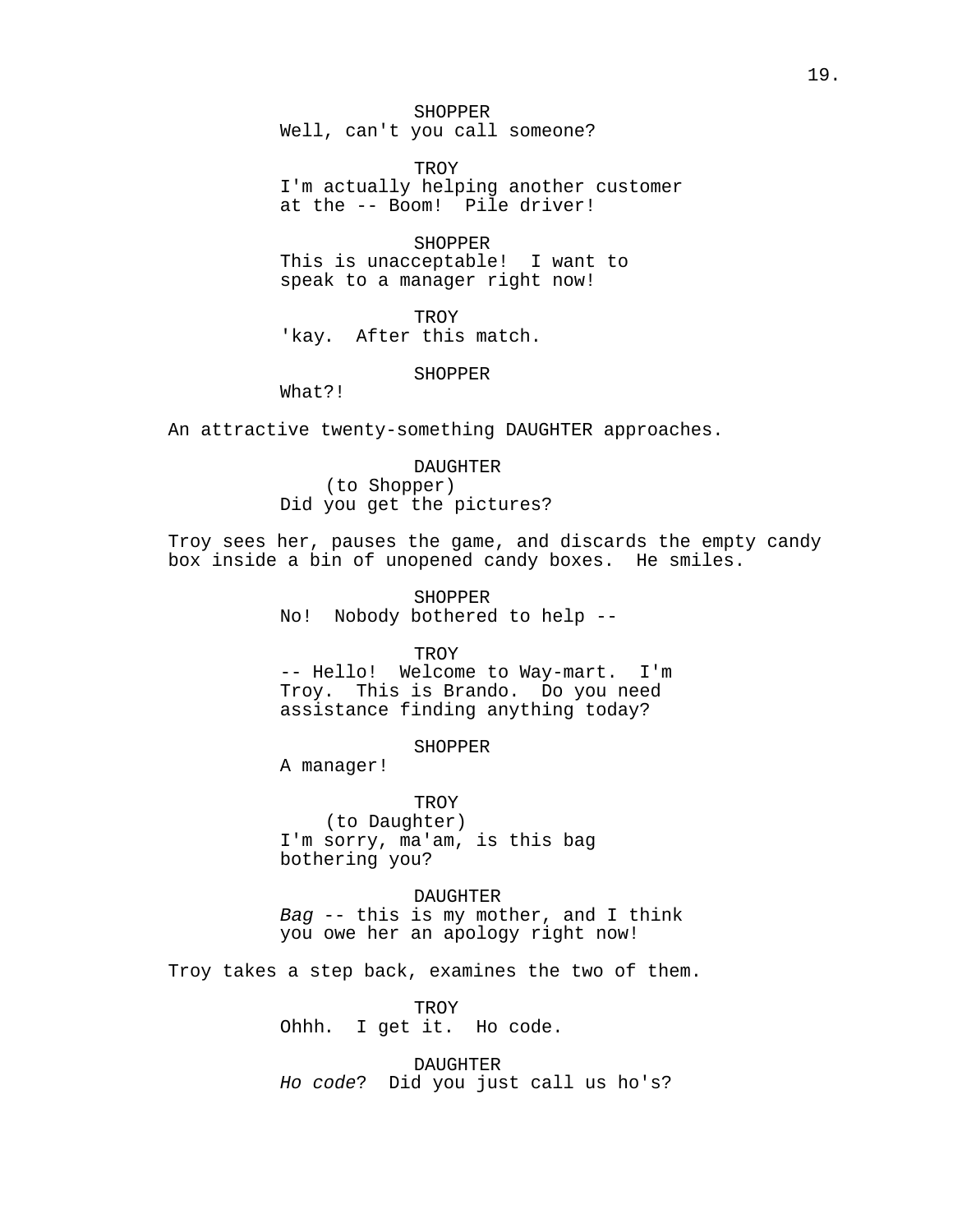SHOPPER
Well, can't you call someone?

TROY
I'm actually helping another customer at the -- Boom! Pile driver!

SHOPPER
This is unacceptable! I want to speak to a manager right now!

TROY
'kay. After this match.

SHOPPER
What?!

An attractive twenty-something DAUGHTER approaches.

DAUGHTER
(to Shopper)
Did you get the pictures?

Troy sees her, pauses the game, and discards the empty candy box inside a bin of unopened candy boxes. He smiles.

SHOPPER
No! Nobody bothered to help --

TROY
-- Hello! Welcome to Way-mart. I'm Troy. This is Brando. Do you need assistance finding anything today?

SHOPPER
A manager!

TROY
(to Daughter)
I'm sorry, ma'am, is this bag bothering you?

DAUGHTER
*Bag* -- this is my mother, and I think you owe her an apology right now!

Troy takes a step back, examines the two of them.

TROY
Ohhh. I get it. Ho code.

DAUGHTER
*Ho code*? Did you just call us ho's?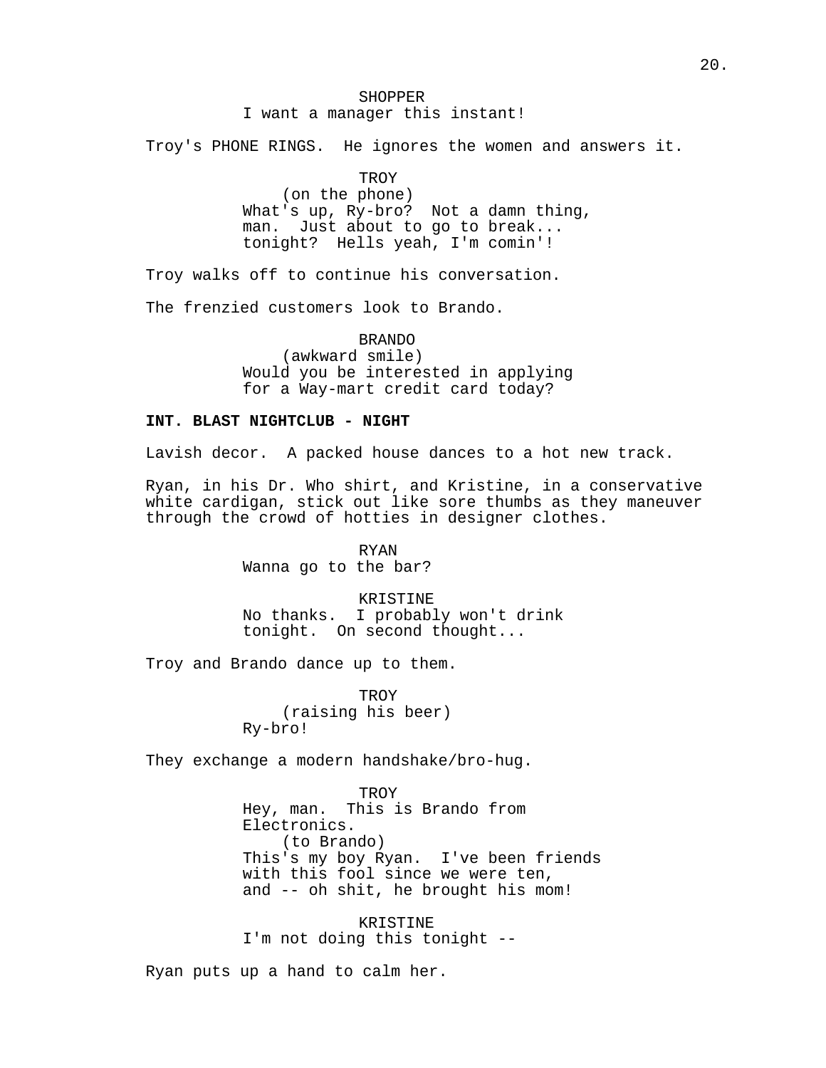SHOPPER
I want a manager this instant!

Troy's PHONE RINGS. He ignores the women and answers it.

TROY
(on the phone)
What's up, Ry-bro? Not a damn thing, man. Just about to go to break... tonight? Hells yeah, I'm comin'!

Troy walks off to continue his conversation.

The frenzied customers look to Brando.

BRANDO
(awkward smile)
Would you be interested in applying for a Way-mart credit card today?

**INT. BLAST NIGHTCLUB - NIGHT**

Lavish decor. A packed house dances to a hot new track.

Ryan, in his Dr. Who shirt, and Kristine, in a conservative white cardigan, stick out like sore thumbs as they maneuver through the crowd of hotties in designer clothes.

RYAN
Wanna go to the bar?

KRISTINE
No thanks. I probably won't drink tonight. On second thought...

Troy and Brando dance up to them.

TROY
(raising his beer)
Ry-bro!

They exchange a modern handshake/bro-hug.

TROY
Hey, man. This is Brando from Electronics.
(to Brando)
This's my boy Ryan. I've been friends with this fool since we were ten, and -- oh shit, he brought his mom!

KRISTINE
I'm not doing this tonight --

Ryan puts up a hand to calm her.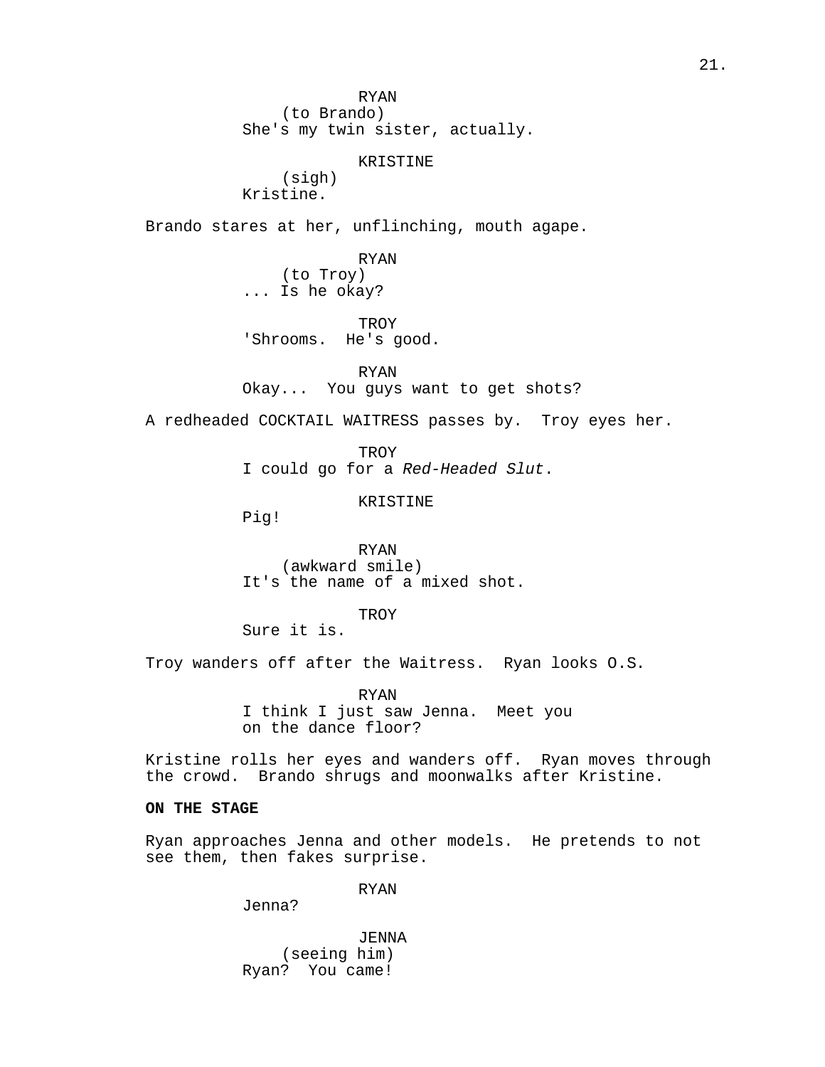RYAN
(to Brando)
She's my twin sister, actually.

KRISTINE
(sigh)
Kristine.

Brando stares at her, unflinching, mouth agape.

RYAN
(to Troy)
... Is he okay?

TROY
'Shrooms.  He's good.

RYAN
Okay...  You guys want to get shots?

A redheaded COCKTAIL WAITRESS passes by.  Troy eyes her.

TROY
I could go for a *Red-Headed Slut*.

KRISTINE
Pig!

RYAN
(awkward smile)
It's the name of a mixed shot.

TROY
Sure it is.

Troy wanders off after the Waitress.  Ryan looks O.S.

RYAN
I think I just saw Jenna.  Meet you on the dance floor?

Kristine rolls her eyes and wanders off.  Ryan moves through the crowd.  Brando shrugs and moonwalks after Kristine.

**ON THE STAGE**

Ryan approaches Jenna and other models.  He pretends to not see them, then fakes surprise.

RYAN
Jenna?

JENNA
(seeing him)
Ryan?  You came!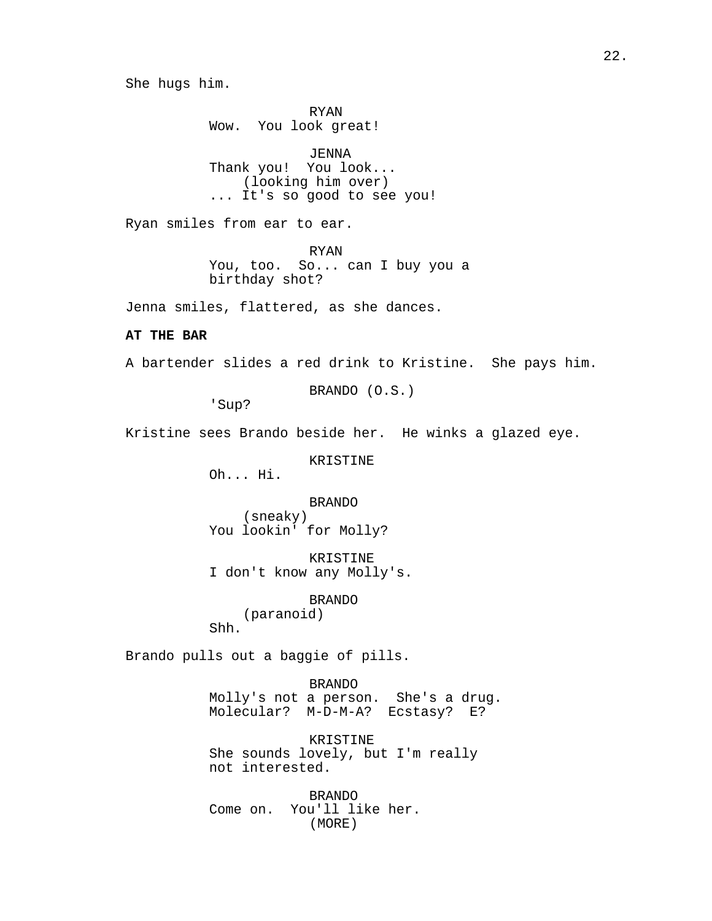She hugs him.

RYAN
Wow. You look great!

JENNA
Thank you! You look...
(looking him over)
... It's so good to see you!

Ryan smiles from ear to ear.

RYAN
You, too. So... can I buy you a birthday shot?

Jenna smiles, flattered, as she dances.

**AT THE BAR**

A bartender slides a red drink to Kristine. She pays him.

BRANDO (O.S.)
'Sup?

Kristine sees Brando beside her. He winks a glazed eye.

KRISTINE
Oh... Hi.

BRANDO
(sneaky)
You lookin' for Molly?

KRISTINE
I don't know any Molly's.

BRANDO
(paranoid)
Shh.

Brando pulls out a baggie of pills.

BRANDO
Molly's not a person. She's a drug. Molecular? M-D-M-A? Ecstasy? E?

KRISTINE
She sounds lovely, but I'm really not interested.

BRANDO
Come on. You'll like her.
(MORE)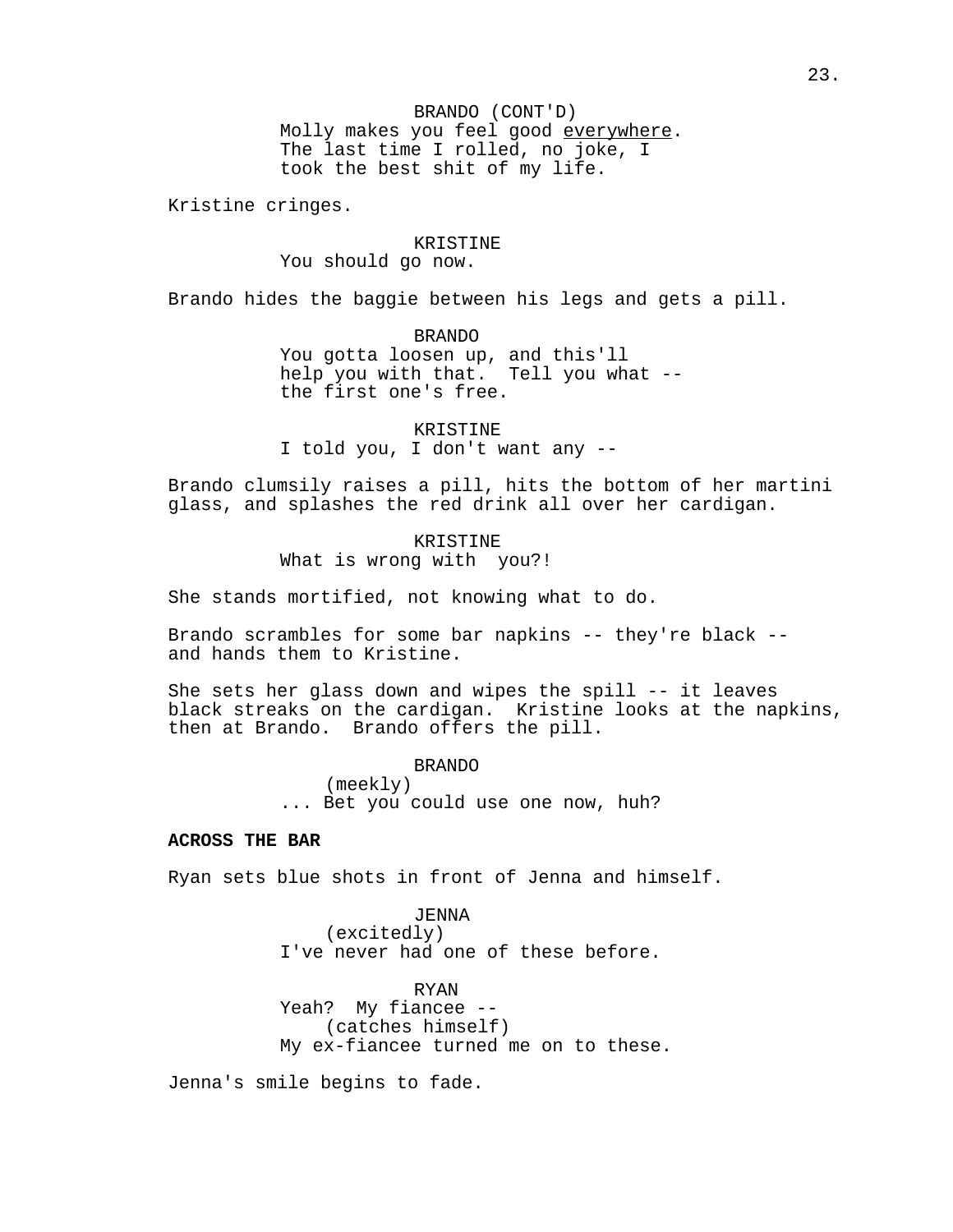BRANDO (CONT'D)
Molly makes you feel good <u>everywhere</u>.
The last time I rolled, no joke, I
took the best shit of my life.

Kristine cringes.

KRISTINE
You should go now.

Brando hides the baggie between his legs and gets a pill.

BRANDO
You gotta loosen up, and this'll
help you with that. Tell you what --
the first one's free.

KRISTINE
I told you, I don't want any --

Brando clumsily raises a pill, hits the bottom of her martini glass, and splashes the red drink all over her cardigan.

KRISTINE
What is wrong with you?!

She stands mortified, not knowing what to do.

Brando scrambles for some bar napkins -- they're black -- and hands them to Kristine.

She sets her glass down and wipes the spill -- it leaves black streaks on the cardigan. Kristine looks at the napkins, then at Brando. Brando offers the pill.

BRANDO
(meekly)
... Bet you could use one now, huh?

**ACROSS THE BAR**

Ryan sets blue shots in front of Jenna and himself.

JENNA
(excitedly)
I've never had one of these before.

RYAN
Yeah? My fiancee --
(catches himself)
My ex-fiancee turned me on to these.

Jenna's smile begins to fade.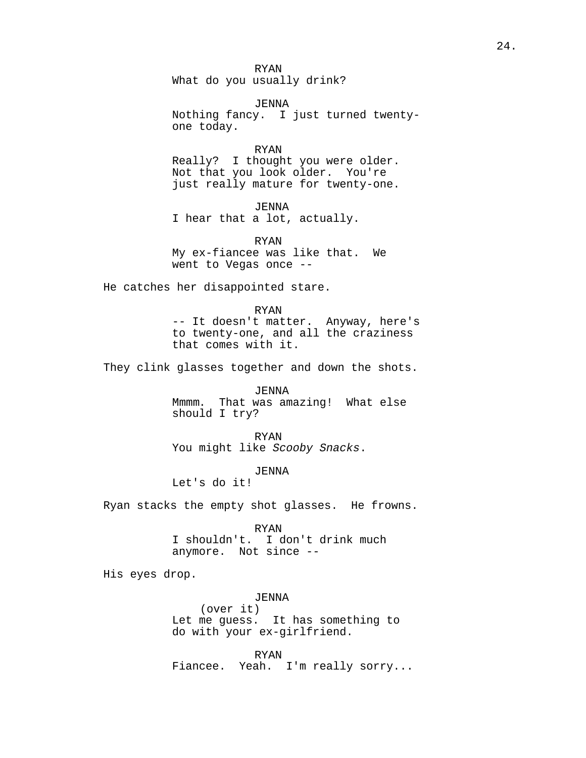RYAN
What do you usually drink?

JENNA
Nothing fancy. I just turned twenty-one today.

RYAN
Really? I thought you were older. Not that you look older. You're just really mature for twenty-one.

JENNA
I hear that a lot, actually.

RYAN
My ex-fiancee was like that. We went to Vegas once --

He catches her disappointed stare.

RYAN
-- It doesn't matter. Anyway, here's to twenty-one, and all the craziness that comes with it.

They clink glasses together and down the shots.

JENNA
Mmmm. That was amazing! What else should I try?

RYAN
You might like *Scooby Snacks*.

JENNA
Let's do it!

Ryan stacks the empty shot glasses. He frowns.

RYAN
I shouldn't. I don't drink much anymore. Not since --

His eyes drop.

JENNA
(over it)
Let me guess. It has something to do with your ex-girlfriend.

RYAN
Fiancee. Yeah. I'm really sorry...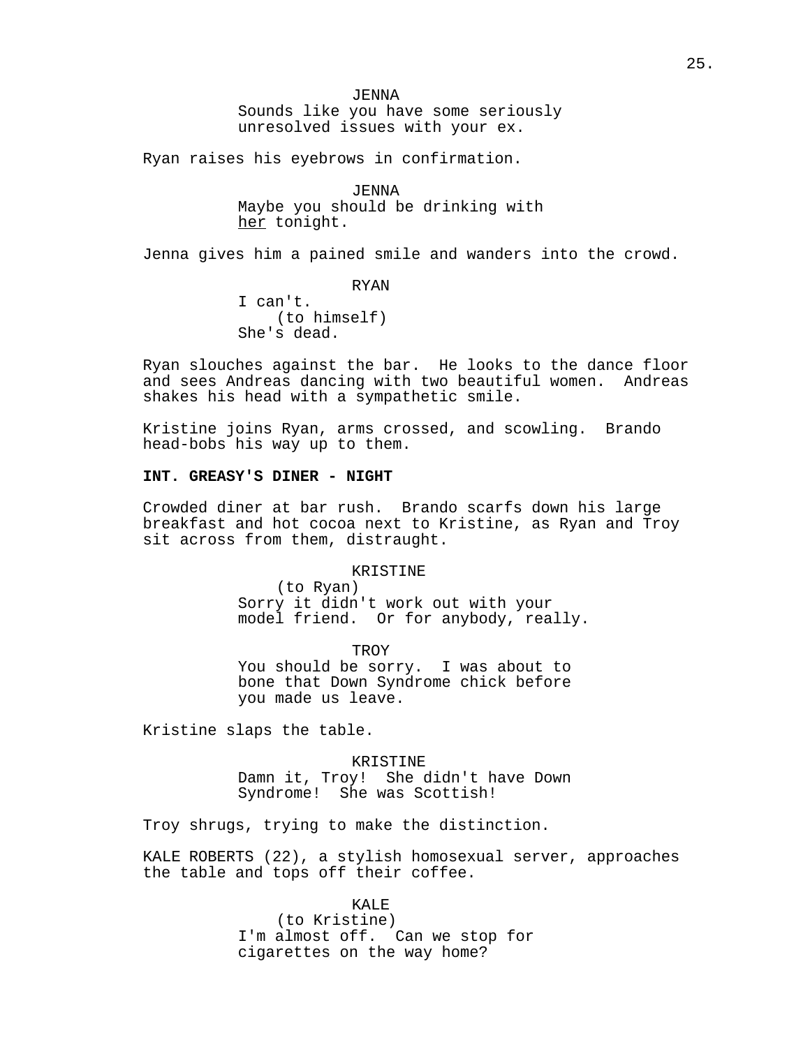JENNA
Sounds like you have some seriously unresolved issues with your ex.

Ryan raises his eyebrows in confirmation.

JENNA
Maybe you should be drinking with <u>her</u> tonight.

Jenna gives him a pained smile and wanders into the crowd.

RYAN
I can't.
(to himself)
She's dead.

Ryan slouches against the bar. He looks to the dance floor and sees Andreas dancing with two beautiful women. Andreas shakes his head with a sympathetic smile.

Kristine joins Ryan, arms crossed, and scowling. Brando head-bobs his way up to them.

**INT. GREASY'S DINER - NIGHT**

Crowded diner at bar rush. Brando scarfs down his large breakfast and hot cocoa next to Kristine, as Ryan and Troy sit across from them, distraught.

KRISTINE
(to Ryan)
Sorry it didn't work out with your model friend. Or for anybody, really.

TROY
You should be sorry. I was about to bone that Down Syndrome chick before you made us leave.

Kristine slaps the table.

KRISTINE
Damn it, Troy! She didn't have Down Syndrome! She was Scottish!

Troy shrugs, trying to make the distinction.

KALE ROBERTS (22), a stylish homosexual server, approaches the table and tops off their coffee.

KALE
(to Kristine)
I'm almost off. Can we stop for cigarettes on the way home?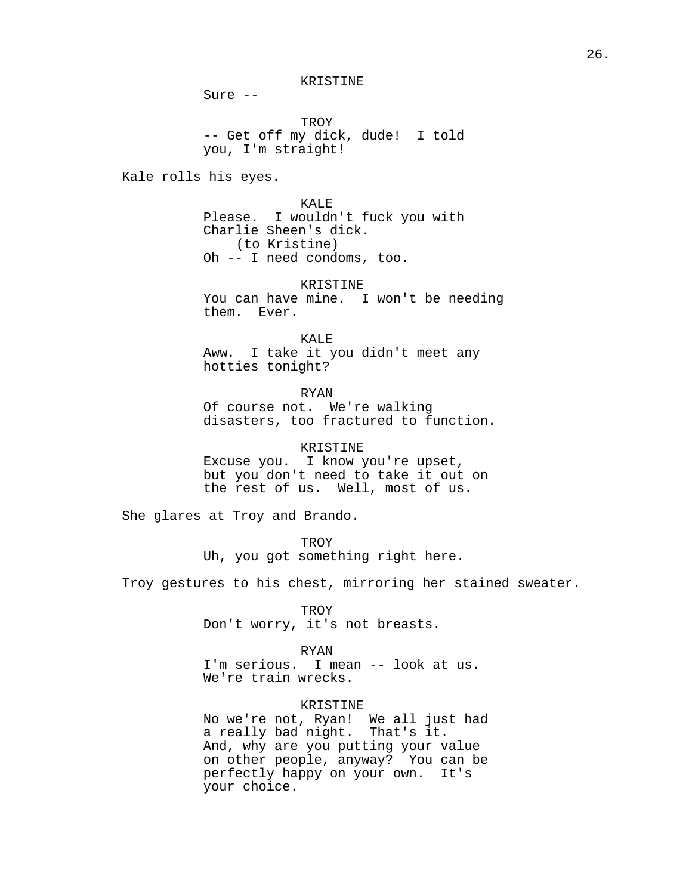KRISTINE
Sure --

TROY
-- Get off my dick, dude!  I told you, I'm straight!

Kale rolls his eyes.

KALE
Please.  I wouldn't fuck you with Charlie Sheen's dick.
(to Kristine)
Oh -- I need condoms, too.

KRISTINE
You can have mine.  I won't be needing them.  Ever.

KALE
Aww.  I take it you didn't meet any hotties tonight?

RYAN
Of course not.  We're walking disasters, too fractured to function.

KRISTINE
Excuse you.  I know you're upset, but you don't need to take it out on the rest of us.  Well, most of us.

She glares at Troy and Brando.

TROY
Uh, you got something right here.

Troy gestures to his chest, mirroring her stained sweater.

TROY
Don't worry, it's not breasts.

RYAN
I'm serious.  I mean -- look at us. We're train wrecks.

KRISTINE
No we're not, Ryan!  We all just had a really bad night.  That's it. And, why are you putting your value on other people, anyway?  You can be perfectly happy on your own.  It's your choice.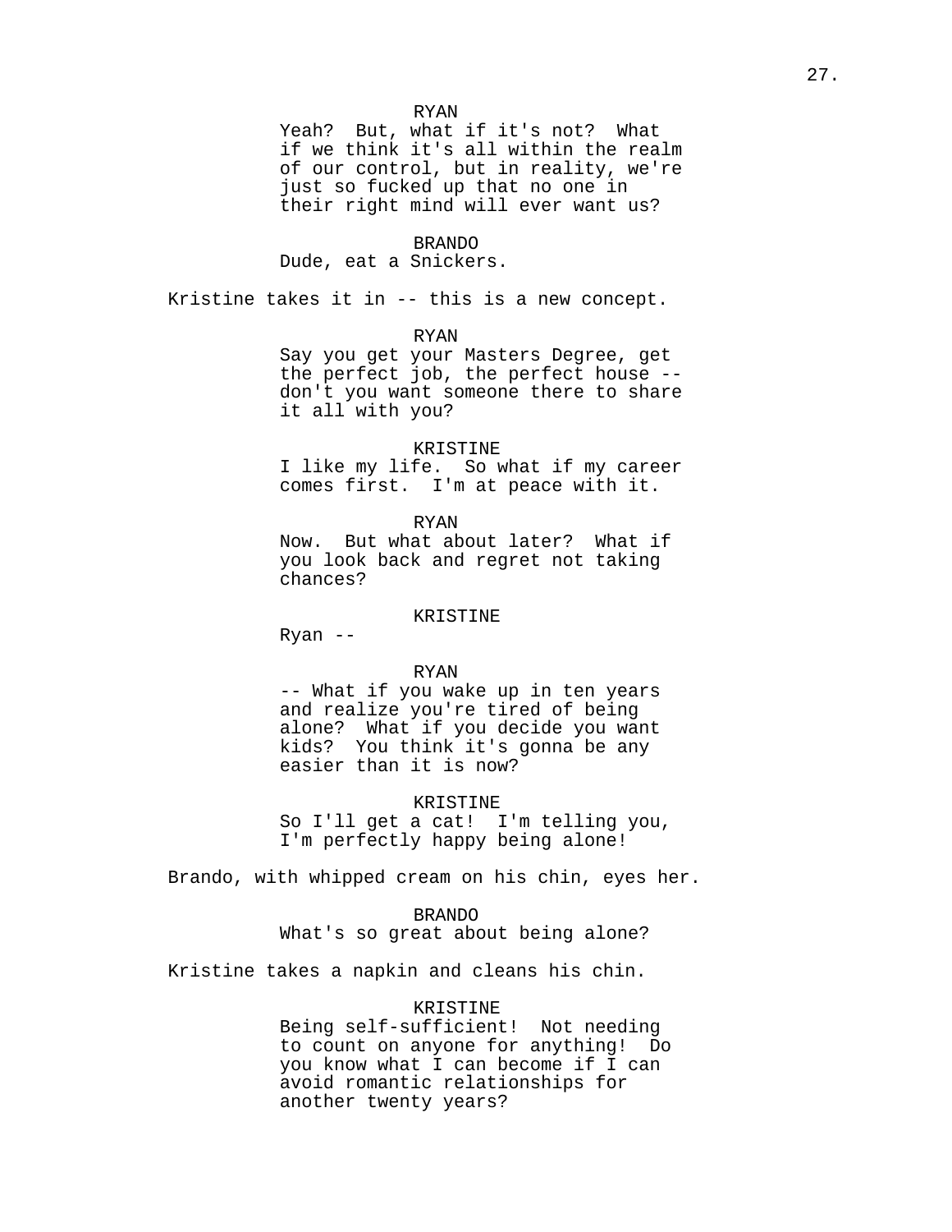RYAN

Yeah? But, what if it's not? What if we think it's all within the realm of our control, but in reality, we're just so fucked up that no one in their right mind will ever want us?

BRANDO

Dude, eat a Snickers.

Kristine takes it in -- this is a new concept.

RYAN

Say you get your Masters Degree, get the perfect job, the perfect house -- don't you want someone there to share it all with you?

KRISTINE

I like my life. So what if my career comes first. I'm at peace with it.

RYAN

Now. But what about later? What if you look back and regret not taking chances?

KRISTINE

Ryan --

RYAN

-- What if you wake up in ten years and realize you're tired of being alone? What if you decide you want kids? You think it's gonna be any easier than it is now?

KRISTINE

So I'll get a cat! I'm telling you, I'm perfectly happy being alone!

Brando, with whipped cream on his chin, eyes her.

BRANDO

What's so great about being alone?

Kristine takes a napkin and cleans his chin.

KRISTINE

Being self-sufficient! Not needing to count on anyone for anything! Do you know what I can become if I can avoid romantic relationships for another twenty years?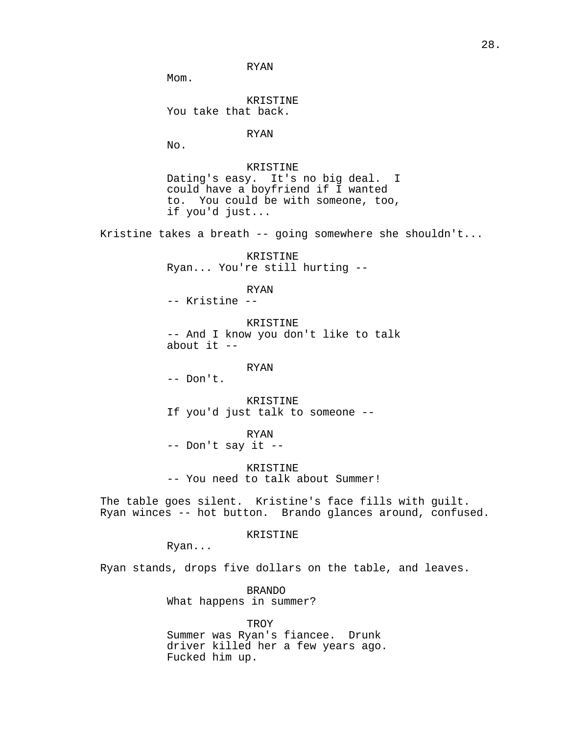RYAN
Mom.

KRISTINE
You take that back.

RYAN
No.

KRISTINE
Dating's easy. It's no big deal. I could have a boyfriend if I wanted to. You could be with someone, too, if you'd just...

Kristine takes a breath -- going somewhere she shouldn't...

KRISTINE
Ryan... You're still hurting --

RYAN
-- Kristine --

KRISTINE
-- And I know you don't like to talk about it --

RYAN
-- Don't.

KRISTINE
If you'd just talk to someone --

RYAN
-- Don't say it --

KRISTINE
-- You need to talk about Summer!

The table goes silent. Kristine's face fills with guilt. Ryan winces -- hot button. Brando glances around, confused.

KRISTINE
Ryan...

Ryan stands, drops five dollars on the table, and leaves.

BRANDO
What happens in summer?

TROY
Summer was Ryan's fiancee. Drunk driver killed her a few years ago. Fucked him up.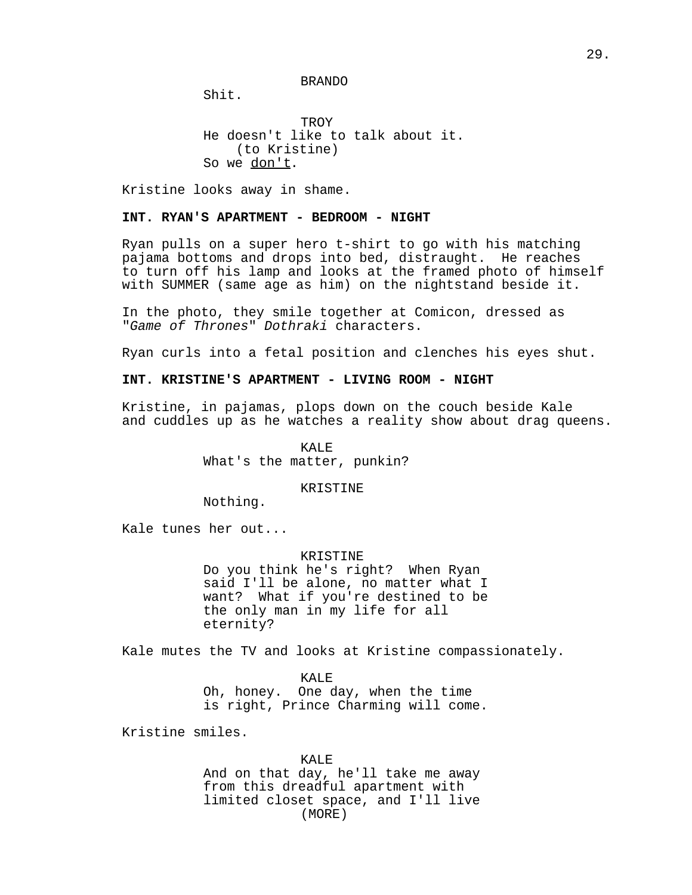BRANDO

Shit.

TROY

He doesn't like to talk about it.

(to Kristine)

So we <u>don't</u>.

Kristine looks away in shame.

**INT. RYAN'S APARTMENT - BEDROOM - NIGHT**

Ryan pulls on a super hero t-shirt to go with his matching pajama bottoms and drops into bed, distraught. He reaches to turn off his lamp and looks at the framed photo of himself with SUMMER (same age as him) on the nightstand beside it.

In the photo, they smile together at Comicon, dressed as "*Game of Thrones*" *Dothraki* characters.

Ryan curls into a fetal position and clenches his eyes shut.

**INT. KRISTINE'S APARTMENT - LIVING ROOM - NIGHT**

Kristine, in pajamas, plops down on the couch beside Kale and cuddles up as he watches a reality show about drag queens.

KALE

What's the matter, punkin?

KRISTINE

Nothing.

Kale tunes her out...

KRISTINE

Do you think he's right? When Ryan said I'll be alone, no matter what I want? What if you're destined to be the only man in my life for all eternity?

Kale mutes the TV and looks at Kristine compassionately.

KALE

Oh, honey. One day, when the time is right, Prince Charming will come.

Kristine smiles.

KALE

And on that day, he'll take me away from this dreadful apartment with limited closet space, and I'll live

(MORE)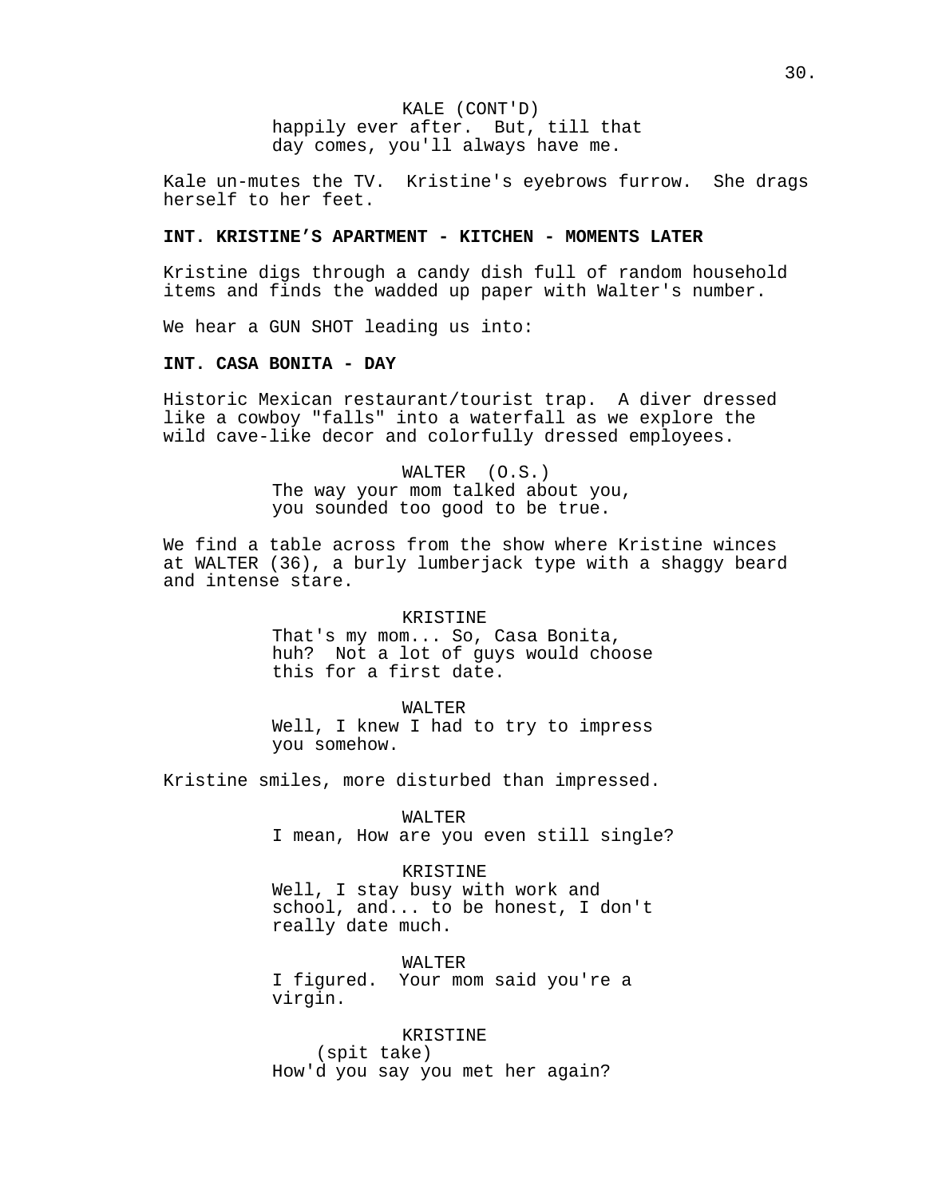KALE (CONT'D)
happily ever after.  But, till that day comes, you'll always have me.

Kale un-mutes the TV.  Kristine's eyebrows furrow.  She drags herself to her feet.

**INT. KRISTINE'S APARTMENT - KITCHEN - MOMENTS LATER**

Kristine digs through a candy dish full of random household items and finds the wadded up paper with Walter's number.

We hear a GUN SHOT leading us into:

**INT. CASA BONITA - DAY**

Historic Mexican restaurant/tourist trap.  A diver dressed like a cowboy "falls" into a waterfall as we explore the wild cave-like decor and colorfully dressed employees.

WALTER  (O.S.)
The way your mom talked about you, you sounded too good to be true.

We find a table across from the show where Kristine winces at WALTER (36), a burly lumberjack type with a shaggy beard and intense stare.

KRISTINE
That's my mom... So, Casa Bonita, huh?  Not a lot of guys would choose this for a first date.

WALTER
Well, I knew I had to try to impress you somehow.

Kristine smiles, more disturbed than impressed.

WALTER
I mean, How are you even still single?

KRISTINE
Well, I stay busy with work and school, and... to be honest, I don't really date much.

WALTER
I figured.  Your mom said you're a virgin.

KRISTINE
(spit take)
How'd you say you met her again?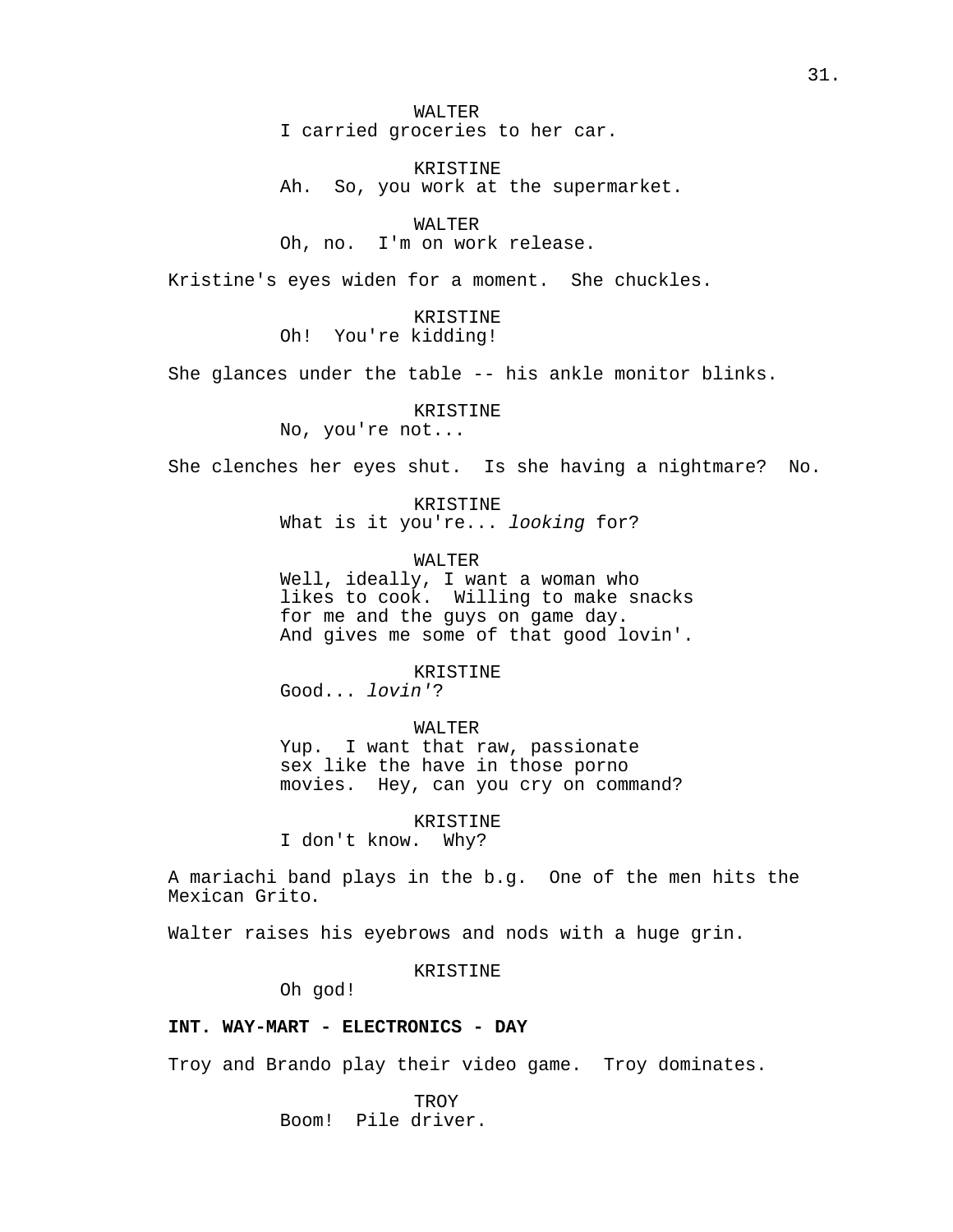WALTER
I carried groceries to her car.

KRISTINE
Ah.  So, you work at the supermarket.

WALTER
Oh, no.  I'm on work release.

Kristine's eyes widen for a moment.  She chuckles.

KRISTINE
Oh!  You're kidding!

She glances under the table -- his ankle monitor blinks.

KRISTINE
No, you're not...

She clenches her eyes shut.  Is she having a nightmare?  No.

KRISTINE
What is it you're... *looking* for?

WALTER
Well, ideally, I want a woman who likes to cook.  Willing to make snacks for me and the guys on game day.  And gives me some of that good lovin'.

KRISTINE
Good... *lovin'*?

WALTER
Yup.  I want that raw, passionate sex like the have in those porno movies.  Hey, can you cry on command?

KRISTINE
I don't know.  Why?

A mariachi band plays in the b.g.  One of the men hits the Mexican Grito.

Walter raises his eyebrows and nods with a huge grin.

KRISTINE
Oh god!

**INT. WAY-MART - ELECTRONICS - DAY**

Troy and Brando play their video game.  Troy dominates.

TROY
Boom!  Pile driver.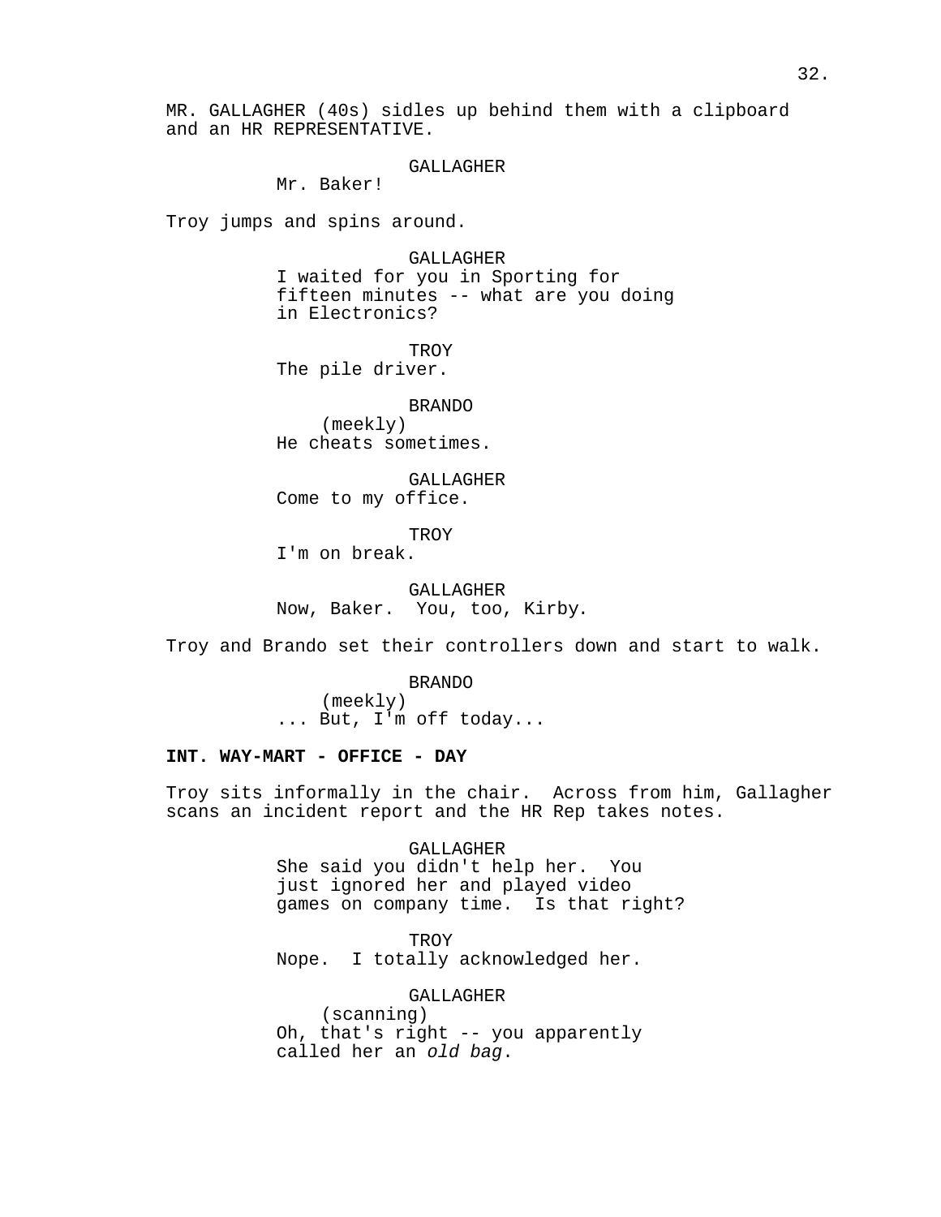MR. GALLAGHER (40s) sidles up behind them with a clipboard and an HR REPRESENTATIVE.

GALLAGHER
Mr. Baker!

Troy jumps and spins around.

GALLAGHER
I waited for you in Sporting for fifteen minutes -- what are you doing in Electronics?

TROY
The pile driver.

BRANDO
(meekly)
He cheats sometimes.

GALLAGHER
Come to my office.

TROY
I'm on break.

GALLAGHER
Now, Baker. You, too, Kirby.

Troy and Brando set their controllers down and start to walk.

BRANDO
(meekly)
... But, I'm off today...

**INT. WAY-MART - OFFICE - DAY**

Troy sits informally in the chair. Across from him, Gallagher scans an incident report and the HR Rep takes notes.

GALLAGHER
She said you didn't help her. You just ignored her and played video games on company time. Is that right?

TROY
Nope. I totally acknowledged her.

GALLAGHER
(scanning)
Oh, that's right -- you apparently called her an *old bag*.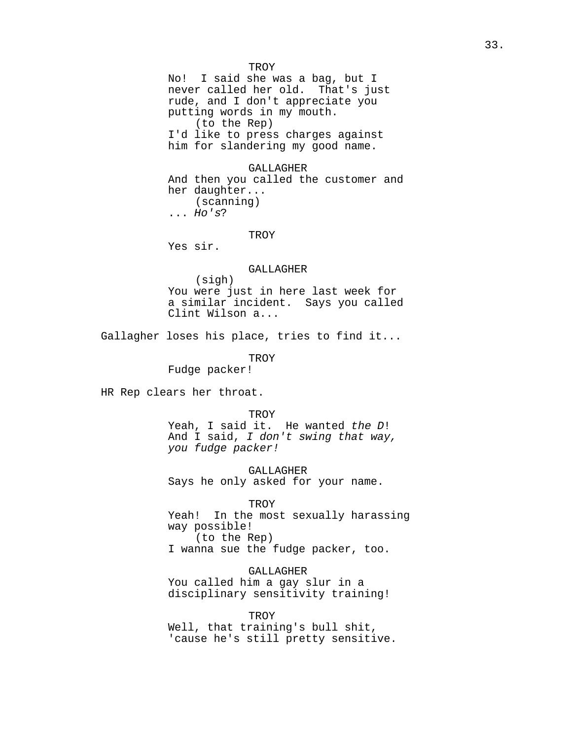TROY
No! I said she was a bag, but I never called her old. That's just rude, and I don't appreciate you putting words in my mouth.
(to the Rep)
I'd like to press charges against him for slandering my good name.

GALLAGHER
And then you called the customer and her daughter...
(scanning)
... *Ho's*?

TROY
Yes sir.

GALLAGHER
(sigh)
You were just in here last week for a similar incident. Says you called Clint Wilson a...

Gallagher loses his place, tries to find it...

TROY
Fudge packer!

HR Rep clears her throat.

TROY
Yeah, I said it. He wanted *the D*! And I said, *I don't swing that way, you fudge packer!*

GALLAGHER
Says he only asked for your name.

TROY
Yeah! In the most sexually harassing way possible!
(to the Rep)
I wanna sue the fudge packer, too.

GALLAGHER
You called him a gay slur in a disciplinary sensitivity training!

TROY
Well, that training's bull shit, 'cause he's still pretty sensitive.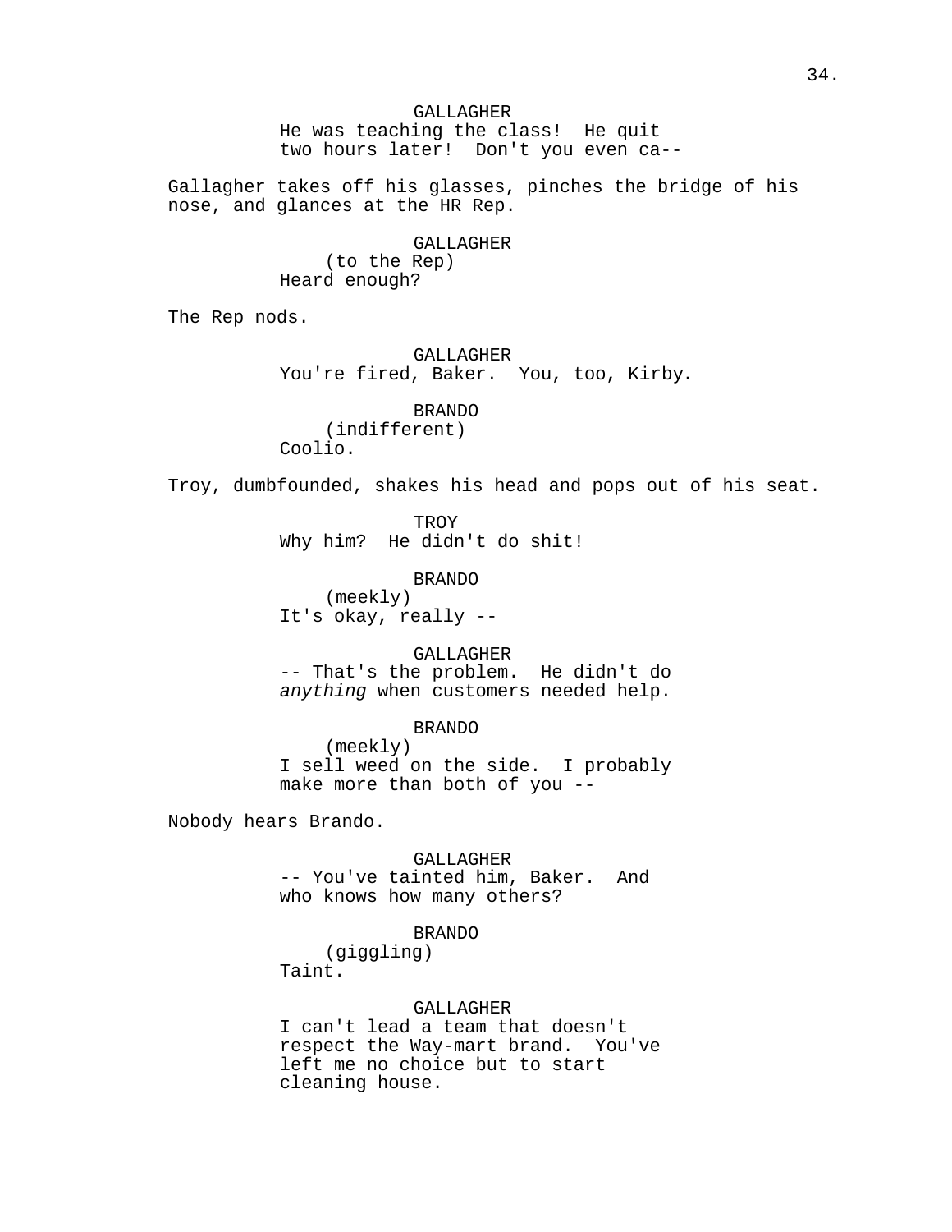GALLAGHER
He was teaching the class!  He quit
two hours later!  Don't you even ca--

Gallagher takes off his glasses, pinches the bridge of his nose, and glances at the HR Rep.

GALLAGHER
(to the Rep)
Heard enough?

The Rep nods.

GALLAGHER
You're fired, Baker.  You, too, Kirby.

BRANDO
(indifferent)
Coolio.

Troy, dumbfounded, shakes his head and pops out of his seat.

TROY
Why him?  He didn't do shit!

BRANDO
(meekly)
It's okay, really --

GALLAGHER
-- That's the problem.  He didn't do
*anything* when customers needed help.

BRANDO
(meekly)
I sell weed on the side.  I probably
make more than both of you --

Nobody hears Brando.

GALLAGHER
-- You've tainted him, Baker.  And
who knows how many others?

BRANDO
(giggling)
Taint.

GALLAGHER
I can't lead a team that doesn't
respect the Way-mart brand.  You've
left me no choice but to start
cleaning house.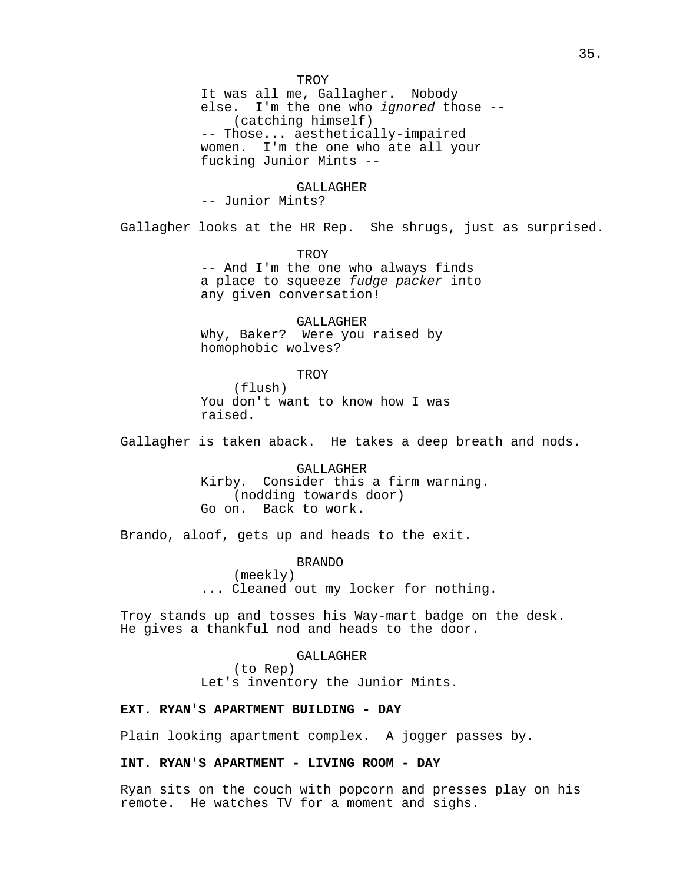TROY
It was all me, Gallagher. Nobody else. I'm the one who *ignored* those --
(catching himself)
-- Those... aesthetically-impaired women. I'm the one who ate all your fucking Junior Mints --

GALLAGHER
-- Junior Mints?

Gallagher looks at the HR Rep. She shrugs, just as surprised.

TROY
-- And I'm the one who always finds a place to squeeze *fudge packer* into any given conversation!

GALLAGHER
Why, Baker? Were you raised by homophobic wolves?

TROY
(flush)
You don't want to know how I was raised.

Gallagher is taken aback. He takes a deep breath and nods.

GALLAGHER
Kirby. Consider this a firm warning.
(nodding towards door)
Go on. Back to work.

Brando, aloof, gets up and heads to the exit.

BRANDO
(meekly)
... Cleaned out my locker for nothing.

Troy stands up and tosses his Way-mart badge on the desk. He gives a thankful nod and heads to the door.

GALLAGHER
(to Rep)
Let's inventory the Junior Mints.

**EXT. RYAN'S APARTMENT BUILDING - DAY**

Plain looking apartment complex. A jogger passes by.

**INT. RYAN'S APARTMENT - LIVING ROOM - DAY**

Ryan sits on the couch with popcorn and presses play on his remote. He watches TV for a moment and sighs.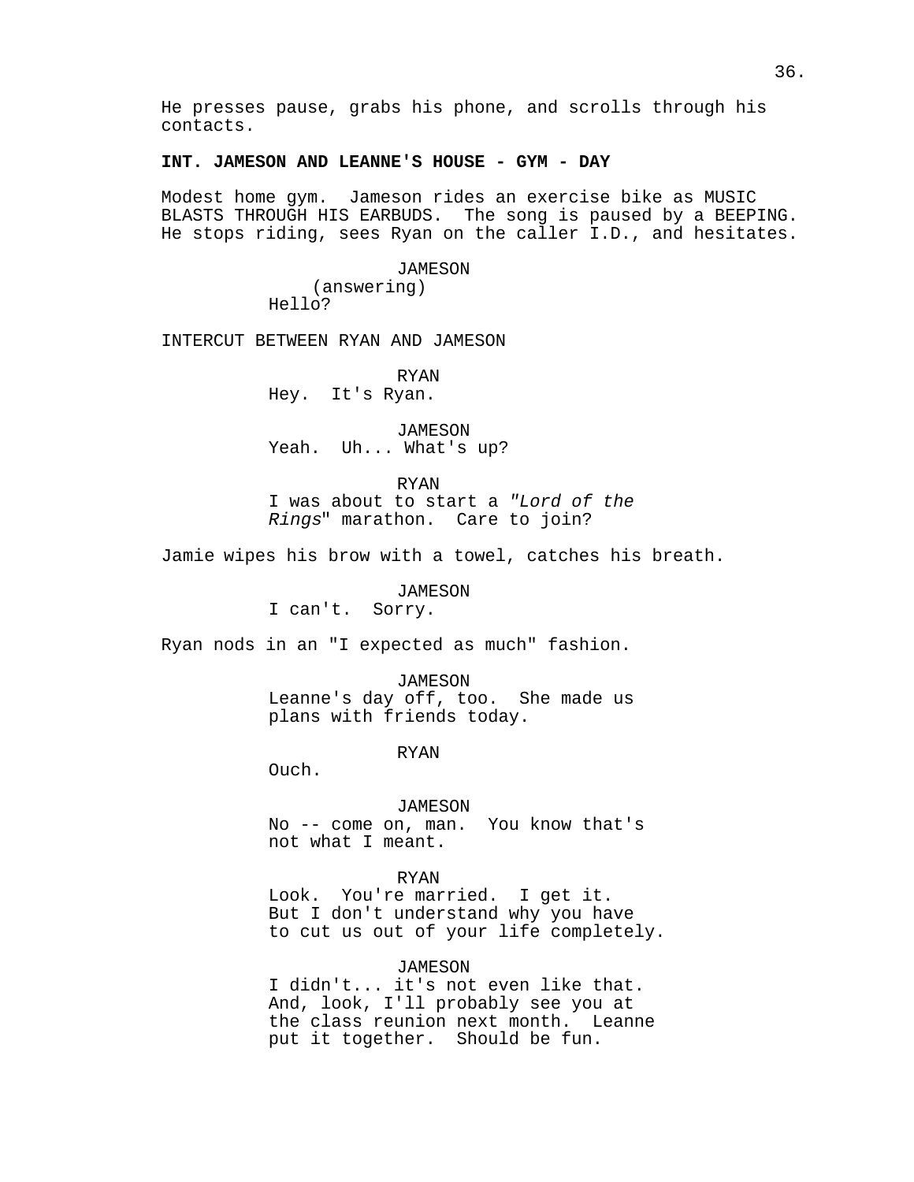He presses pause, grabs his phone, and scrolls through his contacts.

**INT. JAMESON AND LEANNE'S HOUSE - GYM - DAY**

Modest home gym. Jameson rides an exercise bike as MUSIC BLASTS THROUGH HIS EARBUDS. The song is paused by a BEEPING. He stops riding, sees Ryan on the caller I.D., and hesitates.

JAMESON
(answering)
Hello?

INTERCUT BETWEEN RYAN AND JAMESON

RYAN
Hey. It's Ryan.

JAMESON
Yeah. Uh... What's up?

RYAN
I was about to start a *"Lord of the Rings*" marathon. Care to join?

Jamie wipes his brow with a towel, catches his breath.

JAMESON
I can't. Sorry.

Ryan nods in an "I expected as much" fashion.

JAMESON
Leanne's day off, too. She made us plans with friends today.

RYAN
Ouch.

JAMESON
No -- come on, man. You know that's not what I meant.

RYAN
Look. You're married. I get it. But I don't understand why you have to cut us out of your life completely.

JAMESON
I didn't... it's not even like that. And, look, I'll probably see you at the class reunion next month. Leanne put it together. Should be fun.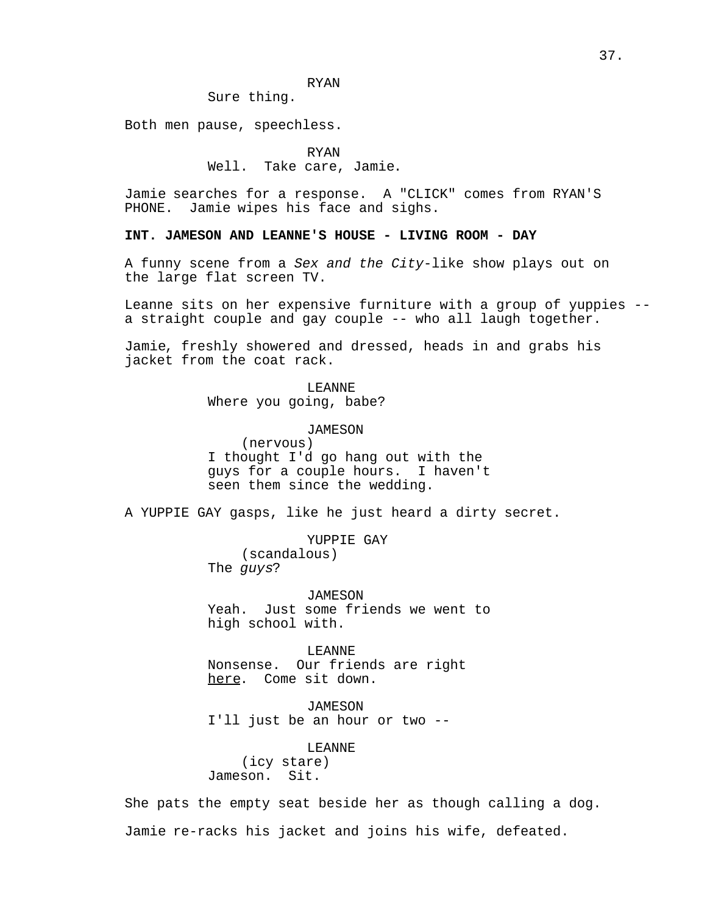RYAN
Sure thing.

Both men pause, speechless.

RYAN
Well. Take care, Jamie.

Jamie searches for a response. A "CLICK" comes from RYAN'S PHONE. Jamie wipes his face and sighs.

**INT. JAMESON AND LEANNE'S HOUSE - LIVING ROOM - DAY**

A funny scene from a *Sex and the City*-like show plays out on the large flat screen TV.

Leanne sits on her expensive furniture with a group of yuppies -- a straight couple and gay couple -- who all laugh together.

Jamie, freshly showered and dressed, heads in and grabs his jacket from the coat rack.

LEANNE
Where you going, babe?

JAMESON
(nervous)
I thought I'd go hang out with the guys for a couple hours. I haven't seen them since the wedding.

A YUPPIE GAY gasps, like he just heard a dirty secret.

YUPPIE GAY
(scandalous)
The *guys*?

JAMESON
Yeah. Just some friends we went to high school with.

LEANNE
Nonsense. Our friends are right <u>here</u>. Come sit down.

JAMESON
I'll just be an hour or two --

LEANNE
(icy stare)
Jameson. Sit.

She pats the empty seat beside her as though calling a dog.

Jamie re-racks his jacket and joins his wife, defeated.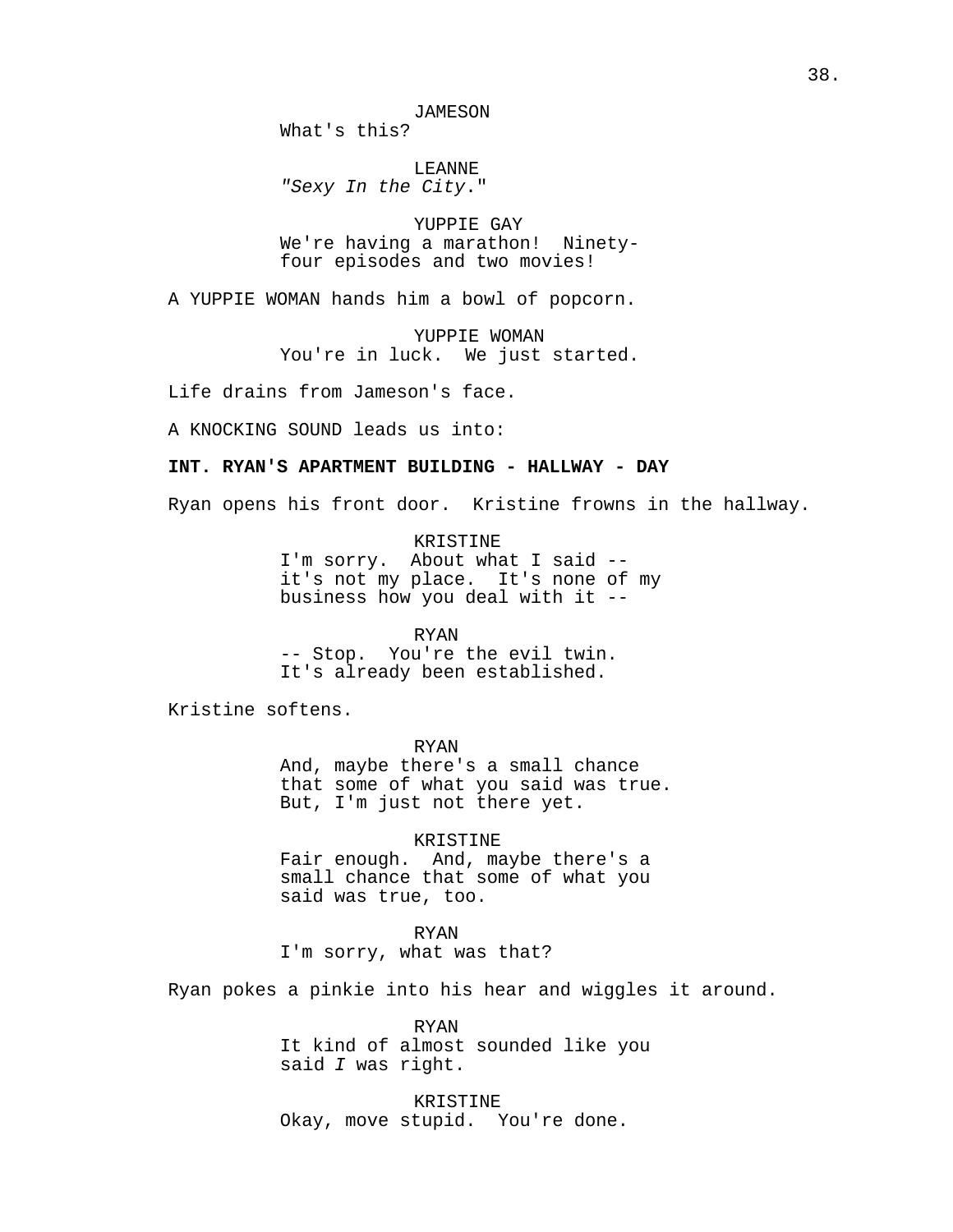JAMESON
What's this?

LEANNE
*"Sexy In the City."*

YUPPIE GAY
We're having a marathon! Ninety-four episodes and two movies!

A YUPPIE WOMAN hands him a bowl of popcorn.

YUPPIE WOMAN
You're in luck. We just started.

Life drains from Jameson's face.

A KNOCKING SOUND leads us into:

**INT. RYAN'S APARTMENT BUILDING - HALLWAY - DAY**

Ryan opens his front door. Kristine frowns in the hallway.

KRISTINE
I'm sorry. About what I said -- it's not my place. It's none of my business how you deal with it --

RYAN
-- Stop. You're the evil twin. It's already been established.

Kristine softens.

RYAN
And, maybe there's a small chance that some of what you said was true. But, I'm just not there yet.

KRISTINE
Fair enough. And, maybe there's a small chance that some of what you said was true, too.

RYAN
I'm sorry, what was that?

Ryan pokes a pinkie into his hear and wiggles it around.

RYAN
It kind of almost sounded like you said *I* was right.

KRISTINE
Okay, move stupid. You're done.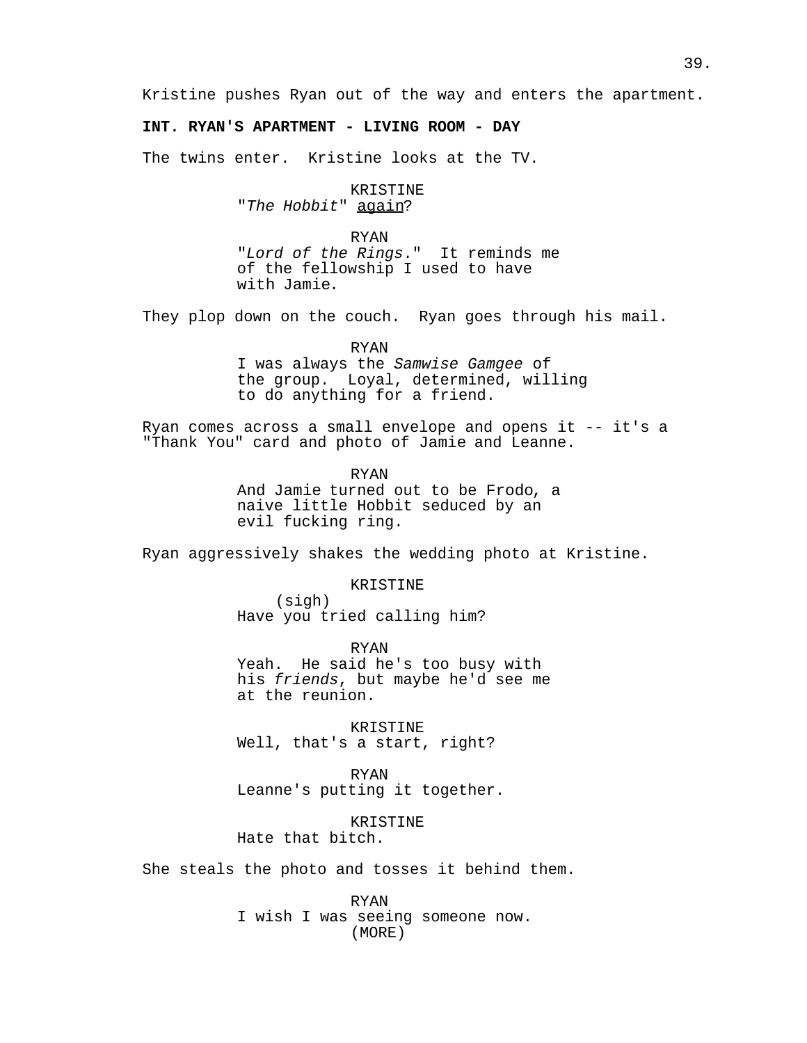Kristine pushes Ryan out of the way and enters the apartment.

**INT. RYAN'S APARTMENT - LIVING ROOM - DAY**

The twins enter. Kristine looks at the TV.

KRISTINE
"*The Hobbit*" <u>again</u>?

RYAN
"*Lord of the Rings*." It reminds me of the fellowship I used to have with Jamie.

They plop down on the couch. Ryan goes through his mail.

RYAN
I was always the *Samwise Gamgee* of the group. Loyal, determined, willing to do anything for a friend.

Ryan comes across a small envelope and opens it -- it's a "Thank You" card and photo of Jamie and Leanne.

RYAN
And Jamie turned out to be Frodo, a naive little Hobbit seduced by an evil fucking ring.

Ryan aggressively shakes the wedding photo at Kristine.

KRISTINE
(sigh)
Have you tried calling him?

RYAN
Yeah. He said he's too busy with his *friends*, but maybe he'd see me at the reunion.

KRISTINE
Well, that's a start, right?

RYAN
Leanne's putting it together.

KRISTINE
Hate that bitch.

She steals the photo and tosses it behind them.

RYAN
I wish I was seeing someone now.
(MORE)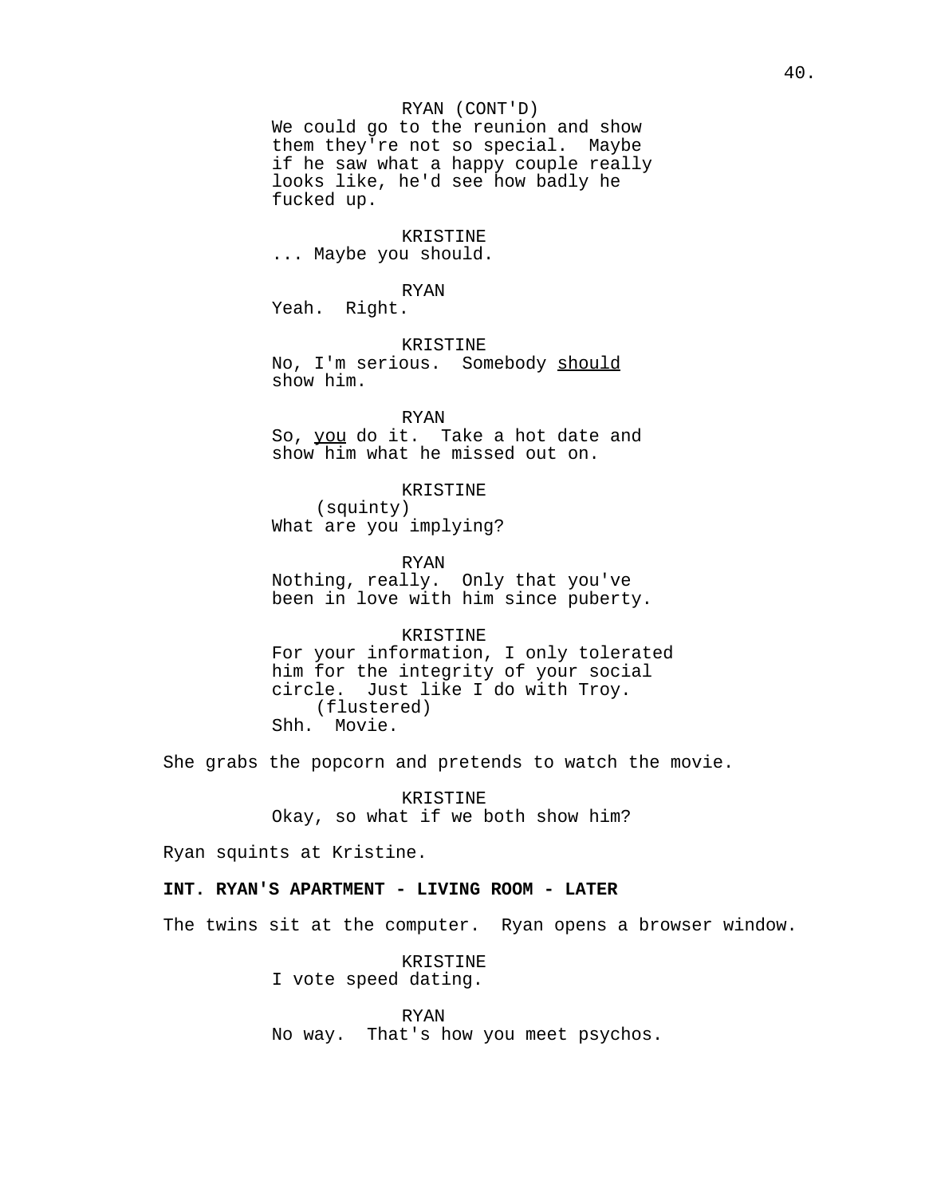RYAN (CONT'D)
We could go to the reunion and show them they're not so special. Maybe if he saw what a happy couple really looks like, he'd see how badly he fucked up.

KRISTINE
... Maybe you should.

RYAN
Yeah. Right.

KRISTINE
No, I'm serious. Somebody <u>should</u> show him.

RYAN
So, <u>you</u> do it. Take a hot date and show him what he missed out on.

KRISTINE
(squinty)
What are you implying?

RYAN
Nothing, really. Only that you've been in love with him since puberty.

KRISTINE
For your information, I only tolerated him for the integrity of your social circle. Just like I do with Troy.
(flustered)
Shh. Movie.

She grabs the popcorn and pretends to watch the movie.

KRISTINE
Okay, so what if we both show him?

Ryan squints at Kristine.

**INT. RYAN'S APARTMENT - LIVING ROOM - LATER**

The twins sit at the computer. Ryan opens a browser window.

KRISTINE
I vote speed dating.

RYAN
No way. That's how you meet psychos.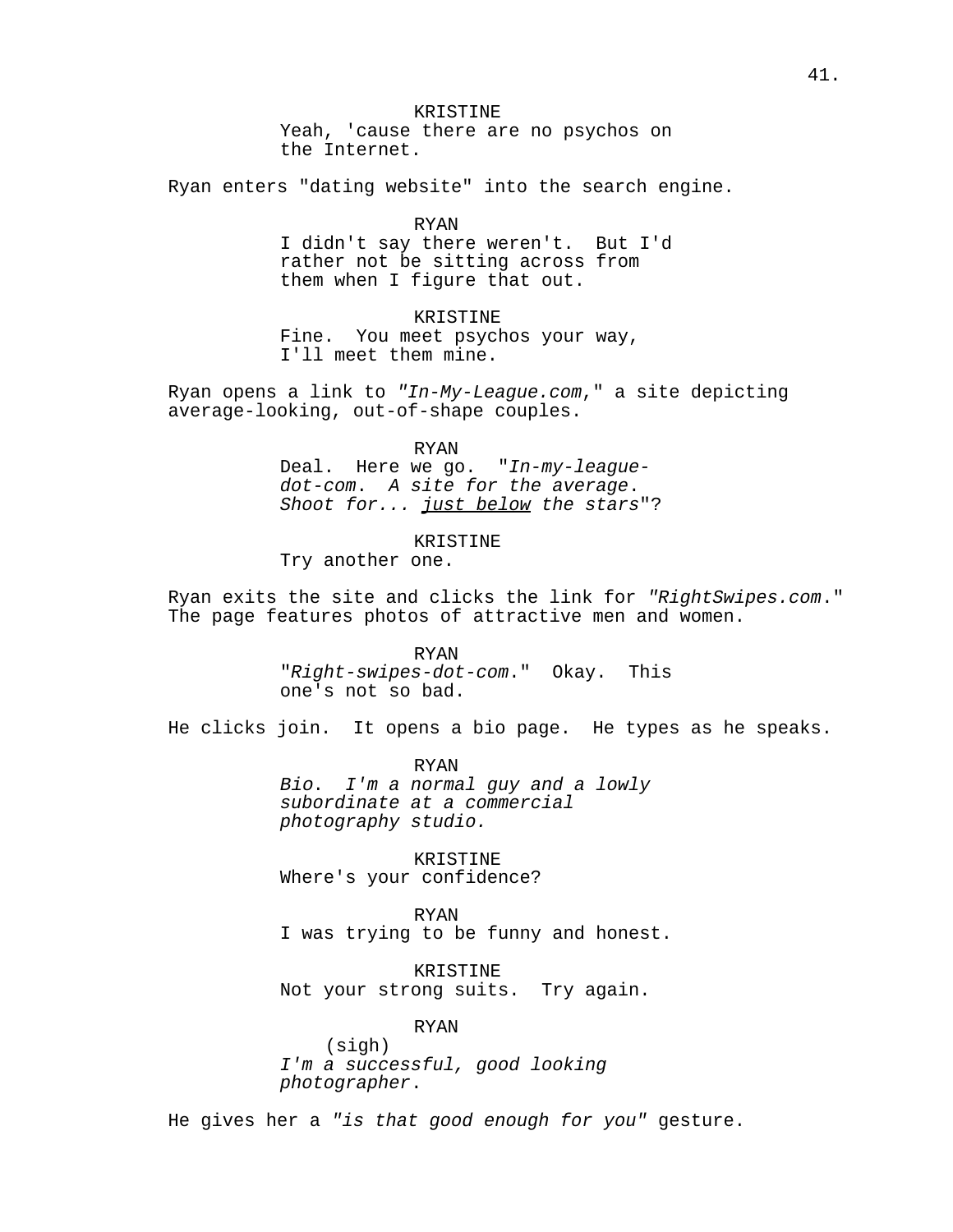KRISTINE
Yeah, 'cause there are no psychos on the Internet.

Ryan enters "dating website" into the search engine.

RYAN
I didn't say there weren't. But I'd rather not be sitting across from them when I figure that out.

KRISTINE
Fine. You meet psychos your way, I'll meet them mine.

Ryan opens a link to *"In-My-League.com,"* a site depicting average-looking, out-of-shape couples.

RYAN
Deal. Here we go. "*In-my-league-dot-com. A site for the average. Shoot for... just below the stars*"?

KRISTINE
Try another one.

Ryan exits the site and clicks the link for *"RightSwipes.com."* The page features photos of attractive men and women.

RYAN
"*Right-swipes-dot-com.*" Okay. This one's not so bad.

He clicks join. It opens a bio page. He types as he speaks.

RYAN
*Bio. I'm a normal guy and a lowly subordinate at a commercial photography studio.*

KRISTINE
Where's your confidence?

RYAN
I was trying to be funny and honest.

KRISTINE
Not your strong suits. Try again.

RYAN
(sigh)
*I'm a successful, good looking photographer.*

He gives her a *"is that good enough for you"* gesture.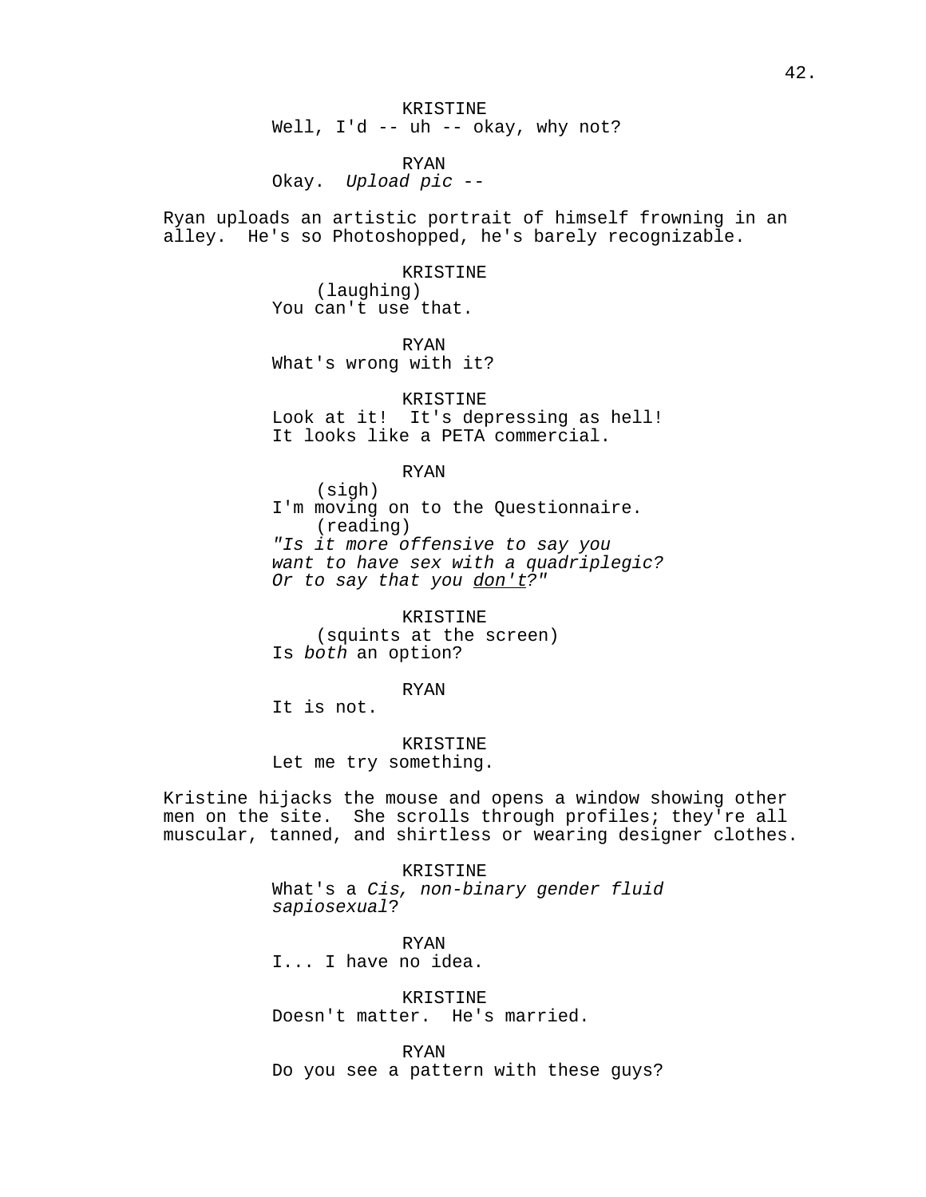KRISTINE
Well, I'd -- uh -- okay, why not?

RYAN
Okay. *Upload pic* --

Ryan uploads an artistic portrait of himself frowning in an alley. He's so Photoshopped, he's barely recognizable.

KRISTINE
(laughing)
You can't use that.

RYAN
What's wrong with it?

KRISTINE
Look at it! It's depressing as hell! It looks like a PETA commercial.

RYAN
(sigh)
I'm moving on to the Questionnaire.
(reading)
*"Is it more offensive to say you want to have sex with a quadriplegic? Or to say that you don't?"*

KRISTINE
(squints at the screen)
Is *both* an option?

RYAN
It is not.

KRISTINE
Let me try something.

Kristine hijacks the mouse and opens a window showing other men on the site. She scrolls through profiles; they're all muscular, tanned, and shirtless or wearing designer clothes.

KRISTINE
What's a *Cis, non-binary gender fluid sapiosexual*?

RYAN
I... I have no idea.

KRISTINE
Doesn't matter. He's married.

RYAN
Do you see a pattern with these guys?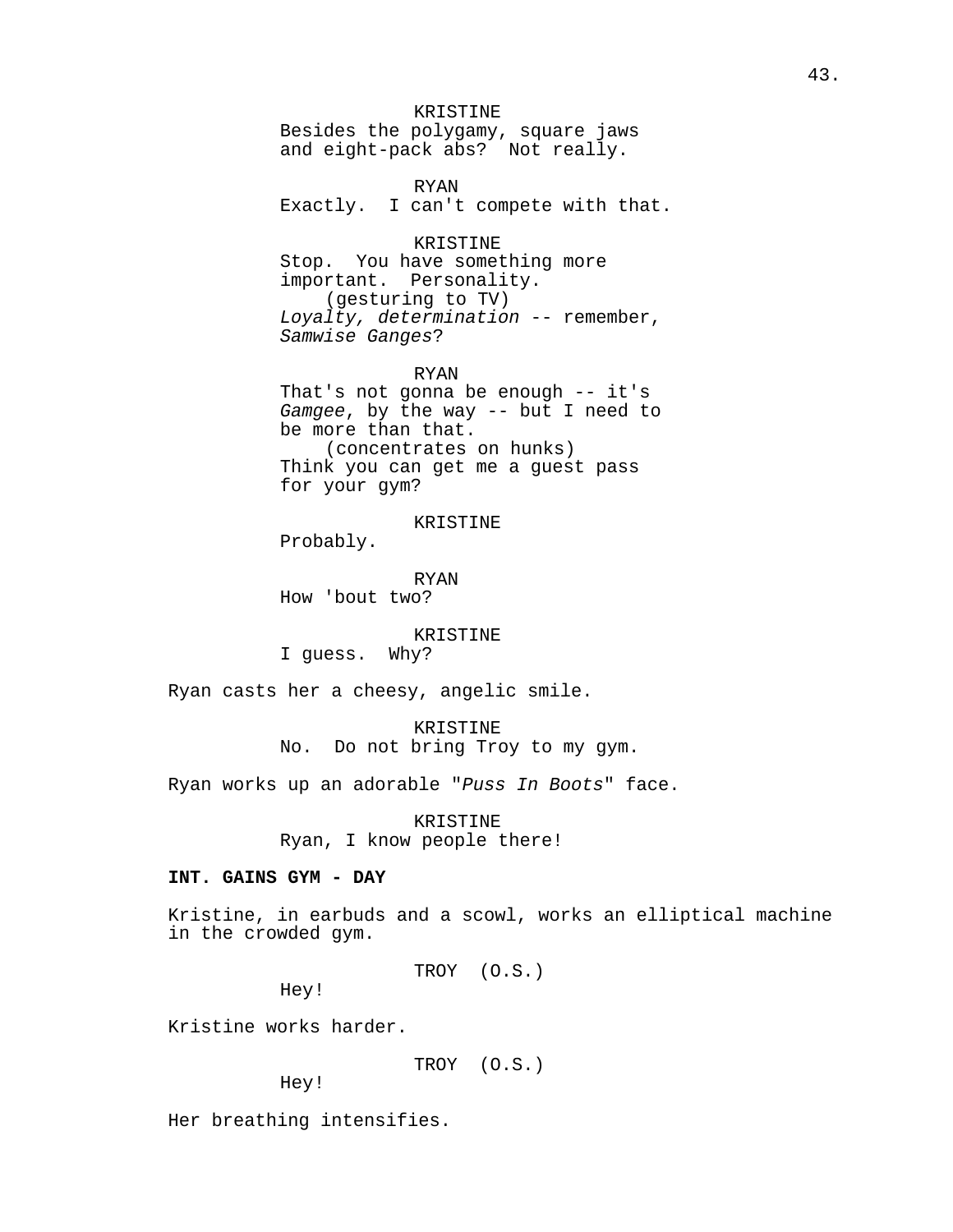KRISTINE
Besides the polygamy, square jaws and eight-pack abs? Not really.

RYAN
Exactly. I can't compete with that.

KRISTINE
Stop. You have something more important. Personality.
(gesturing to TV)
*Loyalty, determination* -- remember, *Samwise Ganges*?

RYAN
That's not gonna be enough -- it's *Gamgee*, by the way -- but I need to be more than that.
(concentrates on hunks)
Think you can get me a guest pass for your gym?

KRISTINE
Probably.

RYAN
How 'bout two?

KRISTINE
I guess. Why?

Ryan casts her a cheesy, angelic smile.

KRISTINE
No. Do not bring Troy to my gym.

Ryan works up an adorable "*Puss In Boots*" face.

KRISTINE
Ryan, I know people there!

**INT. GAINS GYM - DAY**

Kristine, in earbuds and a scowl, works an elliptical machine in the crowded gym.

TROY (O.S.)
Hey!

Kristine works harder.

TROY (O.S.)
Hey!

Her breathing intensifies.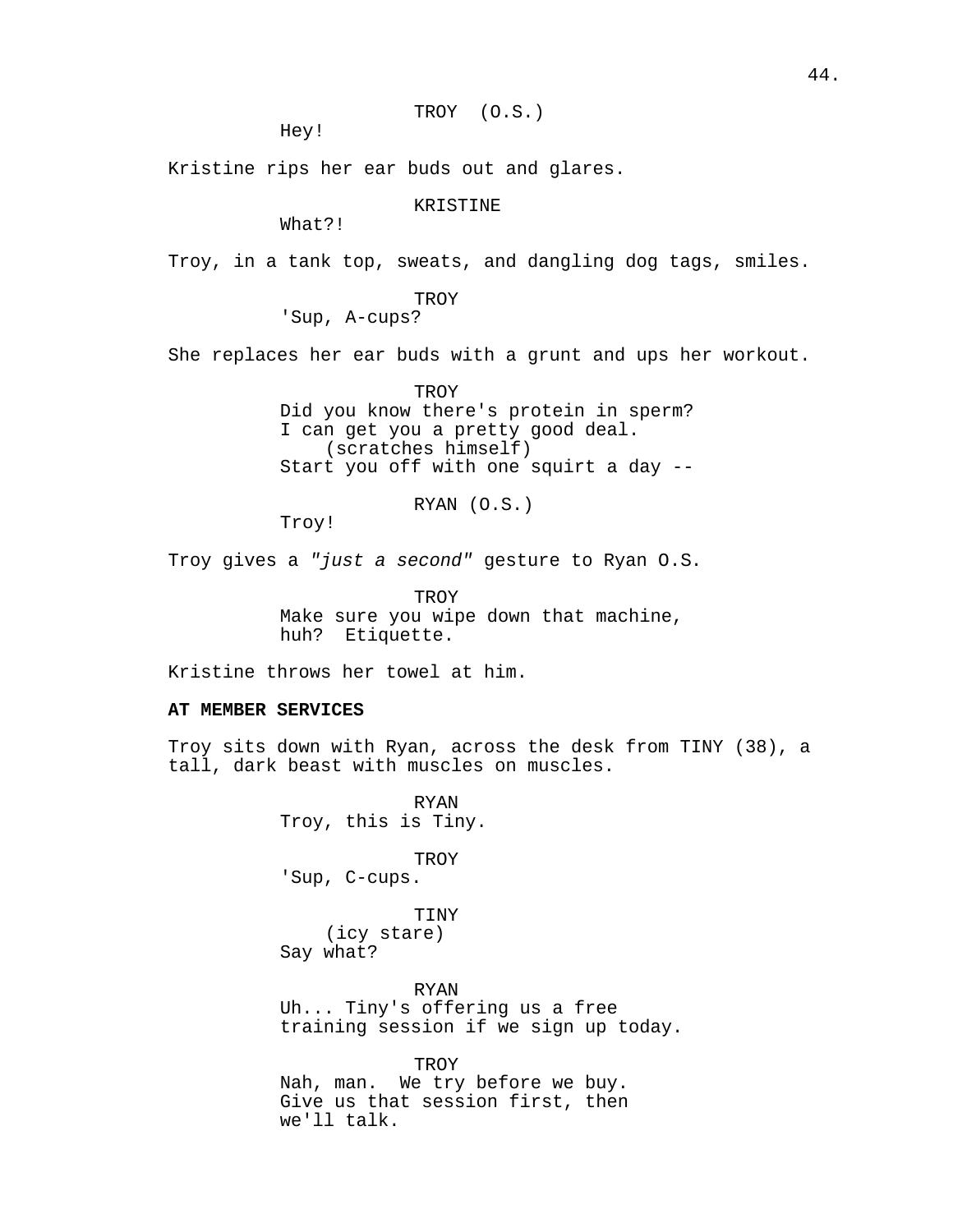TROY (O.S.)
Hey!

Kristine rips her ear buds out and glares.

KRISTINE
What?!

Troy, in a tank top, sweats, and dangling dog tags, smiles.

TROY
'Sup, A-cups?

She replaces her ear buds with a grunt and ups her workout.

TROY
Did you know there's protein in sperm?
I can get you a pretty good deal.
(scratches himself)
Start you off with one squirt a day --

RYAN (O.S.)
Troy!

Troy gives a *"just a second"* gesture to Ryan O.S.

TROY
Make sure you wipe down that machine,
huh? Etiquette.

Kristine throws her towel at him.

**AT MEMBER SERVICES**

Troy sits down with Ryan, across the desk from TINY (38), a tall, dark beast with muscles on muscles.

RYAN
Troy, this is Tiny.

TROY
'Sup, C-cups.

TINY
(icy stare)
Say what?

RYAN
Uh... Tiny's offering us a free
training session if we sign up today.

TROY
Nah, man. We try before we buy.
Give us that session first, then
we'll talk.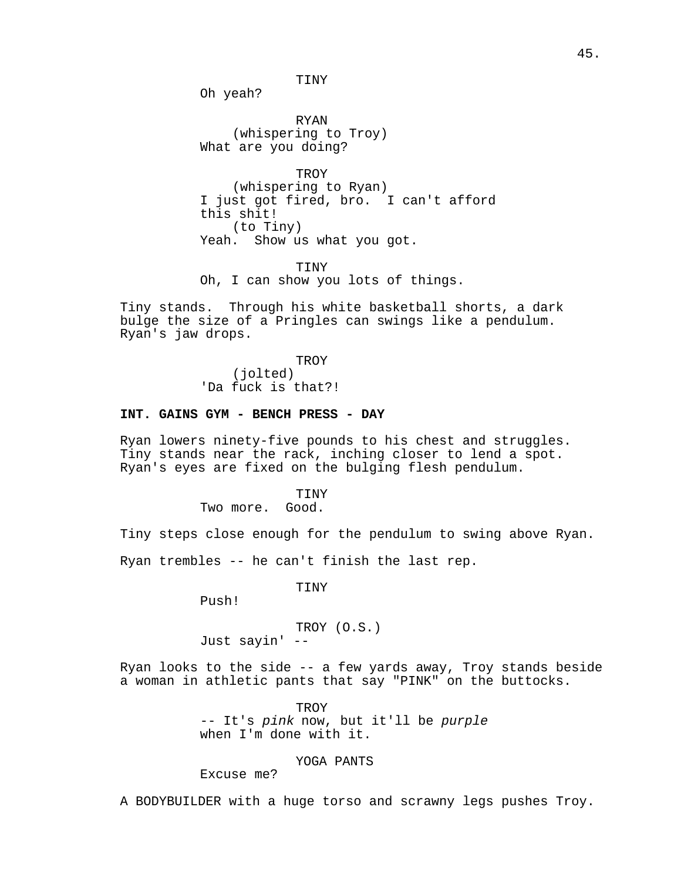TINY

Oh yeah?

RYAN

(whispering to Troy)

What are you doing?

TROY

(whispering to Ryan)

I just got fired, bro. I can't afford this shit!

(to Tiny)

Yeah. Show us what you got.

TINY

Oh, I can show you lots of things.

Tiny stands. Through his white basketball shorts, a dark bulge the size of a Pringles can swings like a pendulum. Ryan's jaw drops.

TROY

(jolted)

'Da fuck is that?!

**INT. GAINS GYM - BENCH PRESS - DAY**

Ryan lowers ninety-five pounds to his chest and struggles. Tiny stands near the rack, inching closer to lend a spot. Ryan's eyes are fixed on the bulging flesh pendulum.

TINY

Two more. Good.

Tiny steps close enough for the pendulum to swing above Ryan.

Ryan trembles -- he can't finish the last rep.

TINY

Push!

TROY (O.S.)

Just sayin' --

Ryan looks to the side -- a few yards away, Troy stands beside a woman in athletic pants that say "PINK" on the buttocks.

TROY

-- It's *pink* now, but it'll be *purple* when I'm done with it.

YOGA PANTS

Excuse me?

A BODYBUILDER with a huge torso and scrawny legs pushes Troy.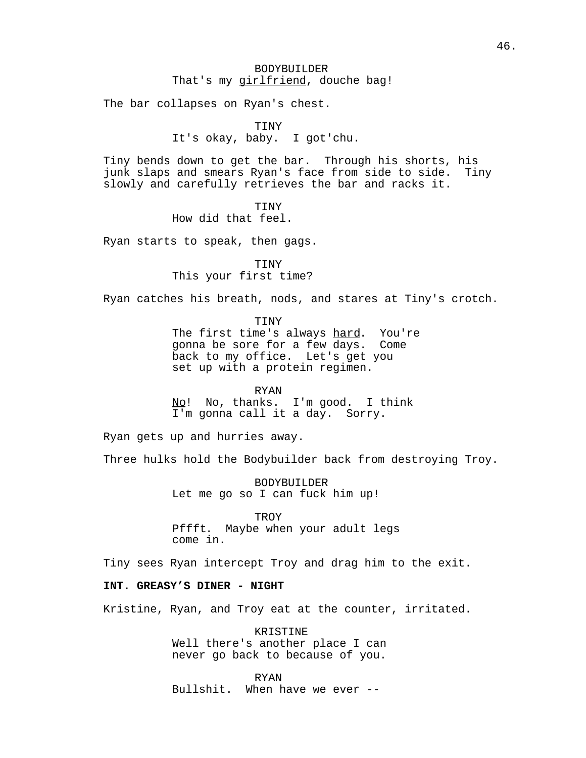BODYBUILDER
That's my <u>girlfriend</u>, douche bag!

The bar collapses on Ryan's chest.

TINY
It's okay, baby.  I got'chu.

Tiny bends down to get the bar.  Through his shorts, his junk slaps and smears Ryan's face from side to side.  Tiny slowly and carefully retrieves the bar and racks it.

TINY
How did that feel.

Ryan starts to speak, then gags.

TINY
This your first time?

Ryan catches his breath, nods, and stares at Tiny's crotch.

TINY
The first time's always <u>hard</u>.  You're gonna be sore for a few days.  Come back to my office.  Let's get you set up with a protein regimen.

RYAN
<u>No</u>!  No, thanks.  I'm good.  I think I'm gonna call it a day.  Sorry.

Ryan gets up and hurries away.

Three hulks hold the Bodybuilder back from destroying Troy.

BODYBUILDER
Let me go so I can fuck him up!

TROY
Pffft.  Maybe when your adult legs come in.

Tiny sees Ryan intercept Troy and drag him to the exit.

**INT. GREASY'S DINER - NIGHT**

Kristine, Ryan, and Troy eat at the counter, irritated.

KRISTINE
Well there's another place I can never go back to because of you.

RYAN
Bullshit.  When have we ever --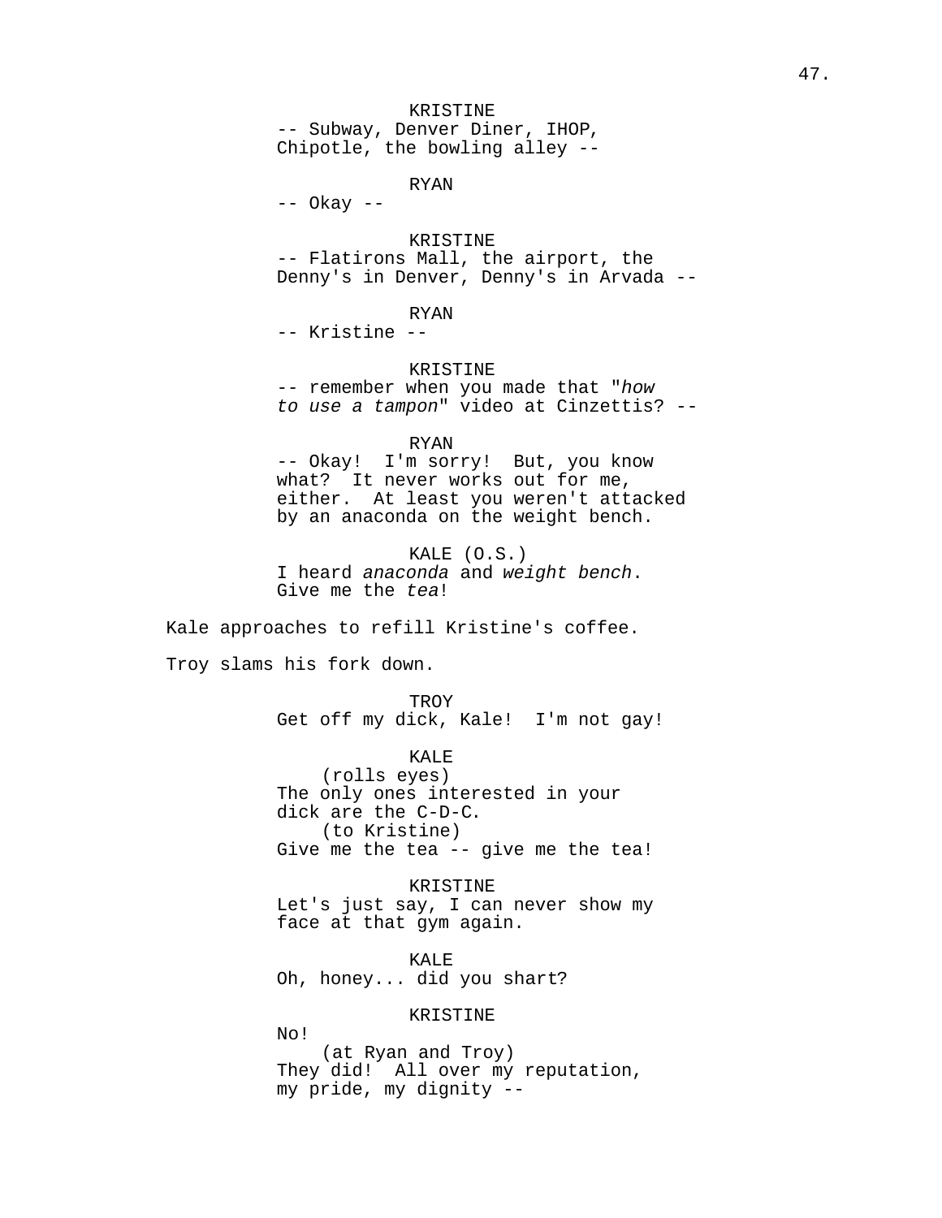KRISTINE
-- Subway, Denver Diner, IHOP, Chipotle, the bowling alley --

RYAN
-- Okay --

KRISTINE
-- Flatirons Mall, the airport, the Denny's in Denver, Denny's in Arvada --

RYAN
-- Kristine --

KRISTINE
-- remember when you made that "*how to use a tampon*" video at Cinzettis? --

RYAN
-- Okay! I'm sorry! But, you know what? It never works out for me, either. At least you weren't attacked by an anaconda on the weight bench.

KALE (O.S.)
I heard *anaconda* and *weight bench*. Give me the *tea*!

Kale approaches to refill Kristine's coffee.

Troy slams his fork down.

TROY
Get off my dick, Kale! I'm not gay!

KALE
(rolls eyes)
The only ones interested in your dick are the C-D-C.
(to Kristine)
Give me the tea -- give me the tea!

KRISTINE
Let's just say, I can never show my face at that gym again.

KALE
Oh, honey... did you shart?

KRISTINE
No!
(at Ryan and Troy)
They did! All over my reputation, my pride, my dignity --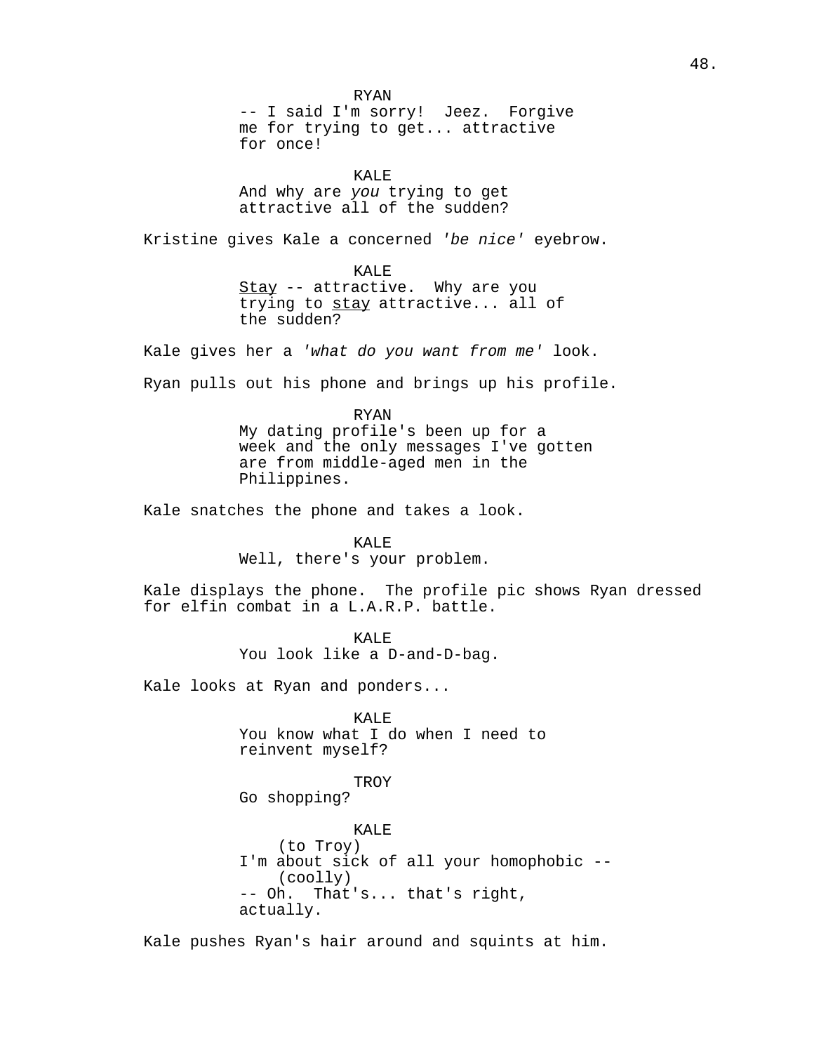RYAN

-- I said I'm sorry! Jeez. Forgive me for trying to get... attractive for once!

KALE

And why are *you* trying to get attractive all of the sudden?

Kristine gives Kale a concerned *'be nice'* eyebrow.

KALE

<u>Stay</u> -- attractive. Why are you trying to <u>stay</u> attractive... all of the sudden?

Kale gives her a *'what do you want from me'* look.

Ryan pulls out his phone and brings up his profile.

RYAN

My dating profile's been up for a week and the only messages I've gotten are from middle-aged men in the Philippines.

Kale snatches the phone and takes a look.

KALE

Well, there's your problem.

Kale displays the phone. The profile pic shows Ryan dressed for elfin combat in a L.A.R.P. battle.

KALE

You look like a D-and-D-bag.

Kale looks at Ryan and ponders...

KALE

You know what I do when I need to reinvent myself?

TROY

Go shopping?

KALE

(to Troy)

I'm about sick of all your homophobic --

(coolly)

-- Oh. That's... that's right, actually.

Kale pushes Ryan's hair around and squints at him.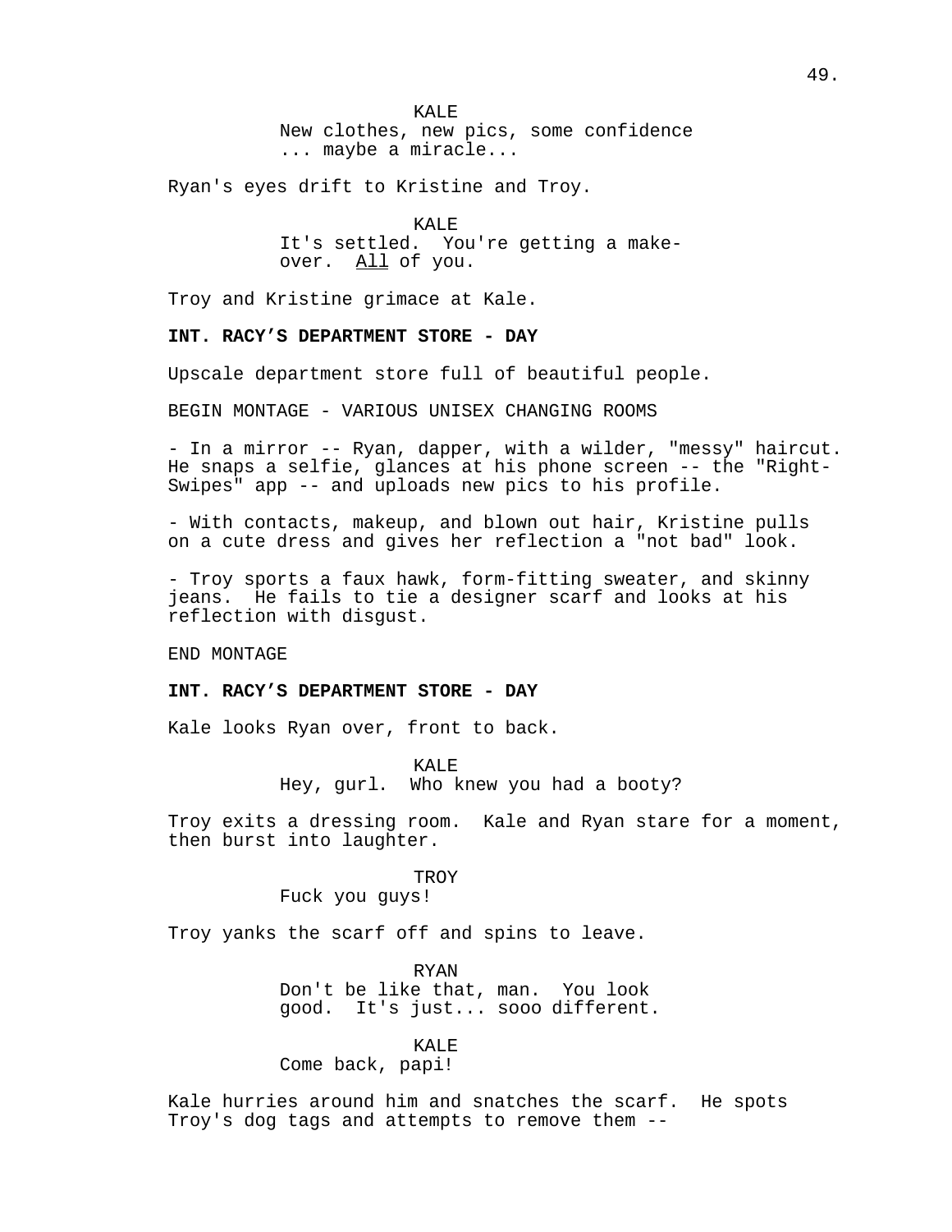KALE
New clothes, new pics, some confidence ... maybe a miracle...

Ryan's eyes drift to Kristine and Troy.

KALE
It's settled. You're getting a make-over. All of you.

Troy and Kristine grimace at Kale.

**INT. RACY'S DEPARTMENT STORE - DAY**

Upscale department store full of beautiful people.

BEGIN MONTAGE - VARIOUS UNISEX CHANGING ROOMS

- In a mirror -- Ryan, dapper, with a wilder, "messy" haircut. He snaps a selfie, glances at his phone screen -- the "Right-Swipes" app -- and uploads new pics to his profile.

- With contacts, makeup, and blown out hair, Kristine pulls on a cute dress and gives her reflection a "not bad" look.

- Troy sports a faux hawk, form-fitting sweater, and skinny jeans. He fails to tie a designer scarf and looks at his reflection with disgust.

END MONTAGE

**INT. RACY'S DEPARTMENT STORE - DAY**

Kale looks Ryan over, front to back.

KALE
Hey, gurl. Who knew you had a booty?

Troy exits a dressing room. Kale and Ryan stare for a moment, then burst into laughter.

TROY
Fuck you guys!

Troy yanks the scarf off and spins to leave.

RYAN
Don't be like that, man. You look good. It's just... sooo different.

KALE
Come back, papi!

Kale hurries around him and snatches the scarf. He spots Troy's dog tags and attempts to remove them --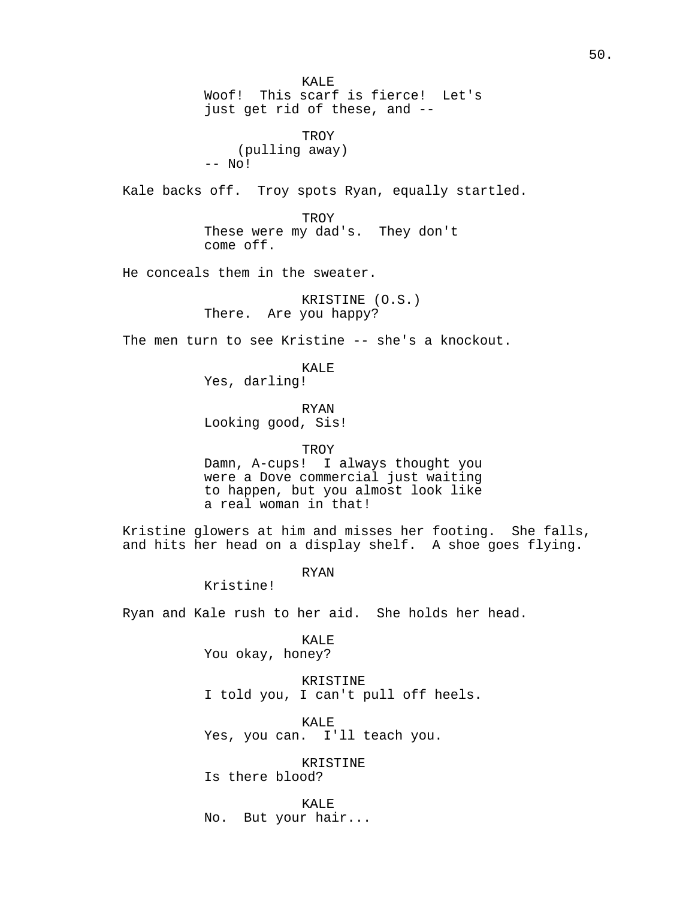KALE
Woof!  This scarf is fierce!  Let's just get rid of these, and --

TROY
(pulling away)
-- No!

Kale backs off.  Troy spots Ryan, equally startled.

TROY
These were my dad's.  They don't come off.

He conceals them in the sweater.

KRISTINE (O.S.)
There.  Are you happy?

The men turn to see Kristine -- she's a knockout.

KALE
Yes, darling!

RYAN
Looking good, Sis!

TROY
Damn, A-cups!  I always thought you were a Dove commercial just waiting to happen, but you almost look like a real woman in that!

Kristine glowers at him and misses her footing.  She falls, and hits her head on a display shelf.  A shoe goes flying.

RYAN
Kristine!

Ryan and Kale rush to her aid.  She holds her head.

KALE
You okay, honey?

KRISTINE
I told you, I can't pull off heels.

KALE
Yes, you can.  I'll teach you.

KRISTINE
Is there blood?

KALE
No.  But your hair...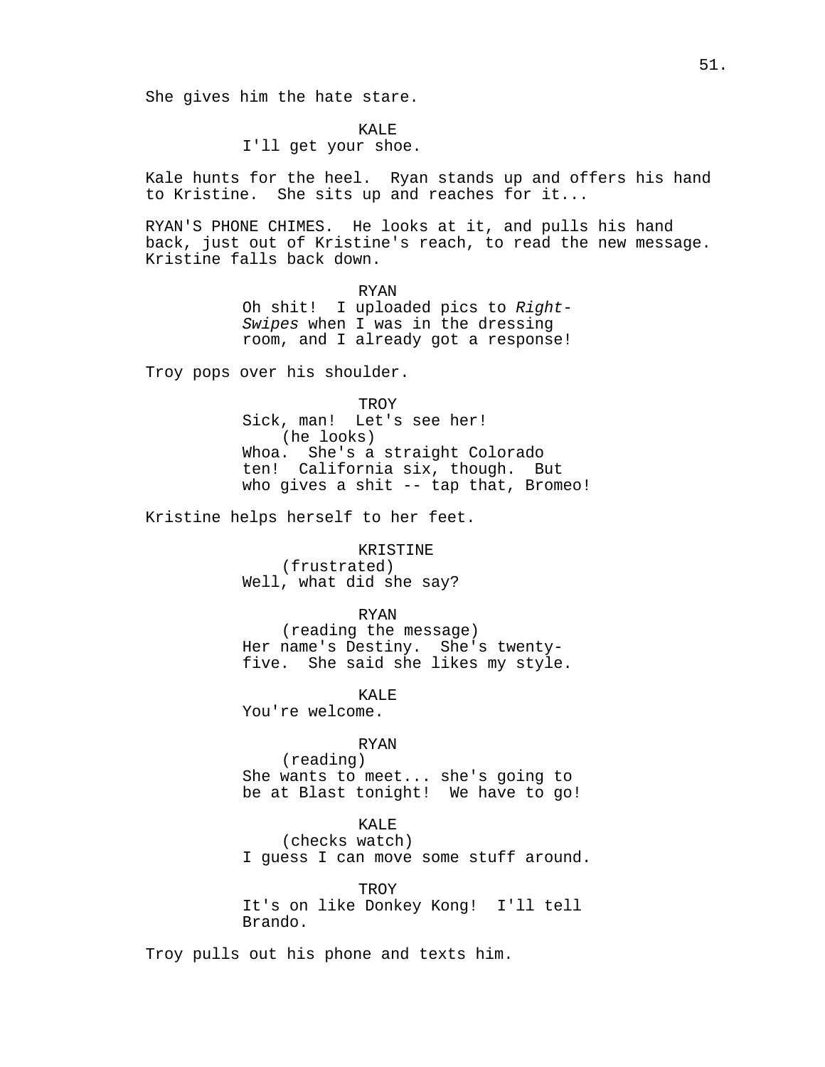She gives him the hate stare.

KALE
I'll get your shoe.

Kale hunts for the heel. Ryan stands up and offers his hand to Kristine. She sits up and reaches for it...

RYAN'S PHONE CHIMES. He looks at it, and pulls his hand back, just out of Kristine's reach, to read the new message. Kristine falls back down.

RYAN
Oh shit! I uploaded pics to *Right-Swipes* when I was in the dressing room, and I already got a response!

Troy pops over his shoulder.

TROY
Sick, man! Let's see her!
(he looks)
Whoa. She's a straight Colorado ten! California six, though. But who gives a shit -- tap that, Bromeo!

Kristine helps herself to her feet.

KRISTINE
(frustrated)
Well, what did she say?

RYAN
(reading the message)
Her name's Destiny. She's twenty-five. She said she likes my style.

KALE
You're welcome.

RYAN
(reading)
She wants to meet... she's going to be at Blast tonight! We have to go!

KALE
(checks watch)
I guess I can move some stuff around.

TROY
It's on like Donkey Kong! I'll tell Brando.

Troy pulls out his phone and texts him.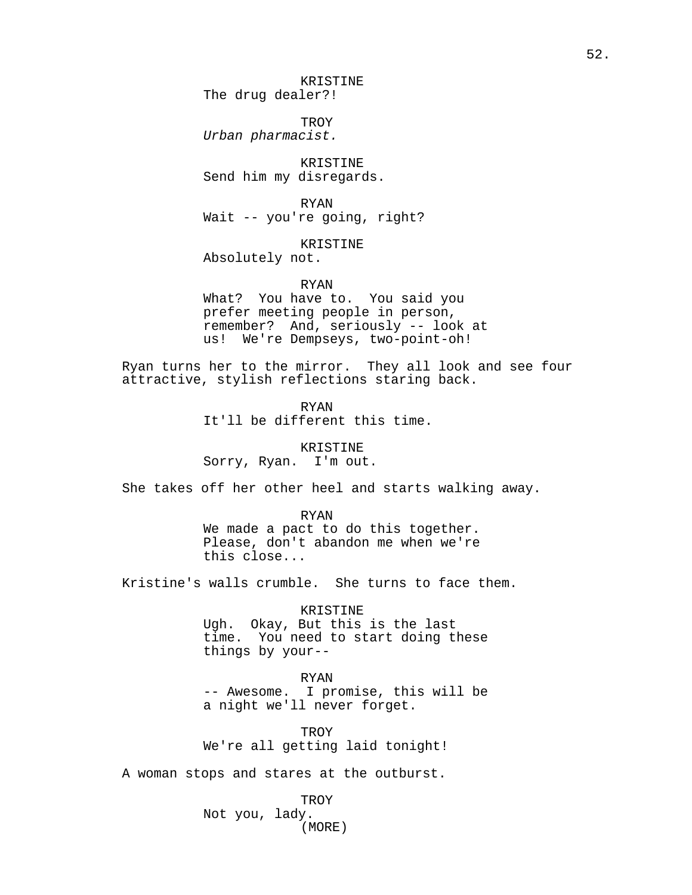KRISTINE
The drug dealer?!

TROY
*Urban pharmacist.*

KRISTINE
Send him my disregards.

RYAN
Wait -- you're going, right?

KRISTINE
Absolutely not.

RYAN
What?  You have to.  You said you prefer meeting people in person, remember?  And, seriously -- look at us!  We're Dempseys, two-point-oh!

Ryan turns her to the mirror.  They all look and see four attractive, stylish reflections staring back.

RYAN
It'll be different this time.

KRISTINE
Sorry, Ryan.  I'm out.

She takes off her other heel and starts walking away.

RYAN
We made a pact to do this together. Please, don't abandon me when we're this close...

Kristine's walls crumble.  She turns to face them.

KRISTINE
Ugh.  Okay, But this is the last time.  You need to start doing these things by your--

RYAN
-- Awesome.  I promise, this will be a night we'll never forget.

TROY
We're all getting laid tonight!

A woman stops and stares at the outburst.

TROY
Not you, lady.
(MORE)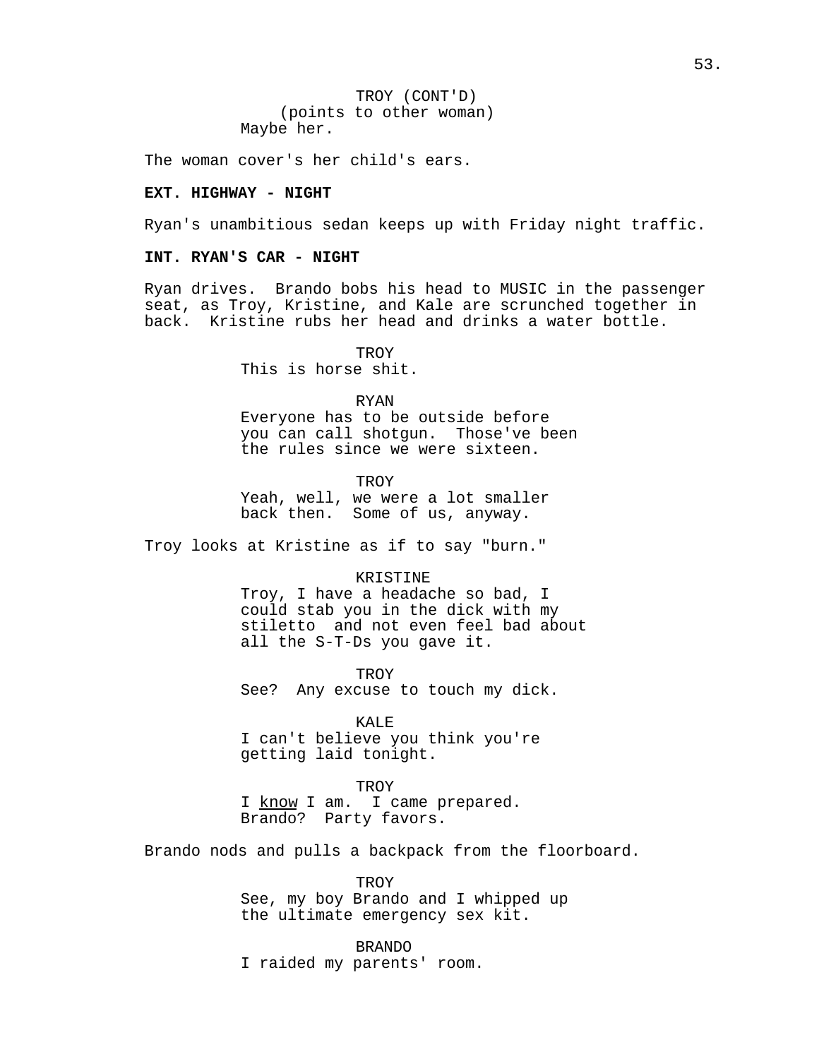TROY (CONT'D)
(points to other woman)
Maybe her.

The woman cover's her child's ears.

**EXT. HIGHWAY - NIGHT**

Ryan's unambitious sedan keeps up with Friday night traffic.

**INT. RYAN'S CAR - NIGHT**

Ryan drives. Brando bobs his head to MUSIC in the passenger seat, as Troy, Kristine, and Kale are scrunched together in back. Kristine rubs her head and drinks a water bottle.

TROY
This is horse shit.

RYAN
Everyone has to be outside before you can call shotgun. Those've been the rules since we were sixteen.

TROY
Yeah, well, we were a lot smaller back then. Some of us, anyway.

Troy looks at Kristine as if to say "burn."

KRISTINE
Troy, I have a headache so bad, I could stab you in the dick with my stiletto and not even feel bad about all the S-T-Ds you gave it.

TROY
See? Any excuse to touch my dick.

KALE
I can't believe you think you're getting laid tonight.

TROY
I <u>know</u> I am. I came prepared. Brando? Party favors.

Brando nods and pulls a backpack from the floorboard.

TROY
See, my boy Brando and I whipped up the ultimate emergency sex kit.

BRANDO
I raided my parents' room.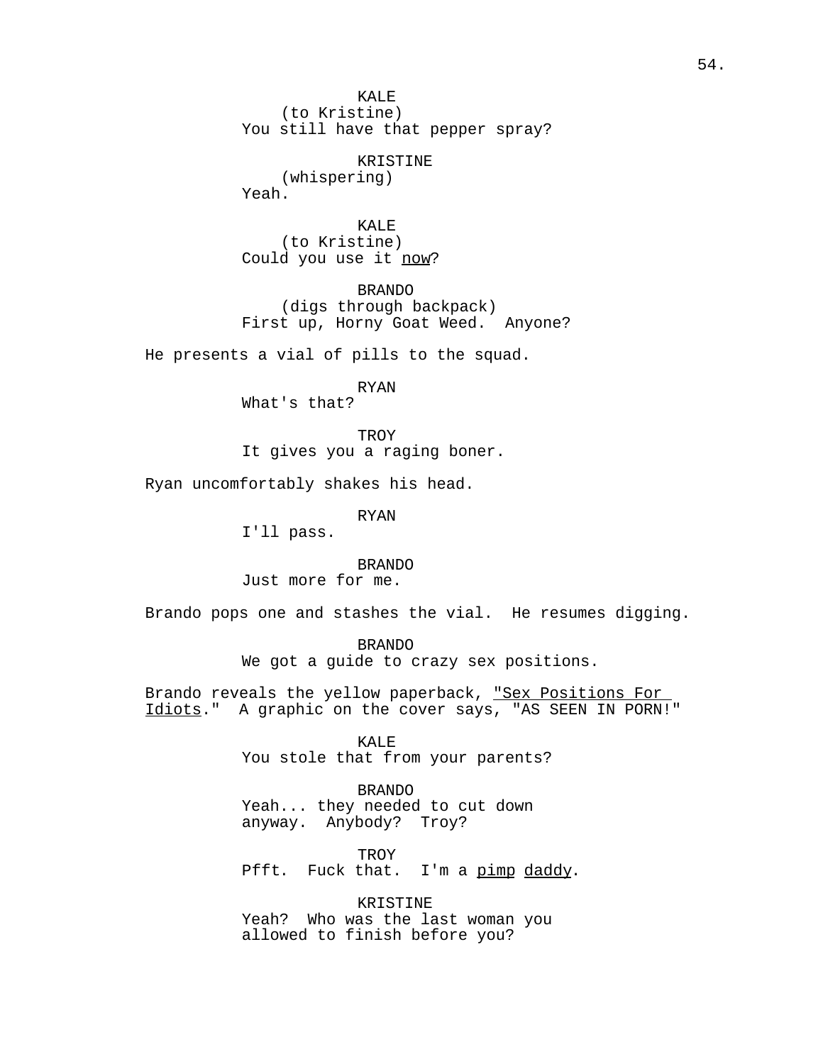KALE
(to Kristine)
You still have that pepper spray?

KRISTINE
(whispering)
Yeah.

KALE
(to Kristine)
Could you use it <u>now</u>?

BRANDO
(digs through backpack)
First up, Horny Goat Weed. Anyone?

He presents a vial of pills to the squad.

RYAN
What's that?

TROY
It gives you a raging boner.

Ryan uncomfortably shakes his head.

RYAN
I'll pass.

BRANDO
Just more for me.

Brando pops one and stashes the vial. He resumes digging.

BRANDO
We got a guide to crazy sex positions.

Brando reveals the yellow paperback, <u>"Sex Positions For Idiots</u>." A graphic on the cover says, "AS SEEN IN PORN!"

KALE
You stole that from your parents?

BRANDO
Yeah... they needed to cut down anyway. Anybody? Troy?

TROY
Pfft. Fuck that. I'm a <u>pimp</u> <u>daddy</u>.

KRISTINE
Yeah? Who was the last woman you allowed to finish before you?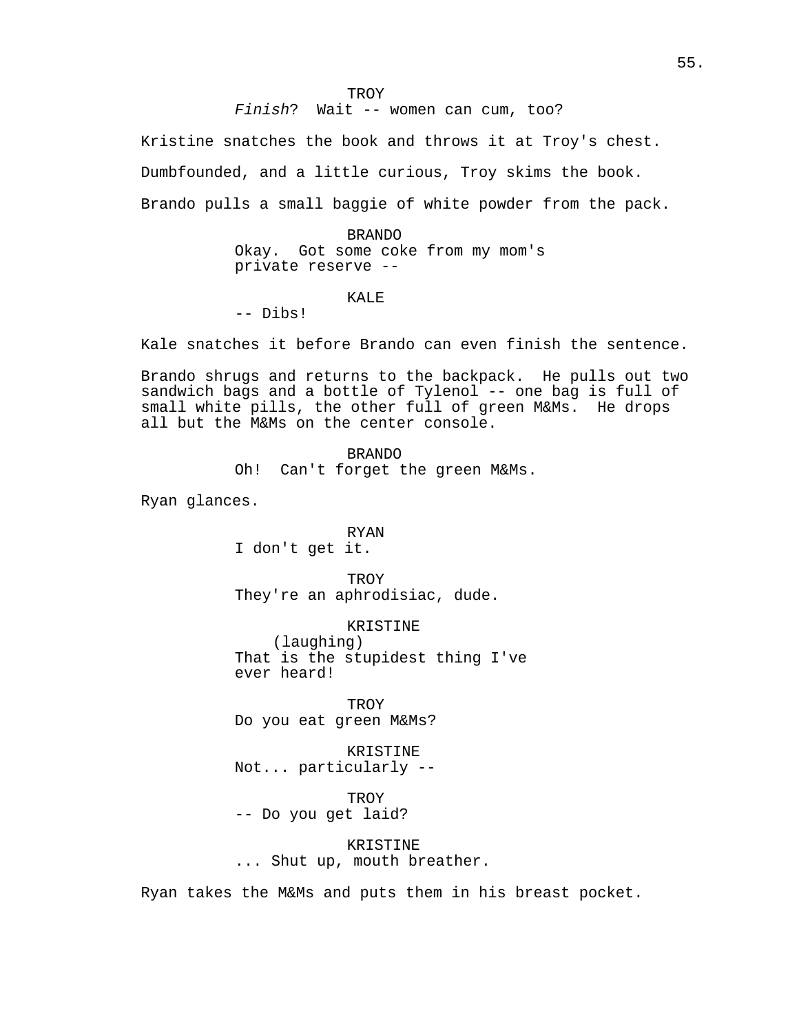TROY
*Finish*?  Wait -- women can cum, too?

Kristine snatches the book and throws it at Troy's chest.

Dumbfounded, and a little curious, Troy skims the book.

Brando pulls a small baggie of white powder from the pack.

BRANDO
Okay.  Got some coke from my mom's private reserve --

KALE
-- Dibs!

Kale snatches it before Brando can even finish the sentence.

Brando shrugs and returns to the backpack.  He pulls out two sandwich bags and a bottle of Tylenol -- one bag is full of small white pills, the other full of green M&Ms.  He drops all but the M&Ms on the center console.

BRANDO
Oh!  Can't forget the green M&Ms.

Ryan glances.

RYAN
I don't get it.

TROY
They're an aphrodisiac, dude.

KRISTINE
(laughing)
That is the stupidest thing I've ever heard!

TROY
Do you eat green M&Ms?

KRISTINE
Not... particularly --

TROY
-- Do you get laid?

KRISTINE
... Shut up, mouth breather.

Ryan takes the M&Ms and puts them in his breast pocket.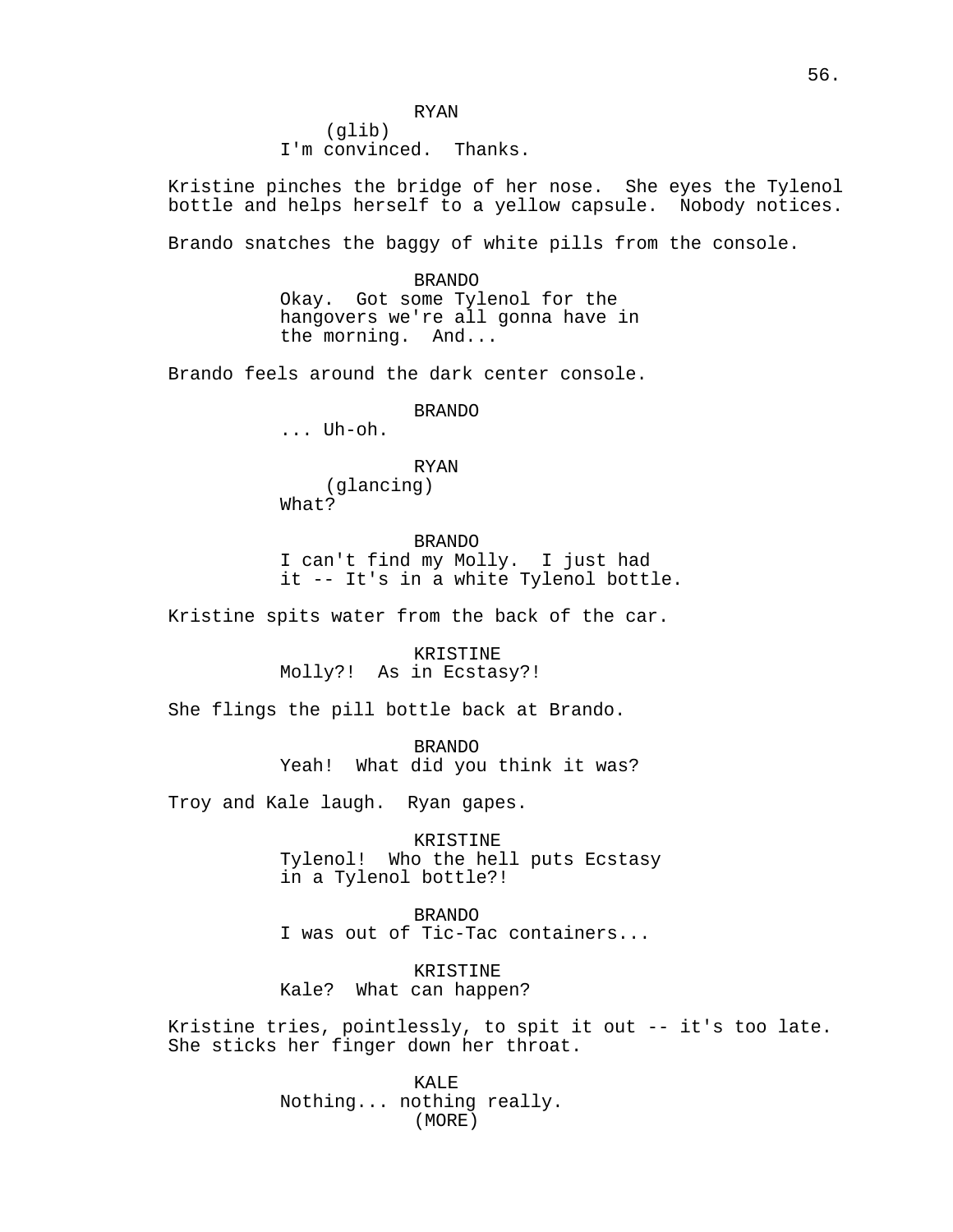RYAN
(glib)
I'm convinced. Thanks.

Kristine pinches the bridge of her nose. She eyes the Tylenol bottle and helps herself to a yellow capsule. Nobody notices.

Brando snatches the baggy of white pills from the console.

BRANDO
Okay. Got some Tylenol for the hangovers we're all gonna have in the morning. And...

Brando feels around the dark center console.

BRANDO
... Uh-oh.

RYAN
(glancing)
What?

BRANDO
I can't find my Molly. I just had it -- It's in a white Tylenol bottle.

Kristine spits water from the back of the car.

KRISTINE
Molly?! As in Ecstasy?!

She flings the pill bottle back at Brando.

BRANDO
Yeah! What did you think it was?

Troy and Kale laugh. Ryan gapes.

KRISTINE
Tylenol! Who the hell puts Ecstasy in a Tylenol bottle?!

BRANDO
I was out of Tic-Tac containers...

KRISTINE
Kale? What can happen?

Kristine tries, pointlessly, to spit it out -- it's too late. She sticks her finger down her throat.

KALE
Nothing... nothing really.
(MORE)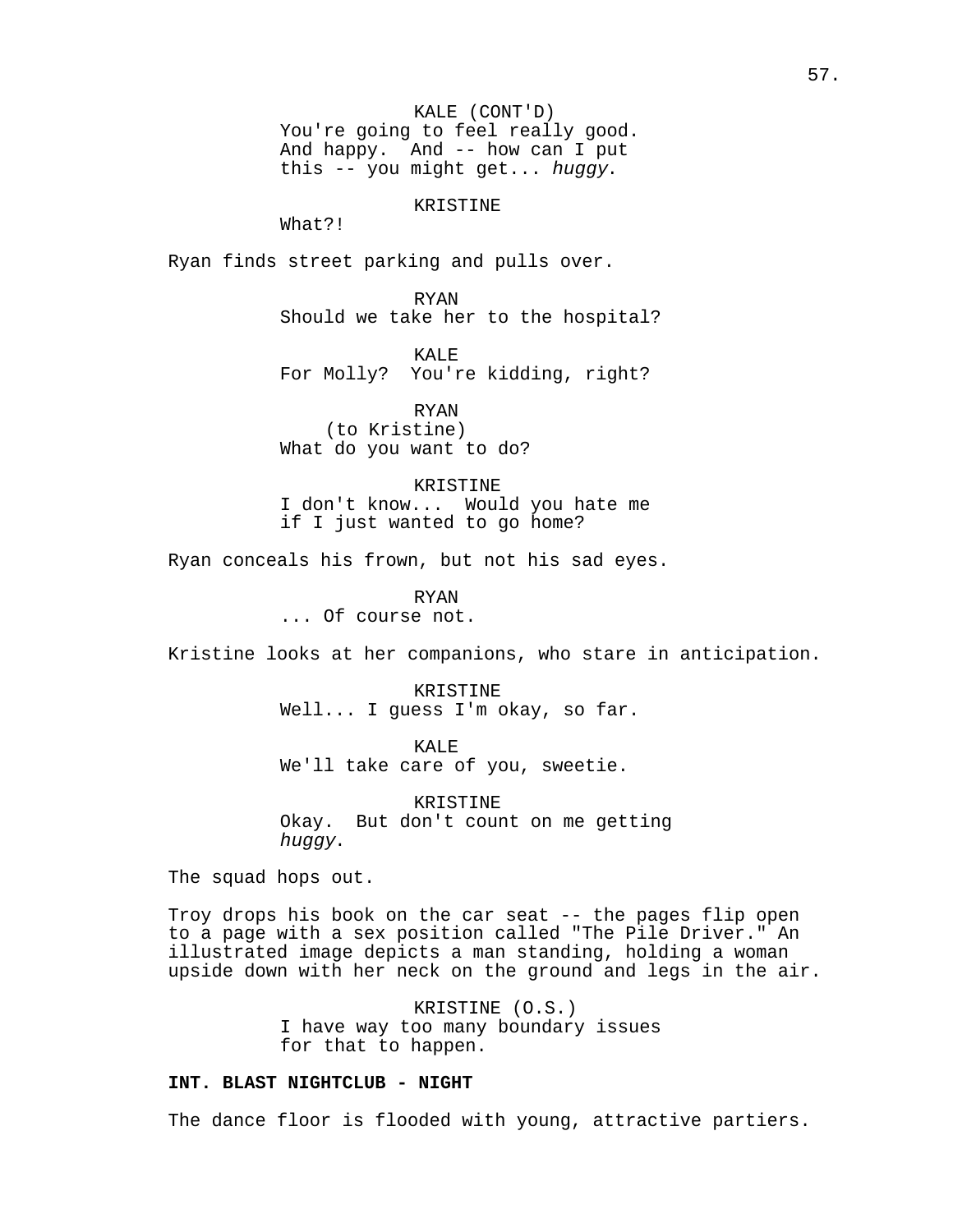KALE (CONT'D)
You're going to feel really good. And happy. And -- how can I put this -- you might get... *huggy*.

KRISTINE
What?!

Ryan finds street parking and pulls over.

RYAN
Should we take her to the hospital?

KALE
For Molly? You're kidding, right?

RYAN
(to Kristine)
What do you want to do?

KRISTINE
I don't know... Would you hate me if I just wanted to go home?

Ryan conceals his frown, but not his sad eyes.

RYAN
... Of course not.

Kristine looks at her companions, who stare in anticipation.

KRISTINE
Well... I guess I'm okay, so far.

KALE
We'll take care of you, sweetie.

KRISTINE
Okay. But don't count on me getting *huggy*.

The squad hops out.

Troy drops his book on the car seat -- the pages flip open to a page with a sex position called "The Pile Driver." An illustrated image depicts a man standing, holding a woman upside down with her neck on the ground and legs in the air.

KRISTINE (O.S.)
I have way too many boundary issues for that to happen.

**INT. BLAST NIGHTCLUB - NIGHT**

The dance floor is flooded with young, attractive partiers.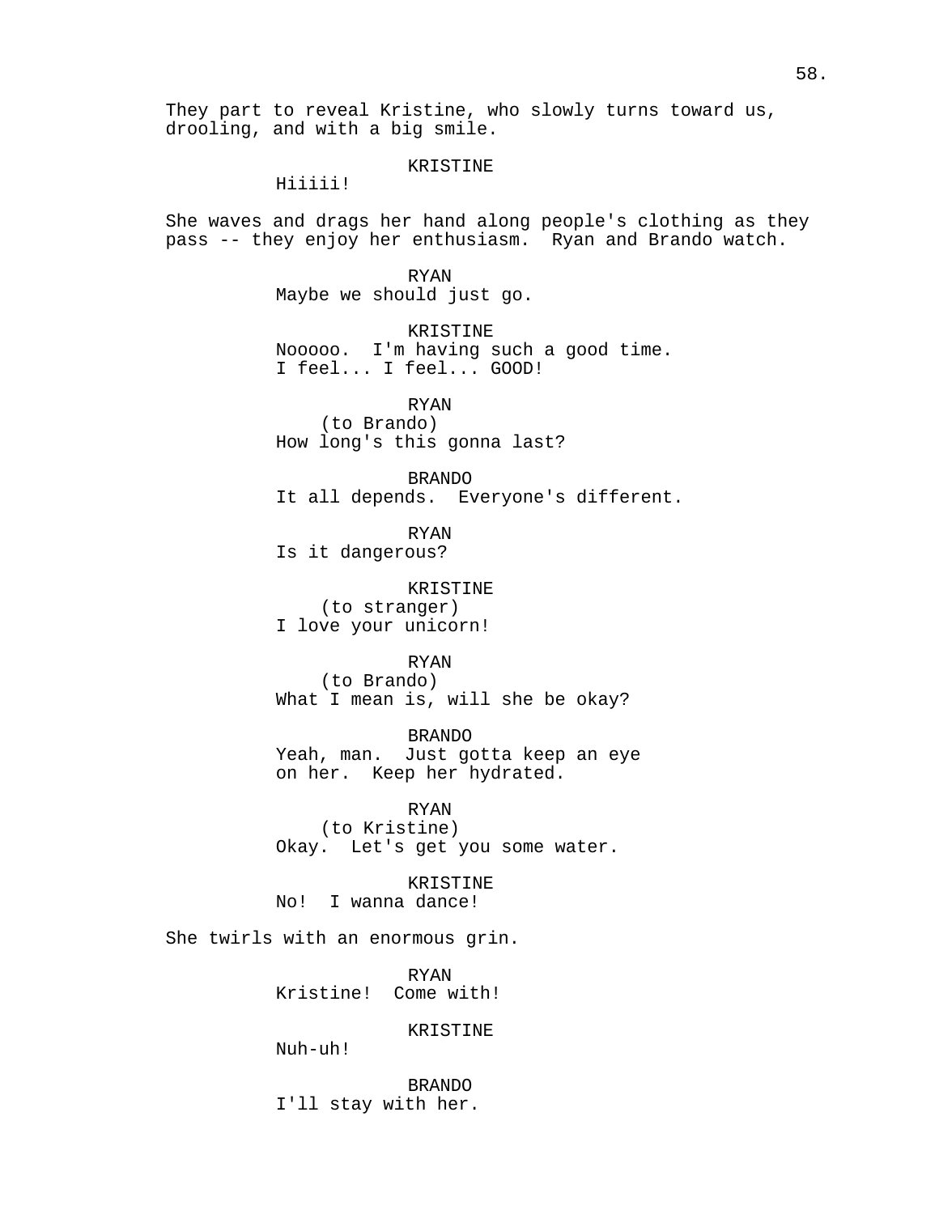They part to reveal Kristine, who slowly turns toward us, drooling, and with a big smile.

KRISTINE
Hiiiii!

She waves and drags her hand along people's clothing as they pass -- they enjoy her enthusiasm. Ryan and Brando watch.

RYAN
Maybe we should just go.

KRISTINE
Nooooo. I'm having such a good time. I feel... I feel... GOOD!

RYAN
(to Brando)
How long's this gonna last?

BRANDO
It all depends. Everyone's different.

RYAN
Is it dangerous?

KRISTINE
(to stranger)
I love your unicorn!

RYAN
(to Brando)
What I mean is, will she be okay?

BRANDO
Yeah, man. Just gotta keep an eye on her. Keep her hydrated.

RYAN
(to Kristine)
Okay. Let's get you some water.

KRISTINE
No! I wanna dance!

She twirls with an enormous grin.

RYAN
Kristine! Come with!

KRISTINE
Nuh-uh!

BRANDO
I'll stay with her.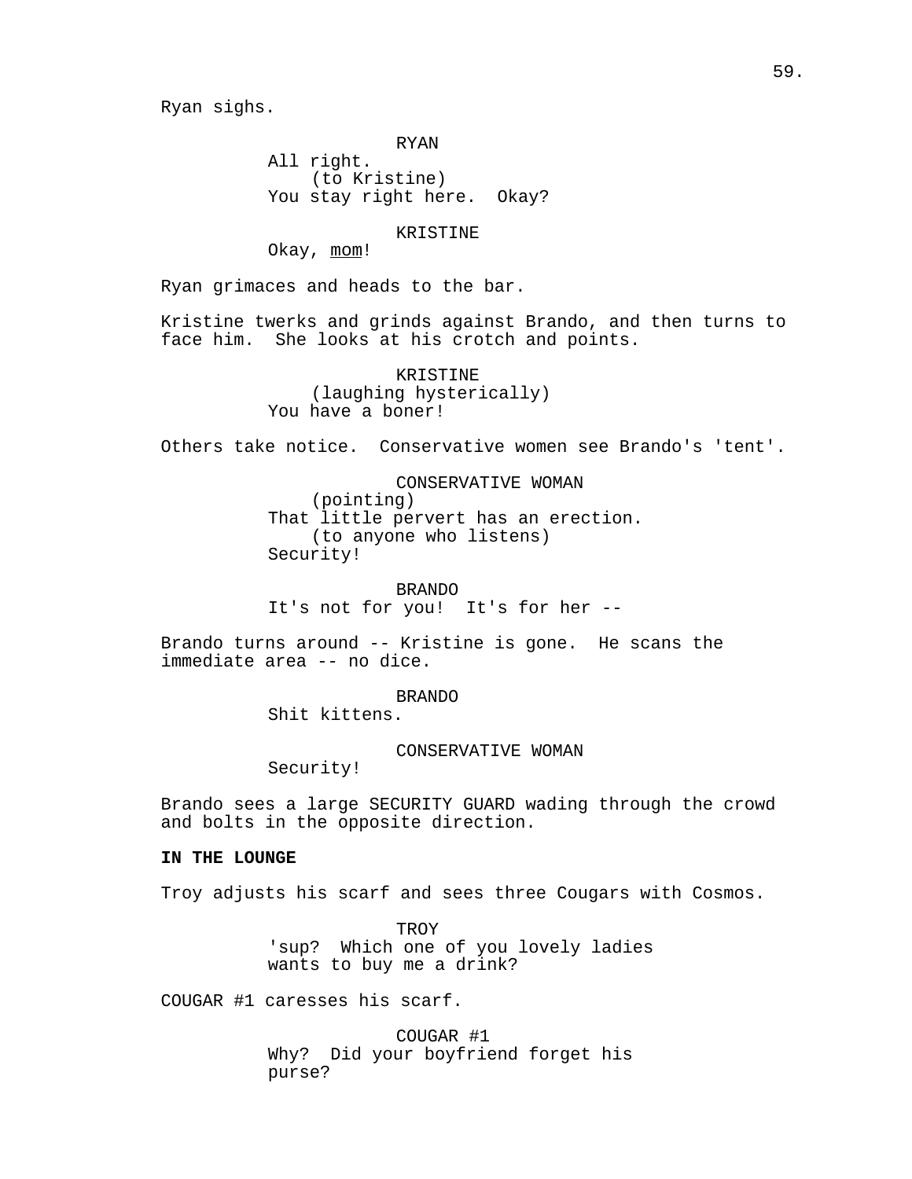Ryan sighs.

RYAN
All right.
(to Kristine)
You stay right here. Okay?

KRISTINE
Okay, <u>mom</u>!

Ryan grimaces and heads to the bar.

Kristine twerks and grinds against Brando, and then turns to face him. She looks at his crotch and points.

KRISTINE
(laughing hysterically)
You have a boner!

Others take notice. Conservative women see Brando's 'tent'.

CONSERVATIVE WOMAN
(pointing)
That little pervert has an erection.
(to anyone who listens)
Security!

BRANDO
It's not for you! It's for her --

Brando turns around -- Kristine is gone. He scans the immediate area -- no dice.

BRANDO
Shit kittens.

CONSERVATIVE WOMAN
Security!

Brando sees a large SECURITY GUARD wading through the crowd and bolts in the opposite direction.

**IN THE LOUNGE**

Troy adjusts his scarf and sees three Cougars with Cosmos.

TROY
'sup? Which one of you lovely ladies wants to buy me a drink?

COUGAR #1 caresses his scarf.

COUGAR #1
Why? Did your boyfriend forget his purse?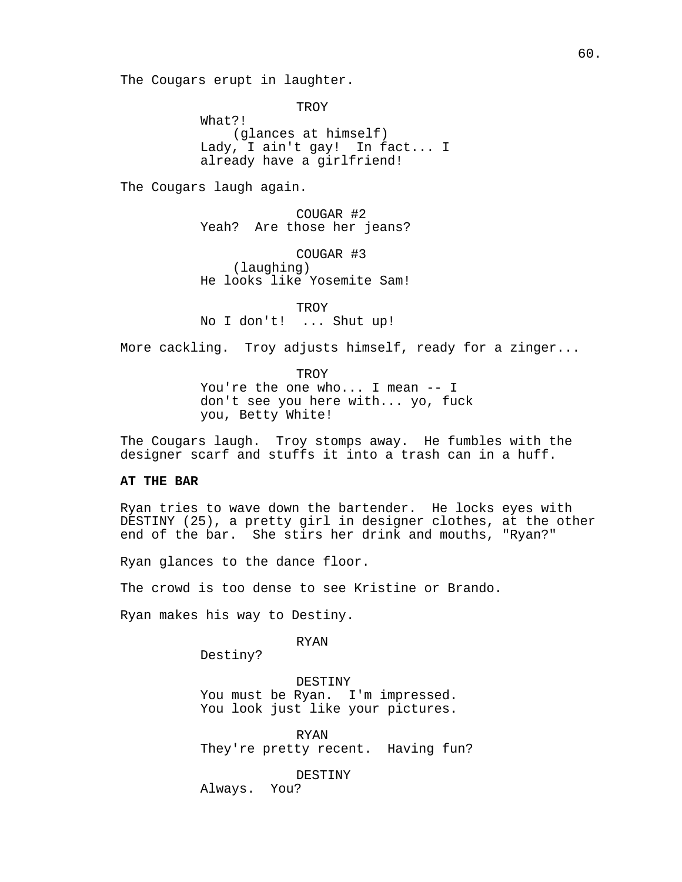The Cougars erupt in laughter.

TROY
What?!
(glances at himself)
Lady, I ain't gay! In fact... I already have a girlfriend!

The Cougars laugh again.

COUGAR #2
Yeah? Are those her jeans?

COUGAR #3
(laughing)
He looks like Yosemite Sam!

TROY
No I don't! ... Shut up!

More cackling. Troy adjusts himself, ready for a zinger...

TROY
You're the one who... I mean -- I don't see you here with... yo, fuck you, Betty White!

The Cougars laugh. Troy stomps away. He fumbles with the designer scarf and stuffs it into a trash can in a huff.

**AT THE BAR**

Ryan tries to wave down the bartender. He locks eyes with DESTINY (25), a pretty girl in designer clothes, at the other end of the bar. She stirs her drink and mouths, "Ryan?"

Ryan glances to the dance floor.

The crowd is too dense to see Kristine or Brando.

Ryan makes his way to Destiny.

RYAN
Destiny?

DESTINY
You must be Ryan. I'm impressed. You look just like your pictures.

RYAN
They're pretty recent. Having fun?

DESTINY
Always. You?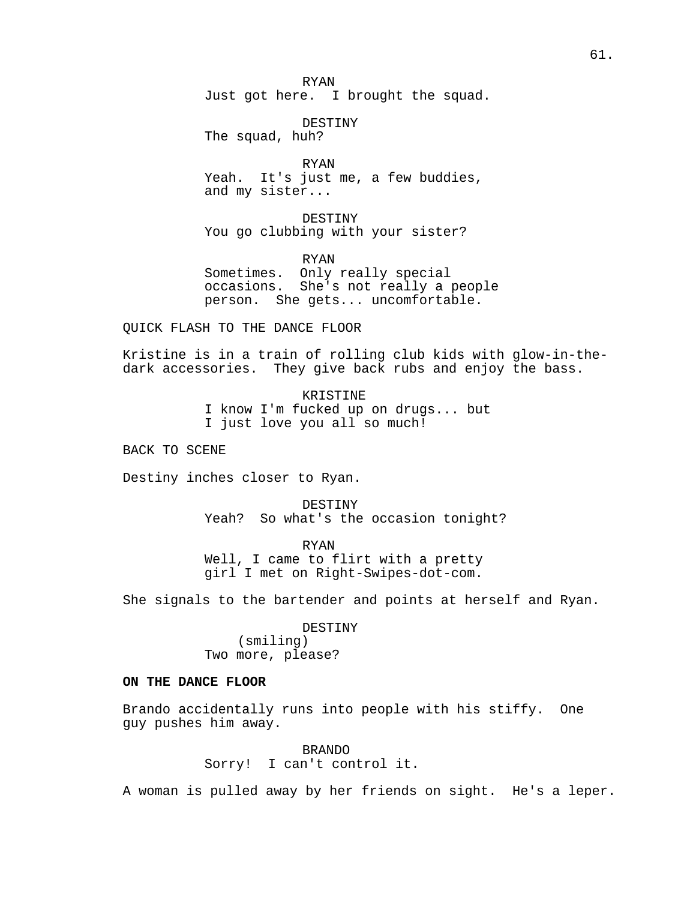RYAN
Just got here.  I brought the squad.

DESTINY
The squad, huh?

RYAN
Yeah.  It's just me, a few buddies, and my sister...

DESTINY
You go clubbing with your sister?

RYAN
Sometimes.  Only really special occasions.  She's not really a people person.  She gets... uncomfortable.

QUICK FLASH TO THE DANCE FLOOR

Kristine is in a train of rolling club kids with glow-in-the-dark accessories.  They give back rubs and enjoy the bass.

KRISTINE
I know I'm fucked up on drugs... but I just love you all so much!

BACK TO SCENE

Destiny inches closer to Ryan.

DESTINY
Yeah?  So what's the occasion tonight?

RYAN
Well, I came to flirt with a pretty girl I met on Right-Swipes-dot-com.

She signals to the bartender and points at herself and Ryan.

DESTINY
(smiling)
Two more, please?

**ON THE DANCE FLOOR**

Brando accidentally runs into people with his stiffy.  One guy pushes him away.

BRANDO
Sorry!  I can't control it.

A woman is pulled away by her friends on sight.  He's a leper.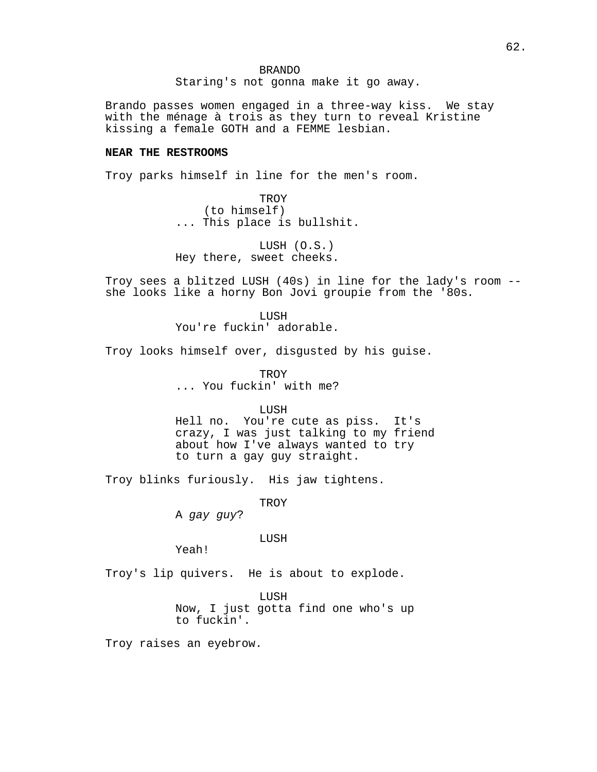BRANDO
Staring's not gonna make it go away.

Brando passes women engaged in a three-way kiss. We stay with the ménage à trois as they turn to reveal Kristine kissing a female GOTH and a FEMME lesbian.

**NEAR THE RESTROOMS**

Troy parks himself in line for the men's room.

TROY
(to himself)
... This place is bullshit.

LUSH (O.S.)
Hey there, sweet cheeks.

Troy sees a blitzed LUSH (40s) in line for the lady's room -- she looks like a horny Bon Jovi groupie from the '80s.

LUSH
You're fuckin' adorable.

Troy looks himself over, disgusted by his guise.

TROY
... You fuckin' with me?

LUSH
Hell no. You're cute as piss. It's crazy, I was just talking to my friend about how I've always wanted to try to turn a gay guy straight.

Troy blinks furiously. His jaw tightens.

TROY
A *gay guy*?

LUSH
Yeah!

Troy's lip quivers. He is about to explode.

LUSH
Now, I just gotta find one who's up to fuckin'.

Troy raises an eyebrow.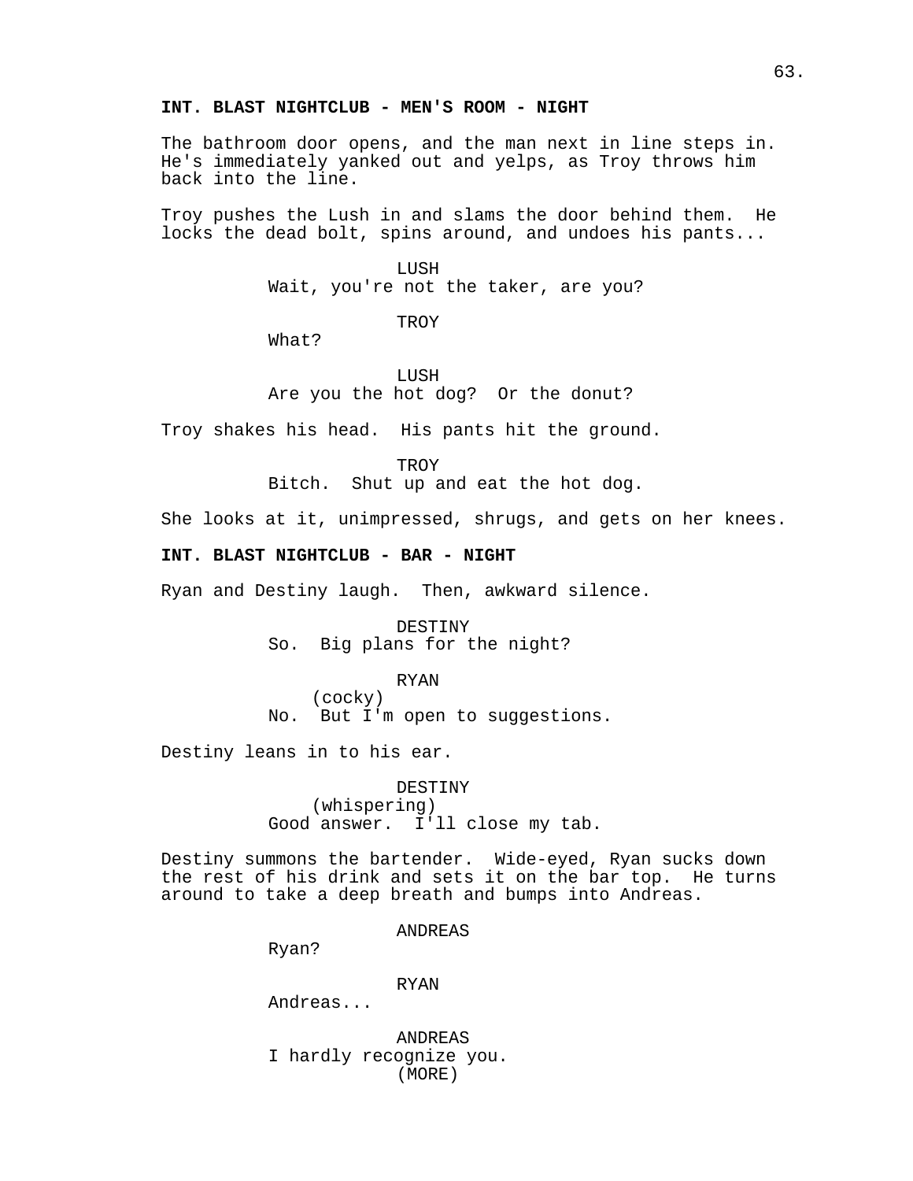**INT. BLAST NIGHTCLUB - MEN'S ROOM - NIGHT**

The bathroom door opens, and the man next in line steps in. He's immediately yanked out and yelps, as Troy throws him back into the line.

Troy pushes the Lush in and slams the door behind them. He locks the dead bolt, spins around, and undoes his pants...

LUSH
Wait, you're not the taker, are you?

TROY
What?

LUSH
Are you the hot dog? Or the donut?

Troy shakes his head. His pants hit the ground.

TROY
Bitch. Shut up and eat the hot dog.

She looks at it, unimpressed, shrugs, and gets on her knees.

**INT. BLAST NIGHTCLUB - BAR - NIGHT**

Ryan and Destiny laugh. Then, awkward silence.

DESTINY
So. Big plans for the night?

RYAN
(cocky)
No. But I'm open to suggestions.

Destiny leans in to his ear.

DESTINY
(whispering)
Good answer. I'll close my tab.

Destiny summons the bartender. Wide-eyed, Ryan sucks down the rest of his drink and sets it on the bar top. He turns around to take a deep breath and bumps into Andreas.

ANDREAS
Ryan?

RYAN
Andreas...

ANDREAS
I hardly recognize you.
(MORE)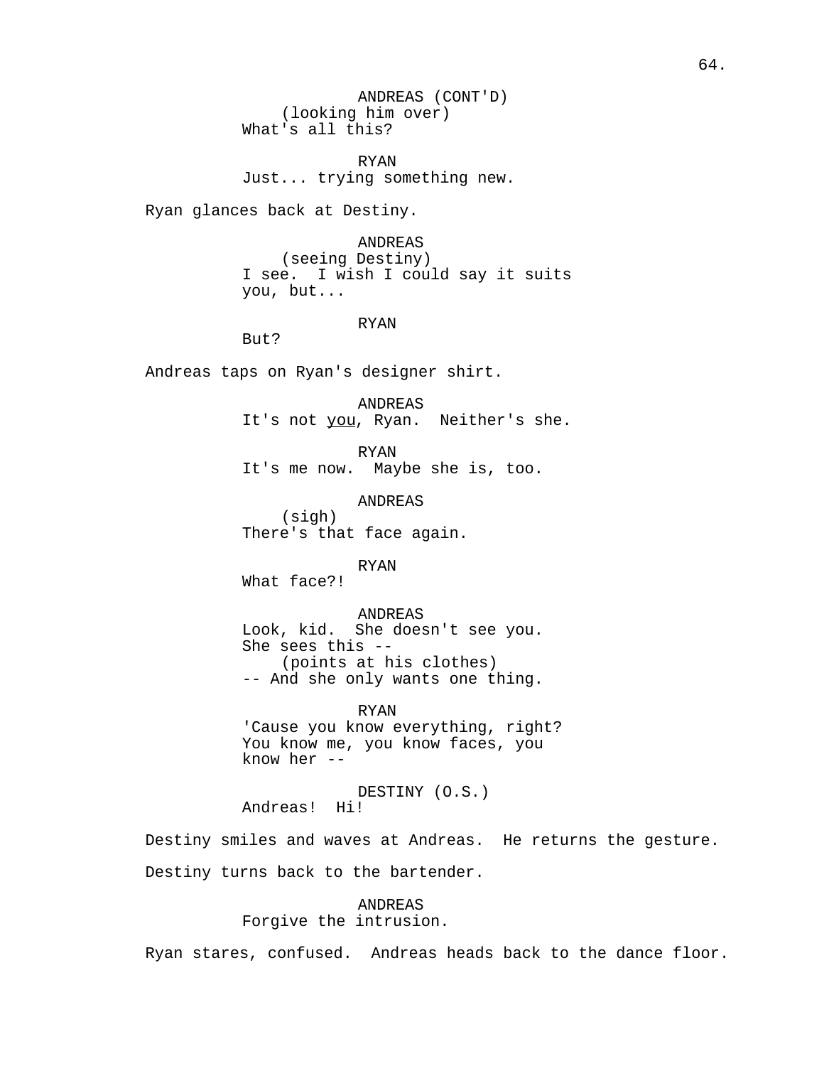ANDREAS (CONT'D)
(looking him over)
What's all this?

RYAN
Just... trying something new.

Ryan glances back at Destiny.

ANDREAS
(seeing Destiny)
I see. I wish I could say it suits you, but...

RYAN
But?

Andreas taps on Ryan's designer shirt.

ANDREAS
It's not <u>you</u>, Ryan. Neither's she.

RYAN
It's me now. Maybe she is, too.

ANDREAS
(sigh)
There's that face again.

RYAN
What face?!

ANDREAS
Look, kid. She doesn't see you. She sees this --
(points at his clothes)
-- And she only wants one thing.

RYAN
'Cause you know everything, right? You know me, you know faces, you know her --

DESTINY (O.S.)
Andreas! Hi!

Destiny smiles and waves at Andreas. He returns the gesture.

Destiny turns back to the bartender.

ANDREAS
Forgive the intrusion.

Ryan stares, confused. Andreas heads back to the dance floor.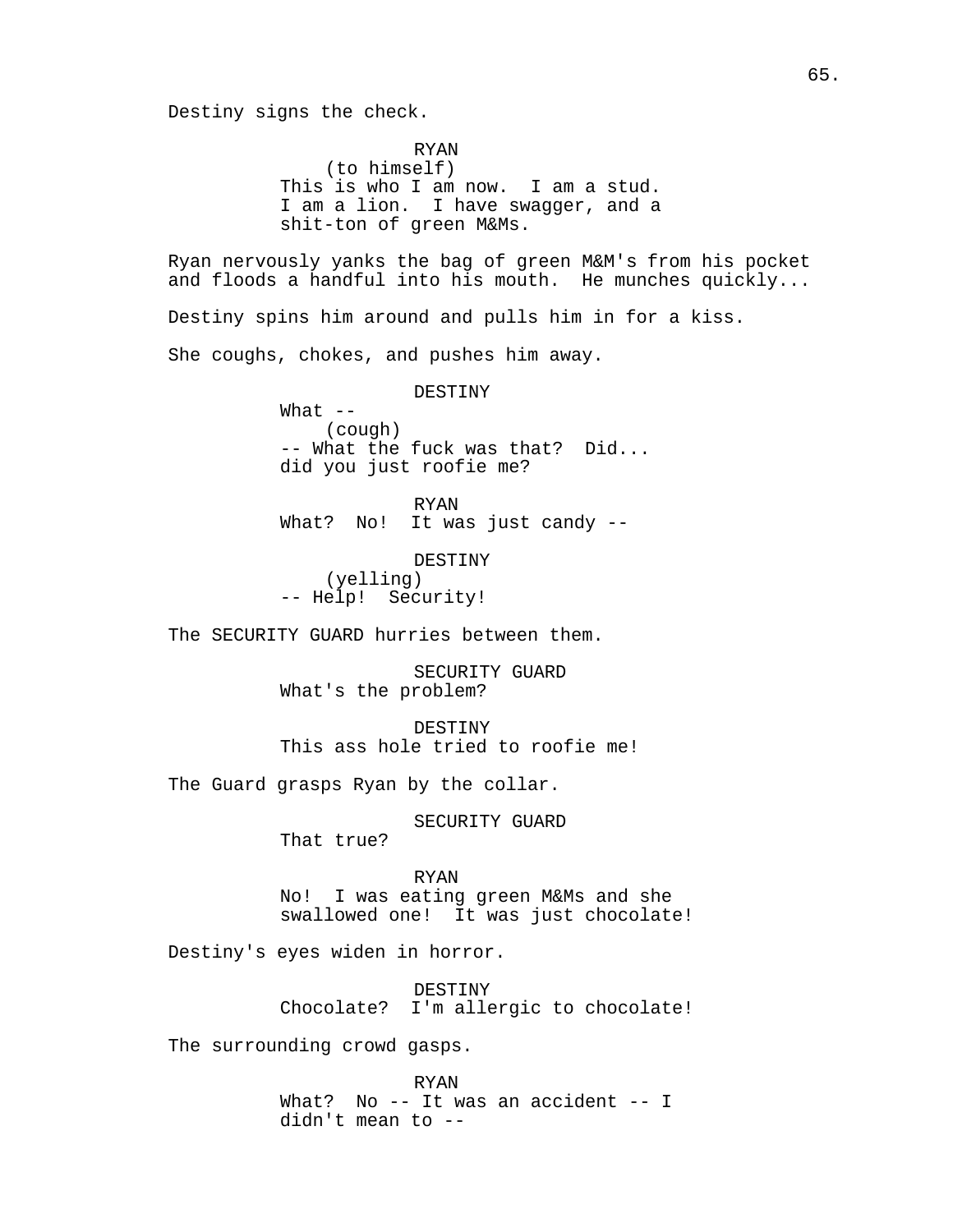Destiny signs the check.

RYAN
(to himself)
This is who I am now. I am a stud. I am a lion. I have swagger, and a shit-ton of green M&Ms.

Ryan nervously yanks the bag of green M&M's from his pocket and floods a handful into his mouth. He munches quickly...

Destiny spins him around and pulls him in for a kiss.

She coughs, chokes, and pushes him away.

DESTINY
What --
(cough)
-- What the fuck was that? Did... did you just roofie me?

RYAN
What? No! It was just candy --

DESTINY
(yelling)
-- Help! Security!

The SECURITY GUARD hurries between them.

SECURITY GUARD
What's the problem?

DESTINY
This ass hole tried to roofie me!

The Guard grasps Ryan by the collar.

SECURITY GUARD
That true?

RYAN
No! I was eating green M&Ms and she swallowed one! It was just chocolate!

Destiny's eyes widen in horror.

DESTINY
Chocolate? I'm allergic to chocolate!

The surrounding crowd gasps.

RYAN
What? No -- It was an accident -- I didn't mean to --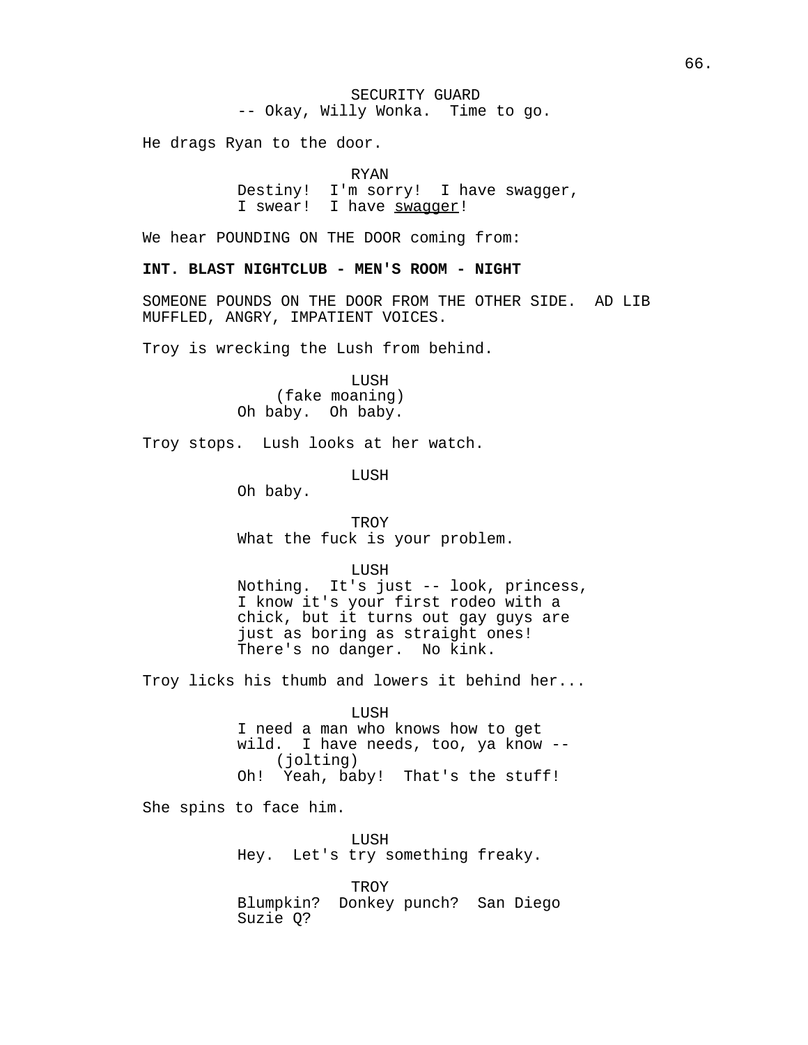SECURITY GUARD
-- Okay, Willy Wonka.  Time to go.

He drags Ryan to the door.

RYAN
Destiny!  I'm sorry!  I have swagger, I swear!  I have <u>swagger</u>!

We hear POUNDING ON THE DOOR coming from:

**INT. BLAST NIGHTCLUB - MEN'S ROOM - NIGHT**

SOMEONE POUNDS ON THE DOOR FROM THE OTHER SIDE.  AD LIB MUFFLED, ANGRY, IMPATIENT VOICES.

Troy is wrecking the Lush from behind.

LUSH
(fake moaning)
Oh baby.  Oh baby.

Troy stops.  Lush looks at her watch.

LUSH
Oh baby.

TROY
What the fuck is your problem.

LUSH
Nothing.  It's just -- look, princess, I know it's your first rodeo with a chick, but it turns out gay guys are just as boring as straight ones!  There's no danger.  No kink.

Troy licks his thumb and lowers it behind her...

LUSH
I need a man who knows how to get wild.  I have needs, too, ya know --
(jolting)
Oh!  Yeah, baby!  That's the stuff!

She spins to face him.

LUSH
Hey.  Let's try something freaky.

TROY
Blumpkin?  Donkey punch?  San Diego Suzie Q?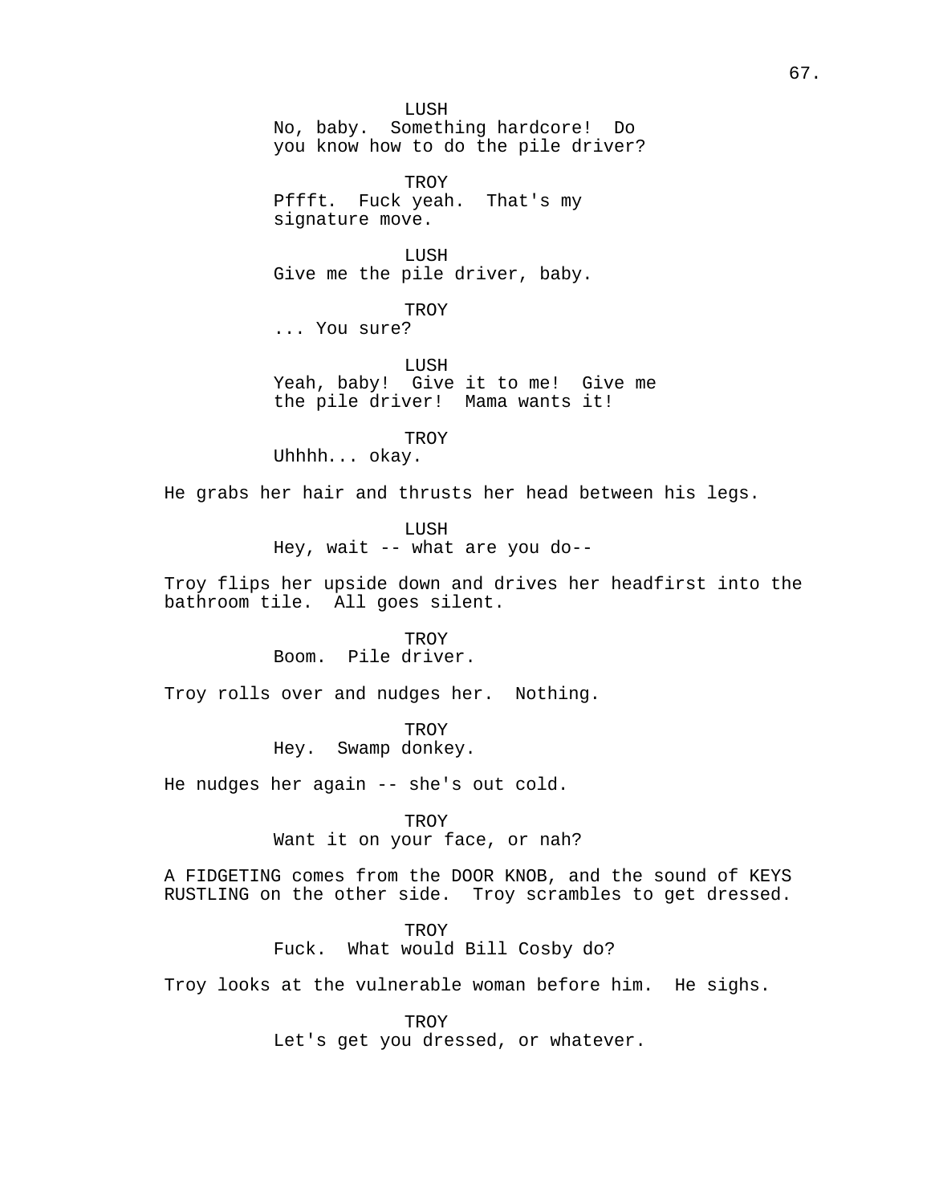LUSH
No, baby. Something hardcore! Do you know how to do the pile driver?

TROY
Pfffft. Fuck yeah. That's my signature move.

LUSH
Give me the pile driver, baby.

TROY
... You sure?

LUSH
Yeah, baby! Give it to me! Give me the pile driver! Mama wants it!

TROY
Uhhhh... okay.

He grabs her hair and thrusts her head between his legs.

LUSH
Hey, wait -- what are you do--

Troy flips her upside down and drives her headfirst into the bathroom tile. All goes silent.

TROY
Boom. Pile driver.

Troy rolls over and nudges her. Nothing.

TROY
Hey. Swamp donkey.

He nudges her again -- she's out cold.

TROY
Want it on your face, or nah?

A FIDGETING comes from the DOOR KNOB, and the sound of KEYS RUSTLING on the other side. Troy scrambles to get dressed.

TROY
Fuck. What would Bill Cosby do?

Troy looks at the vulnerable woman before him. He sighs.

TROY
Let's get you dressed, or whatever.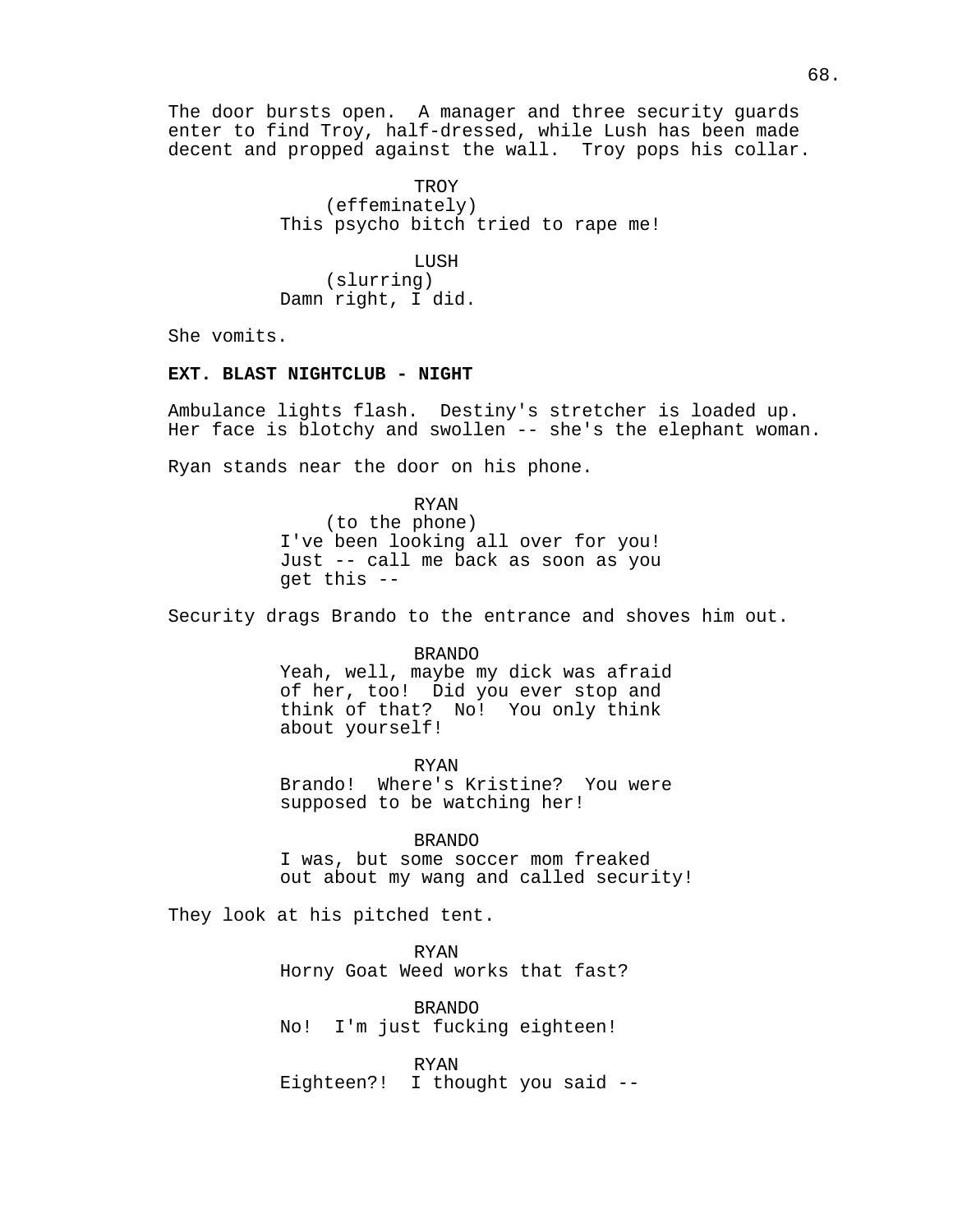The door bursts open. A manager and three security guards enter to find Troy, half-dressed, while Lush has been made decent and propped against the wall. Troy pops his collar.

TROY
(effeminately)
This psycho bitch tried to rape me!

LUSH
(slurring)
Damn right, I did.

She vomits.

**EXT. BLAST NIGHTCLUB - NIGHT**

Ambulance lights flash. Destiny's stretcher is loaded up. Her face is blotchy and swollen -- she's the elephant woman.

Ryan stands near the door on his phone.

RYAN
(to the phone)
I've been looking all over for you! Just -- call me back as soon as you get this --

Security drags Brando to the entrance and shoves him out.

BRANDO
Yeah, well, maybe my dick was afraid of her, too! Did you ever stop and think of that? No! You only think about yourself!

RYAN
Brando! Where's Kristine? You were supposed to be watching her!

BRANDO
I was, but some soccer mom freaked out about my wang and called security!

They look at his pitched tent.

RYAN
Horny Goat Weed works that fast?

BRANDO
No! I'm just fucking eighteen!

RYAN
Eighteen?! I thought you said --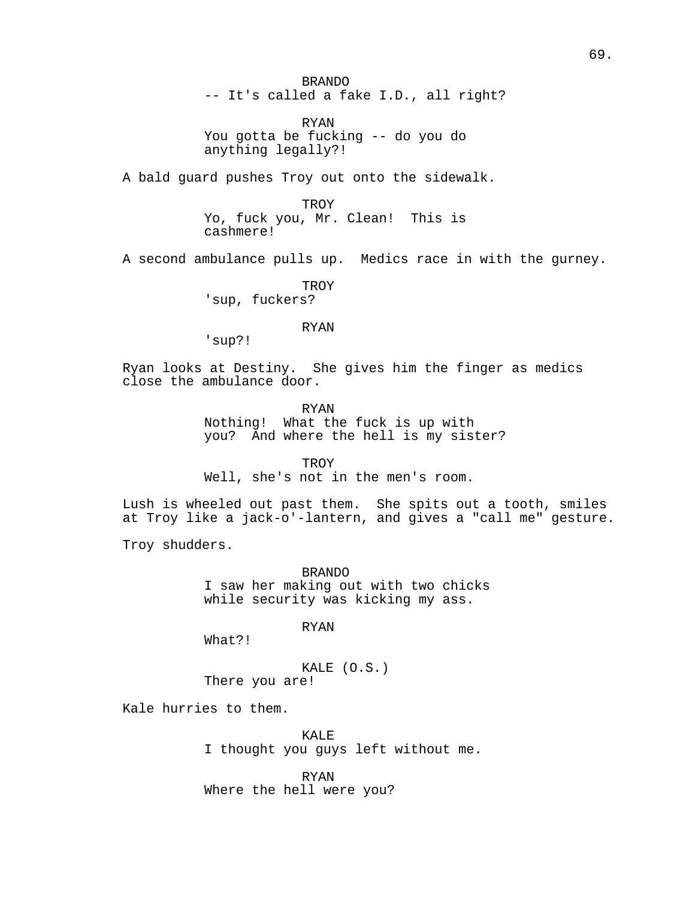BRANDO
-- It's called a fake I.D., all right?

RYAN
You gotta be fucking -- do you do anything legally?!

A bald guard pushes Troy out onto the sidewalk.

TROY
Yo, fuck you, Mr. Clean! This is cashmere!

A second ambulance pulls up. Medics race in with the gurney.

TROY
'sup, fuckers?

RYAN
'sup?!

Ryan looks at Destiny. She gives him the finger as medics close the ambulance door.

RYAN
Nothing! What the fuck is up with you? And where the hell is my sister?

TROY
Well, she's not in the men's room.

Lush is wheeled out past them. She spits out a tooth, smiles at Troy like a jack-o'-lantern, and gives a "call me" gesture.

Troy shudders.

BRANDO
I saw her making out with two chicks while security was kicking my ass.

RYAN
What?!

KALE (O.S.)
There you are!

Kale hurries to them.

KALE
I thought you guys left without me.

RYAN
Where the hell were you?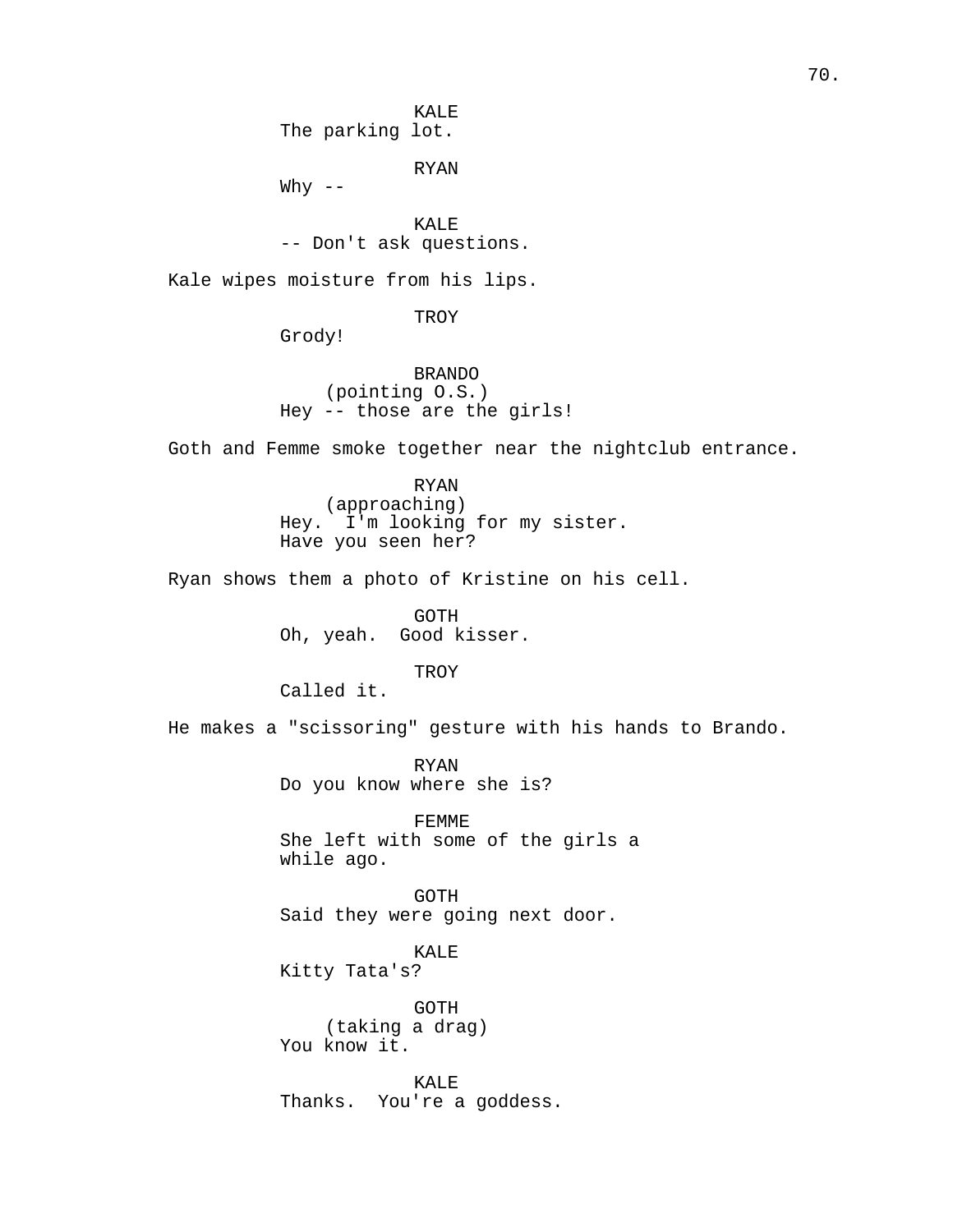KALE
The parking lot.

RYAN
Why --

KALE
-- Don't ask questions.

Kale wipes moisture from his lips.

TROY
Grody!

BRANDO
(pointing O.S.)
Hey -- those are the girls!

Goth and Femme smoke together near the nightclub entrance.

RYAN
(approaching)
Hey. I'm looking for my sister.
Have you seen her?

Ryan shows them a photo of Kristine on his cell.

GOTH
Oh, yeah. Good kisser.

TROY
Called it.

He makes a "scissoring" gesture with his hands to Brando.

RYAN
Do you know where she is?

FEMME
She left with some of the girls a
while ago.

GOTH
Said they were going next door.

KALE
Kitty Tata's?

GOTH
(taking a drag)
You know it.

KALE
Thanks. You're a goddess.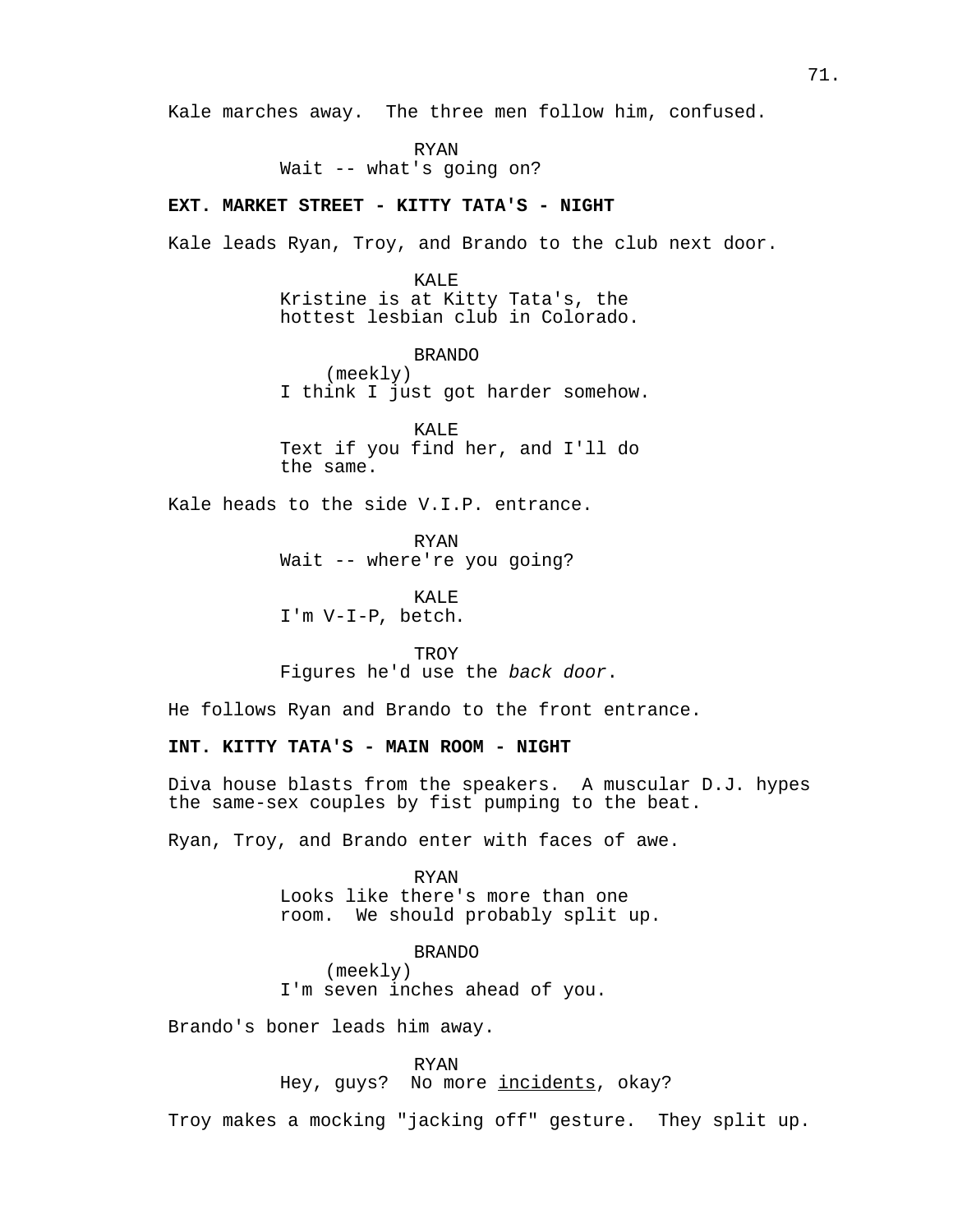Kale marches away. The three men follow him, confused.

RYAN
Wait -- what's going on?

**EXT. MARKET STREET - KITTY TATA'S - NIGHT**

Kale leads Ryan, Troy, and Brando to the club next door.

KALE
Kristine is at Kitty Tata's, the hottest lesbian club in Colorado.

BRANDO
(meekly)
I think I just got harder somehow.

KALE
Text if you find her, and I'll do the same.

Kale heads to the side V.I.P. entrance.

RYAN
Wait -- where're you going?

KALE
I'm V-I-P, betch.

TROY
Figures he'd use the *back door*.

He follows Ryan and Brando to the front entrance.

**INT. KITTY TATA'S - MAIN ROOM - NIGHT**

Diva house blasts from the speakers. A muscular D.J. hypes the same-sex couples by fist pumping to the beat.

Ryan, Troy, and Brando enter with faces of awe.

RYAN
Looks like there's more than one room. We should probably split up.

BRANDO
(meekly)
I'm seven inches ahead of you.

Brando's boner leads him away.

RYAN
Hey, guys? No more <u>incidents</u>, okay?

Troy makes a mocking "jacking off" gesture. They split up.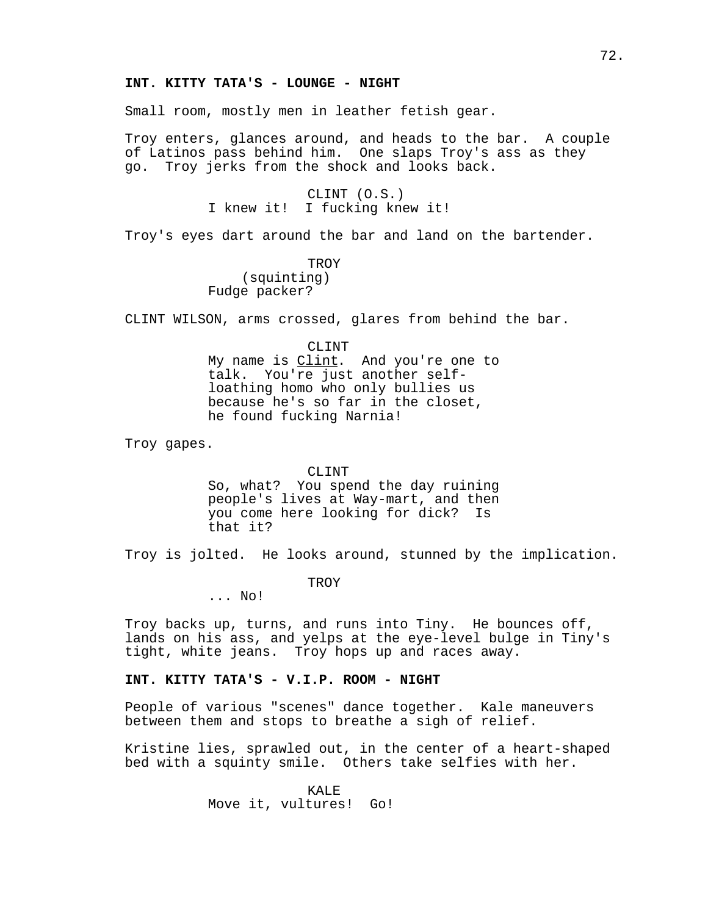**INT. KITTY TATA'S - LOUNGE - NIGHT**

Small room, mostly men in leather fetish gear.

Troy enters, glances around, and heads to the bar. A couple of Latinos pass behind him. One slaps Troy's ass as they go. Troy jerks from the shock and looks back.

CLINT (O.S.)
I knew it! I fucking knew it!

Troy's eyes dart around the bar and land on the bartender.

TROY
(squinting)
Fudge packer?

CLINT WILSON, arms crossed, glares from behind the bar.

CLINT
My name is <u>Clint</u>. And you're one to talk. You're just another self-loathing homo who only bullies us because he's so far in the closet, he found fucking Narnia!

Troy gapes.

CLINT
So, what? You spend the day ruining people's lives at Way-mart, and then you come here looking for dick? Is that it?

Troy is jolted. He looks around, stunned by the implication.

TROY
... No!

Troy backs up, turns, and runs into Tiny. He bounces off, lands on his ass, and yelps at the eye-level bulge in Tiny's tight, white jeans. Troy hops up and races away.

**INT. KITTY TATA'S - V.I.P. ROOM - NIGHT**

People of various "scenes" dance together. Kale maneuvers between them and stops to breathe a sigh of relief.

Kristine lies, sprawled out, in the center of a heart-shaped bed with a squinty smile. Others take selfies with her.

KALE
Move it, vultures! Go!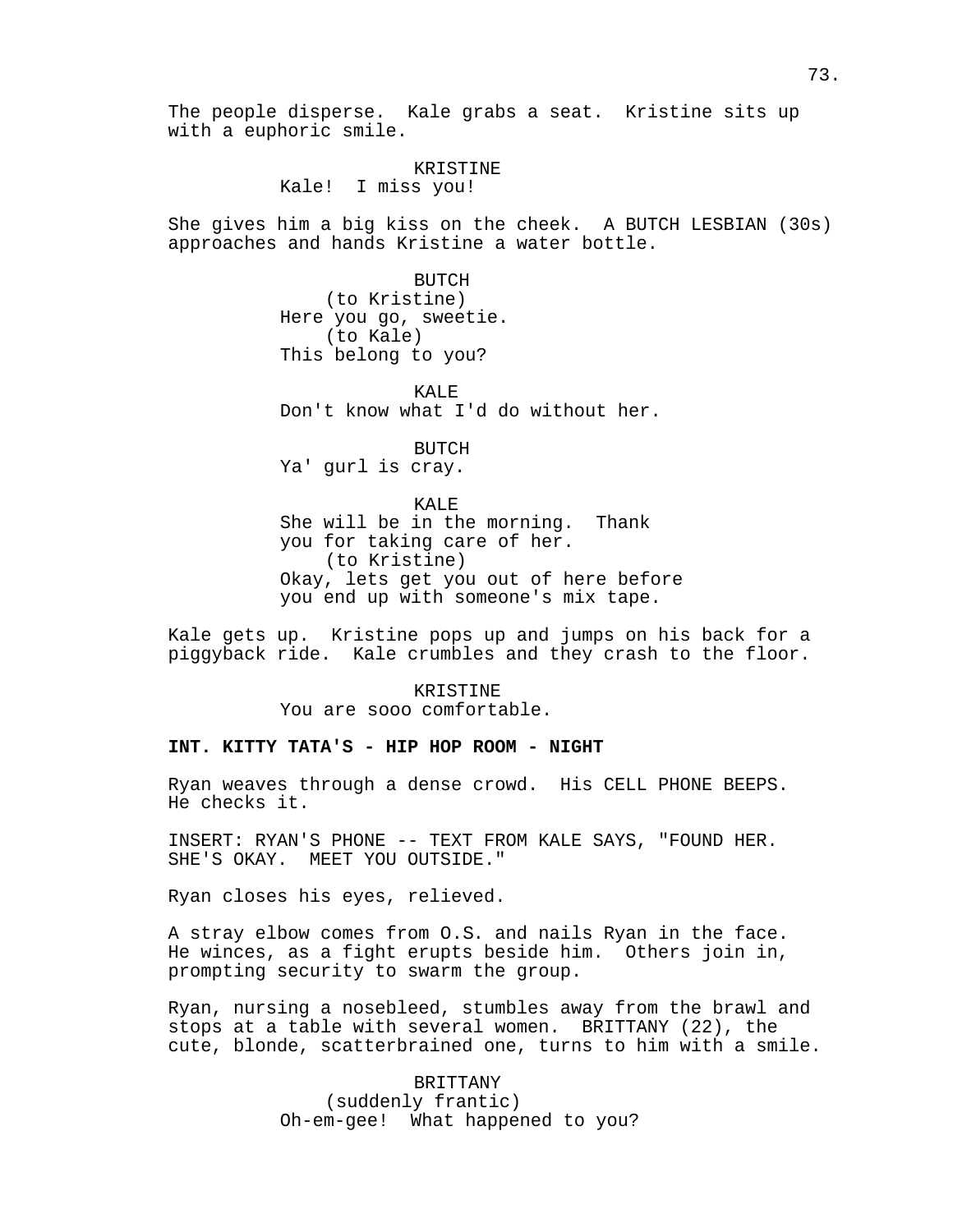The people disperse. Kale grabs a seat. Kristine sits up with a euphoric smile.

KRISTINE
Kale! I miss you!

She gives him a big kiss on the cheek. A BUTCH LESBIAN (30s) approaches and hands Kristine a water bottle.

BUTCH
(to Kristine)
Here you go, sweetie.
(to Kale)
This belong to you?

KALE
Don't know what I'd do without her.

BUTCH
Ya' gurl is cray.

KALE
She will be in the morning. Thank you for taking care of her.
(to Kristine)
Okay, lets get you out of here before you end up with someone's mix tape.

Kale gets up. Kristine pops up and jumps on his back for a piggyback ride. Kale crumbles and they crash to the floor.

KRISTINE
You are sooo comfortable.

**INT. KITTY TATA'S - HIP HOP ROOM - NIGHT**

Ryan weaves through a dense crowd. His CELL PHONE BEEPS. He checks it.

INSERT: RYAN'S PHONE -- TEXT FROM KALE SAYS, "FOUND HER. SHE'S OKAY. MEET YOU OUTSIDE."

Ryan closes his eyes, relieved.

A stray elbow comes from O.S. and nails Ryan in the face. He winces, as a fight erupts beside him. Others join in, prompting security to swarm the group.

Ryan, nursing a nosebleed, stumbles away from the brawl and stops at a table with several women. BRITTANY (22), the cute, blonde, scatterbrained one, turns to him with a smile.

BRITTANY
(suddenly frantic)
Oh-em-gee! What happened to you?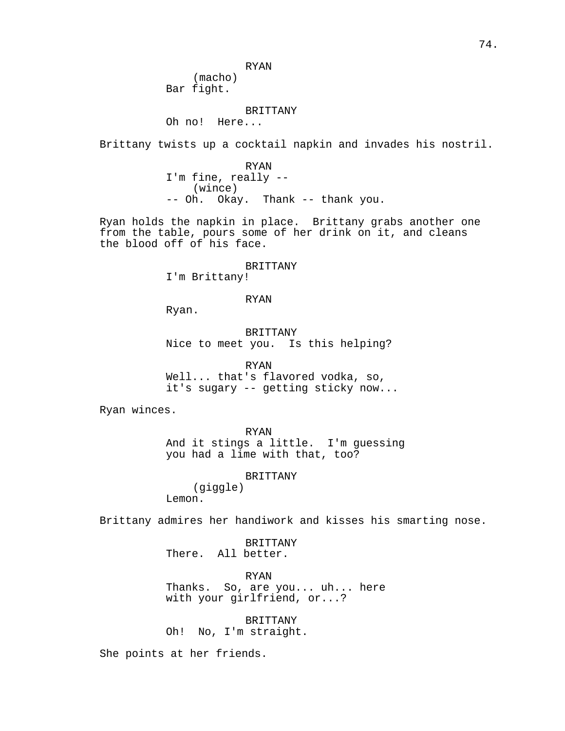RYAN
(macho)
Bar fight.

BRITTANY
Oh no!  Here...

Brittany twists up a cocktail napkin and invades his nostril.

RYAN
I'm fine, really --
(wince)
-- Oh.  Okay.  Thank -- thank you.

Ryan holds the napkin in place.  Brittany grabs another one from the table, pours some of her drink on it, and cleans the blood off of his face.

BRITTANY
I'm Brittany!

RYAN
Ryan.

BRITTANY
Nice to meet you.  Is this helping?

RYAN
Well... that's flavored vodka, so, it's sugary -- getting sticky now...

Ryan winces.

RYAN
And it stings a little.  I'm guessing you had a lime with that, too?

BRITTANY
(giggle)
Lemon.

Brittany admires her handiwork and kisses his smarting nose.

BRITTANY
There.  All better.

RYAN
Thanks.  So, are you... uh... here with your girlfriend, or...?

BRITTANY
Oh!  No, I'm straight.

She points at her friends.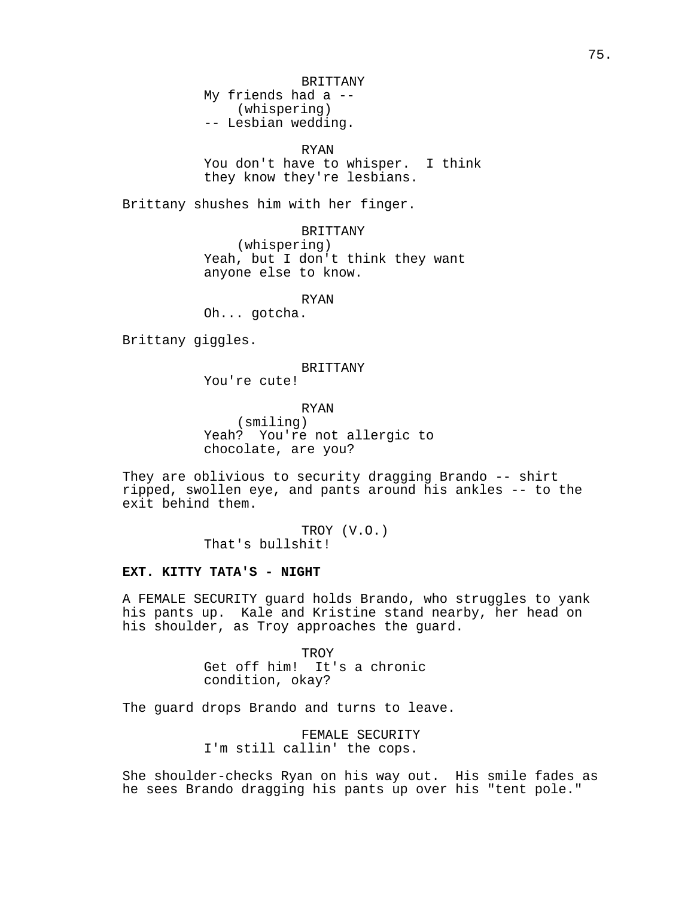BRITTANY
My friends had a --
(whispering)
-- Lesbian wedding.

RYAN
You don't have to whisper. I think they know they're lesbians.

Brittany shushes him with her finger.

BRITTANY
(whispering)
Yeah, but I don't think they want anyone else to know.

RYAN
Oh... gotcha.

Brittany giggles.

BRITTANY
You're cute!

RYAN
(smiling)
Yeah? You're not allergic to chocolate, are you?

They are oblivious to security dragging Brando -- shirt ripped, swollen eye, and pants around his ankles -- to the exit behind them.

TROY (V.O.)
That's bullshit!

**EXT. KITTY TATA'S - NIGHT**

A FEMALE SECURITY guard holds Brando, who struggles to yank his pants up. Kale and Kristine stand nearby, her head on his shoulder, as Troy approaches the guard.

TROY
Get off him! It's a chronic condition, okay?

The guard drops Brando and turns to leave.

FEMALE SECURITY
I'm still callin' the cops.

She shoulder-checks Ryan on his way out. His smile fades as he sees Brando dragging his pants up over his "tent pole."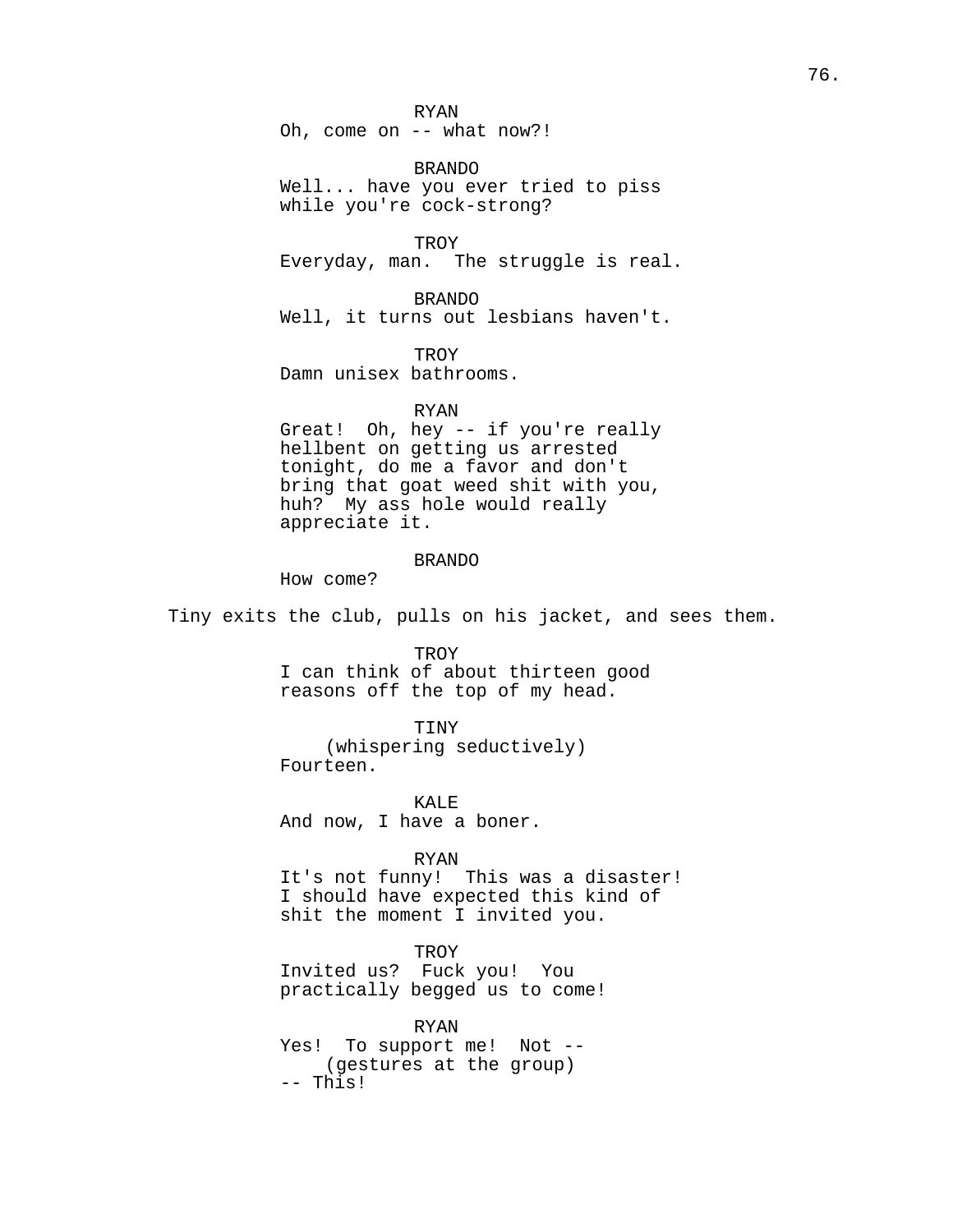RYAN
Oh, come on -- what now?!

BRANDO
Well... have you ever tried to piss
while you're cock-strong?

TROY
Everyday, man.  The struggle is real.

BRANDO
Well, it turns out lesbians haven't.

TROY
Damn unisex bathrooms.

RYAN
Great!  Oh, hey -- if you're really
hellbent on getting us arrested
tonight, do me a favor and don't
bring that goat weed shit with you,
huh?  My ass hole would really
appreciate it.

BRANDO
How come?

Tiny exits the club, pulls on his jacket, and sees them.

TROY
I can think of about thirteen good
reasons off the top of my head.

TINY
(whispering seductively)
Fourteen.

KALE
And now, I have a boner.

RYAN
It's not funny!  This was a disaster!
I should have expected this kind of
shit the moment I invited you.

TROY
Invited us?  Fuck you!  You
practically begged us to come!

RYAN
Yes!  To support me!  Not --
(gestures at the group)
-- This!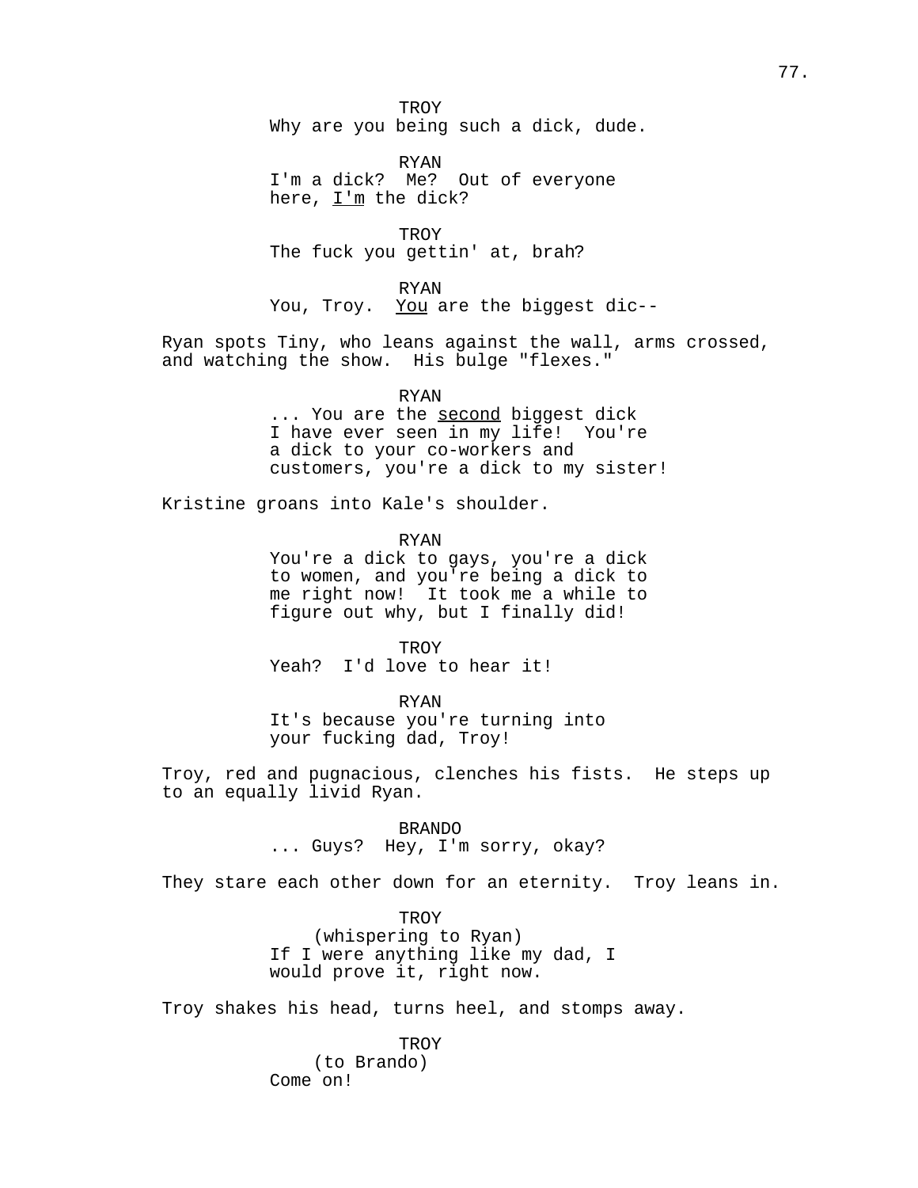TROY
Why are you being such a dick, dude.

RYAN
I'm a dick? Me? Out of everyone here, _I'm_ the dick?

TROY
The fuck you gettin' at, brah?

RYAN
You, Troy. _You_ are the biggest dic--

Ryan spots Tiny, who leans against the wall, arms crossed, and watching the show. His bulge "flexes."

RYAN
... You are the _second_ biggest dick I have ever seen in my life! You're a dick to your co-workers and customers, you're a dick to my sister!

Kristine groans into Kale's shoulder.

RYAN
You're a dick to gays, you're a dick to women, and you're being a dick to me right now! It took me a while to figure out why, but I finally did!

TROY
Yeah? I'd love to hear it!

RYAN
It's because you're turning into your fucking dad, Troy!

Troy, red and pugnacious, clenches his fists. He steps up to an equally livid Ryan.

BRANDO
... Guys? Hey, I'm sorry, okay?

They stare each other down for an eternity. Troy leans in.

TROY
(whispering to Ryan)
If I were anything like my dad, I would prove it, right now.

Troy shakes his head, turns heel, and stomps away.

TROY
(to Brando)
Come on!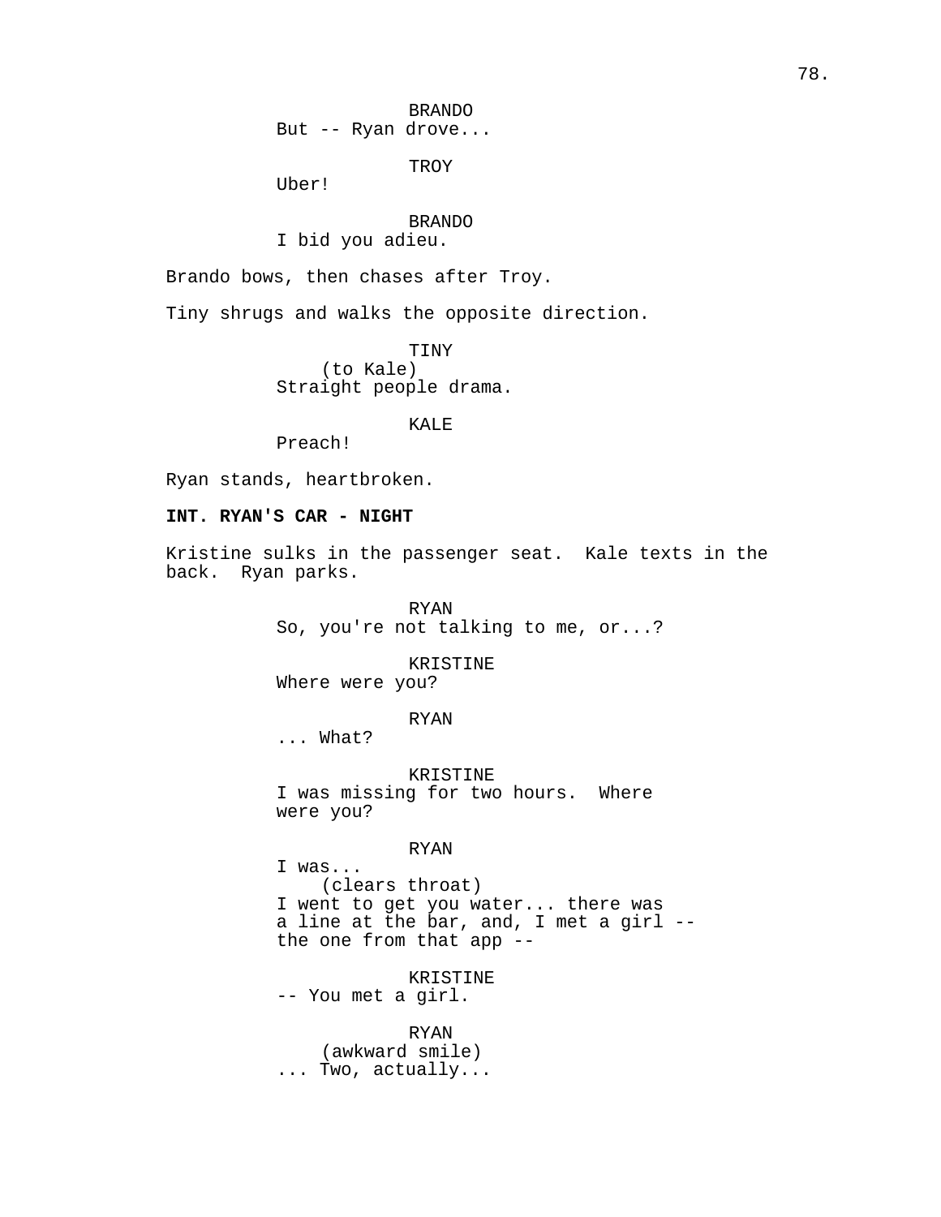BRANDO
But -- Ryan drove...

TROY
Uber!

BRANDO
I bid you adieu.

Brando bows, then chases after Troy.

Tiny shrugs and walks the opposite direction.

TINY
(to Kale)
Straight people drama.

KALE
Preach!

Ryan stands, heartbroken.

**INT. RYAN'S CAR - NIGHT**

Kristine sulks in the passenger seat. Kale texts in the back. Ryan parks.

RYAN
So, you're not talking to me, or...?

KRISTINE
Where were you?

RYAN
... What?

KRISTINE
I was missing for two hours. Where were you?

RYAN
I was...
(clears throat)
I went to get you water... there was a line at the bar, and, I met a girl -- the one from that app --

KRISTINE
-- You met a girl.

RYAN
(awkward smile)
... Two, actually...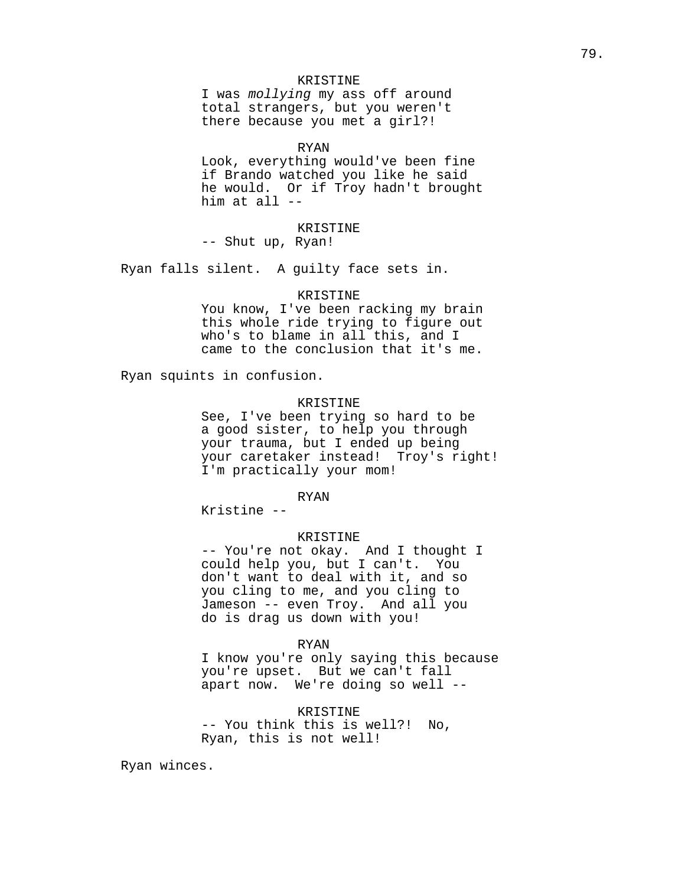KRISTINE
I was *mollying* my ass off around total strangers, but you weren't there because you met a girl?!

RYAN
Look, everything would've been fine if Brando watched you like he said he would. Or if Troy hadn't brought him at all --

KRISTINE
-- Shut up, Ryan!

Ryan falls silent. A guilty face sets in.

KRISTINE
You know, I've been racking my brain this whole ride trying to figure out who's to blame in all this, and I came to the conclusion that it's me.

Ryan squints in confusion.

KRISTINE
See, I've been trying so hard to be a good sister, to help you through your trauma, but I ended up being your caretaker instead! Troy's right! I'm practically your mom!

RYAN
Kristine --

KRISTINE
-- You're not okay. And I thought I could help you, but I can't. You don't want to deal with it, and so you cling to me, and you cling to Jameson -- even Troy. And all you do is drag us down with you!

RYAN
I know you're only saying this because you're upset. But we can't fall apart now. We're doing so well --

KRISTINE
-- You think this is well?! No, Ryan, this is not well!

Ryan winces.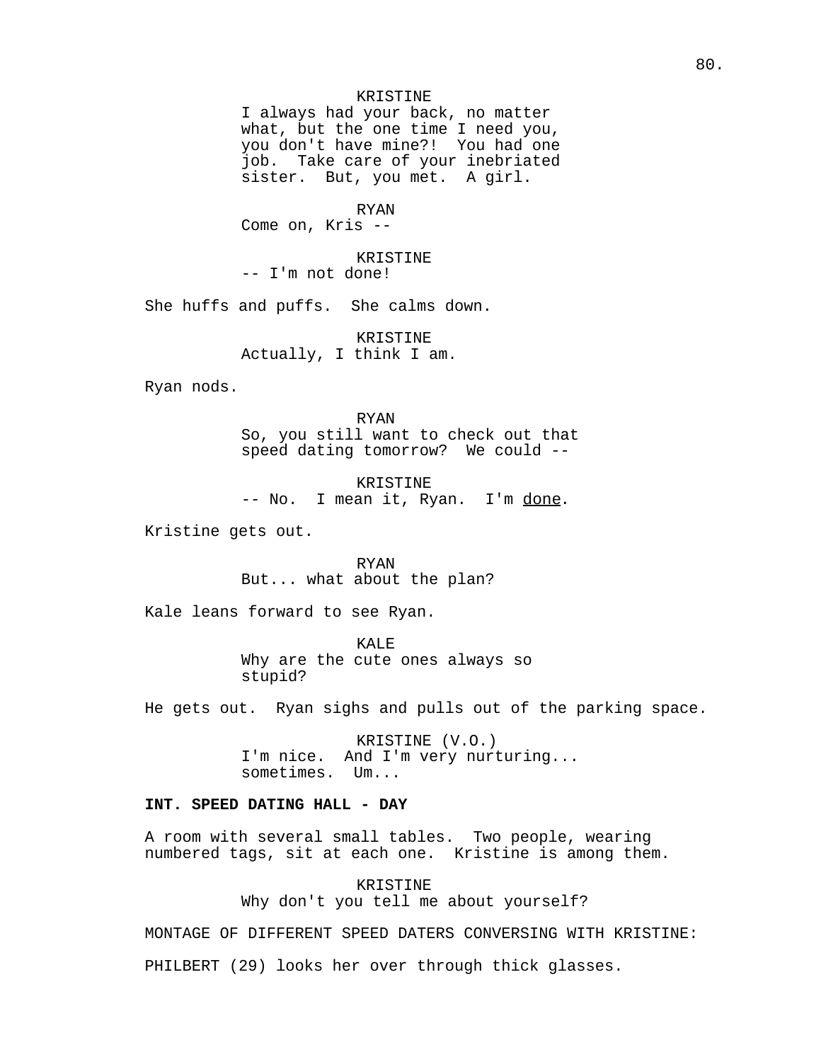KRISTINE
I always had your back, no matter what, but the one time I need you, you don't have mine?! You had one job. Take care of your inebriated sister. But, you met. A girl.

RYAN
Come on, Kris --

KRISTINE
-- I'm not done!

She huffs and puffs. She calms down.

KRISTINE
Actually, I think I am.

Ryan nods.

RYAN
So, you still want to check out that speed dating tomorrow? We could --

KRISTINE
-- No. I mean it, Ryan. I'm <u>done</u>.

Kristine gets out.

RYAN
But... what about the plan?

Kale leans forward to see Ryan.

KALE
Why are the cute ones always so stupid?

He gets out. Ryan sighs and pulls out of the parking space.

KRISTINE (V.O.)
I'm nice. And I'm very nurturing... sometimes. Um...

**INT. SPEED DATING HALL - DAY**

A room with several small tables. Two people, wearing numbered tags, sit at each one. Kristine is among them.

KRISTINE
Why don't you tell me about yourself?

MONTAGE OF DIFFERENT SPEED DATERS CONVERSING WITH KRISTINE:

PHILBERT (29) looks her over through thick glasses.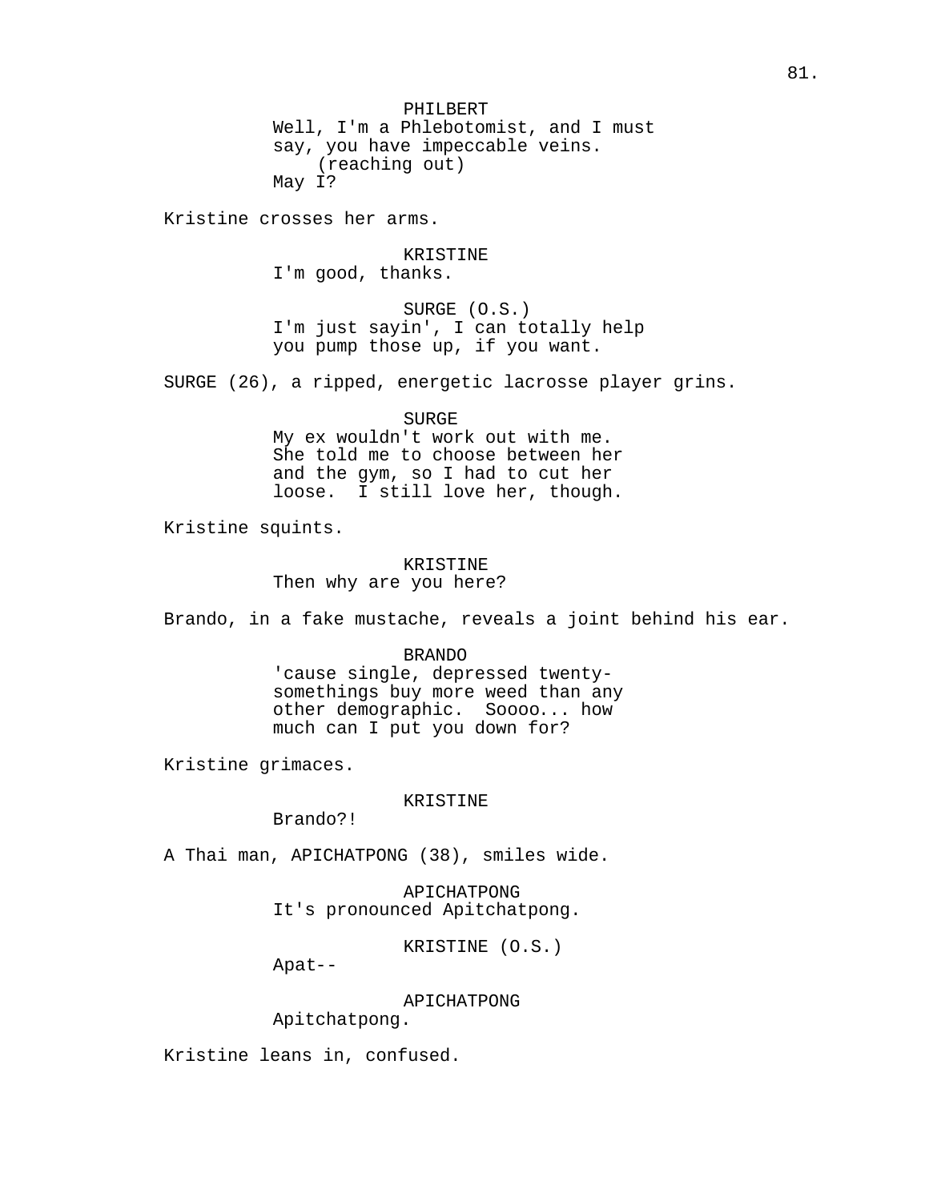PHILBERT
Well, I'm a Phlebotomist, and I must say, you have impeccable veins.
(reaching out)
May I?

Kristine crosses her arms.

KRISTINE
I'm good, thanks.

SURGE (O.S.)
I'm just sayin', I can totally help you pump those up, if you want.

SURGE (26), a ripped, energetic lacrosse player grins.

SURGE
My ex wouldn't work out with me. She told me to choose between her and the gym, so I had to cut her loose.  I still love her, though.

Kristine squints.

KRISTINE
Then why are you here?

Brando, in a fake mustache, reveals a joint behind his ear.

BRANDO
'cause single, depressed twenty-somethings buy more weed than any other demographic.  Soooo... how much can I put you down for?

Kristine grimaces.

KRISTINE
Brando?!

A Thai man, APICHATPONG (38), smiles wide.

APICHATPONG
It's pronounced Apitchatpong.

KRISTINE (O.S.)
Apat--

APICHATPONG
Apitchatpong.

Kristine leans in, confused.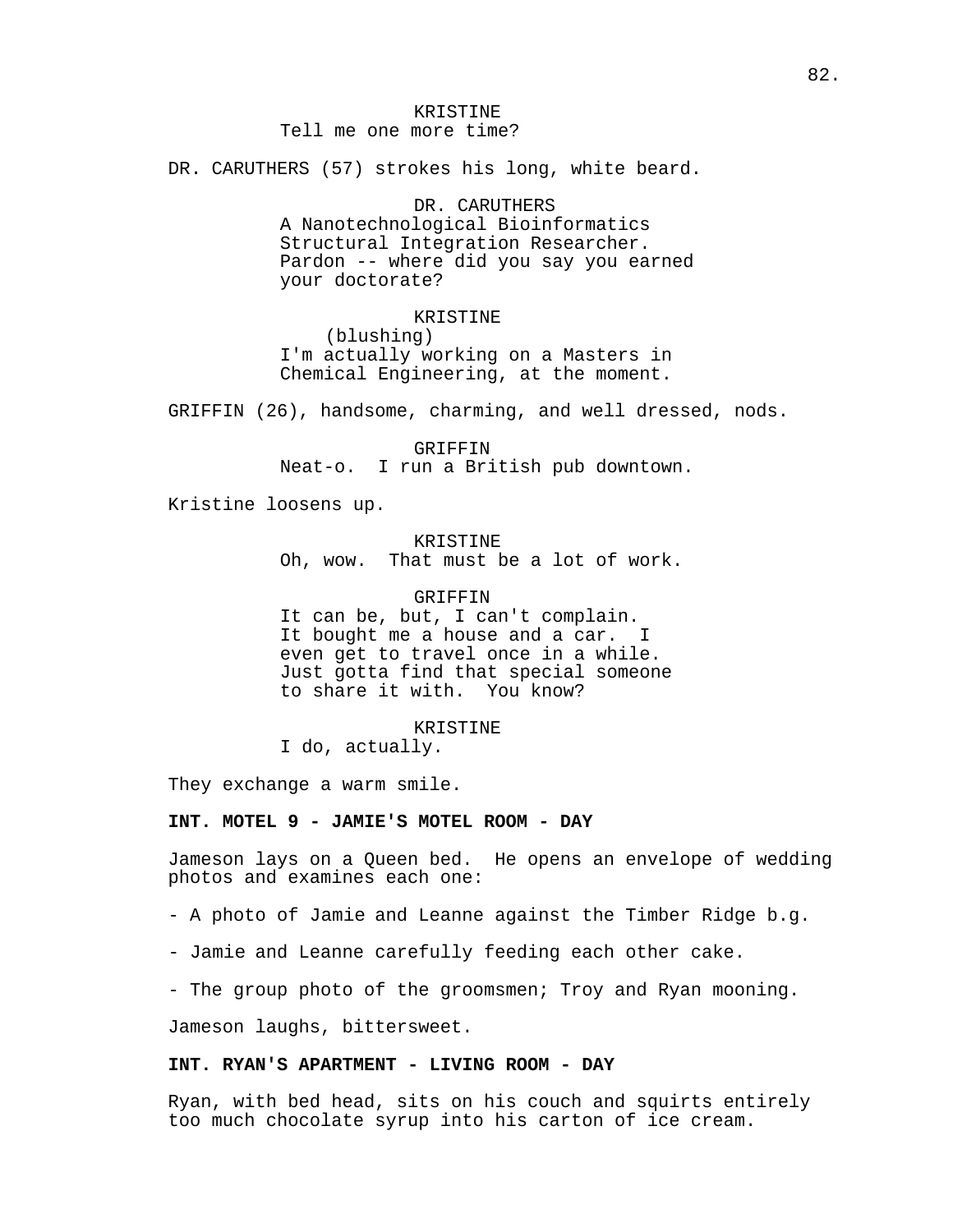KRISTINE
Tell me one more time?

DR. CARUTHERS (57) strokes his long, white beard.

DR. CARUTHERS
A Nanotechnological Bioinformatics Structural Integration Researcher. Pardon -- where did you say you earned your doctorate?

KRISTINE
(blushing)
I'm actually working on a Masters in Chemical Engineering, at the moment.

GRIFFIN (26), handsome, charming, and well dressed, nods.

GRIFFIN
Neat-o. I run a British pub downtown.

Kristine loosens up.

KRISTINE
Oh, wow. That must be a lot of work.

GRIFFIN
It can be, but, I can't complain. It bought me a house and a car. I even get to travel once in a while. Just gotta find that special someone to share it with. You know?

KRISTINE
I do, actually.

They exchange a warm smile.

**INT. MOTEL 9 - JAMIE'S MOTEL ROOM - DAY**

Jameson lays on a Queen bed. He opens an envelope of wedding photos and examines each one:

- A photo of Jamie and Leanne against the Timber Ridge b.g.

- Jamie and Leanne carefully feeding each other cake.

- The group photo of the groomsmen; Troy and Ryan mooning.

Jameson laughs, bittersweet.

**INT. RYAN'S APARTMENT - LIVING ROOM - DAY**

Ryan, with bed head, sits on his couch and squirts entirely too much chocolate syrup into his carton of ice cream.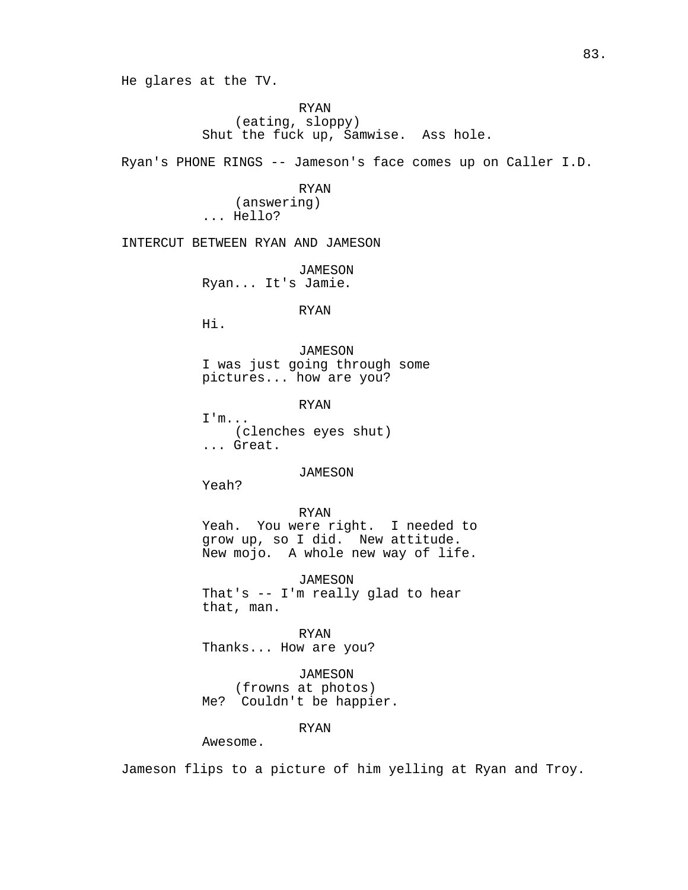He glares at the TV.

RYAN
(eating, sloppy)
Shut the fuck up, Samwise. Ass hole.

Ryan's PHONE RINGS -- Jameson's face comes up on Caller I.D.

RYAN
(answering)
... Hello?

INTERCUT BETWEEN RYAN AND JAMESON

JAMESON
Ryan... It's Jamie.

RYAN
Hi.

JAMESON
I was just going through some pictures... how are you?

RYAN
I'm...
(clenches eyes shut)
... Great.

JAMESON
Yeah?

RYAN
Yeah. You were right. I needed to grow up, so I did. New attitude. New mojo. A whole new way of life.

JAMESON
That's -- I'm really glad to hear that, man.

RYAN
Thanks... How are you?

JAMESON
(frowns at photos)
Me? Couldn't be happier.

RYAN
Awesome.

Jameson flips to a picture of him yelling at Ryan and Troy.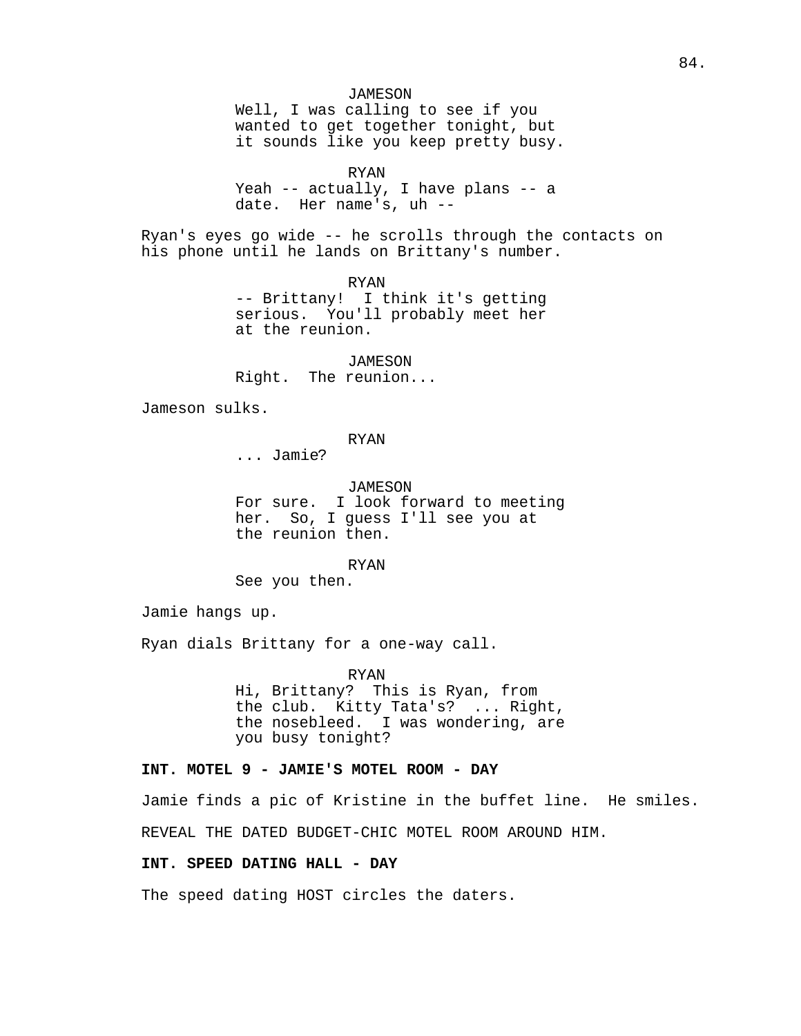JAMESON
Well, I was calling to see if you wanted to get together tonight, but it sounds like you keep pretty busy.

RYAN
Yeah -- actually, I have plans -- a date. Her name's, uh --

Ryan's eyes go wide -- he scrolls through the contacts on his phone until he lands on Brittany's number.

RYAN
-- Brittany! I think it's getting serious. You'll probably meet her at the reunion.

JAMESON
Right. The reunion...

Jameson sulks.

RYAN
... Jamie?

JAMESON
For sure. I look forward to meeting her. So, I guess I'll see you at the reunion then.

RYAN
See you then.

Jamie hangs up.

Ryan dials Brittany for a one-way call.

RYAN
Hi, Brittany? This is Ryan, from the club. Kitty Tata's? ... Right, the nosebleed. I was wondering, are you busy tonight?

**INT. MOTEL 9 - JAMIE'S MOTEL ROOM - DAY**

Jamie finds a pic of Kristine in the buffet line. He smiles.

REVEAL THE DATED BUDGET-CHIC MOTEL ROOM AROUND HIM.

**INT. SPEED DATING HALL - DAY**

The speed dating HOST circles the daters.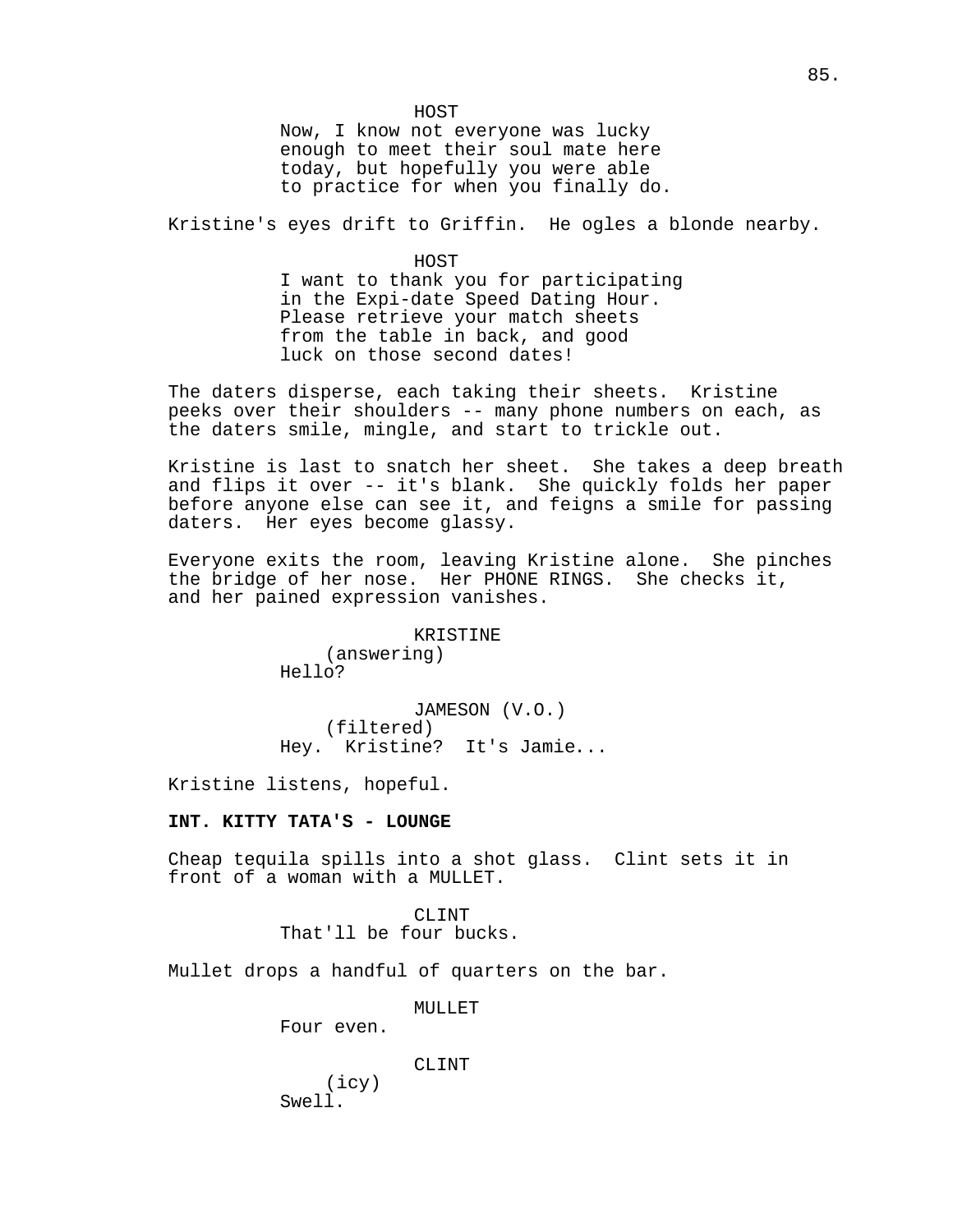HOST
Now, I know not everyone was lucky enough to meet their soul mate here today, but hopefully you were able to practice for when you finally do.

Kristine's eyes drift to Griffin. He ogles a blonde nearby.

HOST
I want to thank you for participating in the Expi-date Speed Dating Hour. Please retrieve your match sheets from the table in back, and good luck on those second dates!

The daters disperse, each taking their sheets. Kristine peeks over their shoulders -- many phone numbers on each, as the daters smile, mingle, and start to trickle out.

Kristine is last to snatch her sheet. She takes a deep breath and flips it over -- it's blank. She quickly folds her paper before anyone else can see it, and feigns a smile for passing daters. Her eyes become glassy.

Everyone exits the room, leaving Kristine alone. She pinches the bridge of her nose. Her PHONE RINGS. She checks it, and her pained expression vanishes.

KRISTINE
(answering)
Hello?

JAMESON (V.O.)
(filtered)
Hey. Kristine? It's Jamie...

Kristine listens, hopeful.

**INT. KITTY TATA'S - LOUNGE**

Cheap tequila spills into a shot glass. Clint sets it in front of a woman with a MULLET.

CLINT
That'll be four bucks.

Mullet drops a handful of quarters on the bar.

MULLET
Four even.

CLINT
(icy)
Swell.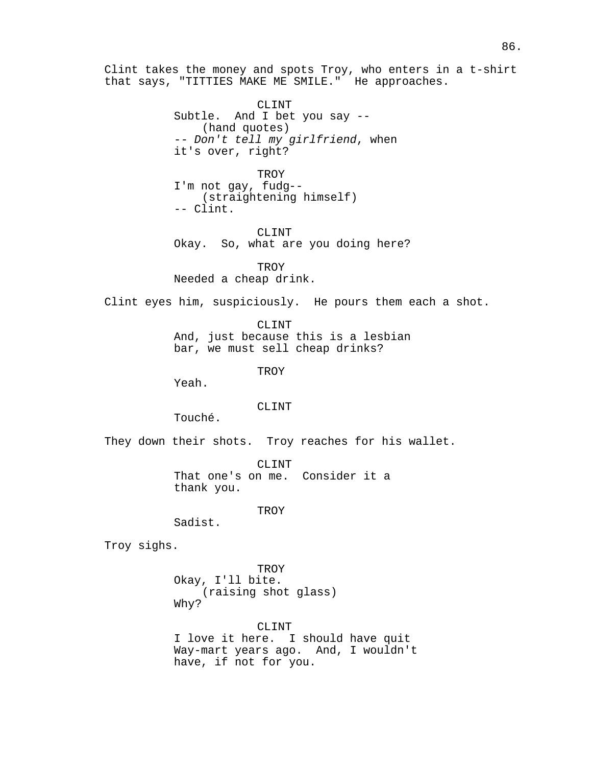Clint takes the money and spots Troy, who enters in a t-shirt that says, "TITTIES MAKE ME SMILE." He approaches.

CLINT
Subtle. And I bet you say --
(hand quotes)
-- *Don't tell my girlfriend*, when it's over, right?

TROY
I'm not gay, fudg--
(straightening himself)
-- Clint.

CLINT
Okay. So, what are you doing here?

TROY
Needed a cheap drink.

Clint eyes him, suspiciously. He pours them each a shot.

CLINT
And, just because this is a lesbian bar, we must sell cheap drinks?

TROY
Yeah.

CLINT
Touché.

They down their shots. Troy reaches for his wallet.

CLINT
That one's on me. Consider it a thank you.

TROY
Sadist.

Troy sighs.

TROY
Okay, I'll bite.
(raising shot glass)
Why?

CLINT
I love it here. I should have quit Way-mart years ago. And, I wouldn't have, if not for you.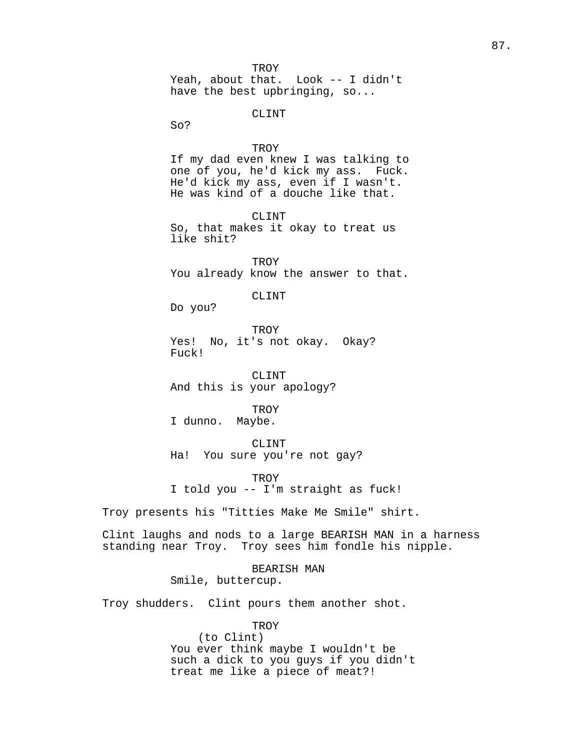TROY
Yeah, about that.  Look -- I didn't have the best upbringing, so...

CLINT
So?

TROY
If my dad even knew I was talking to one of you, he'd kick my ass.  Fuck. He'd kick my ass, even if I wasn't. He was kind of a douche like that.

CLINT
So, that makes it okay to treat us like shit?

TROY
You already know the answer to that.

CLINT
Do you?

TROY
Yes!  No, it's not okay.  Okay? Fuck!

CLINT
And this is your apology?

TROY
I dunno.  Maybe.

CLINT
Ha!  You sure you're not gay?

TROY
I told you -- I'm straight as fuck!

Troy presents his "Titties Make Me Smile" shirt.

Clint laughs and nods to a large BEARISH MAN in a harness standing near Troy.  Troy sees him fondle his nipple.

BEARISH MAN
Smile, buttercup.

Troy shudders.  Clint pours them another shot.

TROY
(to Clint)
You ever think maybe I wouldn't be such a dick to you guys if you didn't treat me like a piece of meat?!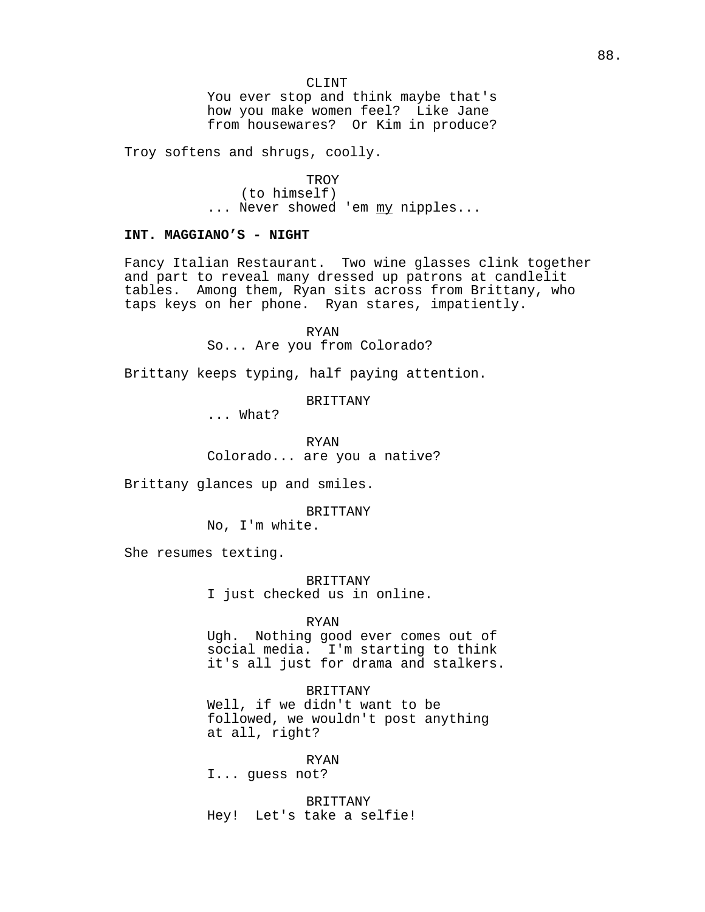CLINT
You ever stop and think maybe that's how you make women feel? Like Jane from housewares? Or Kim in produce?

Troy softens and shrugs, coolly.

TROY
(to himself)
... Never showed 'em <u>my</u> nipples...

**INT. MAGGIANO'S - NIGHT**

Fancy Italian Restaurant. Two wine glasses clink together and part to reveal many dressed up patrons at candlelit tables. Among them, Ryan sits across from Brittany, who taps keys on her phone. Ryan stares, impatiently.

RYAN
So... Are you from Colorado?

Brittany keeps typing, half paying attention.

BRITTANY
... What?

RYAN
Colorado... are you a native?

Brittany glances up and smiles.

BRITTANY
No, I'm white.

She resumes texting.

BRITTANY
I just checked us in online.

RYAN
Ugh. Nothing good ever comes out of social media. I'm starting to think it's all just for drama and stalkers.

BRITTANY
Well, if we didn't want to be followed, we wouldn't post anything at all, right?

RYAN
I... guess not?

BRITTANY
Hey! Let's take a selfie!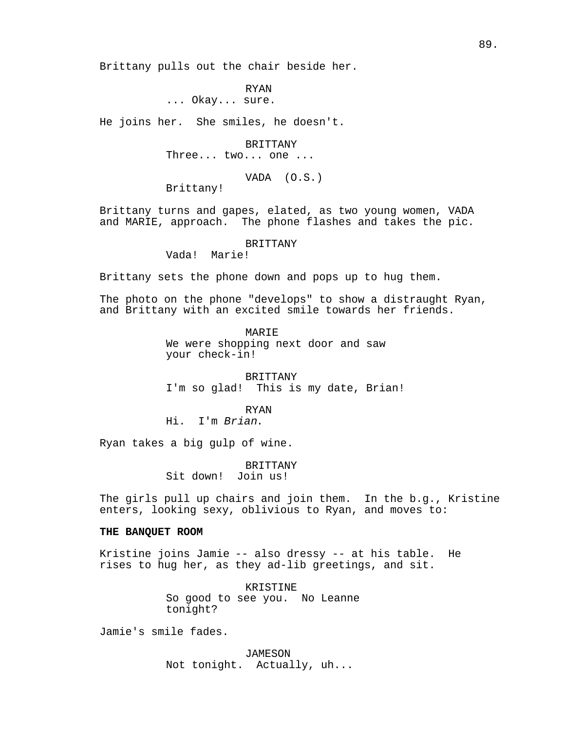Brittany pulls out the chair beside her.

RYAN
... Okay... sure.

He joins her. She smiles, he doesn't.

BRITTANY
Three... two... one ...

VADA (O.S.)
Brittany!

Brittany turns and gapes, elated, as two young women, VADA and MARIE, approach. The phone flashes and takes the pic.

BRITTANY
Vada! Marie!

Brittany sets the phone down and pops up to hug them.

The photo on the phone "develops" to show a distraught Ryan, and Brittany with an excited smile towards her friends.

MARIE
We were shopping next door and saw your check-in!

BRITTANY
I'm so glad! This is my date, Brian!

RYAN
Hi. I'm *Brian*.

Ryan takes a big gulp of wine.

BRITTANY
Sit down! Join us!

The girls pull up chairs and join them. In the b.g., Kristine enters, looking sexy, oblivious to Ryan, and moves to:

**THE BANQUET ROOM**

Kristine joins Jamie -- also dressy -- at his table. He rises to hug her, as they ad-lib greetings, and sit.

KRISTINE
So good to see you. No Leanne tonight?

Jamie's smile fades.

JAMESON
Not tonight. Actually, uh...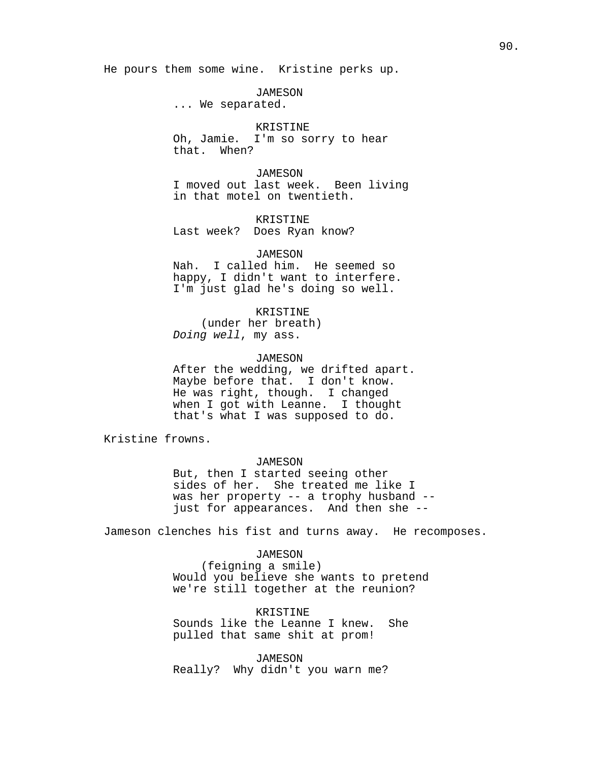He pours them some wine. Kristine perks up.

JAMESON
... We separated.

KRISTINE
Oh, Jamie. I'm so sorry to hear that. When?

JAMESON
I moved out last week. Been living in that motel on twentieth.

KRISTINE
Last week? Does Ryan know?

JAMESON
Nah. I called him. He seemed so happy, I didn't want to interfere. I'm just glad he's doing so well.

KRISTINE
(under her breath)
*Doing well*, my ass.

JAMESON
After the wedding, we drifted apart. Maybe before that. I don't know. He was right, though. I changed when I got with Leanne. I thought that's what I was supposed to do.

Kristine frowns.

JAMESON
But, then I started seeing other sides of her. She treated me like I was her property -- a trophy husband -- just for appearances. And then she --

Jameson clenches his fist and turns away. He recomposes.

JAMESON
(feigning a smile)
Would you believe she wants to pretend we're still together at the reunion?

KRISTINE
Sounds like the Leanne I knew. She pulled that same shit at prom!

JAMESON
Really? Why didn't you warn me?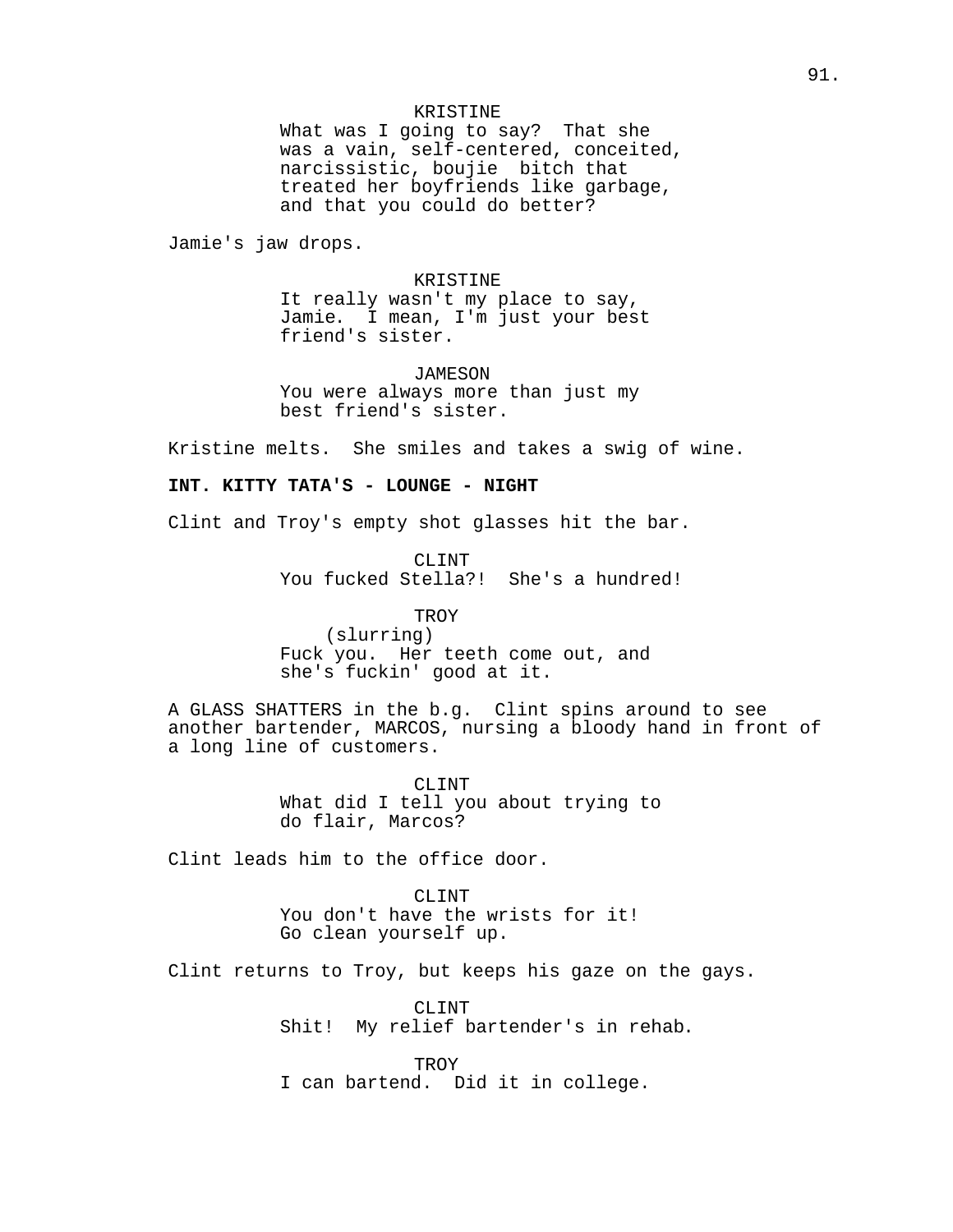KRISTINE
What was I going to say? That she was a vain, self-centered, conceited, narcissistic, boujie bitch that treated her boyfriends like garbage, and that you could do better?

Jamie's jaw drops.

KRISTINE
It really wasn't my place to say, Jamie. I mean, I'm just your best friend's sister.

JAMESON
You were always more than just my best friend's sister.

Kristine melts. She smiles and takes a swig of wine.

**INT. KITTY TATA'S - LOUNGE - NIGHT**

Clint and Troy's empty shot glasses hit the bar.

CLINT
You fucked Stella?! She's a hundred!

TROY
(slurring)
Fuck you. Her teeth come out, and she's fuckin' good at it.

A GLASS SHATTERS in the b.g. Clint spins around to see another bartender, MARCOS, nursing a bloody hand in front of a long line of customers.

CLINT
What did I tell you about trying to do flair, Marcos?

Clint leads him to the office door.

CLINT
You don't have the wrists for it! Go clean yourself up.

Clint returns to Troy, but keeps his gaze on the gays.

CLINT
Shit! My relief bartender's in rehab.

TROY
I can bartend. Did it in college.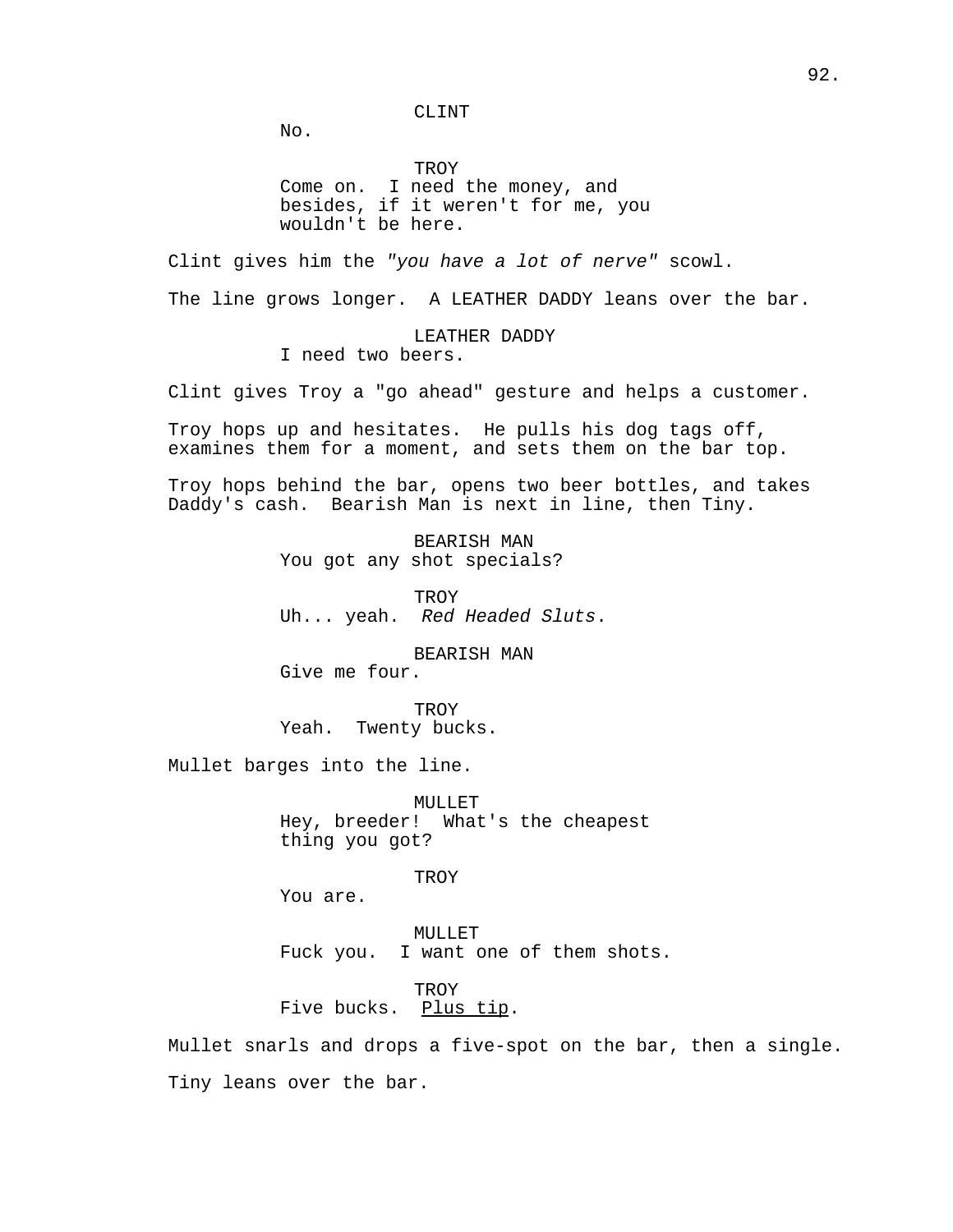CLINT

No.

TROY

Come on.  I need the money, and besides, if it weren't for me, you wouldn't be here.

Clint gives him the *"you have a lot of nerve"* scowl.

The line grows longer.  A LEATHER DADDY leans over the bar.

LEATHER DADDY

I need two beers.

Clint gives Troy a "go ahead" gesture and helps a customer.

Troy hops up and hesitates.  He pulls his dog tags off, examines them for a moment, and sets them on the bar top.

Troy hops behind the bar, opens two beer bottles, and takes Daddy's cash.  Bearish Man is next in line, then Tiny.

BEARISH MAN

You got any shot specials?

TROY

Uh... yeah.  *Red Headed Sluts*.

BEARISH MAN

Give me four.

TROY

Yeah.  Twenty bucks.

Mullet barges into the line.

MULLET

Hey, breeder!  What's the cheapest thing you got?

TROY

You are.

MULLET

Fuck you.  I want one of them shots.

TROY

Five bucks.  <u>Plus tip</u>.

Mullet snarls and drops a five-spot on the bar, then a single.

Tiny leans over the bar.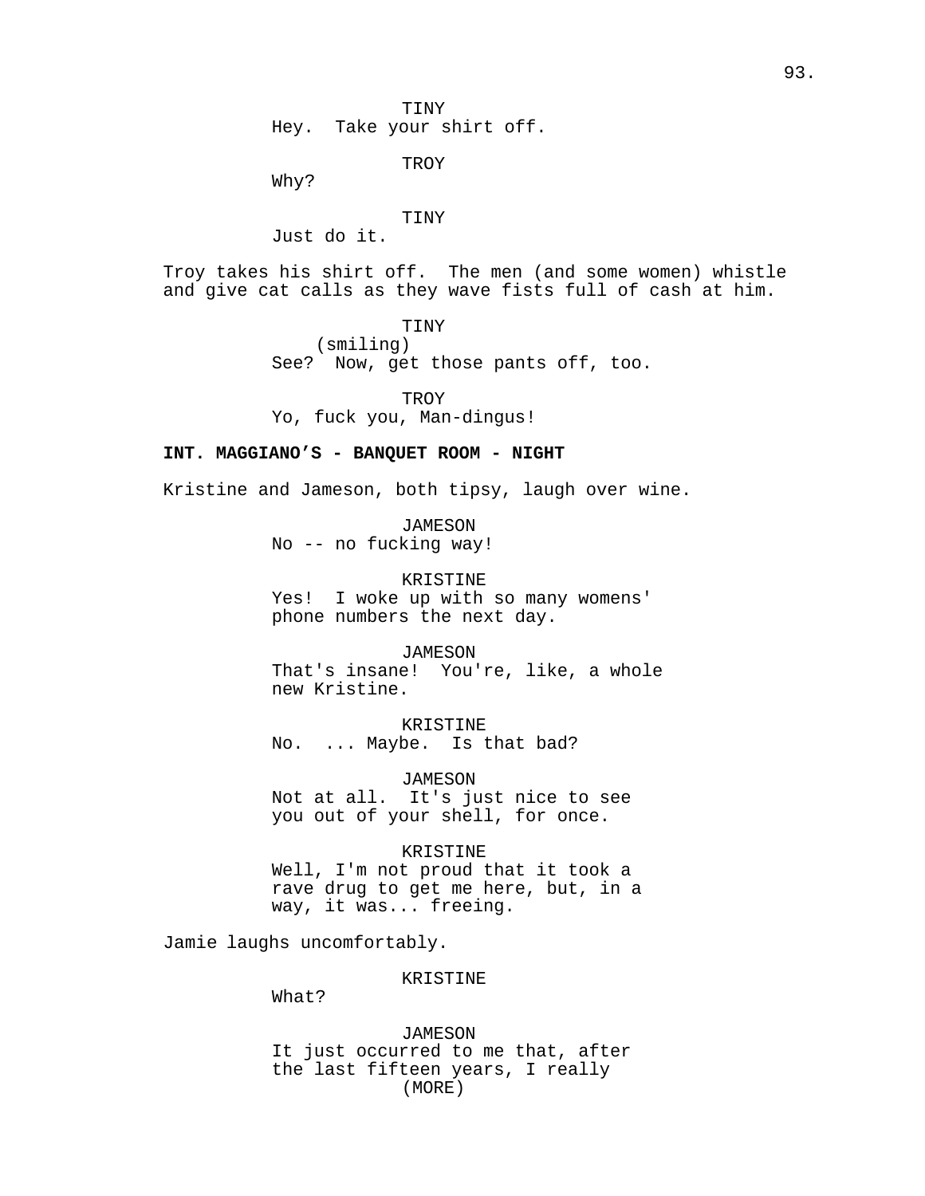TINY
Hey. Take your shirt off.

TROY
Why?

TINY
Just do it.

Troy takes his shirt off. The men (and some women) whistle and give cat calls as they wave fists full of cash at him.

TINY
(smiling)
See? Now, get those pants off, too.

TROY
Yo, fuck you, Man-dingus!

**INT. MAGGIANO'S - BANQUET ROOM - NIGHT**

Kristine and Jameson, both tipsy, laugh over wine.

JAMESON
No -- no fucking way!

KRISTINE
Yes! I woke up with so many womens' phone numbers the next day.

JAMESON
That's insane! You're, like, a whole new Kristine.

KRISTINE
No. ... Maybe. Is that bad?

JAMESON
Not at all. It's just nice to see you out of your shell, for once.

KRISTINE
Well, I'm not proud that it took a rave drug to get me here, but, in a way, it was... freeing.

Jamie laughs uncomfortably.

KRISTINE
What?

JAMESON
It just occurred to me that, after the last fifteen years, I really
(MORE)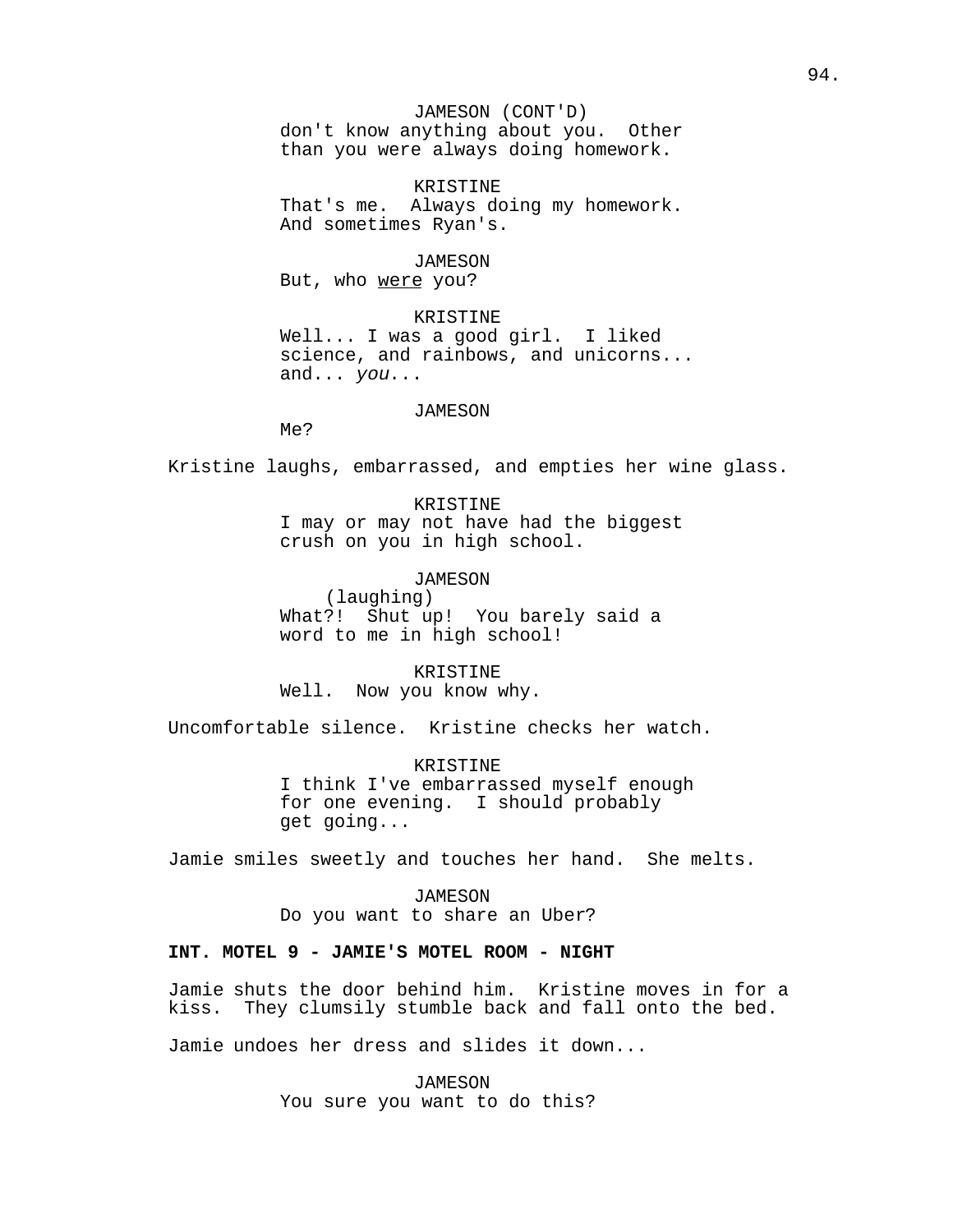JAMESON (CONT'D)
don't know anything about you. Other than you were always doing homework.

KRISTINE
That's me. Always doing my homework. And sometimes Ryan's.

JAMESON
But, who were you?

KRISTINE
Well... I was a good girl. I liked science, and rainbows, and unicorns... and... *you*...

JAMESON
Me?

Kristine laughs, embarrassed, and empties her wine glass.

KRISTINE
I may or may not have had the biggest crush on you in high school.

JAMESON
(laughing)
What?! Shut up! You barely said a word to me in high school!

KRISTINE
Well. Now you know why.

Uncomfortable silence. Kristine checks her watch.

KRISTINE
I think I've embarrassed myself enough for one evening. I should probably get going...

Jamie smiles sweetly and touches her hand. She melts.

JAMESON
Do you want to share an Uber?

**INT. MOTEL 9 - JAMIE'S MOTEL ROOM - NIGHT**

Jamie shuts the door behind him. Kristine moves in for a kiss. They clumsily stumble back and fall onto the bed.

Jamie undoes her dress and slides it down...

JAMESON
You sure you want to do this?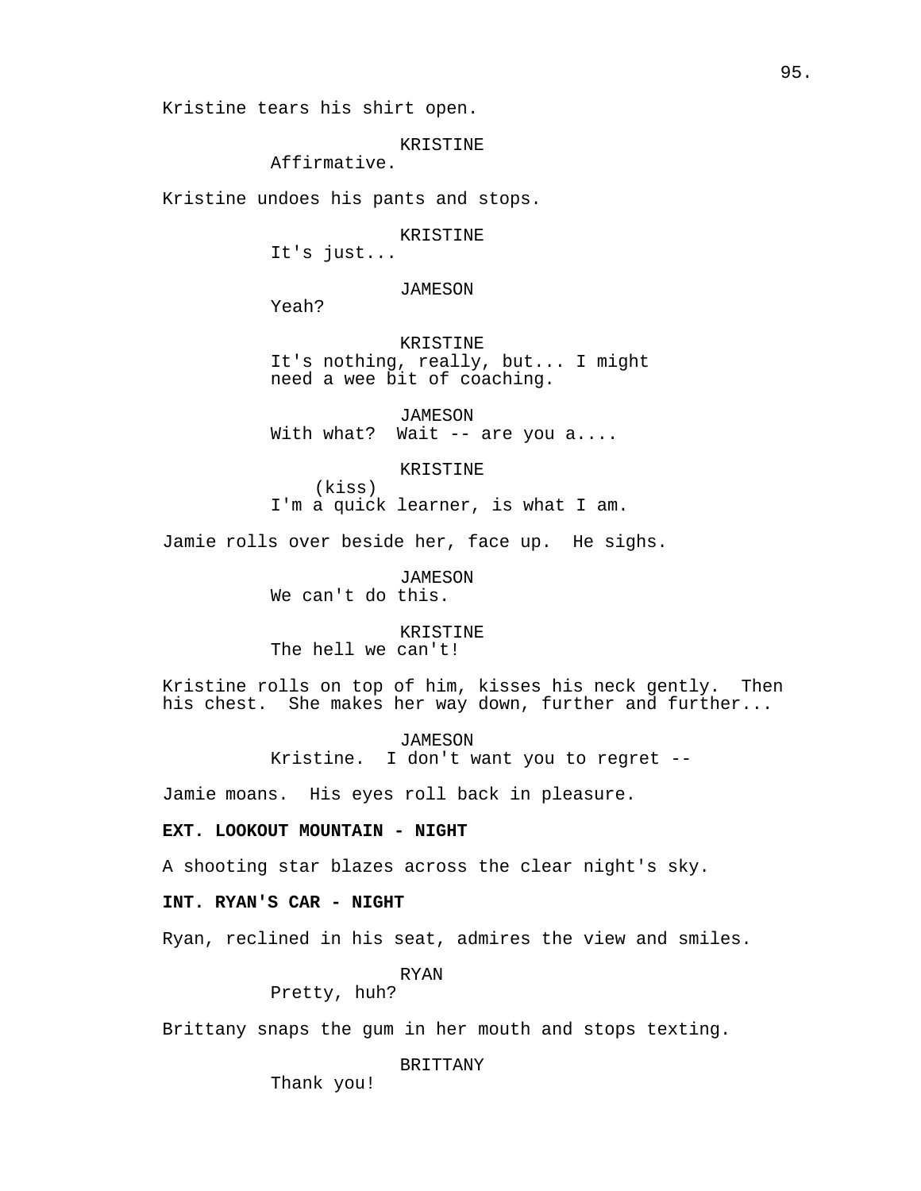Kristine tears his shirt open.

KRISTINE
Affirmative.

Kristine undoes his pants and stops.

KRISTINE
It's just...

JAMESON
Yeah?

KRISTINE
It's nothing, really, but... I might need a wee bit of coaching.

JAMESON
With what?  Wait -- are you a....

KRISTINE
(kiss)
I'm a quick learner, is what I am.

Jamie rolls over beside her, face up.  He sighs.

JAMESON
We can't do this.

KRISTINE
The hell we can't!

Kristine rolls on top of him, kisses his neck gently.  Then his chest.  She makes her way down, further and further...

JAMESON
Kristine.  I don't want you to regret --

Jamie moans.  His eyes roll back in pleasure.

**EXT. LOOKOUT MOUNTAIN - NIGHT**

A shooting star blazes across the clear night's sky.

**INT. RYAN'S CAR - NIGHT**

Ryan, reclined in his seat, admires the view and smiles.

RYAN
Pretty, huh?

Brittany snaps the gum in her mouth and stops texting.

BRITTANY
Thank you!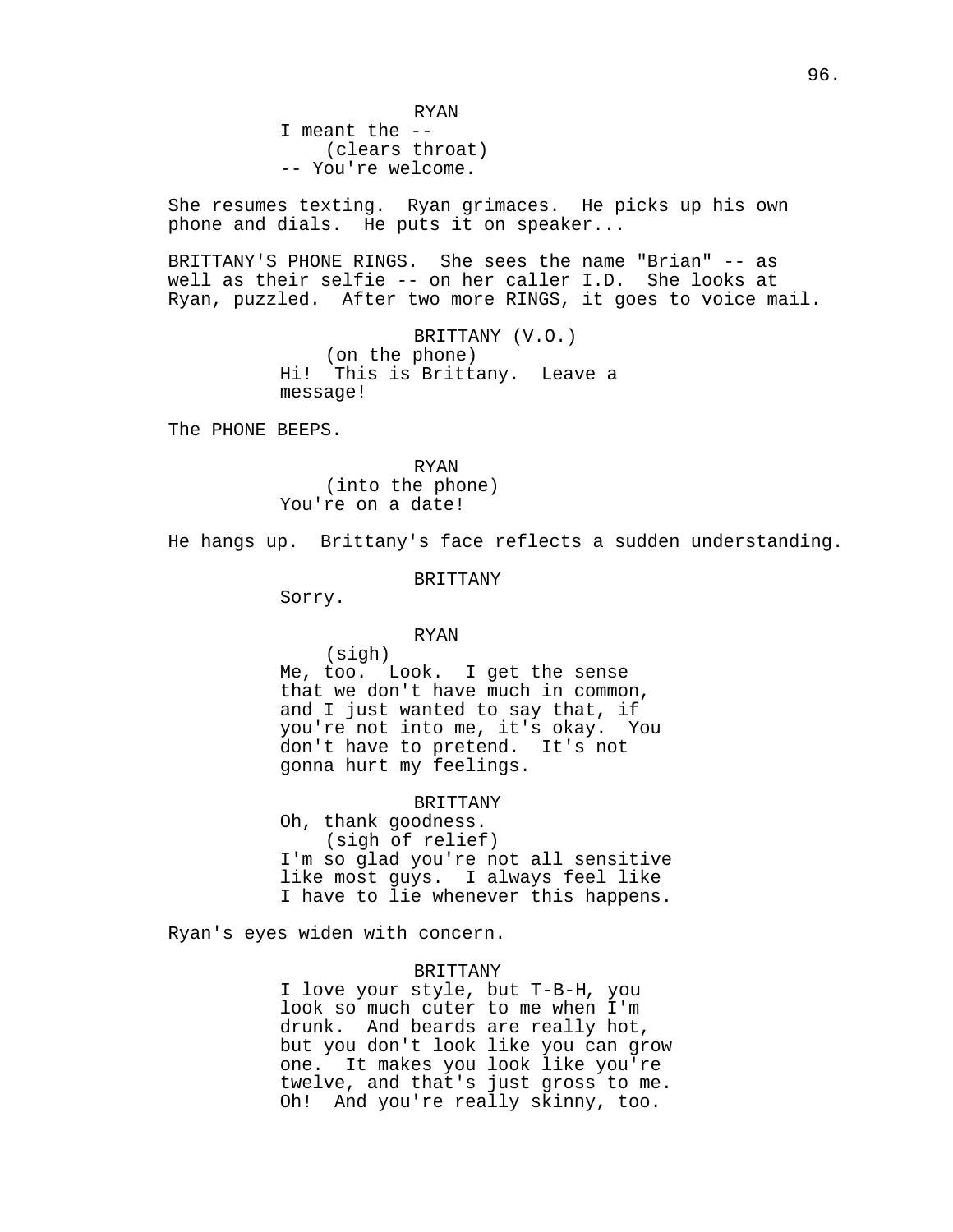RYAN
I meant the --
(clears throat)
-- You're welcome.

She resumes texting. Ryan grimaces. He picks up his own phone and dials. He puts it on speaker...

BRITTANY'S PHONE RINGS. She sees the name "Brian" -- as well as their selfie -- on her caller I.D. She looks at Ryan, puzzled. After two more RINGS, it goes to voice mail.

BRITTANY (V.O.)
(on the phone)
Hi! This is Brittany. Leave a message!

The PHONE BEEPS.

RYAN
(into the phone)
You're on a date!

He hangs up. Brittany's face reflects a sudden understanding.

BRITTANY
Sorry.

RYAN
(sigh)
Me, too. Look. I get the sense that we don't have much in common, and I just wanted to say that, if you're not into me, it's okay. You don't have to pretend. It's not gonna hurt my feelings.

BRITTANY
Oh, thank goodness.
(sigh of relief)
I'm so glad you're not all sensitive like most guys. I always feel like I have to lie whenever this happens.

Ryan's eyes widen with concern.

BRITTANY
I love your style, but T-B-H, you look so much cuter to me when I'm drunk. And beards are really hot, but you don't look like you can grow one. It makes you look like you're twelve, and that's just gross to me. Oh! And you're really skinny, too.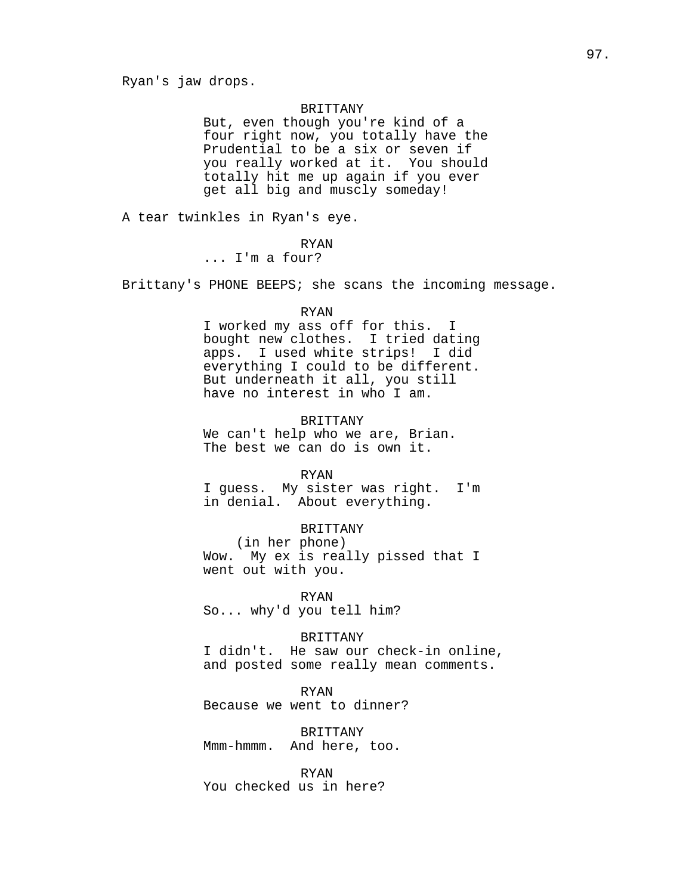Ryan's jaw drops.

BRITTANY
But, even though you're kind of a four right now, you totally have the Prudential to be a six or seven if you really worked at it. You should totally hit me up again if you ever get all big and muscly someday!

A tear twinkles in Ryan's eye.

RYAN
... I'm a four?

Brittany's PHONE BEEPS; she scans the incoming message.

RYAN
I worked my ass off for this. I bought new clothes. I tried dating apps. I used white strips! I did everything I could to be different. But underneath it all, you still have no interest in who I am.

BRITTANY
We can't help who we are, Brian. The best we can do is own it.

RYAN
I guess. My sister was right. I'm in denial. About everything.

BRITTANY
(in her phone)
Wow. My ex is really pissed that I went out with you.

RYAN
So... why'd you tell him?

BRITTANY
I didn't. He saw our check-in online, and posted some really mean comments.

RYAN
Because we went to dinner?

BRITTANY
Mmm-hmmm. And here, too.

RYAN
You checked us in here?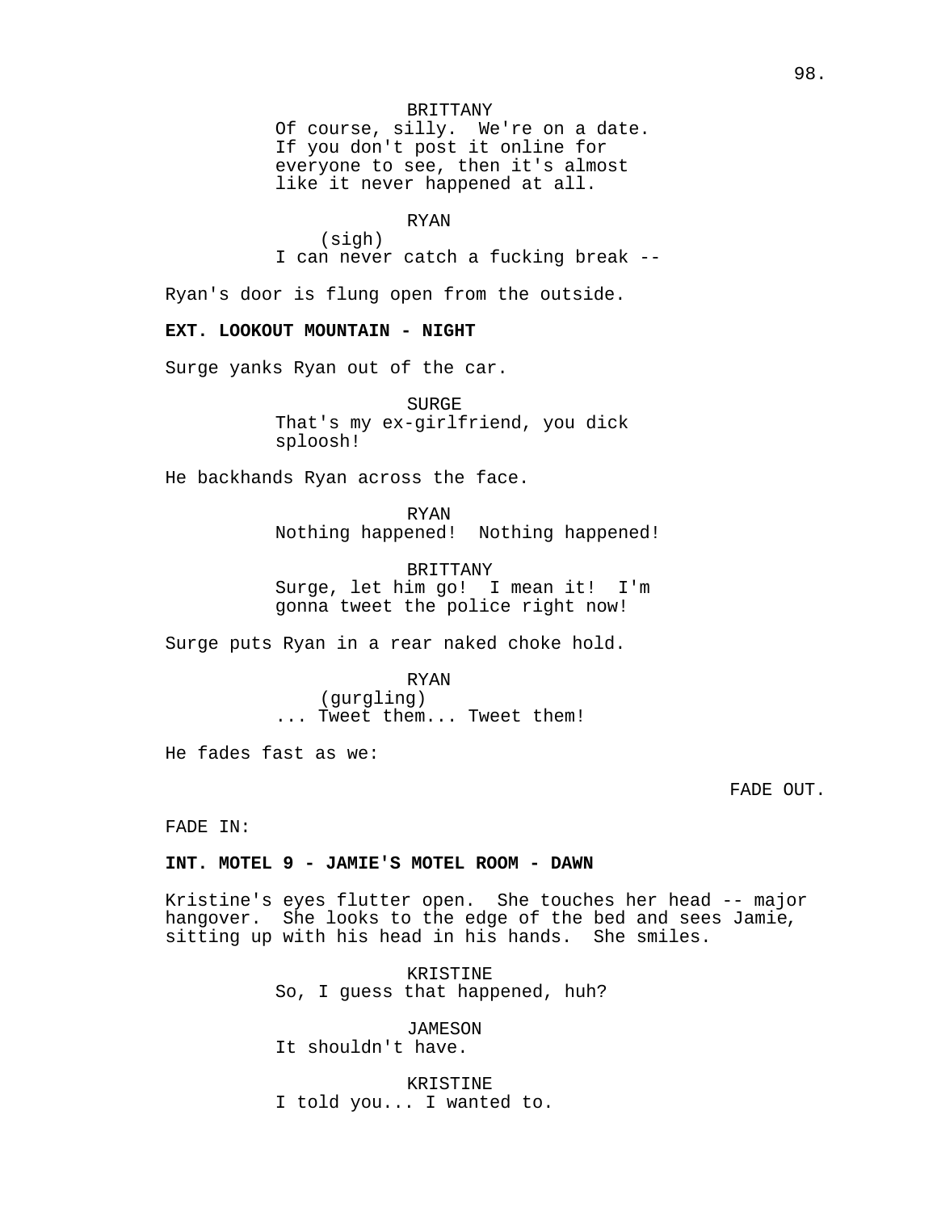BRITTANY
Of course, silly. We're on a date. If you don't post it online for everyone to see, then it's almost like it never happened at all.

RYAN
(sigh)
I can never catch a fucking break --

Ryan's door is flung open from the outside.

**EXT. LOOKOUT MOUNTAIN - NIGHT**

Surge yanks Ryan out of the car.

SURGE
That's my ex-girlfriend, you dick sploosh!

He backhands Ryan across the face.

RYAN
Nothing happened! Nothing happened!

BRITTANY
Surge, let him go! I mean it! I'm gonna tweet the police right now!

Surge puts Ryan in a rear naked choke hold.

RYAN
(gurgling)
... Tweet them... Tweet them!

He fades fast as we:

FADE OUT.

FADE IN:

**INT. MOTEL 9 - JAMIE'S MOTEL ROOM - DAWN**

Kristine's eyes flutter open. She touches her head -- major hangover. She looks to the edge of the bed and sees Jamie, sitting up with his head in his hands. She smiles.

KRISTINE
So, I guess that happened, huh?

JAMESON
It shouldn't have.

KRISTINE
I told you... I wanted to.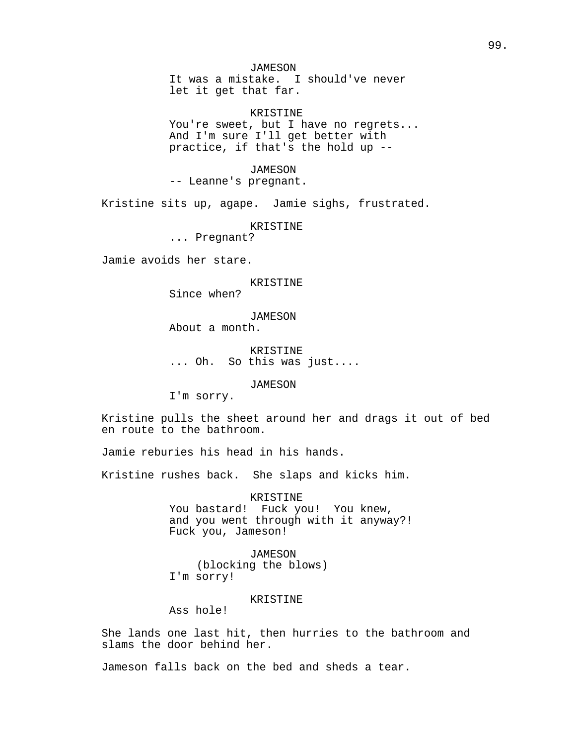JAMESON
It was a mistake. I should've never let it get that far.

KRISTINE
You're sweet, but I have no regrets... And I'm sure I'll get better with practice, if that's the hold up --

JAMESON
-- Leanne's pregnant.

Kristine sits up, agape. Jamie sighs, frustrated.

KRISTINE
... Pregnant?

Jamie avoids her stare.

KRISTINE
Since when?

JAMESON
About a month.

KRISTINE
... Oh. So this was just....

JAMESON
I'm sorry.

Kristine pulls the sheet around her and drags it out of bed en route to the bathroom.

Jamie reburies his head in his hands.

Kristine rushes back. She slaps and kicks him.

KRISTINE
You bastard! Fuck you! You knew, and you went through with it anyway?! Fuck you, Jameson!

JAMESON
(blocking the blows)
I'm sorry!

KRISTINE
Ass hole!

She lands one last hit, then hurries to the bathroom and slams the door behind her.

Jameson falls back on the bed and sheds a tear.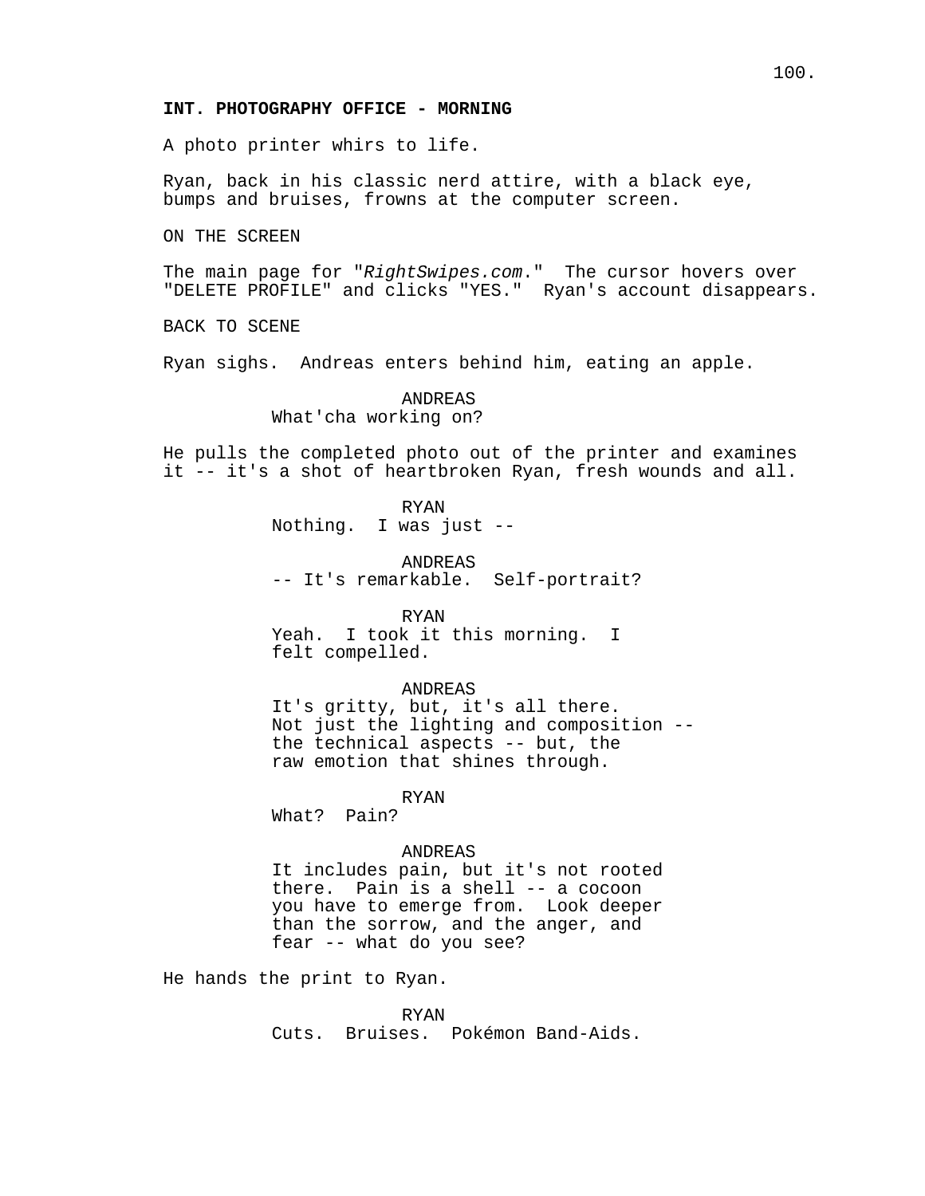**INT. PHOTOGRAPHY OFFICE - MORNING**

A photo printer whirs to life.

Ryan, back in his classic nerd attire, with a black eye, bumps and bruises, frowns at the computer screen.

ON THE SCREEN

The main page for "*RightSwipes.com*." The cursor hovers over "DELETE PROFILE" and clicks "YES." Ryan's account disappears.

BACK TO SCENE

Ryan sighs. Andreas enters behind him, eating an apple.

ANDREAS
What'cha working on?

He pulls the completed photo out of the printer and examines it -- it's a shot of heartbroken Ryan, fresh wounds and all.

RYAN
Nothing. I was just --

ANDREAS
-- It's remarkable. Self-portrait?

RYAN
Yeah. I took it this morning. I felt compelled.

ANDREAS
It's gritty, but, it's all there. Not just the lighting and composition -- the technical aspects -- but, the raw emotion that shines through.

RYAN
What? Pain?

ANDREAS
It includes pain, but it's not rooted there. Pain is a shell -- a cocoon you have to emerge from. Look deeper than the sorrow, and the anger, and fear -- what do you see?

He hands the print to Ryan.

RYAN
Cuts. Bruises. Pokémon Band-Aids.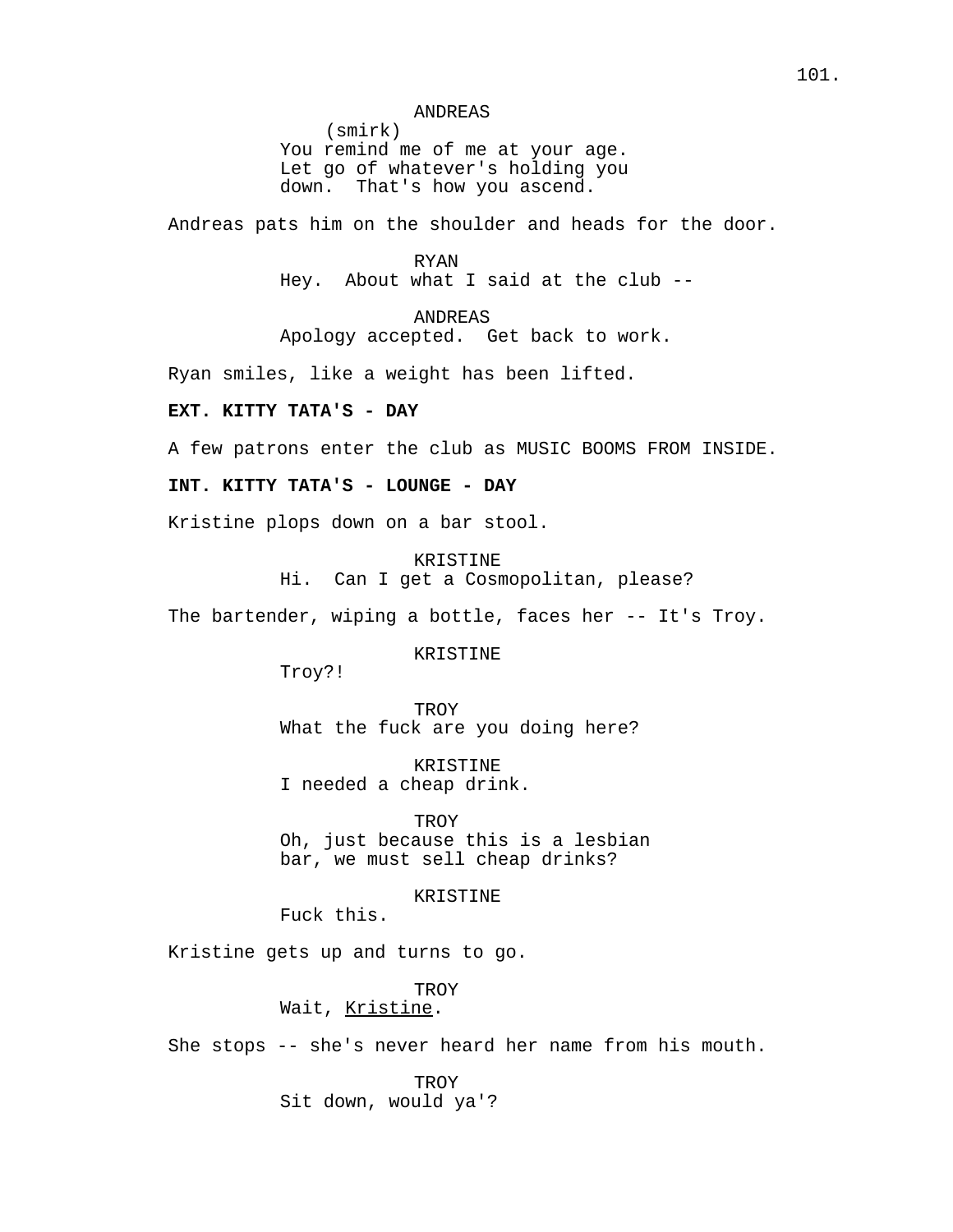ANDREAS
(smirk)
You remind me of me at your age. Let go of whatever's holding you down. That's how you ascend.

Andreas pats him on the shoulder and heads for the door.

RYAN
Hey. About what I said at the club --

ANDREAS
Apology accepted. Get back to work.

Ryan smiles, like a weight has been lifted.

**EXT. KITTY TATA'S - DAY**

A few patrons enter the club as MUSIC BOOMS FROM INSIDE.

**INT. KITTY TATA'S - LOUNGE - DAY**

Kristine plops down on a bar stool.

KRISTINE
Hi. Can I get a Cosmopolitan, please?

The bartender, wiping a bottle, faces her -- It's Troy.

KRISTINE
Troy?!

TROY
What the fuck are you doing here?

KRISTINE
I needed a cheap drink.

TROY
Oh, just because this is a lesbian bar, we must sell cheap drinks?

KRISTINE
Fuck this.

Kristine gets up and turns to go.

TROY
Wait, <u>Kristine</u>.

She stops -- she's never heard her name from his mouth.

TROY
Sit down, would ya'?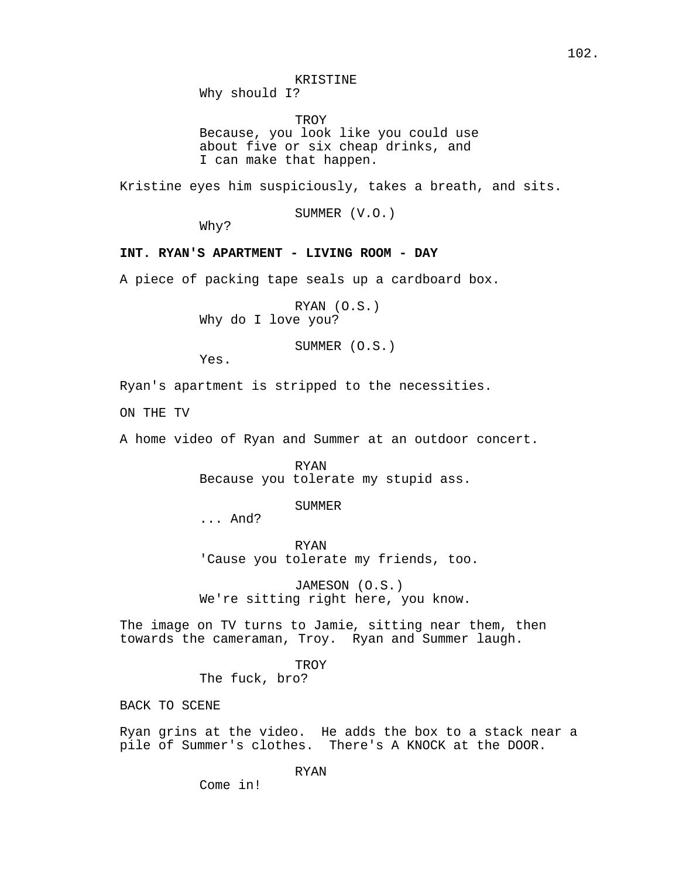KRISTINE
Why should I?

TROY
Because, you look like you could use about five or six cheap drinks, and I can make that happen.

Kristine eyes him suspiciously, takes a breath, and sits.

SUMMER (V.O.)
Why?

**INT. RYAN'S APARTMENT - LIVING ROOM - DAY**

A piece of packing tape seals up a cardboard box.

RYAN (O.S.)
Why do I love you?

SUMMER (O.S.)
Yes.

Ryan's apartment is stripped to the necessities.

ON THE TV

A home video of Ryan and Summer at an outdoor concert.

RYAN
Because you tolerate my stupid ass.

SUMMER
... And?

RYAN
'Cause you tolerate my friends, too.

JAMESON (O.S.)
We're sitting right here, you know.

The image on TV turns to Jamie, sitting near them, then towards the cameraman, Troy. Ryan and Summer laugh.

TROY
The fuck, bro?

BACK TO SCENE

Ryan grins at the video. He adds the box to a stack near a pile of Summer's clothes. There's A KNOCK at the DOOR.

RYAN
Come in!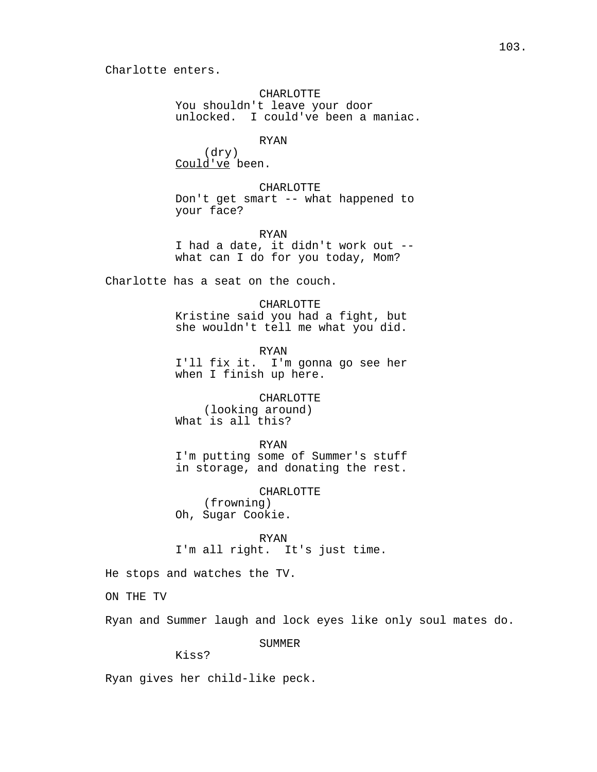Charlotte enters.

CHARLOTTE
You shouldn't leave your door unlocked. I could've been a maniac.

RYAN
(dry)
Could've been.

CHARLOTTE
Don't get smart -- what happened to your face?

RYAN
I had a date, it didn't work out -- what can I do for you today, Mom?

Charlotte has a seat on the couch.

CHARLOTTE
Kristine said you had a fight, but she wouldn't tell me what you did.

RYAN
I'll fix it. I'm gonna go see her when I finish up here.

CHARLOTTE
(looking around)
What is all this?

RYAN
I'm putting some of Summer's stuff in storage, and donating the rest.

CHARLOTTE
(frowning)
Oh, Sugar Cookie.

RYAN
I'm all right. It's just time.

He stops and watches the TV.

ON THE TV

Ryan and Summer laugh and lock eyes like only soul mates do.

SUMMER
Kiss?

Ryan gives her child-like peck.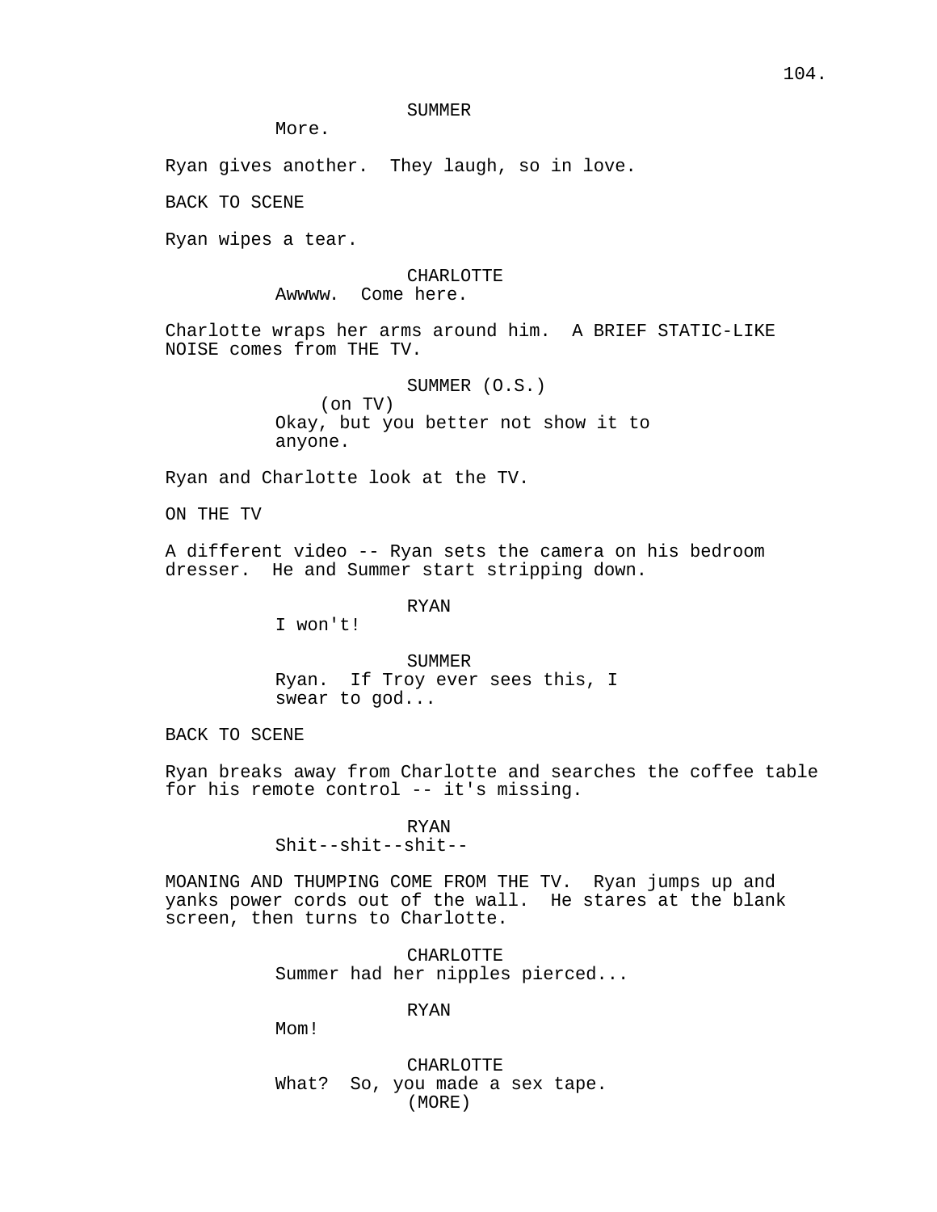SUMMER

More.

Ryan gives another.  They laugh, so in love.

BACK TO SCENE

Ryan wipes a tear.

CHARLOTTE

Awwww.  Come here.

Charlotte wraps her arms around him.  A BRIEF STATIC-LIKE NOISE comes from THE TV.

SUMMER (O.S.)
(on TV)

Okay, but you better not show it to anyone.

Ryan and Charlotte look at the TV.

ON THE TV

A different video -- Ryan sets the camera on his bedroom dresser.  He and Summer start stripping down.

RYAN

I won't!

SUMMER

Ryan.  If Troy ever sees this, I swear to god...

BACK TO SCENE

Ryan breaks away from Charlotte and searches the coffee table for his remote control -- it's missing.

RYAN

Shit--shit--shit--

MOANING AND THUMPING COME FROM THE TV.  Ryan jumps up and yanks power cords out of the wall.  He stares at the blank screen, then turns to Charlotte.

CHARLOTTE

Summer had her nipples pierced...

RYAN

Mom!

CHARLOTTE

What?  So, you made a sex tape.
(MORE)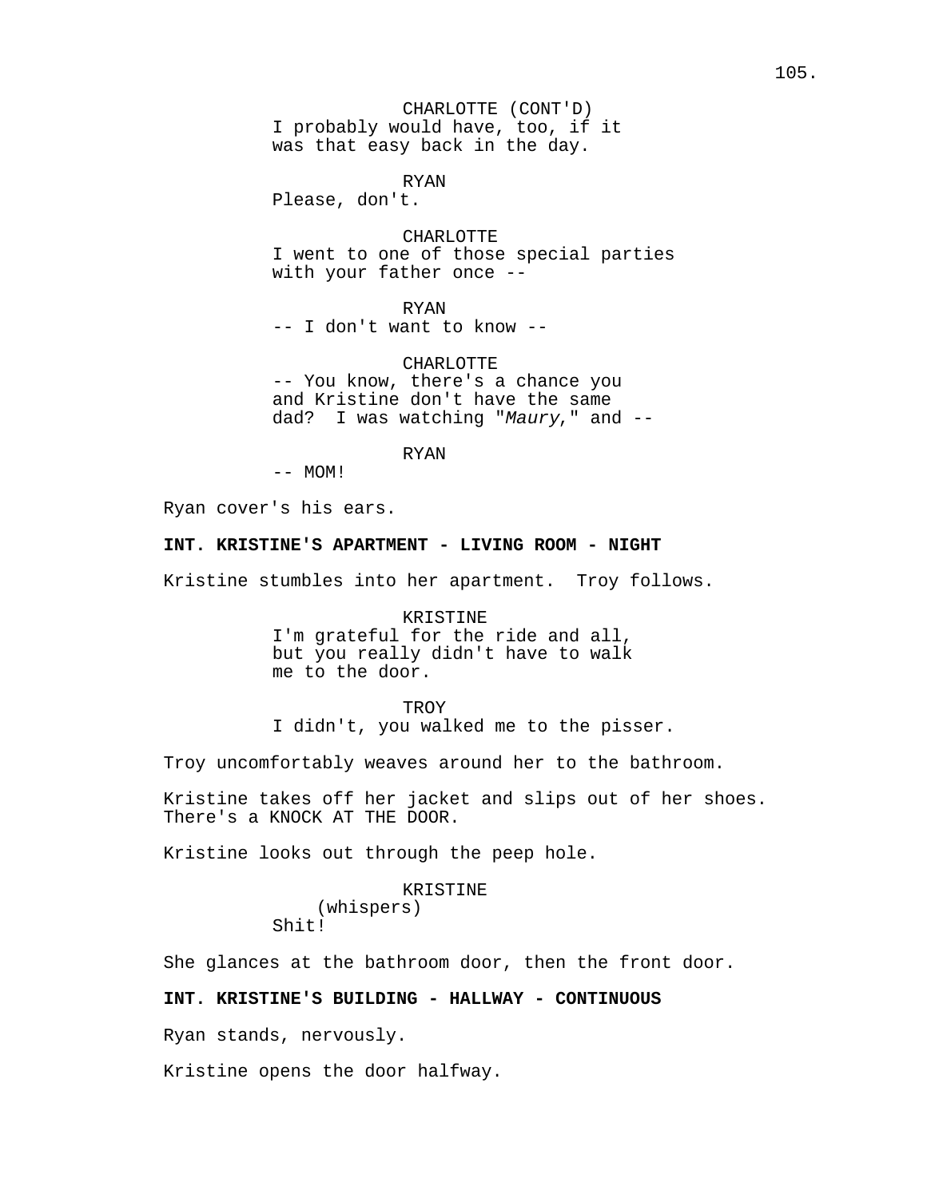CHARLOTTE (CONT'D)
I probably would have, too, if it was that easy back in the day.

RYAN
Please, don't.

CHARLOTTE
I went to one of those special parties with your father once --

RYAN
-- I don't want to know --

CHARLOTTE
-- You know, there's a chance you and Kristine don't have the same dad? I was watching "*Maury*," and --

RYAN
-- MOM!

Ryan cover's his ears.

**INT. KRISTINE'S APARTMENT - LIVING ROOM - NIGHT**

Kristine stumbles into her apartment. Troy follows.

KRISTINE
I'm grateful for the ride and all, but you really didn't have to walk me to the door.

TROY
I didn't, you walked me to the pisser.

Troy uncomfortably weaves around her to the bathroom.

Kristine takes off her jacket and slips out of her shoes. There's a KNOCK AT THE DOOR.

Kristine looks out through the peep hole.

KRISTINE
(whispers)
Shit!

She glances at the bathroom door, then the front door.

**INT. KRISTINE'S BUILDING - HALLWAY - CONTINUOUS**

Ryan stands, nervously.

Kristine opens the door halfway.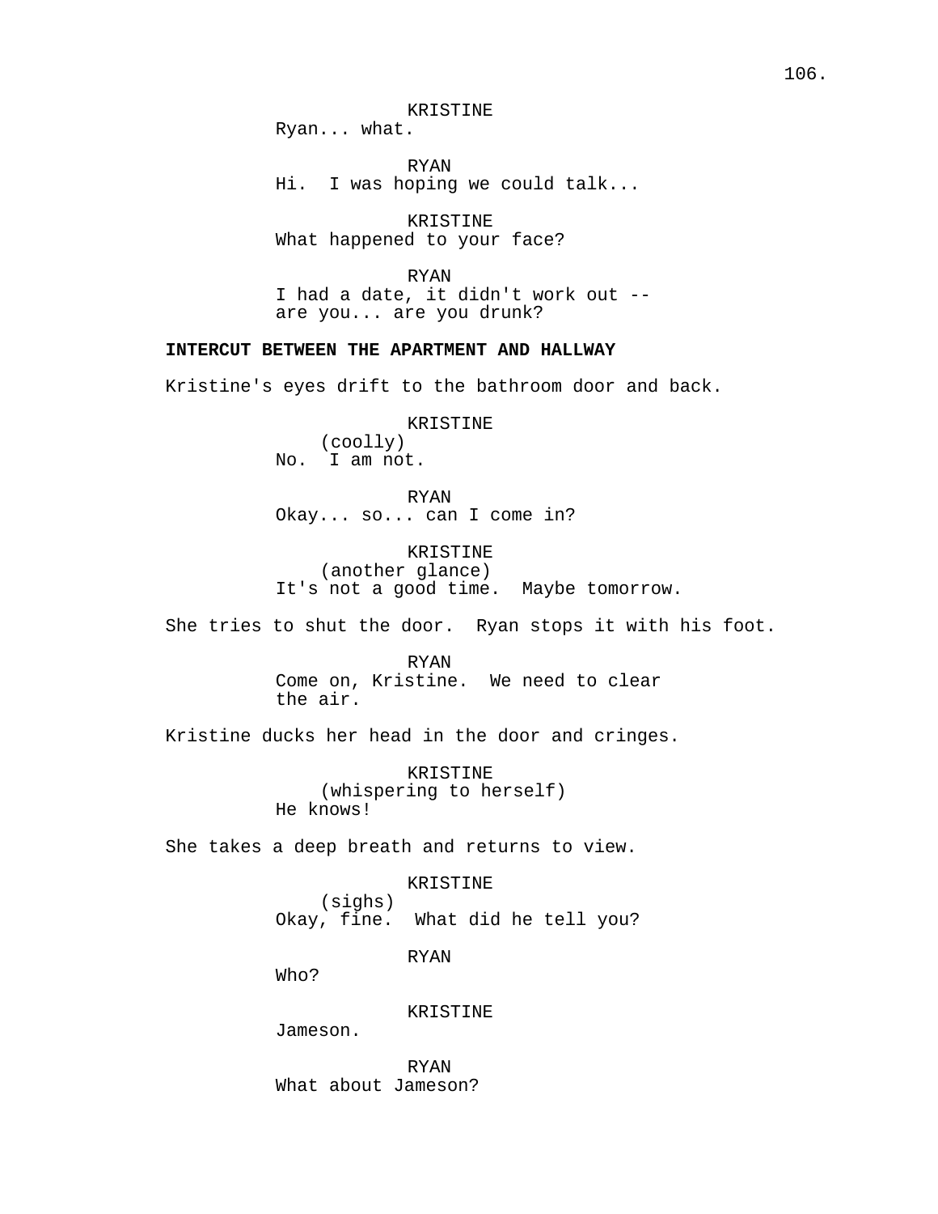KRISTINE
Ryan... what.

RYAN
Hi. I was hoping we could talk...

KRISTINE
What happened to your face?

RYAN
I had a date, it didn't work out --
are you... are you drunk?

**INTERCUT BETWEEN THE APARTMENT AND HALLWAY**

Kristine's eyes drift to the bathroom door and back.

KRISTINE
(coolly)
No. I am not.

RYAN
Okay... so... can I come in?

KRISTINE
(another glance)
It's not a good time. Maybe tomorrow.

She tries to shut the door. Ryan stops it with his foot.

RYAN
Come on, Kristine. We need to clear
the air.

Kristine ducks her head in the door and cringes.

KRISTINE
(whispering to herself)
He knows!

She takes a deep breath and returns to view.

KRISTINE
(sighs)
Okay, fine. What did he tell you?

RYAN
Who?

KRISTINE
Jameson.

RYAN
What about Jameson?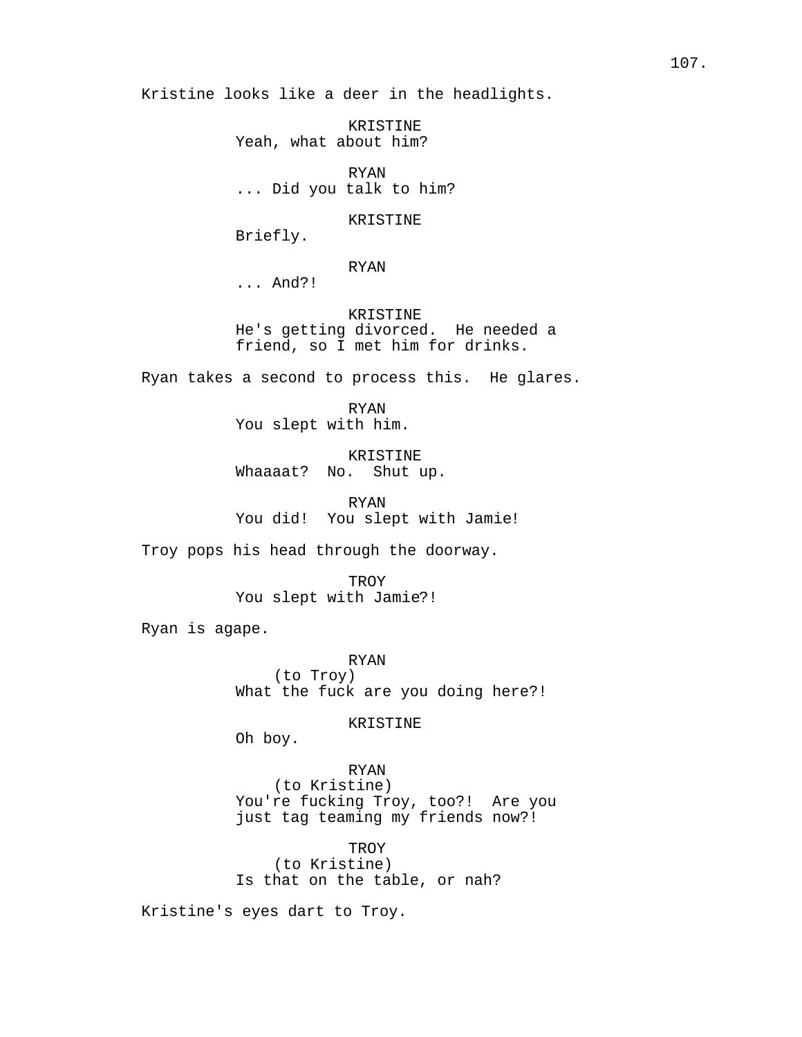Kristine looks like a deer in the headlights.

KRISTINE
Yeah, what about him?

RYAN
... Did you talk to him?

KRISTINE
Briefly.

RYAN
... And?!

KRISTINE
He's getting divorced. He needed a friend, so I met him for drinks.

Ryan takes a second to process this. He glares.

RYAN
You slept with him.

KRISTINE
Whaaaat? No. Shut up.

RYAN
You did! You slept with Jamie!

Troy pops his head through the doorway.

TROY
You slept with Jamie?!

Ryan is agape.

RYAN
(to Troy)
What the fuck are you doing here?!

KRISTINE
Oh boy.

RYAN
(to Kristine)
You're fucking Troy, too?! Are you just tag teaming my friends now?!

TROY
(to Kristine)
Is that on the table, or nah?

Kristine's eyes dart to Troy.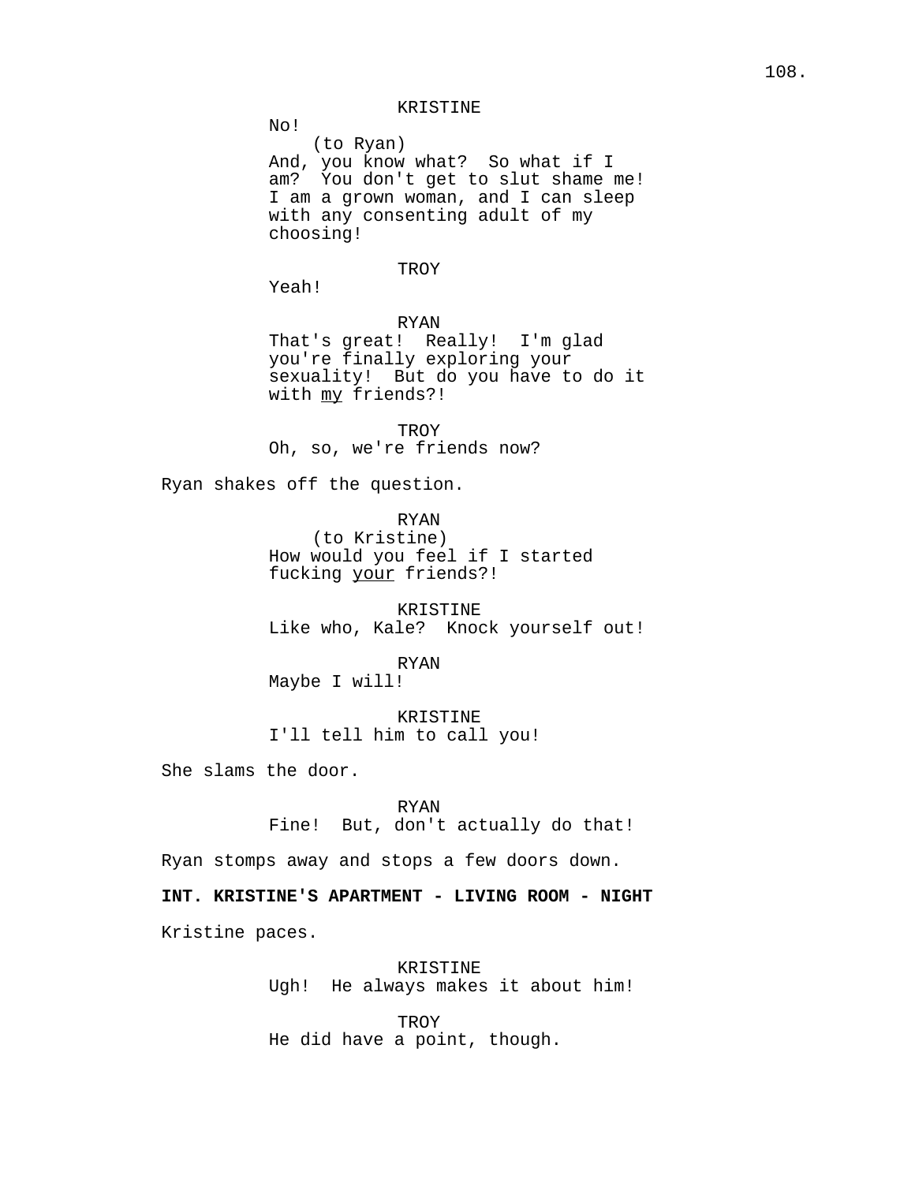KRISTINE

No!

(to Ryan)

And, you know what?  So what if I am?  You don't get to slut shame me!  I am a grown woman, and I can sleep with any consenting adult of my choosing!

TROY

Yeah!

RYAN

That's great!  Really!  I'm glad you're finally exploring your sexuality!  But do you have to do it with <u>my</u> friends?!

TROY

Oh, so, we're friends now?

Ryan shakes off the question.

RYAN

(to Kristine)

How would you feel if I started fucking <u>your</u> friends?!

KRISTINE

Like who, Kale?  Knock yourself out!

RYAN

Maybe I will!

KRISTINE

I'll tell him to call you!

She slams the door.

RYAN

Fine!  But, don't actually do that!

Ryan stomps away and stops a few doors down.

**INT. KRISTINE'S APARTMENT - LIVING ROOM - NIGHT**

Kristine paces.

KRISTINE

Ugh!  He always makes it about him!

TROY

He did have a point, though.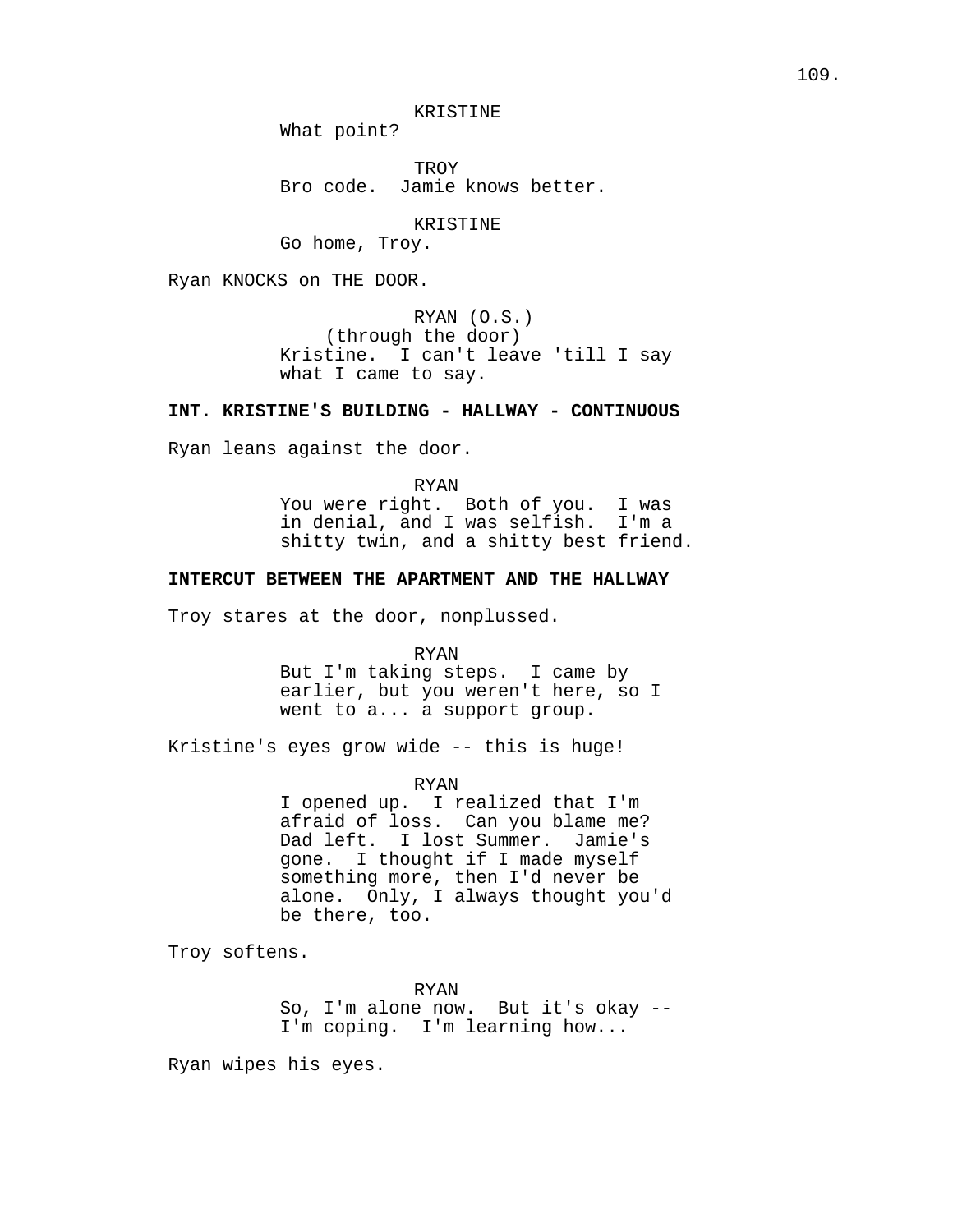KRISTINE
What point?

TROY
Bro code. Jamie knows better.

KRISTINE
Go home, Troy.

Ryan KNOCKS on THE DOOR.

RYAN (O.S.)
(through the door)
Kristine. I can't leave 'till I say what I came to say.

**INT. KRISTINE'S BUILDING - HALLWAY - CONTINUOUS**

Ryan leans against the door.

RYAN
You were right. Both of you. I was in denial, and I was selfish. I'm a shitty twin, and a shitty best friend.

**INTERCUT BETWEEN THE APARTMENT AND THE HALLWAY**

Troy stares at the door, nonplussed.

RYAN
But I'm taking steps. I came by earlier, but you weren't here, so I went to a... a support group.

Kristine's eyes grow wide -- this is huge!

RYAN
I opened up. I realized that I'm afraid of loss. Can you blame me? Dad left. I lost Summer. Jamie's gone. I thought if I made myself something more, then I'd never be alone. Only, I always thought you'd be there, too.

Troy softens.

RYAN
So, I'm alone now. But it's okay -- I'm coping. I'm learning how...

Ryan wipes his eyes.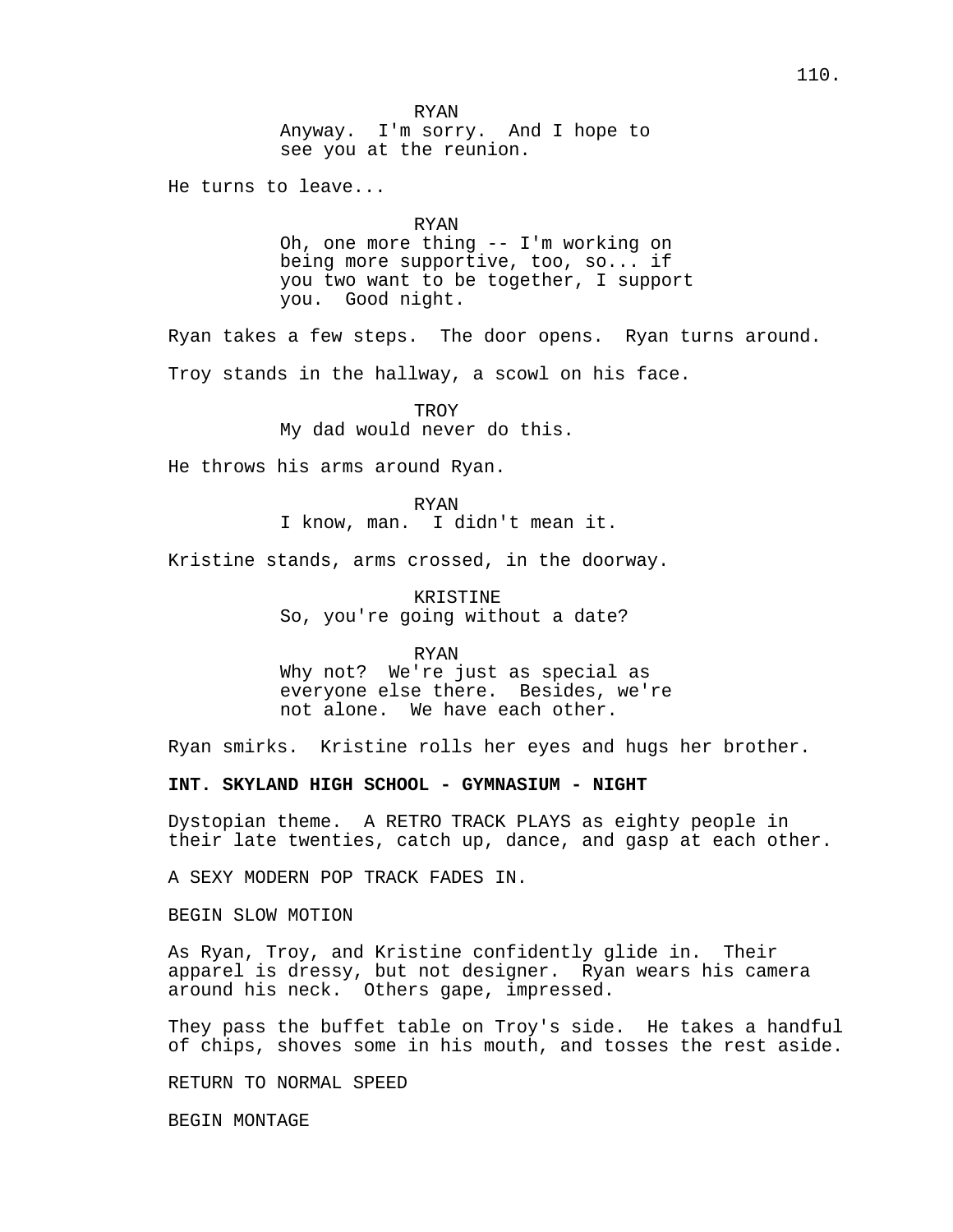RYAN
Anyway.  I'm sorry.  And I hope to see you at the reunion.

He turns to leave...

RYAN
Oh, one more thing -- I'm working on being more supportive, too, so... if you two want to be together, I support you.  Good night.

Ryan takes a few steps.  The door opens.  Ryan turns around.

Troy stands in the hallway, a scowl on his face.

TROY
My dad would never do this.

He throws his arms around Ryan.

RYAN
I know, man.  I didn't mean it.

Kristine stands, arms crossed, in the doorway.

KRISTINE
So, you're going without a date?

RYAN
Why not?  We're just as special as everyone else there.  Besides, we're not alone.  We have each other.

Ryan smirks.  Kristine rolls her eyes and hugs her brother.

**INT. SKYLAND HIGH SCHOOL - GYMNASIUM - NIGHT**

Dystopian theme.  A RETRO TRACK PLAYS as eighty people in their late twenties, catch up, dance, and gasp at each other.

A SEXY MODERN POP TRACK FADES IN.

BEGIN SLOW MOTION

As Ryan, Troy, and Kristine confidently glide in.  Their apparel is dressy, but not designer.  Ryan wears his camera around his neck.  Others gape, impressed.

They pass the buffet table on Troy's side.  He takes a handful of chips, shoves some in his mouth, and tosses the rest aside.

RETURN TO NORMAL SPEED

BEGIN MONTAGE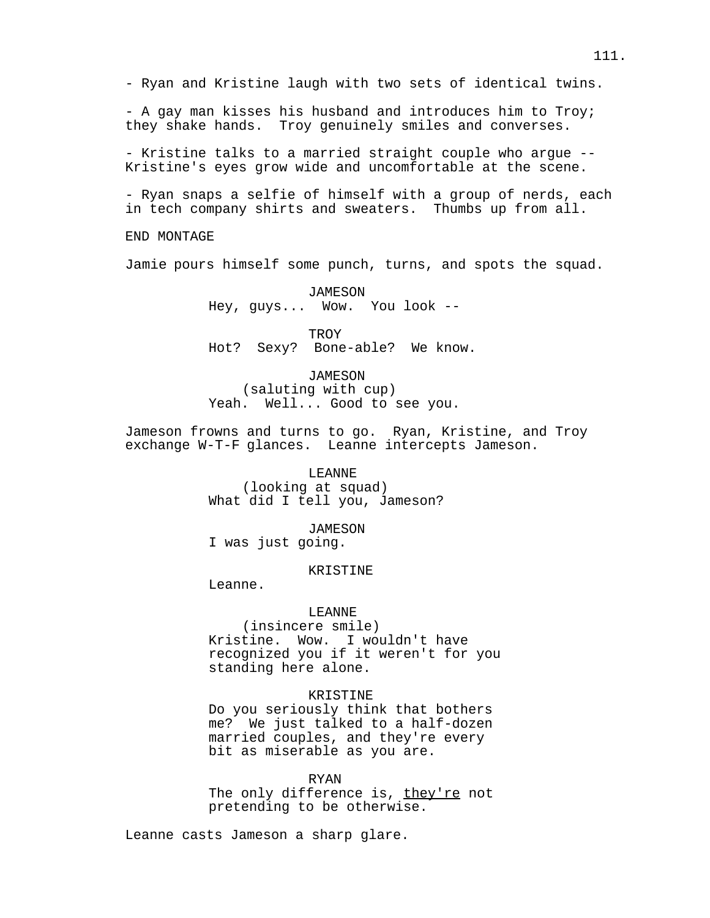- Ryan and Kristine laugh with two sets of identical twins.

- A gay man kisses his husband and introduces him to Troy; they shake hands. Troy genuinely smiles and converses.

- Kristine talks to a married straight couple who argue -- Kristine's eyes grow wide and uncomfortable at the scene.

- Ryan snaps a selfie of himself with a group of nerds, each in tech company shirts and sweaters. Thumbs up from all.

END MONTAGE

Jamie pours himself some punch, turns, and spots the squad.

JAMESON
Hey, guys... Wow. You look --

TROY
Hot? Sexy? Bone-able? We know.

JAMESON
(saluting with cup)
Yeah. Well... Good to see you.

Jameson frowns and turns to go. Ryan, Kristine, and Troy exchange W-T-F glances. Leanne intercepts Jameson.

LEANNE
(looking at squad)
What did I tell you, Jameson?

JAMESON
I was just going.

KRISTINE
Leanne.

LEANNE
(insincere smile)
Kristine. Wow. I wouldn't have recognized you if it weren't for you standing here alone.

KRISTINE
Do you seriously think that bothers me? We just talked to a half-dozen married couples, and they're every bit as miserable as you are.

RYAN
The only difference is, they're not pretending to be otherwise.

Leanne casts Jameson a sharp glare.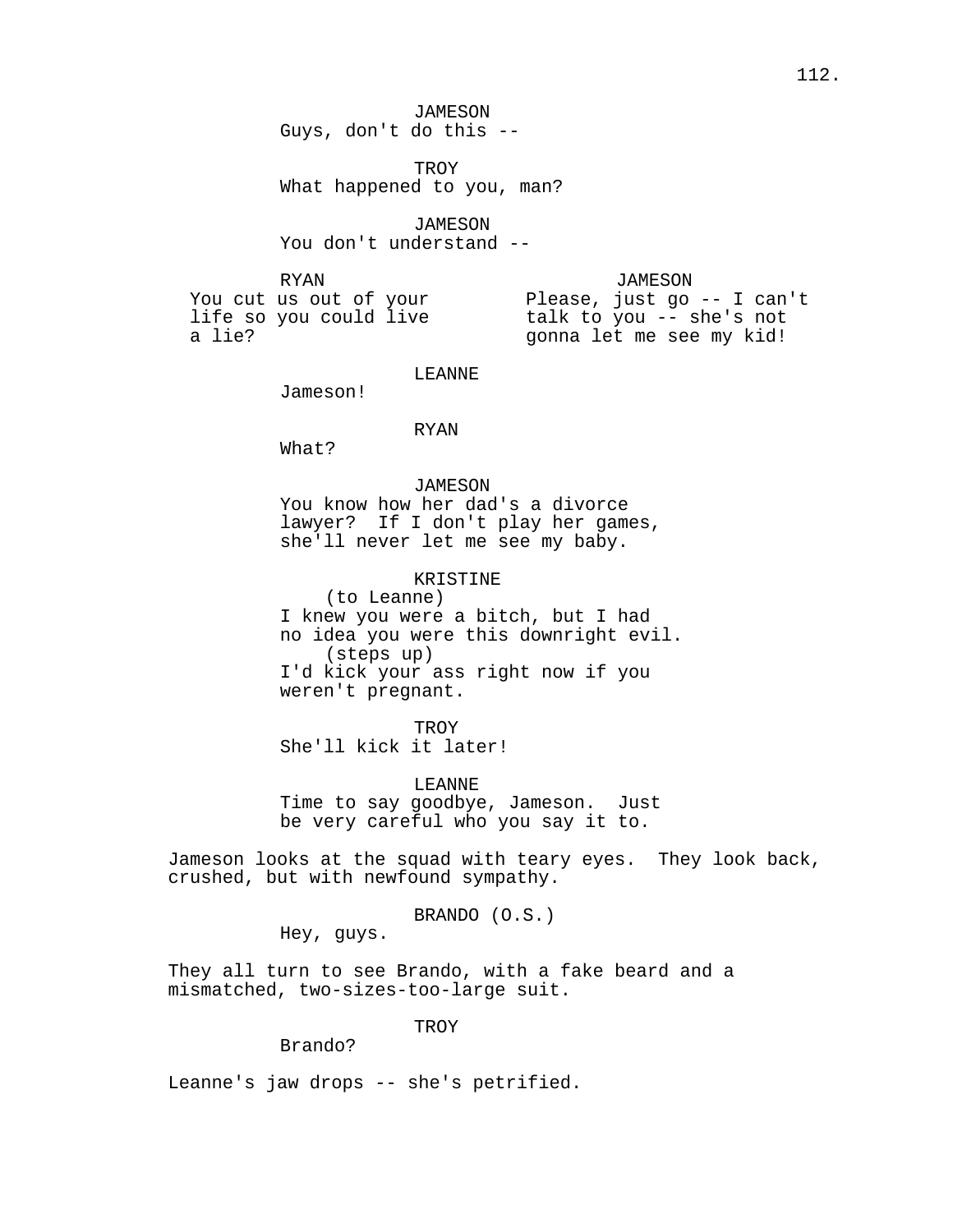JAMESON
Guys, don't do this --

TROY
What happened to you, man?

JAMESON
You don't understand --

RYAN
You cut us out of your life so you could live a lie?

JAMESON
Please, just go -- I can't talk to you -- she's not gonna let me see my kid!

LEANNE
Jameson!

RYAN
What?

JAMESON
You know how her dad's a divorce lawyer? If I don't play her games, she'll never let me see my baby.

KRISTINE
(to Leanne)
I knew you were a bitch, but I had no idea you were this downright evil.
(steps up)
I'd kick your ass right now if you weren't pregnant.

TROY
She'll kick it later!

LEANNE
Time to say goodbye, Jameson. Just be very careful who you say it to.

Jameson looks at the squad with teary eyes. They look back, crushed, but with newfound sympathy.

BRANDO (O.S.)
Hey, guys.

They all turn to see Brando, with a fake beard and a mismatched, two-sizes-too-large suit.

TROY
Brando?

Leanne's jaw drops -- she's petrified.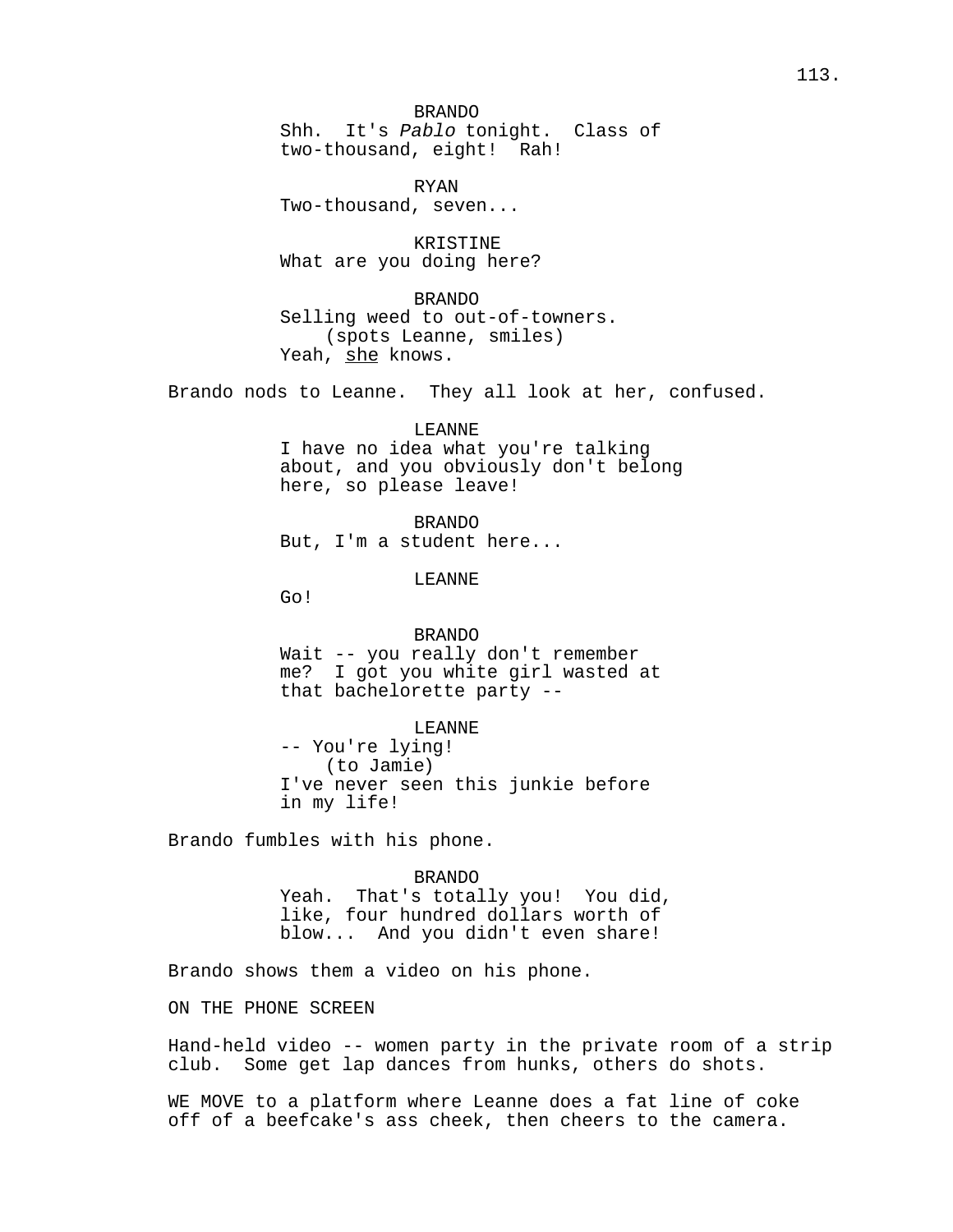BRANDO
Shh.  It's *Pablo* tonight.  Class of two-thousand, eight!  Rah!

RYAN
Two-thousand, seven...

KRISTINE
What are you doing here?

BRANDO
Selling weed to out-of-towners.
(spots Leanne, smiles)
Yeah, she knows.

Brando nods to Leanne.  They all look at her, confused.

LEANNE
I have no idea what you're talking about, and you obviously don't belong here, so please leave!

BRANDO
But, I'm a student here...

LEANNE
Go!

BRANDO
Wait -- you really don't remember me?  I got you white girl wasted at that bachelorette party --

LEANNE
-- You're lying!
(to Jamie)
I've never seen this junkie before in my life!

Brando fumbles with his phone.

BRANDO
Yeah.  That's totally you!  You did, like, four hundred dollars worth of blow...  And you didn't even share!

Brando shows them a video on his phone.

ON THE PHONE SCREEN

Hand-held video -- women party in the private room of a strip club.  Some get lap dances from hunks, others do shots.

WE MOVE to a platform where Leanne does a fat line of coke off of a beefcake's ass cheek, then cheers to the camera.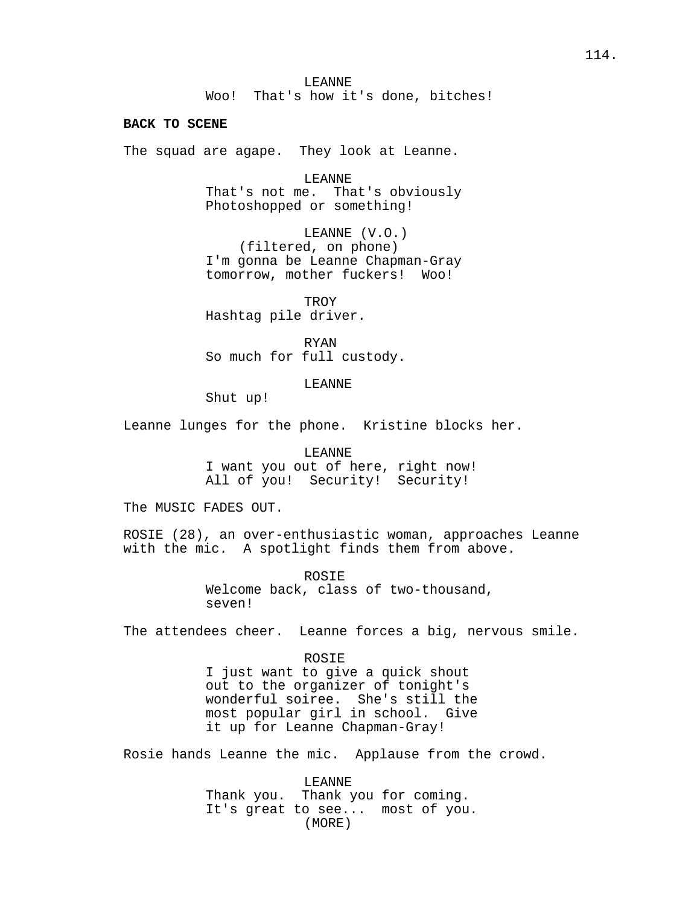LEANNE
Woo! That's how it's done, bitches!

**BACK TO SCENE**

The squad are agape. They look at Leanne.

LEANNE
That's not me. That's obviously Photoshopped or something!

LEANNE (V.O.)
(filtered, on phone)
I'm gonna be Leanne Chapman-Gray tomorrow, mother fuckers! Woo!

TROY
Hashtag pile driver.

RYAN
So much for full custody.

LEANNE
Shut up!

Leanne lunges for the phone. Kristine blocks her.

LEANNE
I want you out of here, right now! All of you! Security! Security!

The MUSIC FADES OUT.

ROSIE (28), an over-enthusiastic woman, approaches Leanne with the mic. A spotlight finds them from above.

ROSIE
Welcome back, class of two-thousand, seven!

The attendees cheer. Leanne forces a big, nervous smile.

ROSIE
I just want to give a quick shout out to the organizer of tonight's wonderful soiree. She's still the most popular girl in school. Give it up for Leanne Chapman-Gray!

Rosie hands Leanne the mic. Applause from the crowd.

LEANNE
Thank you. Thank you for coming. It's great to see... most of you.
(MORE)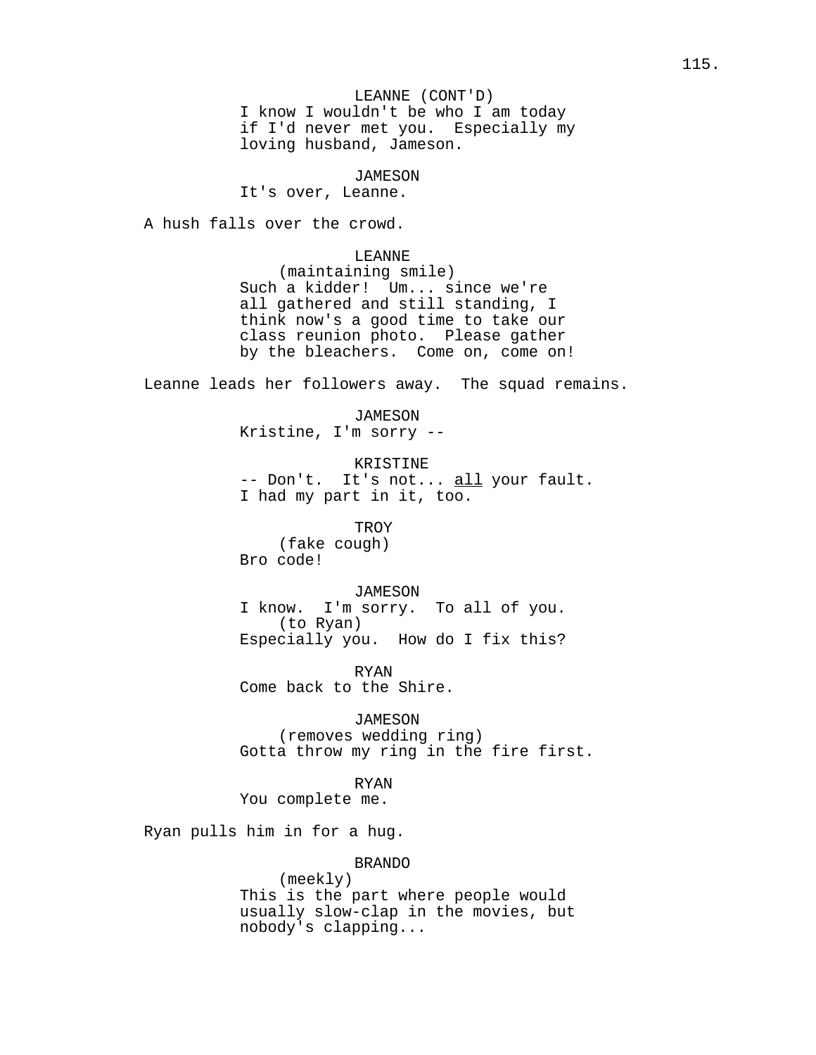LEANNE (CONT'D)
I know I wouldn't be who I am today if I'd never met you. Especially my loving husband, Jameson.

JAMESON
It's over, Leanne.

A hush falls over the crowd.

LEANNE
(maintaining smile)
Such a kidder! Um... since we're all gathered and still standing, I think now's a good time to take our class reunion photo. Please gather by the bleachers. Come on, come on!

Leanne leads her followers away. The squad remains.

JAMESON
Kristine, I'm sorry --

KRISTINE
-- Don't. It's not... <u>all</u> your fault. I had my part in it, too.

TROY
(fake cough)
Bro code!

JAMESON
I know. I'm sorry. To all of you.
(to Ryan)
Especially you. How do I fix this?

RYAN
Come back to the Shire.

JAMESON
(removes wedding ring)
Gotta throw my ring in the fire first.

RYAN
You complete me.

Ryan pulls him in for a hug.

BRANDO
(meekly)
This is the part where people would usually slow-clap in the movies, but nobody's clapping...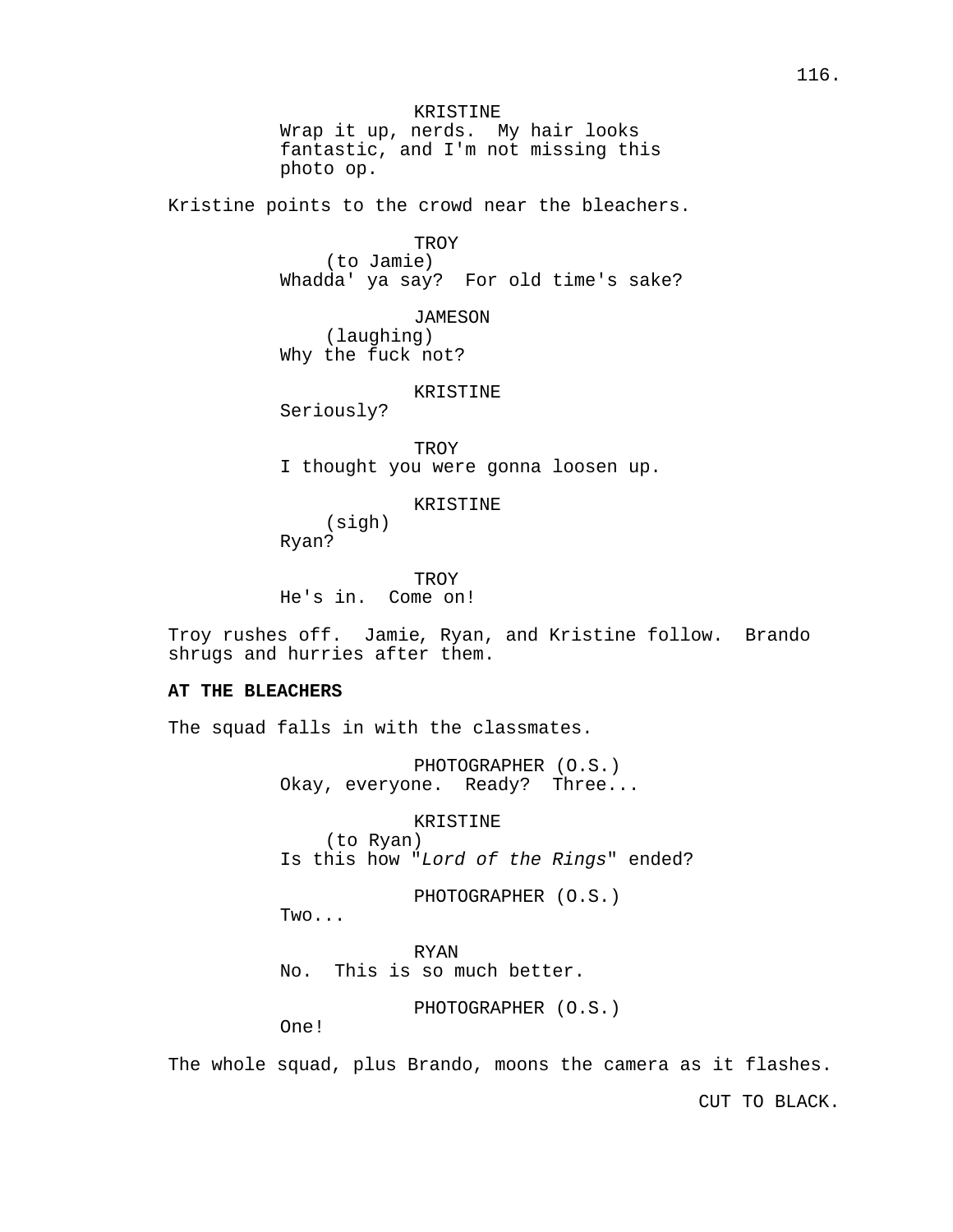KRISTINE
Wrap it up, nerds. My hair looks fantastic, and I'm not missing this photo op.

Kristine points to the crowd near the bleachers.

TROY
(to Jamie)
Whadda' ya say? For old time's sake?

JAMESON
(laughing)
Why the fuck not?

KRISTINE
Seriously?

TROY
I thought you were gonna loosen up.

KRISTINE
(sigh)
Ryan?

TROY
He's in. Come on!

Troy rushes off. Jamie, Ryan, and Kristine follow. Brando shrugs and hurries after them.

**AT THE BLEACHERS**

The squad falls in with the classmates.

PHOTOGRAPHER (O.S.)
Okay, everyone. Ready? Three...

KRISTINE
(to Ryan)
Is this how "*Lord of the Rings*" ended?

PHOTOGRAPHER (O.S.)
Two...

RYAN
No. This is so much better.

PHOTOGRAPHER (O.S.)
One!

The whole squad, plus Brando, moons the camera as it flashes.

CUT TO BLACK.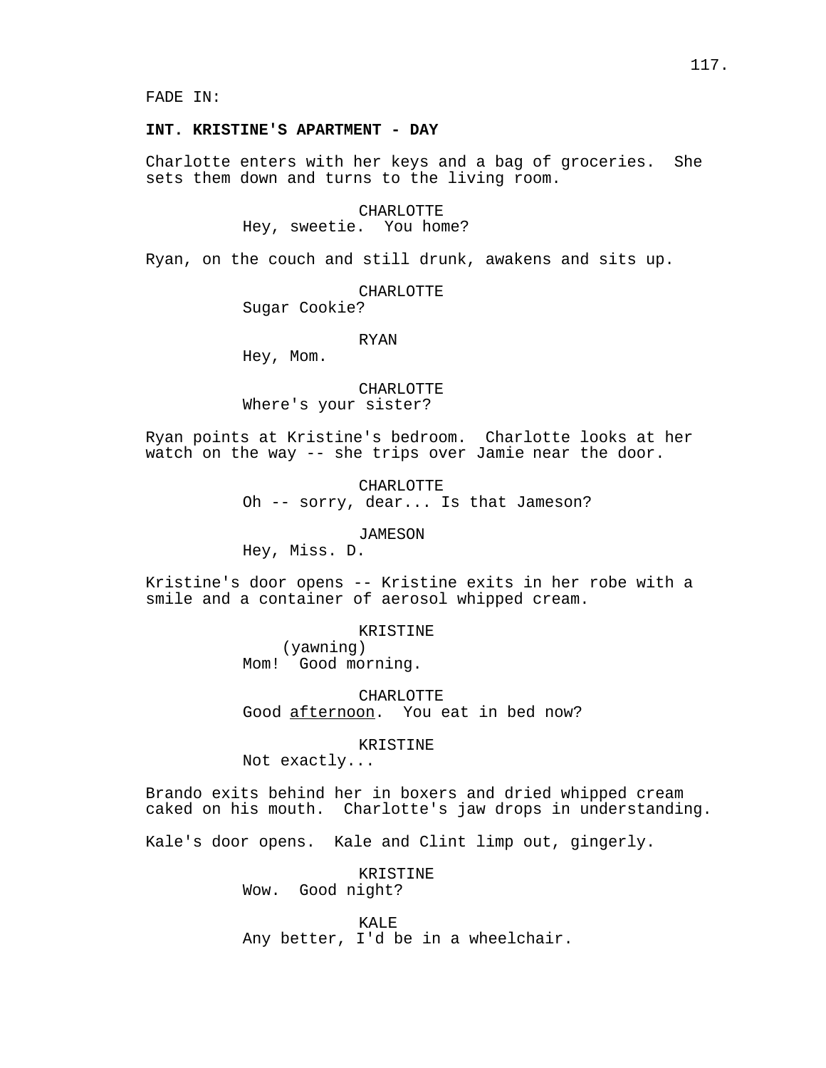FADE IN:

**INT. KRISTINE'S APARTMENT - DAY**

Charlotte enters with her keys and a bag of groceries. She sets them down and turns to the living room.

CHARLOTTE
Hey, sweetie. You home?

Ryan, on the couch and still drunk, awakens and sits up.

CHARLOTTE
Sugar Cookie?

RYAN
Hey, Mom.

CHARLOTTE
Where's your sister?

Ryan points at Kristine's bedroom. Charlotte looks at her watch on the way -- she trips over Jamie near the door.

CHARLOTTE
Oh -- sorry, dear... Is that Jameson?

JAMESON
Hey, Miss. D.

Kristine's door opens -- Kristine exits in her robe with a smile and a container of aerosol whipped cream.

KRISTINE
(yawning)
Mom! Good morning.

CHARLOTTE
Good <u>afternoon</u>. You eat in bed now?

KRISTINE
Not exactly...

Brando exits behind her in boxers and dried whipped cream caked on his mouth. Charlotte's jaw drops in understanding.

Kale's door opens. Kale and Clint limp out, gingerly.

KRISTINE
Wow. Good night?

KALE
Any better, I'd be in a wheelchair.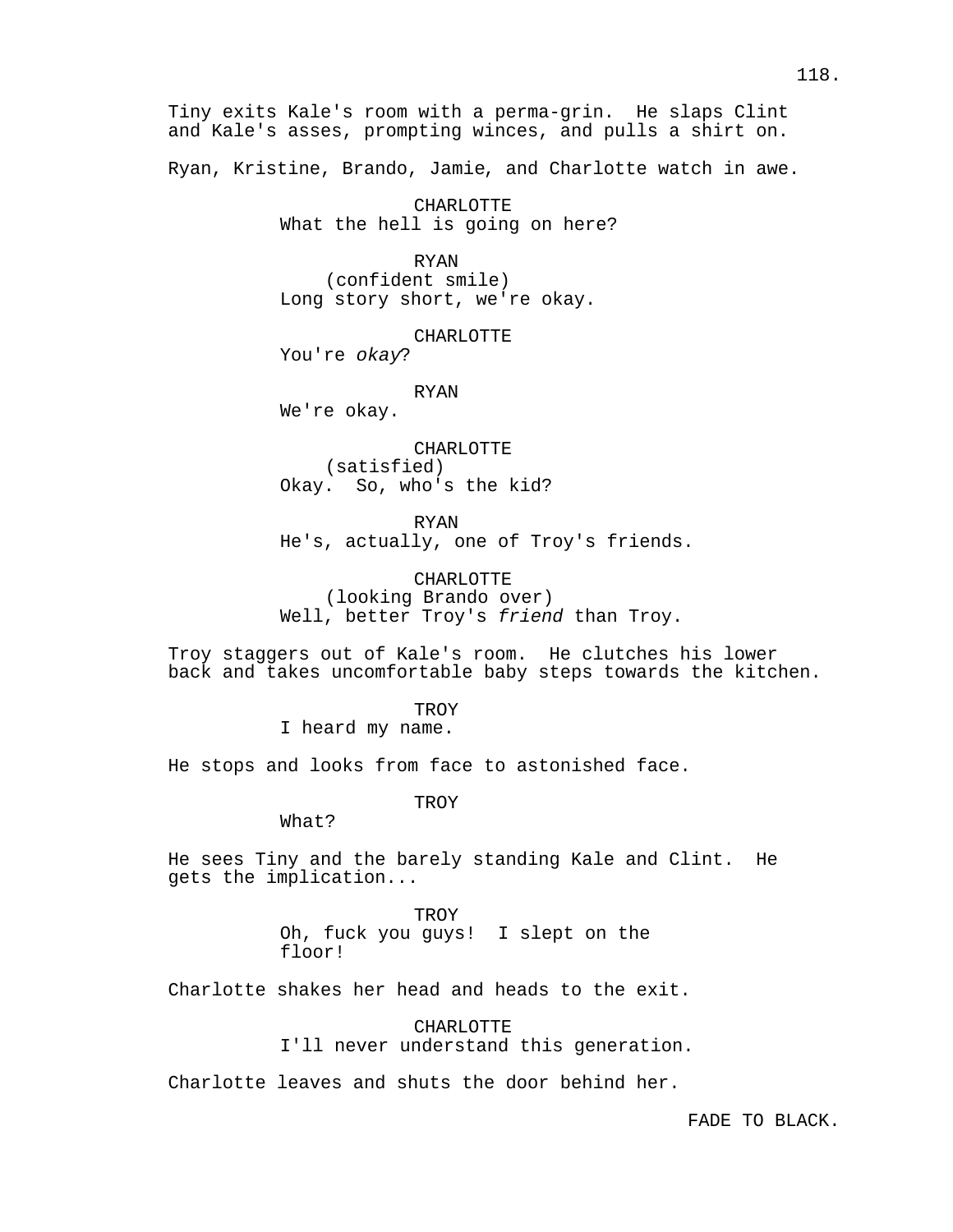Tiny exits Kale's room with a perma-grin. He slaps Clint and Kale's asses, prompting winces, and pulls a shirt on.

Ryan, Kristine, Brando, Jamie, and Charlotte watch in awe.

CHARLOTTE
What the hell is going on here?

RYAN
(confident smile)
Long story short, we're okay.

CHARLOTTE
You're *okay*?

RYAN
We're okay.

CHARLOTTE
(satisfied)
Okay. So, who's the kid?

RYAN
He's, actually, one of Troy's friends.

CHARLOTTE
(looking Brando over)
Well, better Troy's *friend* than Troy.

Troy staggers out of Kale's room. He clutches his lower back and takes uncomfortable baby steps towards the kitchen.

TROY
I heard my name.

He stops and looks from face to astonished face.

TROY
What?

He sees Tiny and the barely standing Kale and Clint. He gets the implication...

TROY
Oh, fuck you guys! I slept on the floor!

Charlotte shakes her head and heads to the exit.

CHARLOTTE
I'll never understand this generation.

Charlotte leaves and shuts the door behind her.

FADE TO BLACK.